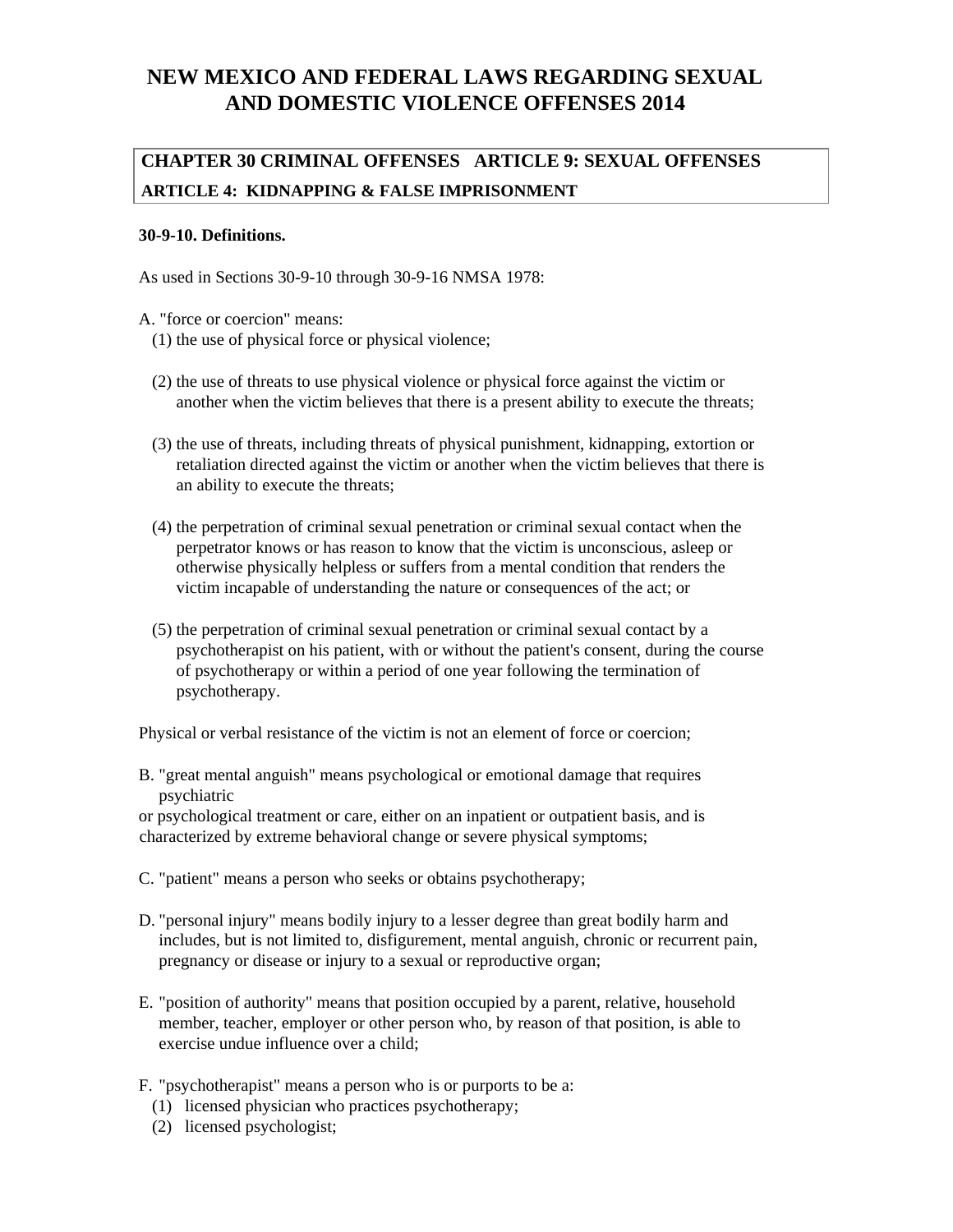# NEW MEXICO AND FEDERAL LAWS REGARDING SEXUAL AND DOMESTIC VIOLENCE OFFENSES 2014

## CHAPTER 30 CRIMINAL OFFENSES ARTICLE 9: SEXUAL OFFENSES

### ARTICLE 4: KIDNAPPING & FALSE IMPRISONMENT

**30-9-10. Definitions.**

As used in Sections 30-9-10 through 30-9-16 NMSA 1978:

A. "force or coercion" means:

(1) the use of physical force or physical violence;

(2) the use of threats to use physical violence or physical force against the victim or another when the victim believes that there is a present ability to execute the threats;

(3) the use of threats, including threats of physical punishment, kidnapping, extortion or retaliation directed against the victim or another when the victim believes that there is an ability to execute the threats;

(4) the perpetration of criminal sexual penetration or criminal sexual contact when the perpetrator knows or has reason to know that the victim is unconscious, asleep or otherwise physically helpless or suffers from a mental condition that renders the victim incapable of understanding the nature or consequences of the act; or

(5) the perpetration of criminal sexual penetration or criminal sexual contact by a psychotherapist on his patient, with or without the patient's consent, during the course of psychotherapy or within a period of one year following the termination of psychotherapy.

Physical or verbal resistance of the victim is not an element of force or coercion;

B. "great mental anguish" means psychological or emotional damage that requires psychiatric or psychological treatment or care, either on an inpatient or outpatient basis, and is characterized by extreme behavioral change or severe physical symptoms;

C. "patient" means a person who seeks or obtains psychotherapy;

D. "personal injury" means bodily injury to a lesser degree than great bodily harm and includes, but is not limited to, disfigurement, mental anguish, chronic or recurrent pain, pregnancy or disease or injury to a sexual or reproductive organ;

E. "position of authority" means that position occupied by a parent, relative, household member, teacher, employer or other person who, by reason of that position, is able to exercise undue influence over a child;

F. "psychotherapist" means a person who is or purports to be a:

(1) licensed physician who practices psychotherapy;

(2) licensed psychologist;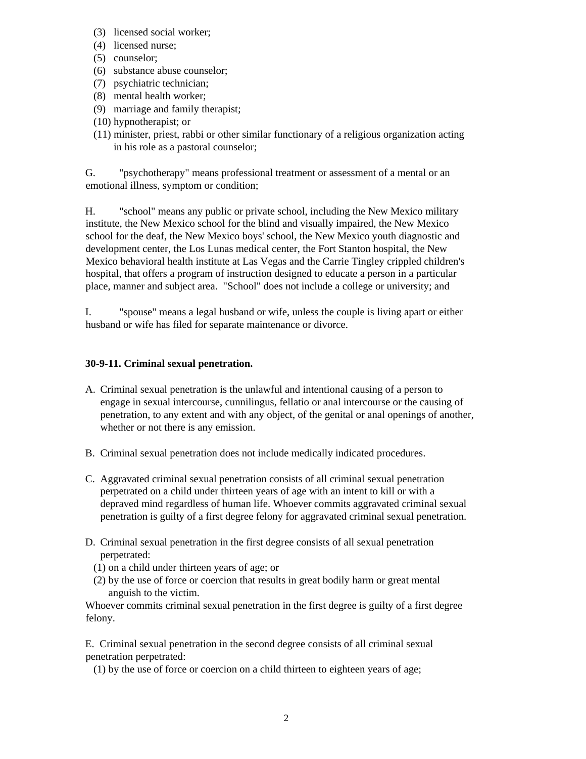(3) licensed social worker;
(4) licensed nurse;
(5) counselor;
(6) substance abuse counselor;
(7) psychiatric technician;
(8) mental health worker;
(9) marriage and family therapist;
(10) hypnotherapist; or
(11) minister, priest, rabbi or other similar functionary of a religious organization acting in his role as a pastoral counselor;

G. "psychotherapy" means professional treatment or assessment of a mental or an emotional illness, symptom or condition;

H. "school" means any public or private school, including the New Mexico military institute, the New Mexico school for the blind and visually impaired, the New Mexico school for the deaf, the New Mexico boys' school, the New Mexico youth diagnostic and development center, the Los Lunas medical center, the Fort Stanton hospital, the New Mexico behavioral health institute at Las Vegas and the Carrie Tingley crippled children's hospital, that offers a program of instruction designed to educate a person in a particular place, manner and subject area. "School" does not include a college or university; and

I. "spouse" means a legal husband or wife, unless the couple is living apart or either husband or wife has filed for separate maintenance or divorce.

**30-9-11. Criminal sexual penetration.**

A. Criminal sexual penetration is the unlawful and intentional causing of a person to engage in sexual intercourse, cunnilingus, fellatio or anal intercourse or the causing of penetration, to any extent and with any object, of the genital or anal openings of another, whether or not there is any emission.

B. Criminal sexual penetration does not include medically indicated procedures.

C. Aggravated criminal sexual penetration consists of all criminal sexual penetration perpetrated on a child under thirteen years of age with an intent to kill or with a depraved mind regardless of human life. Whoever commits aggravated criminal sexual penetration is guilty of a first degree felony for aggravated criminal sexual penetration.

D. Criminal sexual penetration in the first degree consists of all sexual penetration perpetrated:
(1) on a child under thirteen years of age; or
(2) by the use of force or coercion that results in great bodily harm or great mental anguish to the victim.
Whoever commits criminal sexual penetration in the first degree is guilty of a first degree felony.

E. Criminal sexual penetration in the second degree consists of all criminal sexual penetration perpetrated:
(1) by the use of force or coercion on a child thirteen to eighteen years of age;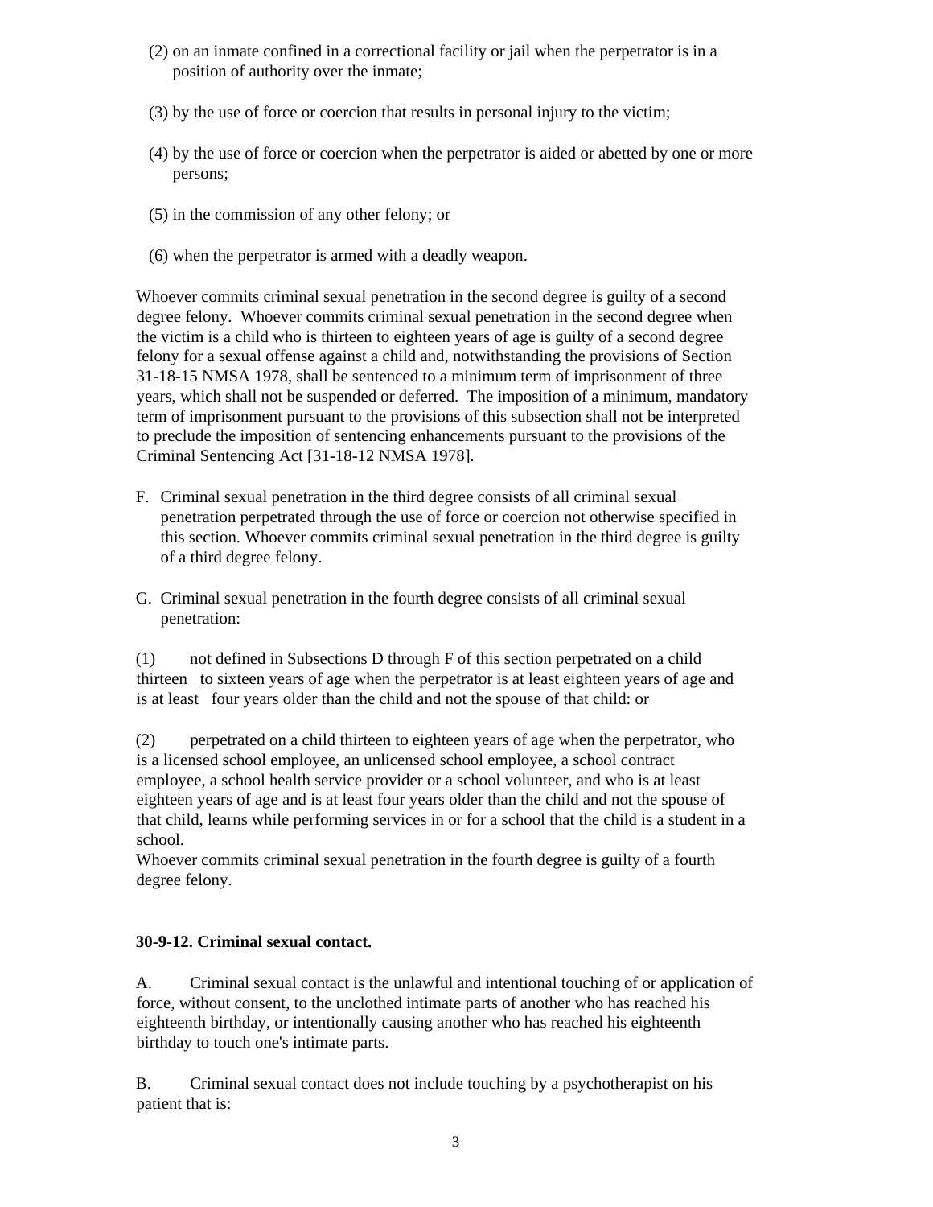(2) on an inmate confined in a correctional facility or jail when the perpetrator is in a position of authority over the inmate;

(3) by the use of force or coercion that results in personal injury to the victim;

(4) by the use of force or coercion when the perpetrator is aided or abetted by one or more persons;

(5) in the commission of any other felony; or

(6) when the perpetrator is armed with a deadly weapon.

Whoever commits criminal sexual penetration in the second degree is guilty of a second degree felony. Whoever commits criminal sexual penetration in the second degree when the victim is a child who is thirteen to eighteen years of age is guilty of a second degree felony for a sexual offense against a child and, notwithstanding the provisions of Section 31-18-15 NMSA 1978, shall be sentenced to a minimum term of imprisonment of three years, which shall not be suspended or deferred. The imposition of a minimum, mandatory term of imprisonment pursuant to the provisions of this subsection shall not be interpreted to preclude the imposition of sentencing enhancements pursuant to the provisions of the Criminal Sentencing Act [31-18-12 NMSA 1978].

F. Criminal sexual penetration in the third degree consists of all criminal sexual penetration perpetrated through the use of force or coercion not otherwise specified in this section. Whoever commits criminal sexual penetration in the third degree is guilty of a third degree felony.

G. Criminal sexual penetration in the fourth degree consists of all criminal sexual penetration:

(1) not defined in Subsections D through F of this section perpetrated on a child thirteen to sixteen years of age when the perpetrator is at least eighteen years of age and is at least four years older than the child and not the spouse of that child: or

(2) perpetrated on a child thirteen to eighteen years of age when the perpetrator, who is a licensed school employee, an unlicensed school employee, a school contract employee, a school health service provider or a school volunteer, and who is at least eighteen years of age and is at least four years older than the child and not the spouse of that child, learns while performing services in or for a school that the child is a student in a school.

Whoever commits criminal sexual penetration in the fourth degree is guilty of a fourth degree felony.

**30-9-12. Criminal sexual contact.**

A. Criminal sexual contact is the unlawful and intentional touching of or application of force, without consent, to the unclothed intimate parts of another who has reached his eighteenth birthday, or intentionally causing another who has reached his eighteenth birthday to touch one's intimate parts.

B. Criminal sexual contact does not include touching by a psychotherapist on his patient that is: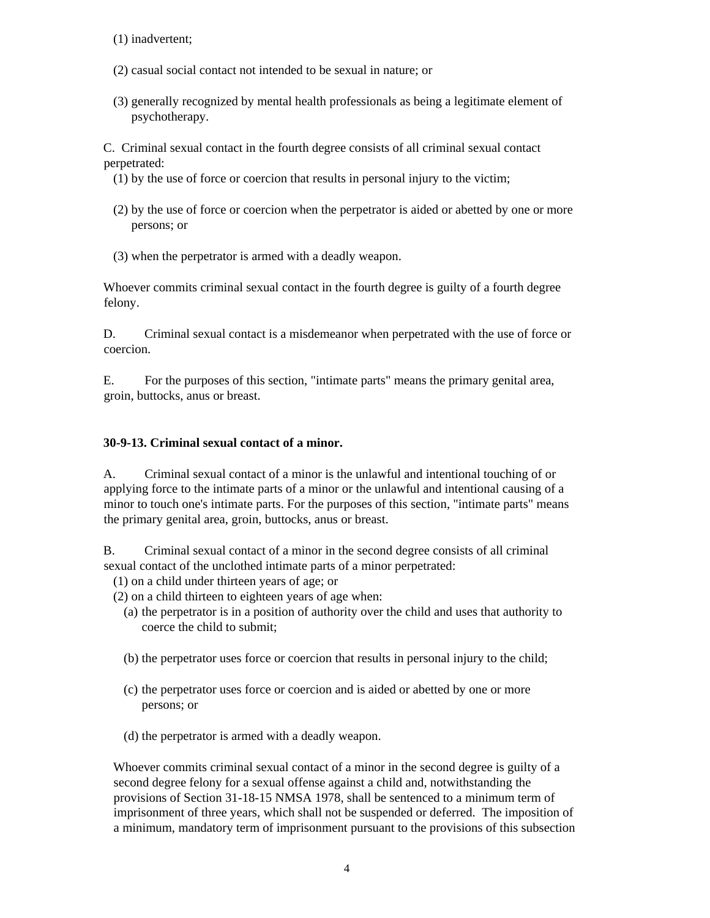(1) inadvertent;

(2) casual social contact not intended to be sexual in nature; or

(3) generally recognized by mental health professionals as being a legitimate element of psychotherapy.

C. Criminal sexual contact in the fourth degree consists of all criminal sexual contact perpetrated:

(1) by the use of force or coercion that results in personal injury to the victim;

(2) by the use of force or coercion when the perpetrator is aided or abetted by one or more persons; or

(3) when the perpetrator is armed with a deadly weapon.

Whoever commits criminal sexual contact in the fourth degree is guilty of a fourth degree felony.

D. Criminal sexual contact is a misdemeanor when perpetrated with the use of force or coercion.

E. For the purposes of this section, "intimate parts" means the primary genital area, groin, buttocks, anus or breast.

**30-9-13. Criminal sexual contact of a minor.**

A. Criminal sexual contact of a minor is the unlawful and intentional touching of or applying force to the intimate parts of a minor or the unlawful and intentional causing of a minor to touch one's intimate parts. For the purposes of this section, "intimate parts" means the primary genital area, groin, buttocks, anus or breast.

B. Criminal sexual contact of a minor in the second degree consists of all criminal sexual contact of the unclothed intimate parts of a minor perpetrated:

(1) on a child under thirteen years of age; or

(2) on a child thirteen to eighteen years of age when:

(a) the perpetrator is in a position of authority over the child and uses that authority to coerce the child to submit;

(b) the perpetrator uses force or coercion that results in personal injury to the child;

(c) the perpetrator uses force or coercion and is aided or abetted by one or more persons; or

(d) the perpetrator is armed with a deadly weapon.

Whoever commits criminal sexual contact of a minor in the second degree is guilty of a second degree felony for a sexual offense against a child and, notwithstanding the provisions of Section 31-18-15 NMSA 1978, shall be sentenced to a minimum term of imprisonment of three years, which shall not be suspended or deferred. The imposition of a minimum, mandatory term of imprisonment pursuant to the provisions of this subsection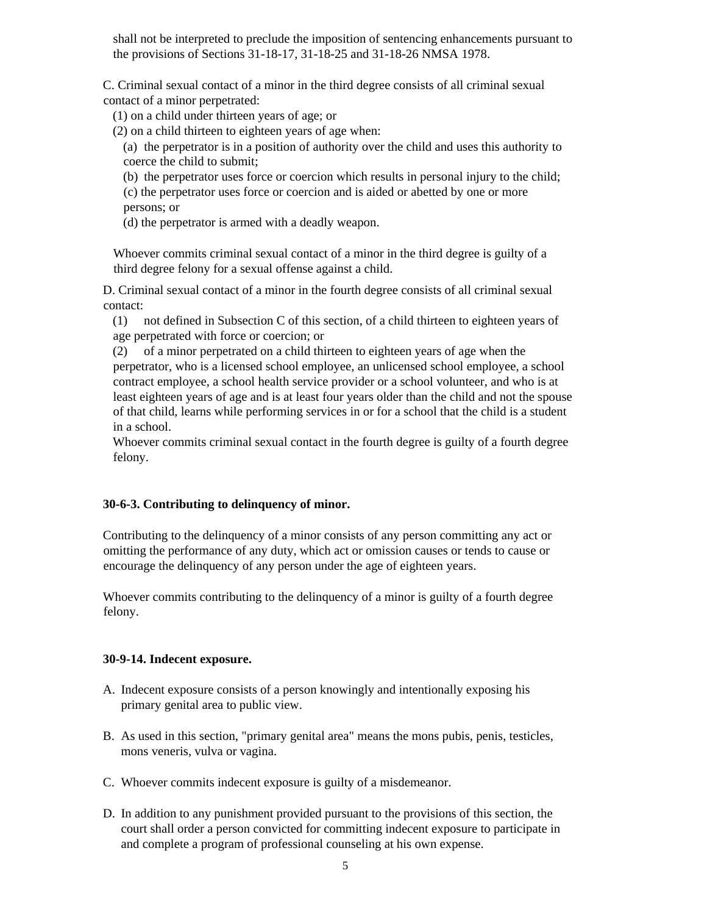shall not be interpreted to preclude the imposition of sentencing enhancements pursuant to the provisions of Sections 31-18-17, 31-18-25 and 31-18-26 NMSA 1978.

C. Criminal sexual contact of a minor in the third degree consists of all criminal sexual contact of a minor perpetrated:

(1) on a child under thirteen years of age; or

(2) on a child thirteen to eighteen years of age when:

(a) the perpetrator is in a position of authority over the child and uses this authority to coerce the child to submit;

(b) the perpetrator uses force or coercion which results in personal injury to the child;

(c) the perpetrator uses force or coercion and is aided or abetted by one or more persons; or

(d) the perpetrator is armed with a deadly weapon.

Whoever commits criminal sexual contact of a minor in the third degree is guilty of a third degree felony for a sexual offense against a child.

D. Criminal sexual contact of a minor in the fourth degree consists of all criminal sexual contact:

(1) not defined in Subsection C of this section, of a child thirteen to eighteen years of age perpetrated with force or coercion; or

(2) of a minor perpetrated on a child thirteen to eighteen years of age when the perpetrator, who is a licensed school employee, an unlicensed school employee, a school contract employee, a school health service provider or a school volunteer, and who is at least eighteen years of age and is at least four years older than the child and not the spouse of that child, learns while performing services in or for a school that the child is a student in a school.

Whoever commits criminal sexual contact in the fourth degree is guilty of a fourth degree felony.

**30-6-3. Contributing to delinquency of minor.**

Contributing to the delinquency of a minor consists of any person committing any act or omitting the performance of any duty, which act or omission causes or tends to cause or encourage the delinquency of any person under the age of eighteen years.

Whoever commits contributing to the delinquency of a minor is guilty of a fourth degree felony.

**30-9-14. Indecent exposure.**

A. Indecent exposure consists of a person knowingly and intentionally exposing his primary genital area to public view.

B. As used in this section, "primary genital area" means the mons pubis, penis, testicles, mons veneris, vulva or vagina.

C. Whoever commits indecent exposure is guilty of a misdemeanor.

D. In addition to any punishment provided pursuant to the provisions of this section, the court shall order a person convicted for committing indecent exposure to participate in and complete a program of professional counseling at his own expense.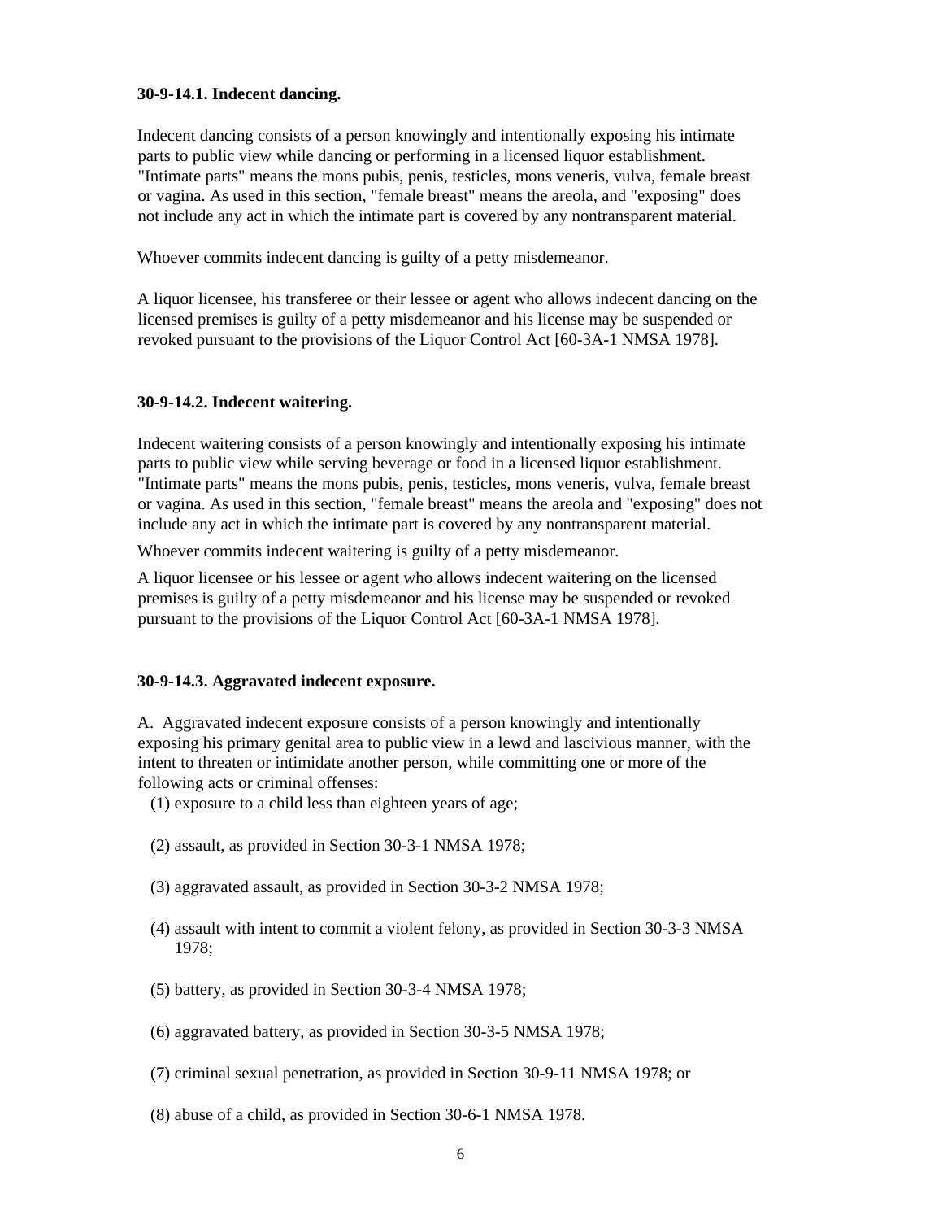**30-9-14.1. Indecent dancing.**

Indecent dancing consists of a person knowingly and intentionally exposing his intimate parts to public view while dancing or performing in a licensed liquor establishment. "Intimate parts" means the mons pubis, penis, testicles, mons veneris, vulva, female breast or vagina. As used in this section, "female breast" means the areola, and "exposing" does not include any act in which the intimate part is covered by any nontransparent material.

Whoever commits indecent dancing is guilty of a petty misdemeanor.

A liquor licensee, his transferee or their lessee or agent who allows indecent dancing on the licensed premises is guilty of a petty misdemeanor and his license may be suspended or revoked pursuant to the provisions of the Liquor Control Act [60-3A-1 NMSA 1978].

**30-9-14.2. Indecent waitering.**

Indecent waitering consists of a person knowingly and intentionally exposing his intimate parts to public view while serving beverage or food in a licensed liquor establishment. "Intimate parts" means the mons pubis, penis, testicles, mons veneris, vulva, female breast or vagina. As used in this section, "female breast" means the areola and "exposing" does not include any act in which the intimate part is covered by any nontransparent material.

Whoever commits indecent waitering is guilty of a petty misdemeanor.

A liquor licensee or his lessee or agent who allows indecent waitering on the licensed premises is guilty of a petty misdemeanor and his license may be suspended or revoked pursuant to the provisions of the Liquor Control Act [60-3A-1 NMSA 1978].

**30-9-14.3. Aggravated indecent exposure.**

A. Aggravated indecent exposure consists of a person knowingly and intentionally exposing his primary genital area to public view in a lewd and lascivious manner, with the intent to threaten or intimidate another person, while committing one or more of the following acts or criminal offenses:

(1) exposure to a child less than eighteen years of age;

(2) assault, as provided in Section 30-3-1 NMSA 1978;

(3) aggravated assault, as provided in Section 30-3-2 NMSA 1978;

(4) assault with intent to commit a violent felony, as provided in Section 30-3-3 NMSA 1978;

(5) battery, as provided in Section 30-3-4 NMSA 1978;

(6) aggravated battery, as provided in Section 30-3-5 NMSA 1978;

(7) criminal sexual penetration, as provided in Section 30-9-11 NMSA 1978; or

(8) abuse of a child, as provided in Section 30-6-1 NMSA 1978.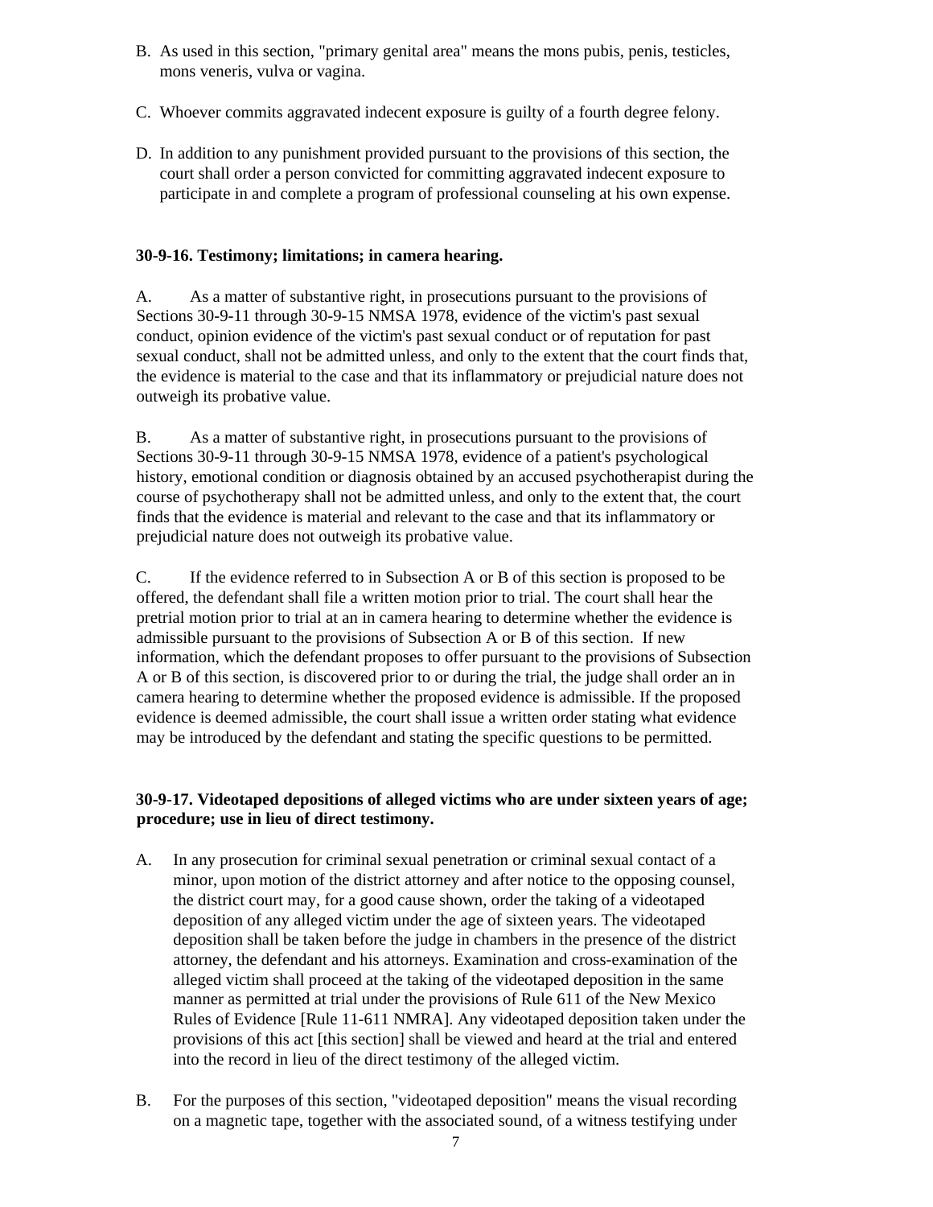B. As used in this section, "primary genital area" means the mons pubis, penis, testicles, mons veneris, vulva or vagina.

C. Whoever commits aggravated indecent exposure is guilty of a fourth degree felony.

D. In addition to any punishment provided pursuant to the provisions of this section, the court shall order a person convicted for committing aggravated indecent exposure to participate in and complete a program of professional counseling at his own expense.

**30-9-16. Testimony; limitations; in camera hearing.**

A. As a matter of substantive right, in prosecutions pursuant to the provisions of Sections 30-9-11 through 30-9-15 NMSA 1978, evidence of the victim's past sexual conduct, opinion evidence of the victim's past sexual conduct or of reputation for past sexual conduct, shall not be admitted unless, and only to the extent that the court finds that, the evidence is material to the case and that its inflammatory or prejudicial nature does not outweigh its probative value.

B. As a matter of substantive right, in prosecutions pursuant to the provisions of Sections 30-9-11 through 30-9-15 NMSA 1978, evidence of a patient's psychological history, emotional condition or diagnosis obtained by an accused psychotherapist during the course of psychotherapy shall not be admitted unless, and only to the extent that, the court finds that the evidence is material and relevant to the case and that its inflammatory or prejudicial nature does not outweigh its probative value.

C. If the evidence referred to in Subsection A or B of this section is proposed to be offered, the defendant shall file a written motion prior to trial. The court shall hear the pretrial motion prior to trial at an in camera hearing to determine whether the evidence is admissible pursuant to the provisions of Subsection A or B of this section. If new information, which the defendant proposes to offer pursuant to the provisions of Subsection A or B of this section, is discovered prior to or during the trial, the judge shall order an in camera hearing to determine whether the proposed evidence is admissible. If the proposed evidence is deemed admissible, the court shall issue a written order stating what evidence may be introduced by the defendant and stating the specific questions to be permitted.

**30-9-17. Videotaped depositions of alleged victims who are under sixteen years of age; procedure; use in lieu of direct testimony.**

A. In any prosecution for criminal sexual penetration or criminal sexual contact of a minor, upon motion of the district attorney and after notice to the opposing counsel, the district court may, for a good cause shown, order the taking of a videotaped deposition of any alleged victim under the age of sixteen years. The videotaped deposition shall be taken before the judge in chambers in the presence of the district attorney, the defendant and his attorneys. Examination and cross-examination of the alleged victim shall proceed at the taking of the videotaped deposition in the same manner as permitted at trial under the provisions of Rule 611 of the New Mexico Rules of Evidence [Rule 11-611 NMRA]. Any videotaped deposition taken under the provisions of this act [this section] shall be viewed and heard at the trial and entered into the record in lieu of the direct testimony of the alleged victim.

B. For the purposes of this section, "videotaped deposition" means the visual recording on a magnetic tape, together with the associated sound, of a witness testifying under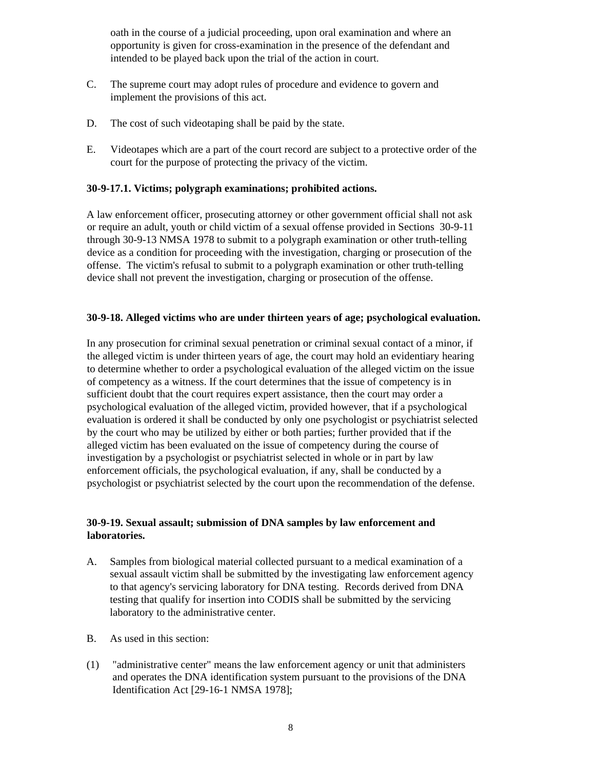oath in the course of a judicial proceeding, upon oral examination and where an opportunity is given for cross-examination in the presence of the defendant and intended to be played back upon the trial of the action in court.

C. The supreme court may adopt rules of procedure and evidence to govern and implement the provisions of this act.

D. The cost of such videotaping shall be paid by the state.

E. Videotapes which are a part of the court record are subject to a protective order of the court for the purpose of protecting the privacy of the victim.

**30-9-17.1. Victims; polygraph examinations; prohibited actions.**

A law enforcement officer, prosecuting attorney or other government official shall not ask or require an adult, youth or child victim of a sexual offense provided in Sections 30-9-11 through 30-9-13 NMSA 1978 to submit to a polygraph examination or other truth-telling device as a condition for proceeding with the investigation, charging or prosecution of the offense. The victim's refusal to submit to a polygraph examination or other truth-telling device shall not prevent the investigation, charging or prosecution of the offense.

**30-9-18. Alleged victims who are under thirteen years of age; psychological evaluation.**

In any prosecution for criminal sexual penetration or criminal sexual contact of a minor, if the alleged victim is under thirteen years of age, the court may hold an evidentiary hearing to determine whether to order a psychological evaluation of the alleged victim on the issue of competency as a witness. If the court determines that the issue of competency is in sufficient doubt that the court requires expert assistance, then the court may order a psychological evaluation of the alleged victim, provided however, that if a psychological evaluation is ordered it shall be conducted by only one psychologist or psychiatrist selected by the court who may be utilized by either or both parties; further provided that if the alleged victim has been evaluated on the issue of competency during the course of investigation by a psychologist or psychiatrist selected in whole or in part by law enforcement officials, the psychological evaluation, if any, shall be conducted by a psychologist or psychiatrist selected by the court upon the recommendation of the defense.

**30-9-19. Sexual assault; submission of DNA samples by law enforcement and laboratories.**

A. Samples from biological material collected pursuant to a medical examination of a sexual assault victim shall be submitted by the investigating law enforcement agency to that agency's servicing laboratory for DNA testing. Records derived from DNA testing that qualify for insertion into CODIS shall be submitted by the servicing laboratory to the administrative center.

B. As used in this section:

(1) "administrative center" means the law enforcement agency or unit that administers and operates the DNA identification system pursuant to the provisions of the DNA Identification Act [29-16-1 NMSA 1978];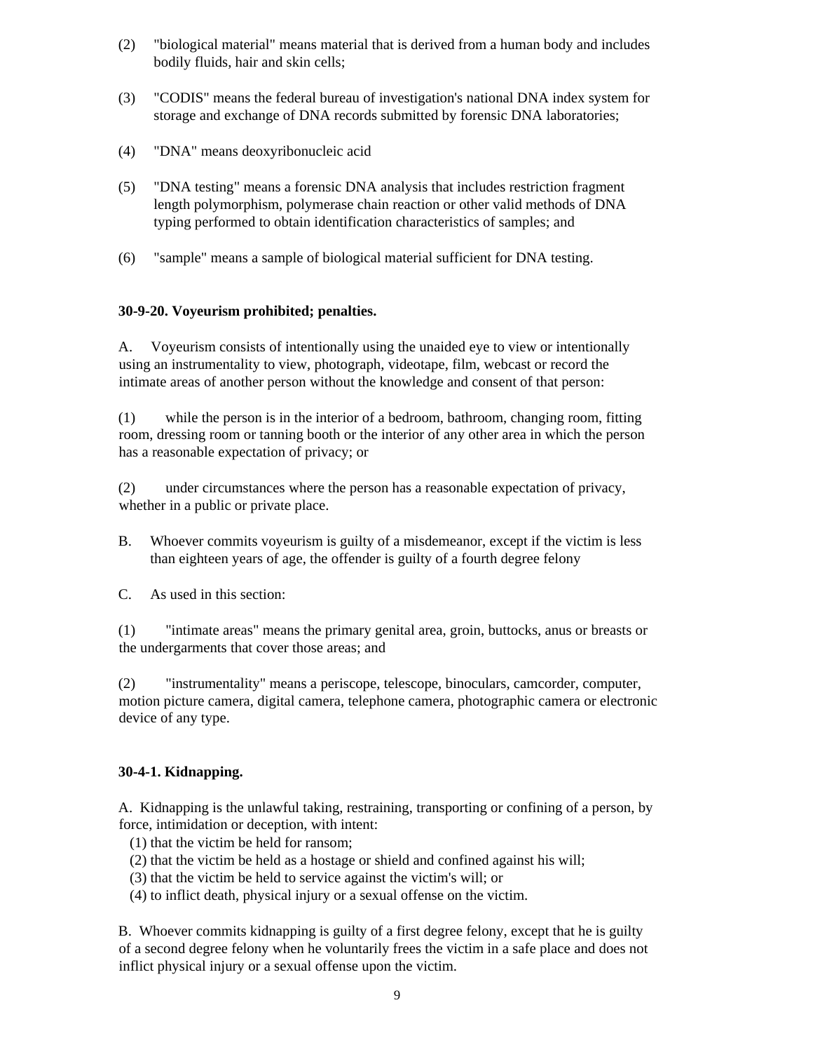(2) "biological material" means material that is derived from a human body and includes bodily fluids, hair and skin cells;

(3) "CODIS" means the federal bureau of investigation's national DNA index system for storage and exchange of DNA records submitted by forensic DNA laboratories;

(4) "DNA" means deoxyribonucleic acid

(5) "DNA testing" means a forensic DNA analysis that includes restriction fragment length polymorphism, polymerase chain reaction or other valid methods of DNA typing performed to obtain identification characteristics of samples; and

(6) "sample" means a sample of biological material sufficient for DNA testing.

**30-9-20. Voyeurism prohibited; penalties.**

A. Voyeurism consists of intentionally using the unaided eye to view or intentionally using an instrumentality to view, photograph, videotape, film, webcast or record the intimate areas of another person without the knowledge and consent of that person:

(1) while the person is in the interior of a bedroom, bathroom, changing room, fitting room, dressing room or tanning booth or the interior of any other area in which the person has a reasonable expectation of privacy; or

(2) under circumstances where the person has a reasonable expectation of privacy, whether in a public or private place.

B. Whoever commits voyeurism is guilty of a misdemeanor, except if the victim is less than eighteen years of age, the offender is guilty of a fourth degree felony

C. As used in this section:

(1) "intimate areas" means the primary genital area, groin, buttocks, anus or breasts or the undergarments that cover those areas; and

(2) "instrumentality" means a periscope, telescope, binoculars, camcorder, computer, motion picture camera, digital camera, telephone camera, photographic camera or electronic device of any type.

**30-4-1. Kidnapping.**

A. Kidnapping is the unlawful taking, restraining, transporting or confining of a person, by force, intimidation or deception, with intent:

(1) that the victim be held for ransom;
(2) that the victim be held as a hostage or shield and confined against his will;
(3) that the victim be held to service against the victim's will; or
(4) to inflict death, physical injury or a sexual offense on the victim.

B. Whoever commits kidnapping is guilty of a first degree felony, except that he is guilty of a second degree felony when he voluntarily frees the victim in a safe place and does not inflict physical injury or a sexual offense upon the victim.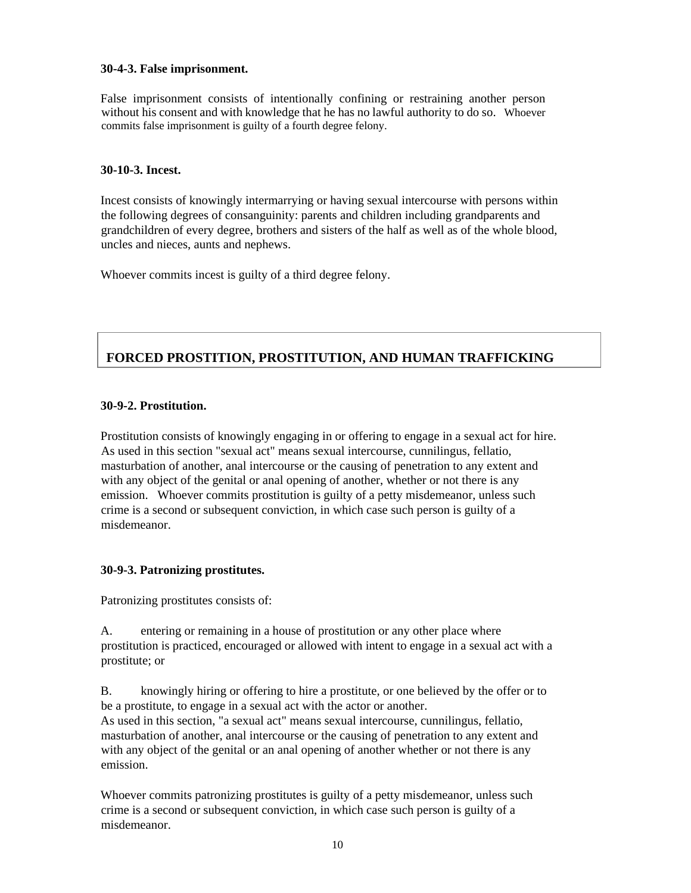### 30-4-3. False imprisonment.

False imprisonment consists of intentionally confining or restraining another person without his consent and with knowledge that he has no lawful authority to do so. Whoever commits false imprisonment is guilty of a fourth degree felony.

### 30-10-3. Incest.

Incest consists of knowingly intermarrying or having sexual intercourse with persons within the following degrees of consanguinity: parents and children including grandparents and grandchildren of every degree, brothers and sisters of the half as well as of the whole blood, uncles and nieces, aunts and nephews.

Whoever commits incest is guilty of a third degree felony.

## FORCED PROSTITION, PROSTITUTION, AND HUMAN TRAFFICKING

### 30-9-2. Prostitution.

Prostitution consists of knowingly engaging in or offering to engage in a sexual act for hire. As used in this section "sexual act" means sexual intercourse, cunnilingus, fellatio, masturbation of another, anal intercourse or the causing of penetration to any extent and with any object of the genital or anal opening of another, whether or not there is any emission. Whoever commits prostitution is guilty of a petty misdemeanor, unless such crime is a second or subsequent conviction, in which case such person is guilty of a misdemeanor.

### 30-9-3. Patronizing prostitutes.

Patronizing prostitutes consists of:

A. entering or remaining in a house of prostitution or any other place where prostitution is practiced, encouraged or allowed with intent to engage in a sexual act with a prostitute; or

B. knowingly hiring or offering to hire a prostitute, or one believed by the offer or to be a prostitute, to engage in a sexual act with the actor or another.
As used in this section, "a sexual act" means sexual intercourse, cunnilingus, fellatio, masturbation of another, anal intercourse or the causing of penetration to any extent and with any object of the genital or an anal opening of another whether or not there is any emission.

Whoever commits patronizing prostitutes is guilty of a petty misdemeanor, unless such crime is a second or subsequent conviction, in which case such person is guilty of a misdemeanor.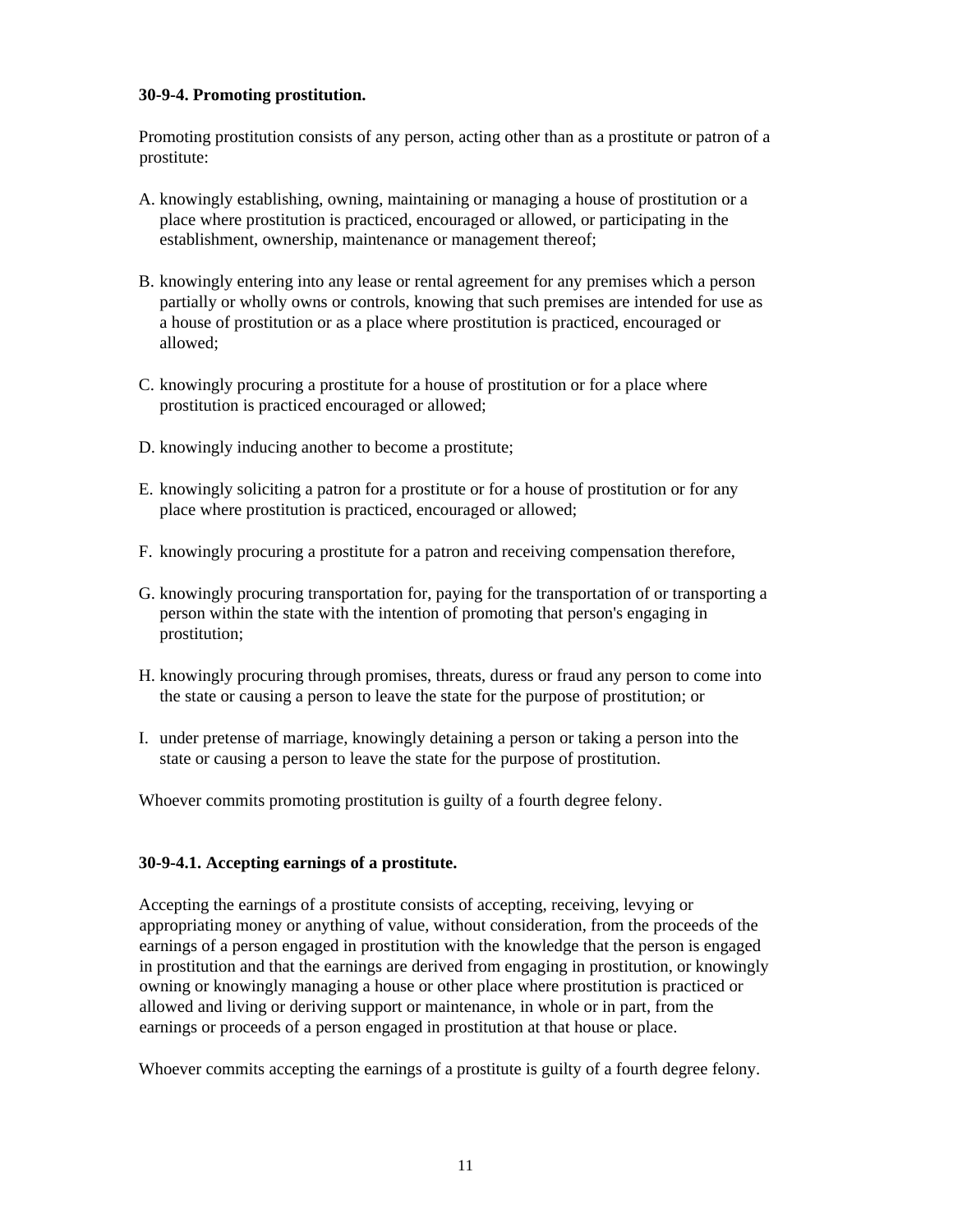**30-9-4. Promoting prostitution.**

Promoting prostitution consists of any person, acting other than as a prostitute or patron of a prostitute:

A. knowingly establishing, owning, maintaining or managing a house of prostitution or a place where prostitution is practiced, encouraged or allowed, or participating in the establishment, ownership, maintenance or management thereof;

B. knowingly entering into any lease or rental agreement for any premises which a person partially or wholly owns or controls, knowing that such premises are intended for use as a house of prostitution or as a place where prostitution is practiced, encouraged or allowed;

C. knowingly procuring a prostitute for a house of prostitution or for a place where prostitution is practiced encouraged or allowed;

D. knowingly inducing another to become a prostitute;

E. knowingly soliciting a patron for a prostitute or for a house of prostitution or for any place where prostitution is practiced, encouraged or allowed;

F. knowingly procuring a prostitute for a patron and receiving compensation therefore,

G. knowingly procuring transportation for, paying for the transportation of or transporting a person within the state with the intention of promoting that person's engaging in prostitution;

H. knowingly procuring through promises, threats, duress or fraud any person to come into the state or causing a person to leave the state for the purpose of prostitution; or

I. under pretense of marriage, knowingly detaining a person or taking a person into the state or causing a person to leave the state for the purpose of prostitution.

Whoever commits promoting prostitution is guilty of a fourth degree felony.

**30-9-4.1. Accepting earnings of a prostitute.**

Accepting the earnings of a prostitute consists of accepting, receiving, levying or appropriating money or anything of value, without consideration, from the proceeds of the earnings of a person engaged in prostitution with the knowledge that the person is engaged in prostitution and that the earnings are derived from engaging in prostitution, or knowingly owning or knowingly managing a house or other place where prostitution is practiced or allowed and living or deriving support or maintenance, in whole or in part, from the earnings or proceeds of a person engaged in prostitution at that house or place.

Whoever commits accepting the earnings of a prostitute is guilty of a fourth degree felony.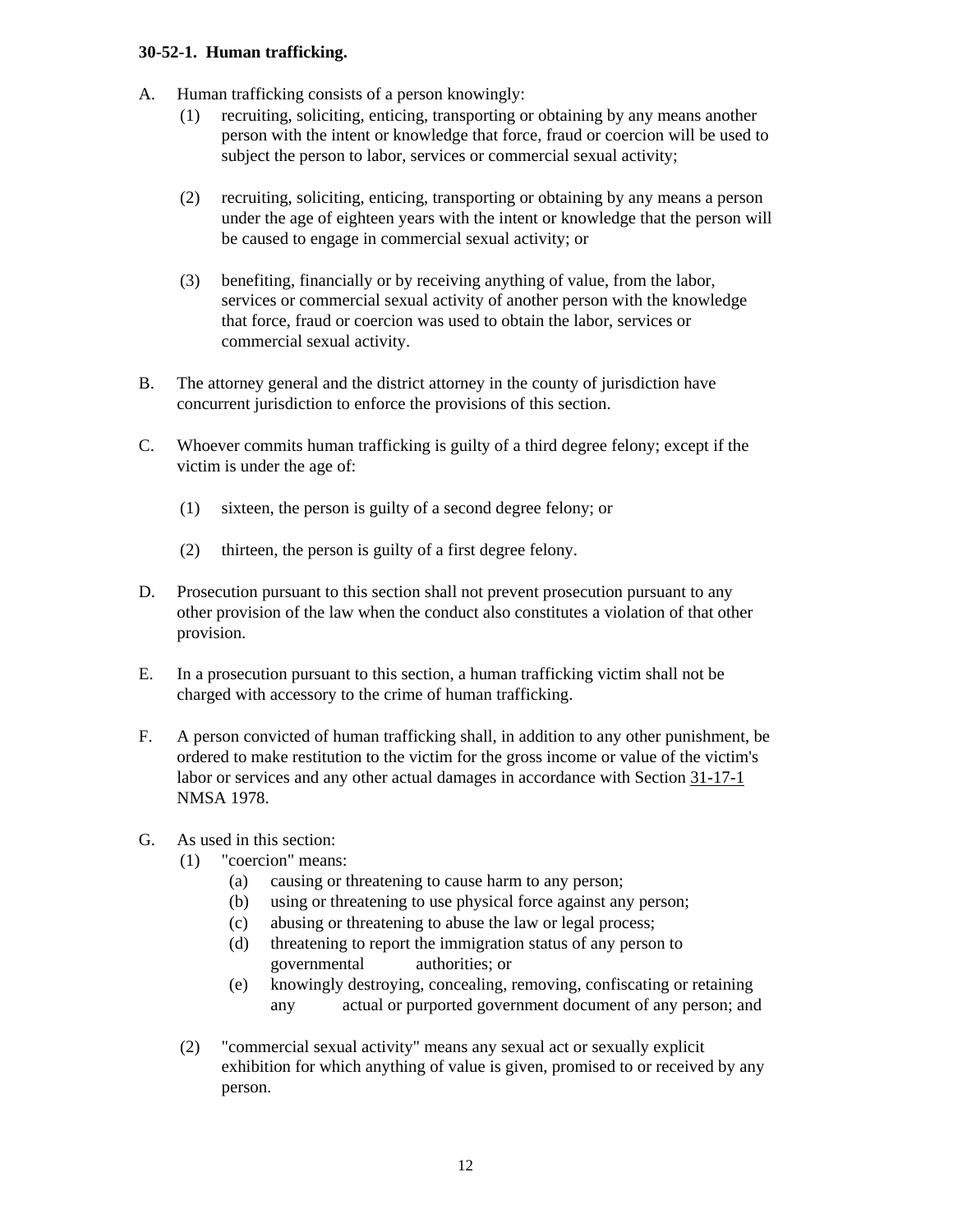**30-52-1. Human trafficking.**

A. Human trafficking consists of a person knowingly:

   (1) recruiting, soliciting, enticing, transporting or obtaining by any means another person with the intent or knowledge that force, fraud or coercion will be used to subject the person to labor, services or commercial sexual activity;

   (2) recruiting, soliciting, enticing, transporting or obtaining by any means a person under the age of eighteen years with the intent or knowledge that the person will be caused to engage in commercial sexual activity; or

   (3) benefiting, financially or by receiving anything of value, from the labor, services or commercial sexual activity of another person with the knowledge that force, fraud or coercion was used to obtain the labor, services or commercial sexual activity.

B. The attorney general and the district attorney in the county of jurisdiction have concurrent jurisdiction to enforce the provisions of this section.

C. Whoever commits human trafficking is guilty of a third degree felony; except if the victim is under the age of:

   (1) sixteen, the person is guilty of a second degree felony; or

   (2) thirteen, the person is guilty of a first degree felony.

D. Prosecution pursuant to this section shall not prevent prosecution pursuant to any other provision of the law when the conduct also constitutes a violation of that other provision.

E. In a prosecution pursuant to this section, a human trafficking victim shall not be charged with accessory to the crime of human trafficking.

F. A person convicted of human trafficking shall, in addition to any other punishment, be ordered to make restitution to the victim for the gross income or value of the victim's labor or services and any other actual damages in accordance with Section 31-17-1 NMSA 1978.

G. As used in this section:

   (1) "coercion" means:

      (a) causing or threatening to cause harm to any person;

      (b) using or threatening to use physical force against any person;

      (c) abusing or threatening to abuse the law or legal process;

      (d) threatening to report the immigration status of any person to governmental authorities; or

      (e) knowingly destroying, concealing, removing, confiscating or retaining any actual or purported government document of any person; and

   (2) "commercial sexual activity" means any sexual act or sexually explicit exhibition for which anything of value is given, promised to or received by any person.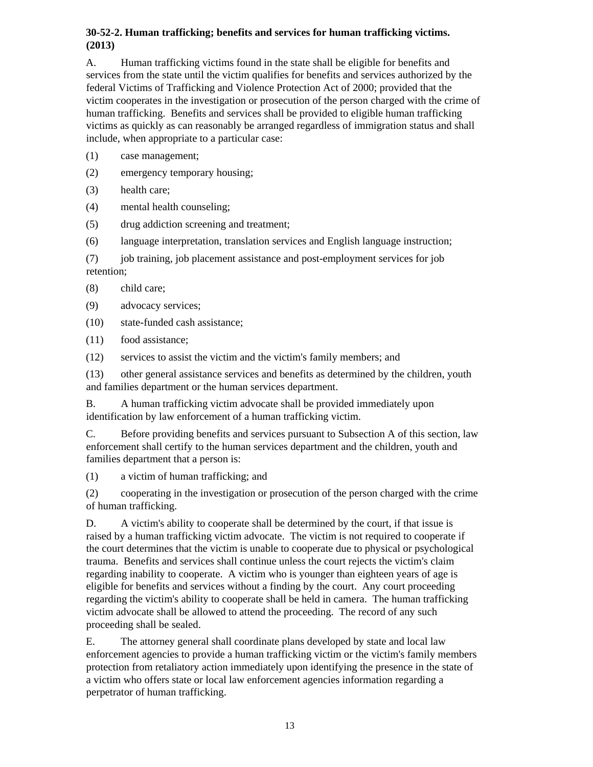**30-52-2. Human trafficking; benefits and services for human trafficking victims. (2013)**

A. Human trafficking victims found in the state shall be eligible for benefits and services from the state until the victim qualifies for benefits and services authorized by the federal Victims of Trafficking and Violence Protection Act of 2000; provided that the victim cooperates in the investigation or prosecution of the person charged with the crime of human trafficking. Benefits and services shall be provided to eligible human trafficking victims as quickly as can reasonably be arranged regardless of immigration status and shall include, when appropriate to a particular case:

(1) case management;

(2) emergency temporary housing;

(3) health care;

(4) mental health counseling;

(5) drug addiction screening and treatment;

(6) language interpretation, translation services and English language instruction;

(7) job training, job placement assistance and post-employment services for job retention;

(8) child care;

(9) advocacy services;

(10) state-funded cash assistance;

(11) food assistance;

(12) services to assist the victim and the victim's family members; and

(13) other general assistance services and benefits as determined by the children, youth and families department or the human services department.

B. A human trafficking victim advocate shall be provided immediately upon identification by law enforcement of a human trafficking victim.

C. Before providing benefits and services pursuant to Subsection A of this section, law enforcement shall certify to the human services department and the children, youth and families department that a person is:

(1) a victim of human trafficking; and

(2) cooperating in the investigation or prosecution of the person charged with the crime of human trafficking.

D. A victim's ability to cooperate shall be determined by the court, if that issue is raised by a human trafficking victim advocate. The victim is not required to cooperate if the court determines that the victim is unable to cooperate due to physical or psychological trauma. Benefits and services shall continue unless the court rejects the victim's claim regarding inability to cooperate. A victim who is younger than eighteen years of age is eligible for benefits and services without a finding by the court. Any court proceeding regarding the victim's ability to cooperate shall be held in camera. The human trafficking victim advocate shall be allowed to attend the proceeding. The record of any such proceeding shall be sealed.

E. The attorney general shall coordinate plans developed by state and local law enforcement agencies to provide a human trafficking victim or the victim's family members protection from retaliatory action immediately upon identifying the presence in the state of a victim who offers state or local law enforcement agencies information regarding a perpetrator of human trafficking.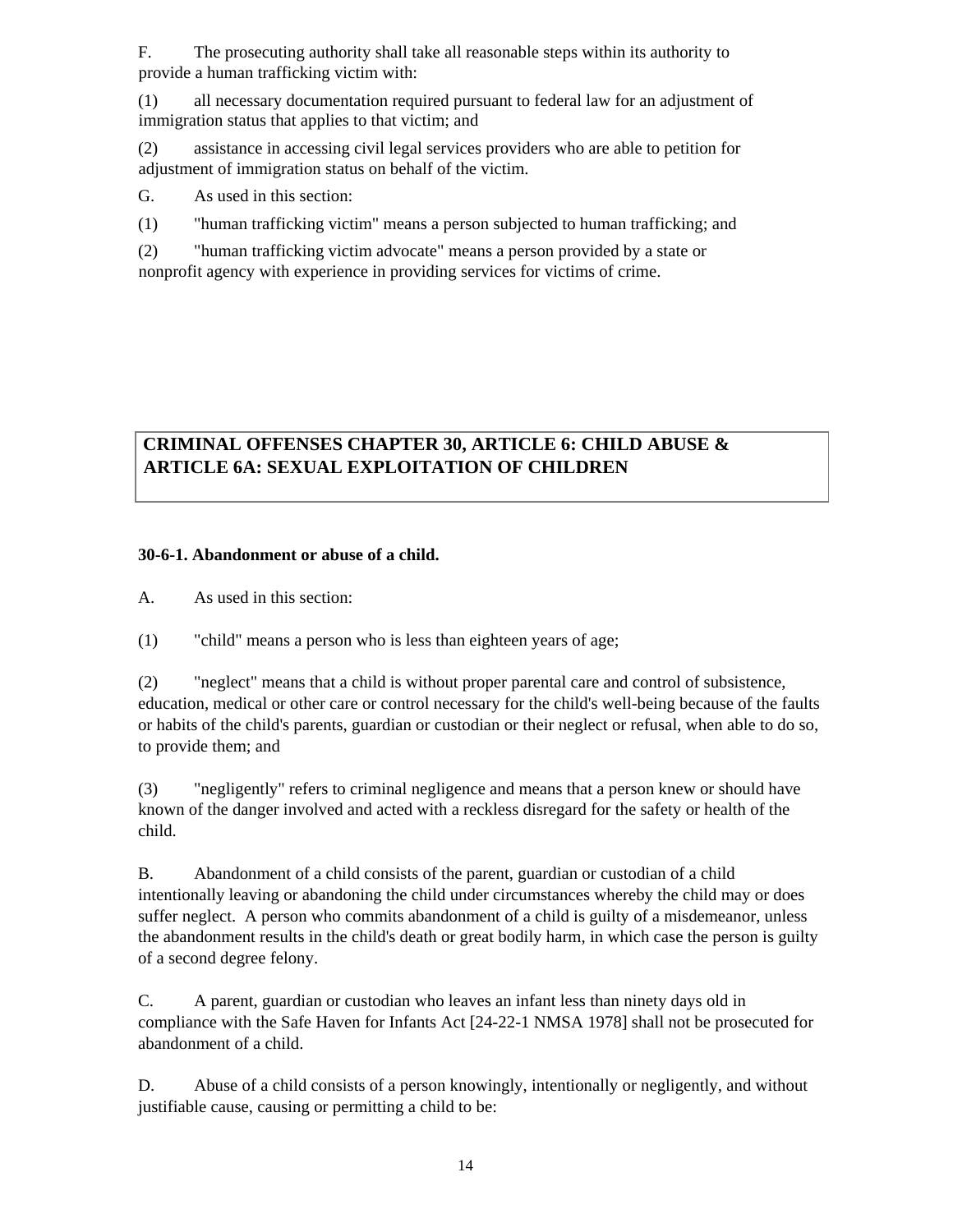F. The prosecuting authority shall take all reasonable steps within its authority to provide a human trafficking victim with:

(1) all necessary documentation required pursuant to federal law for an adjustment of immigration status that applies to that victim; and

(2) assistance in accessing civil legal services providers who are able to petition for adjustment of immigration status on behalf of the victim.

G. As used in this section:

(1) "human trafficking victim" means a person subjected to human trafficking; and

(2) "human trafficking victim advocate" means a person provided by a state or nonprofit agency with experience in providing services for victims of crime.

## CRIMINAL OFFENSES CHAPTER 30, ARTICLE 6: CHILD ABUSE & ARTICLE 6A: SEXUAL EXPLOITATION OF CHILDREN

**30-6-1. Abandonment or abuse of a child.**

A. As used in this section:

(1) "child" means a person who is less than eighteen years of age;

(2) "neglect" means that a child is without proper parental care and control of subsistence, education, medical or other care or control necessary for the child's well-being because of the faults or habits of the child's parents, guardian or custodian or their neglect or refusal, when able to do so, to provide them; and

(3) "negligently" refers to criminal negligence and means that a person knew or should have known of the danger involved and acted with a reckless disregard for the safety or health of the child.

B. Abandonment of a child consists of the parent, guardian or custodian of a child intentionally leaving or abandoning the child under circumstances whereby the child may or does suffer neglect. A person who commits abandonment of a child is guilty of a misdemeanor, unless the abandonment results in the child's death or great bodily harm, in which case the person is guilty of a second degree felony.

C. A parent, guardian or custodian who leaves an infant less than ninety days old in compliance with the Safe Haven for Infants Act [24-22-1 NMSA 1978] shall not be prosecuted for abandonment of a child.

D. Abuse of a child consists of a person knowingly, intentionally or negligently, and without justifiable cause, causing or permitting a child to be: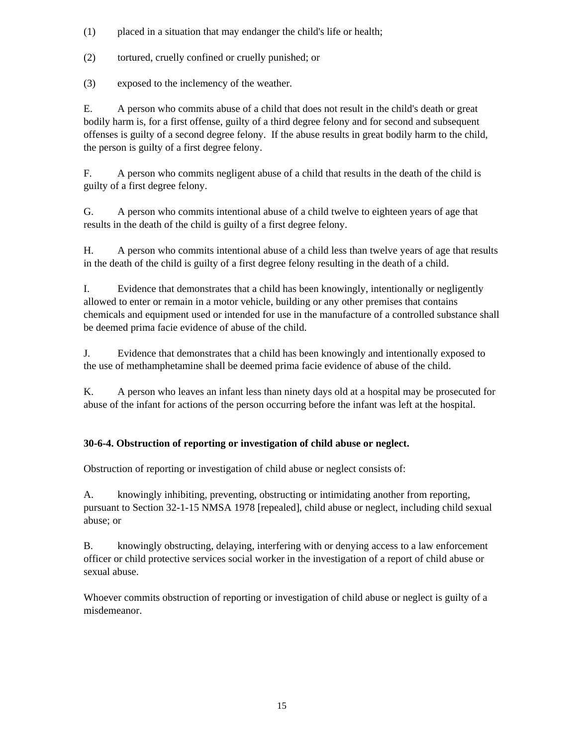(1) placed in a situation that may endanger the child's life or health;

(2) tortured, cruelly confined or cruelly punished; or

(3) exposed to the inclemency of the weather.

E. A person who commits abuse of a child that does not result in the child's death or great bodily harm is, for a first offense, guilty of a third degree felony and for second and subsequent offenses is guilty of a second degree felony. If the abuse results in great bodily harm to the child, the person is guilty of a first degree felony.

F. A person who commits negligent abuse of a child that results in the death of the child is guilty of a first degree felony.

G. A person who commits intentional abuse of a child twelve to eighteen years of age that results in the death of the child is guilty of a first degree felony.

H. A person who commits intentional abuse of a child less than twelve years of age that results in the death of the child is guilty of a first degree felony resulting in the death of a child.

I. Evidence that demonstrates that a child has been knowingly, intentionally or negligently allowed to enter or remain in a motor vehicle, building or any other premises that contains chemicals and equipment used or intended for use in the manufacture of a controlled substance shall be deemed prima facie evidence of abuse of the child.

J. Evidence that demonstrates that a child has been knowingly and intentionally exposed to the use of methamphetamine shall be deemed prima facie evidence of abuse of the child.

K. A person who leaves an infant less than ninety days old at a hospital may be prosecuted for abuse of the infant for actions of the person occurring before the infant was left at the hospital.

**30-6-4. Obstruction of reporting or investigation of child abuse or neglect.**

Obstruction of reporting or investigation of child abuse or neglect consists of:

A. knowingly inhibiting, preventing, obstructing or intimidating another from reporting, pursuant to Section 32-1-15 NMSA 1978 [repealed], child abuse or neglect, including child sexual abuse; or

B. knowingly obstructing, delaying, interfering with or denying access to a law enforcement officer or child protective services social worker in the investigation of a report of child abuse or sexual abuse.

Whoever commits obstruction of reporting or investigation of child abuse or neglect is guilty of a misdemeanor.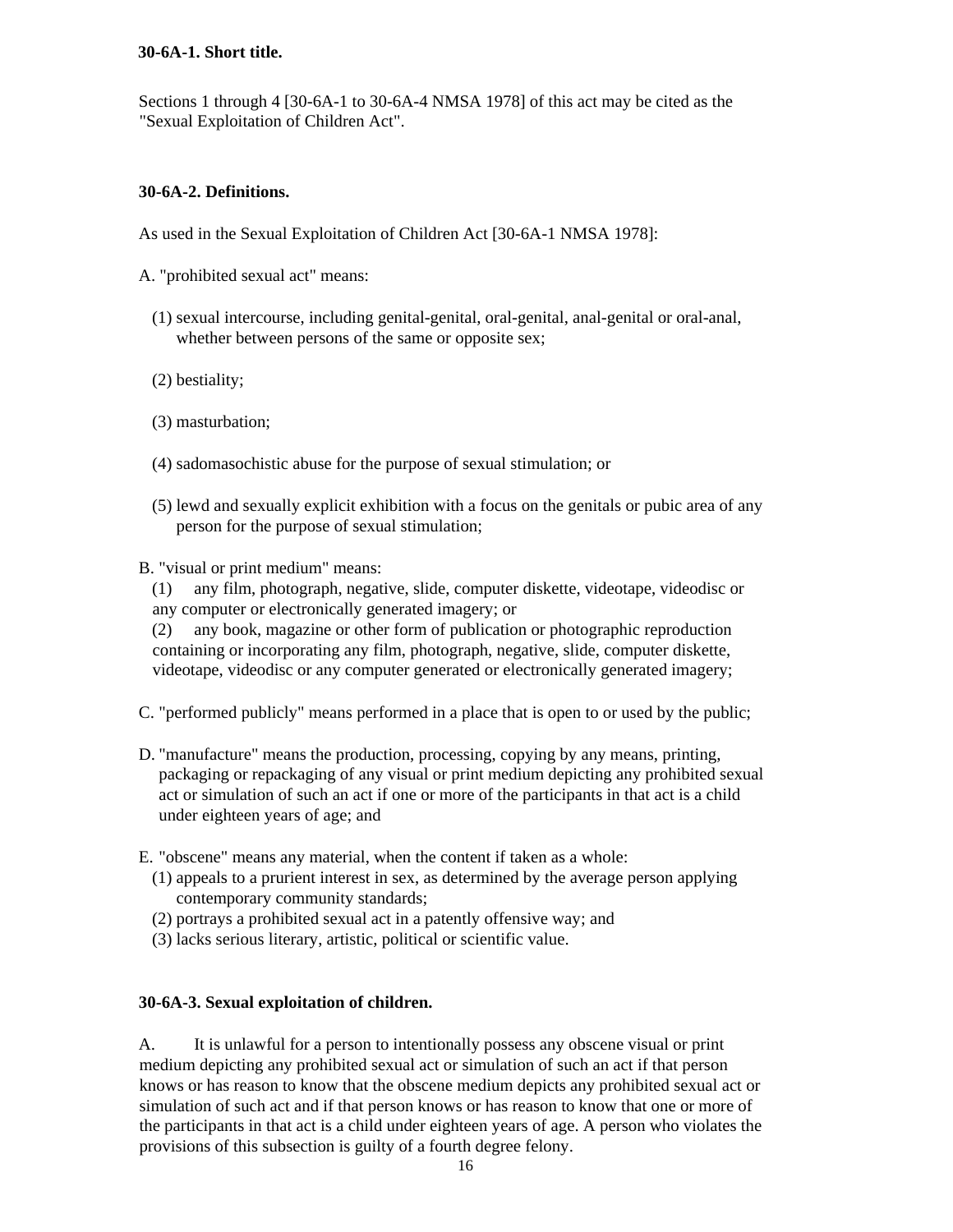**30-6A-1. Short title.**

Sections 1 through 4 [30-6A-1 to 30-6A-4 NMSA 1978] of this act may be cited as the "Sexual Exploitation of Children Act".

**30-6A-2. Definitions.**

As used in the Sexual Exploitation of Children Act [30-6A-1 NMSA 1978]:

A. "prohibited sexual act" means:

(1) sexual intercourse, including genital-genital, oral-genital, anal-genital or oral-anal, whether between persons of the same or opposite sex;

(2) bestiality;

(3) masturbation;

(4) sadomasochistic abuse for the purpose of sexual stimulation; or

(5) lewd and sexually explicit exhibition with a focus on the genitals or pubic area of any person for the purpose of sexual stimulation;

B. "visual or print medium" means:

(1) any film, photograph, negative, slide, computer diskette, videotape, videodisc or any computer or electronically generated imagery; or

(2) any book, magazine or other form of publication or photographic reproduction containing or incorporating any film, photograph, negative, slide, computer diskette, videotape, videodisc or any computer generated or electronically generated imagery;

C. "performed publicly" means performed in a place that is open to or used by the public;

D. "manufacture" means the production, processing, copying by any means, printing, packaging or repackaging of any visual or print medium depicting any prohibited sexual act or simulation of such an act if one or more of the participants in that act is a child under eighteen years of age; and

E. "obscene" means any material, when the content if taken as a whole:

(1) appeals to a prurient interest in sex, as determined by the average person applying contemporary community standards;

(2) portrays a prohibited sexual act in a patently offensive way; and

(3) lacks serious literary, artistic, political or scientific value.

**30-6A-3. Sexual exploitation of children.**

A. It is unlawful for a person to intentionally possess any obscene visual or print medium depicting any prohibited sexual act or simulation of such an act if that person knows or has reason to know that the obscene medium depicts any prohibited sexual act or simulation of such act and if that person knows or has reason to know that one or more of the participants in that act is a child under eighteen years of age. A person who violates the provisions of this subsection is guilty of a fourth degree felony.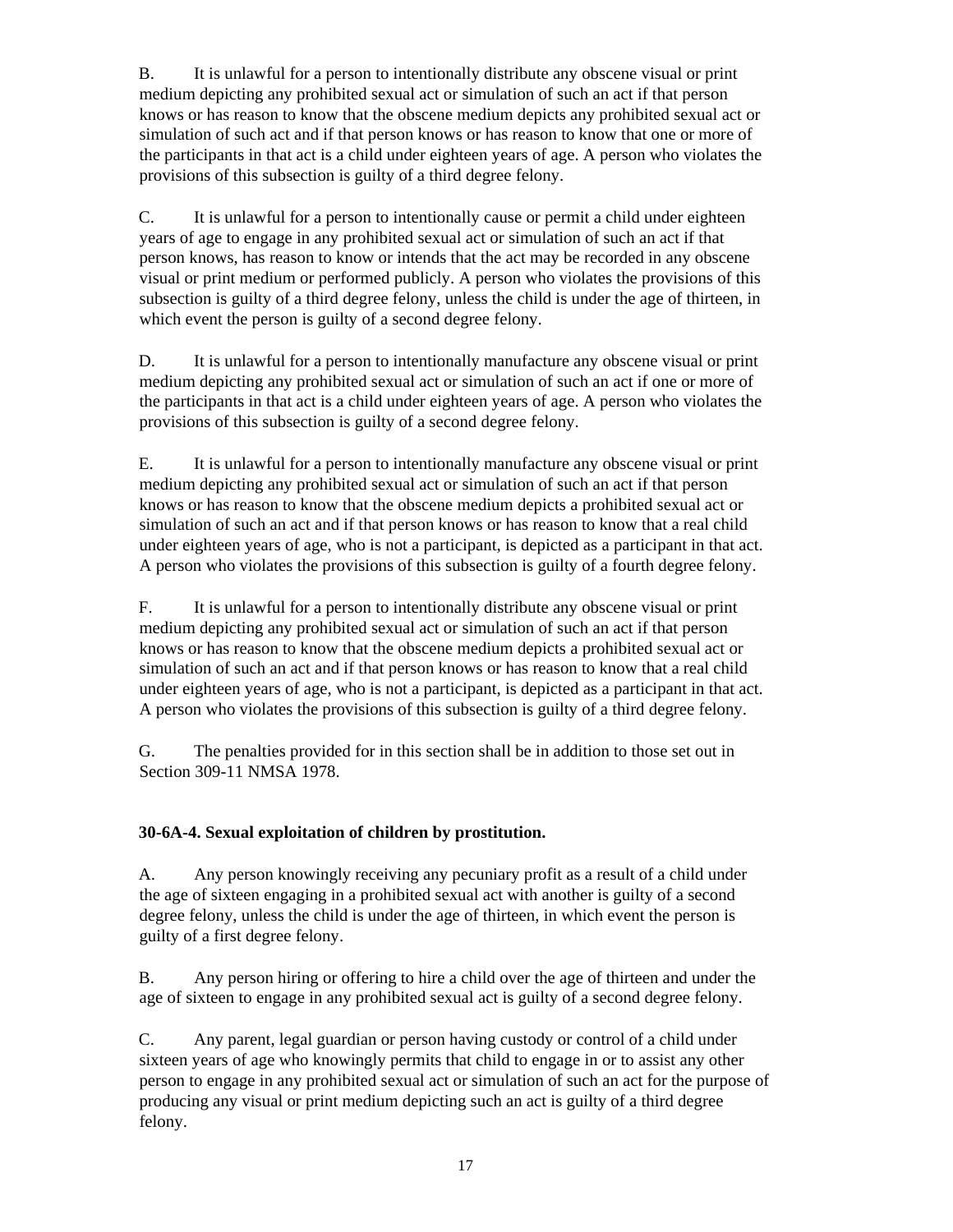B. It is unlawful for a person to intentionally distribute any obscene visual or print medium depicting any prohibited sexual act or simulation of such an act if that person knows or has reason to know that the obscene medium depicts any prohibited sexual act or simulation of such act and if that person knows or has reason to know that one or more of the participants in that act is a child under eighteen years of age. A person who violates the provisions of this subsection is guilty of a third degree felony.

C. It is unlawful for a person to intentionally cause or permit a child under eighteen years of age to engage in any prohibited sexual act or simulation of such an act if that person knows, has reason to know or intends that the act may be recorded in any obscene visual or print medium or performed publicly. A person who violates the provisions of this subsection is guilty of a third degree felony, unless the child is under the age of thirteen, in which event the person is guilty of a second degree felony.

D. It is unlawful for a person to intentionally manufacture any obscene visual or print medium depicting any prohibited sexual act or simulation of such an act if one or more of the participants in that act is a child under eighteen years of age. A person who violates the provisions of this subsection is guilty of a second degree felony.

E. It is unlawful for a person to intentionally manufacture any obscene visual or print medium depicting any prohibited sexual act or simulation of such an act if that person knows or has reason to know that the obscene medium depicts a prohibited sexual act or simulation of such an act and if that person knows or has reason to know that a real child under eighteen years of age, who is not a participant, is depicted as a participant in that act. A person who violates the provisions of this subsection is guilty of a fourth degree felony.

F. It is unlawful for a person to intentionally distribute any obscene visual or print medium depicting any prohibited sexual act or simulation of such an act if that person knows or has reason to know that the obscene medium depicts a prohibited sexual act or simulation of such an act and if that person knows or has reason to know that a real child under eighteen years of age, who is not a participant, is depicted as a participant in that act. A person who violates the provisions of this subsection is guilty of a third degree felony.

G. The penalties provided for in this section shall be in addition to those set out in Section 309-11 NMSA 1978.

**30-6A-4. Sexual exploitation of children by prostitution.**

A. Any person knowingly receiving any pecuniary profit as a result of a child under the age of sixteen engaging in a prohibited sexual act with another is guilty of a second degree felony, unless the child is under the age of thirteen, in which event the person is guilty of a first degree felony.

B. Any person hiring or offering to hire a child over the age of thirteen and under the age of sixteen to engage in any prohibited sexual act is guilty of a second degree felony.

C. Any parent, legal guardian or person having custody or control of a child under sixteen years of age who knowingly permits that child to engage in or to assist any other person to engage in any prohibited sexual act or simulation of such an act for the purpose of producing any visual or print medium depicting such an act is guilty of a third degree felony.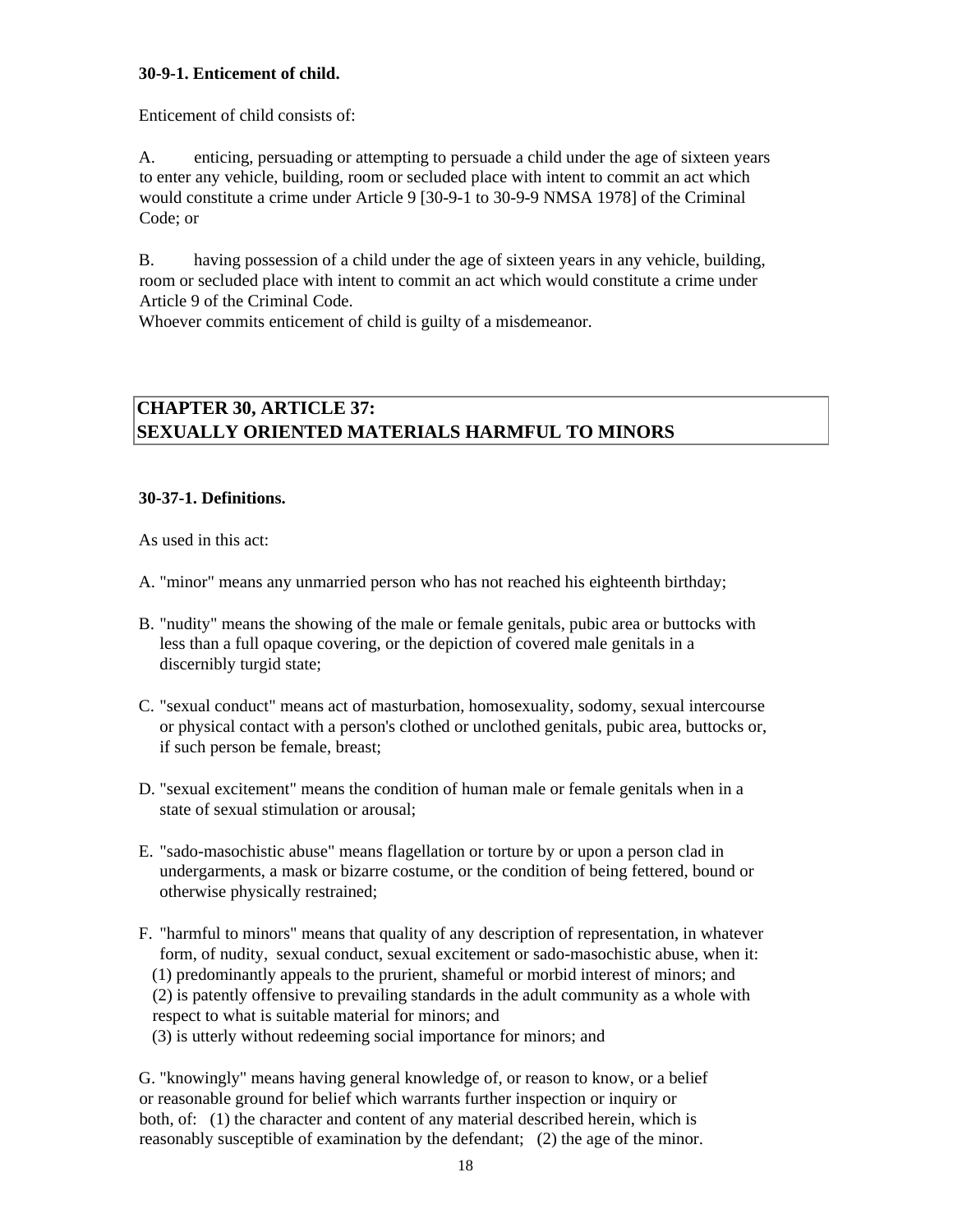**30-9-1. Enticement of child.**

Enticement of child consists of:

A. enticing, persuading or attempting to persuade a child under the age of sixteen years to enter any vehicle, building, room or secluded place with intent to commit an act which would constitute a crime under Article 9 [30-9-1 to 30-9-9 NMSA 1978] of the Criminal Code; or

B. having possession of a child under the age of sixteen years in any vehicle, building, room or secluded place with intent to commit an act which would constitute a crime under Article 9 of the Criminal Code.

Whoever commits enticement of child is guilty of a misdemeanor.

## CHAPTER 30, ARTICLE 37: SEXUALLY ORIENTED MATERIALS HARMFUL TO MINORS

**30-37-1. Definitions.**

As used in this act:

A. "minor" means any unmarried person who has not reached his eighteenth birthday;

B. "nudity" means the showing of the male or female genitals, pubic area or buttocks with less than a full opaque covering, or the depiction of covered male genitals in a discernibly turgid state;

C. "sexual conduct" means act of masturbation, homosexuality, sodomy, sexual intercourse or physical contact with a person's clothed or unclothed genitals, pubic area, buttocks or, if such person be female, breast;

D. "sexual excitement" means the condition of human male or female genitals when in a state of sexual stimulation or arousal;

E. "sado-masochistic abuse" means flagellation or torture by or upon a person clad in undergarments, a mask or bizarre costume, or the condition of being fettered, bound or otherwise physically restrained;

F. "harmful to minors" means that quality of any description of representation, in whatever form, of nudity, sexual conduct, sexual excitement or sado-masochistic abuse, when it:
(1) predominantly appeals to the prurient, shameful or morbid interest of minors; and
(2) is patently offensive to prevailing standards in the adult community as a whole with respect to what is suitable material for minors; and
(3) is utterly without redeeming social importance for minors; and

G. "knowingly" means having general knowledge of, or reason to know, or a belief or reasonable ground for belief which warrants further inspection or inquiry or both, of: (1) the character and content of any material described herein, which is reasonably susceptible of examination by the defendant; (2) the age of the minor.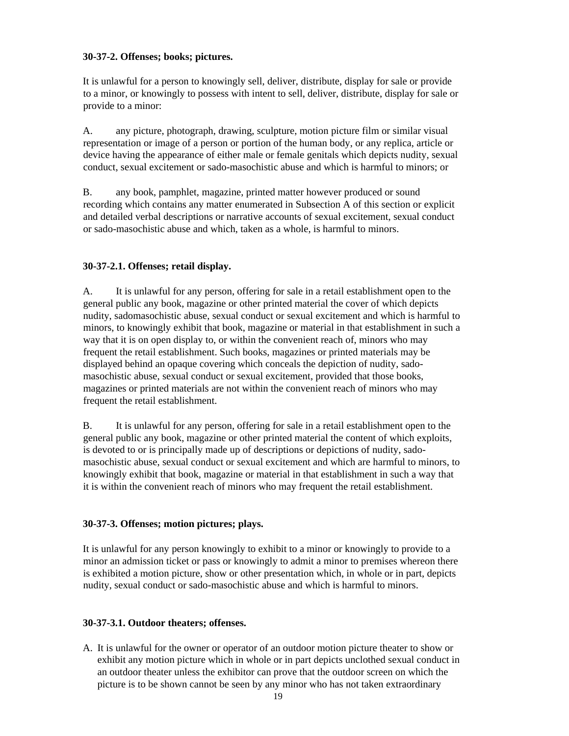**30-37-2. Offenses; books; pictures.**

It is unlawful for a person to knowingly sell, deliver, distribute, display for sale or provide to a minor, or knowingly to possess with intent to sell, deliver, distribute, display for sale or provide to a minor:

A. any picture, photograph, drawing, sculpture, motion picture film or similar visual representation or image of a person or portion of the human body, or any replica, article or device having the appearance of either male or female genitals which depicts nudity, sexual conduct, sexual excitement or sado-masochistic abuse and which is harmful to minors; or

B. any book, pamphlet, magazine, printed matter however produced or sound recording which contains any matter enumerated in Subsection A of this section or explicit and detailed verbal descriptions or narrative accounts of sexual excitement, sexual conduct or sado-masochistic abuse and which, taken as a whole, is harmful to minors.

**30-37-2.1. Offenses; retail display.**

A. It is unlawful for any person, offering for sale in a retail establishment open to the general public any book, magazine or other printed material the cover of which depicts nudity, sadomasochistic abuse, sexual conduct or sexual excitement and which is harmful to minors, to knowingly exhibit that book, magazine or material in that establishment in such a way that it is on open display to, or within the convenient reach of, minors who may frequent the retail establishment. Such books, magazines or printed materials may be displayed behind an opaque covering which conceals the depiction of nudity, sado-masochistic abuse, sexual conduct or sexual excitement, provided that those books, magazines or printed materials are not within the convenient reach of minors who may frequent the retail establishment.

B. It is unlawful for any person, offering for sale in a retail establishment open to the general public any book, magazine or other printed material the content of which exploits, is devoted to or is principally made up of descriptions or depictions of nudity, sado-masochistic abuse, sexual conduct or sexual excitement and which are harmful to minors, to knowingly exhibit that book, magazine or material in that establishment in such a way that it is within the convenient reach of minors who may frequent the retail establishment.

**30-37-3. Offenses; motion pictures; plays.**

It is unlawful for any person knowingly to exhibit to a minor or knowingly to provide to a minor an admission ticket or pass or knowingly to admit a minor to premises whereon there is exhibited a motion picture, show or other presentation which, in whole or in part, depicts nudity, sexual conduct or sado-masochistic abuse and which is harmful to minors.

**30-37-3.1. Outdoor theaters; offenses.**

A. It is unlawful for the owner or operator of an outdoor motion picture theater to show or exhibit any motion picture which in whole or in part depicts unclothed sexual conduct in an outdoor theater unless the exhibitor can prove that the outdoor screen on which the picture is to be shown cannot be seen by any minor who has not taken extraordinary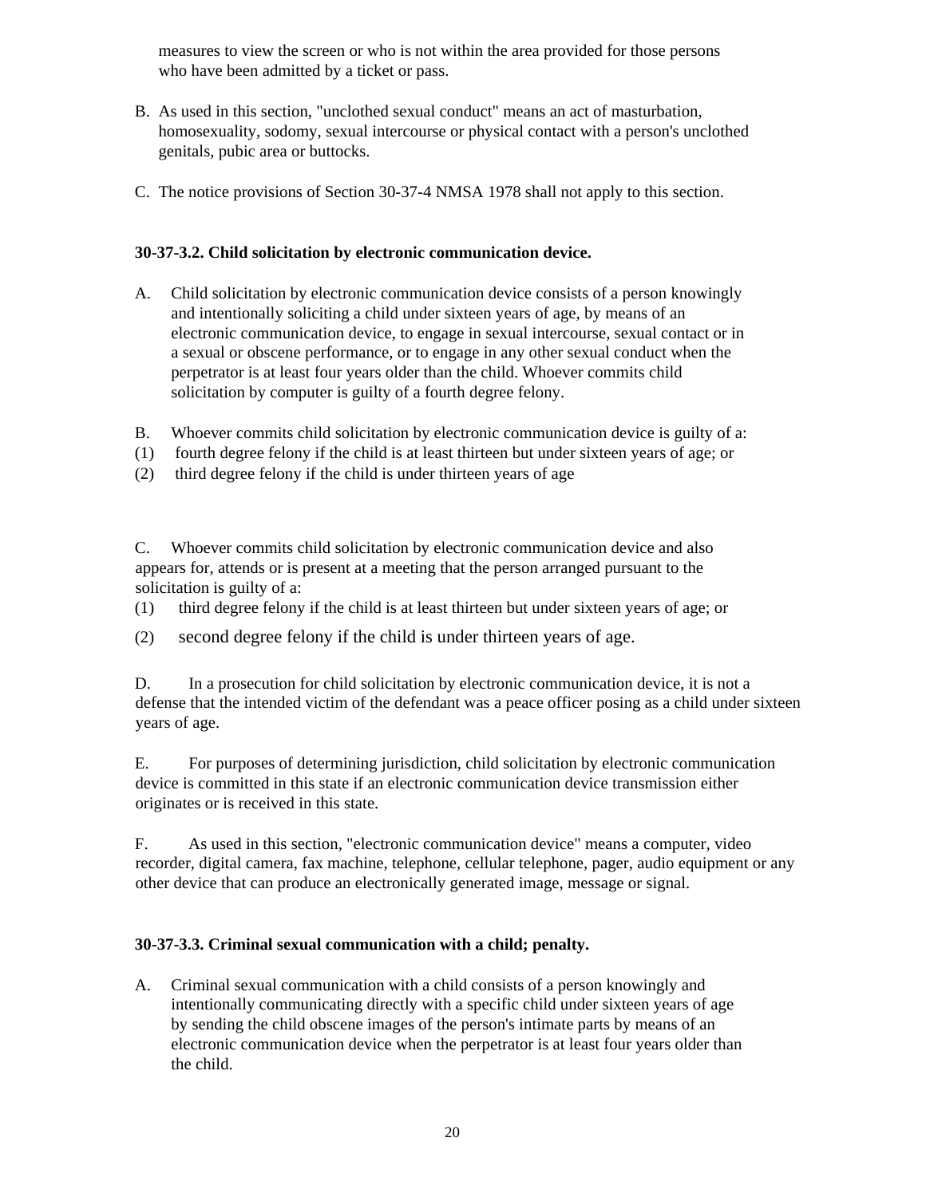measures to view the screen or who is not within the area provided for those persons who have been admitted by a ticket or pass.

B. As used in this section, "unclothed sexual conduct" means an act of masturbation, homosexuality, sodomy, sexual intercourse or physical contact with a person's unclothed genitals, pubic area or buttocks.

C. The notice provisions of Section 30-37-4 NMSA 1978 shall not apply to this section.

**30-37-3.2. Child solicitation by electronic communication device.**

A. Child solicitation by electronic communication device consists of a person knowingly and intentionally soliciting a child under sixteen years of age, by means of an electronic communication device, to engage in sexual intercourse, sexual contact or in a sexual or obscene performance, or to engage in any other sexual conduct when the perpetrator is at least four years older than the child. Whoever commits child solicitation by computer is guilty of a fourth degree felony.

B. Whoever commits child solicitation by electronic communication device is guilty of a:
(1) fourth degree felony if the child is at least thirteen but under sixteen years of age; or
(2) third degree felony if the child is under thirteen years of age

C. Whoever commits child solicitation by electronic communication device and also appears for, attends or is present at a meeting that the person arranged pursuant to the solicitation is guilty of a:
(1) third degree felony if the child is at least thirteen but under sixteen years of age; or
(2) second degree felony if the child is under thirteen years of age.

D. In a prosecution for child solicitation by electronic communication device, it is not a defense that the intended victim of the defendant was a peace officer posing as a child under sixteen years of age.

E. For purposes of determining jurisdiction, child solicitation by electronic communication device is committed in this state if an electronic communication device transmission either originates or is received in this state.

F. As used in this section, "electronic communication device" means a computer, video recorder, digital camera, fax machine, telephone, cellular telephone, pager, audio equipment or any other device that can produce an electronically generated image, message or signal.

**30-37-3.3. Criminal sexual communication with a child; penalty.**

A. Criminal sexual communication with a child consists of a person knowingly and intentionally communicating directly with a specific child under sixteen years of age by sending the child obscene images of the person's intimate parts by means of an electronic communication device when the perpetrator is at least four years older than the child.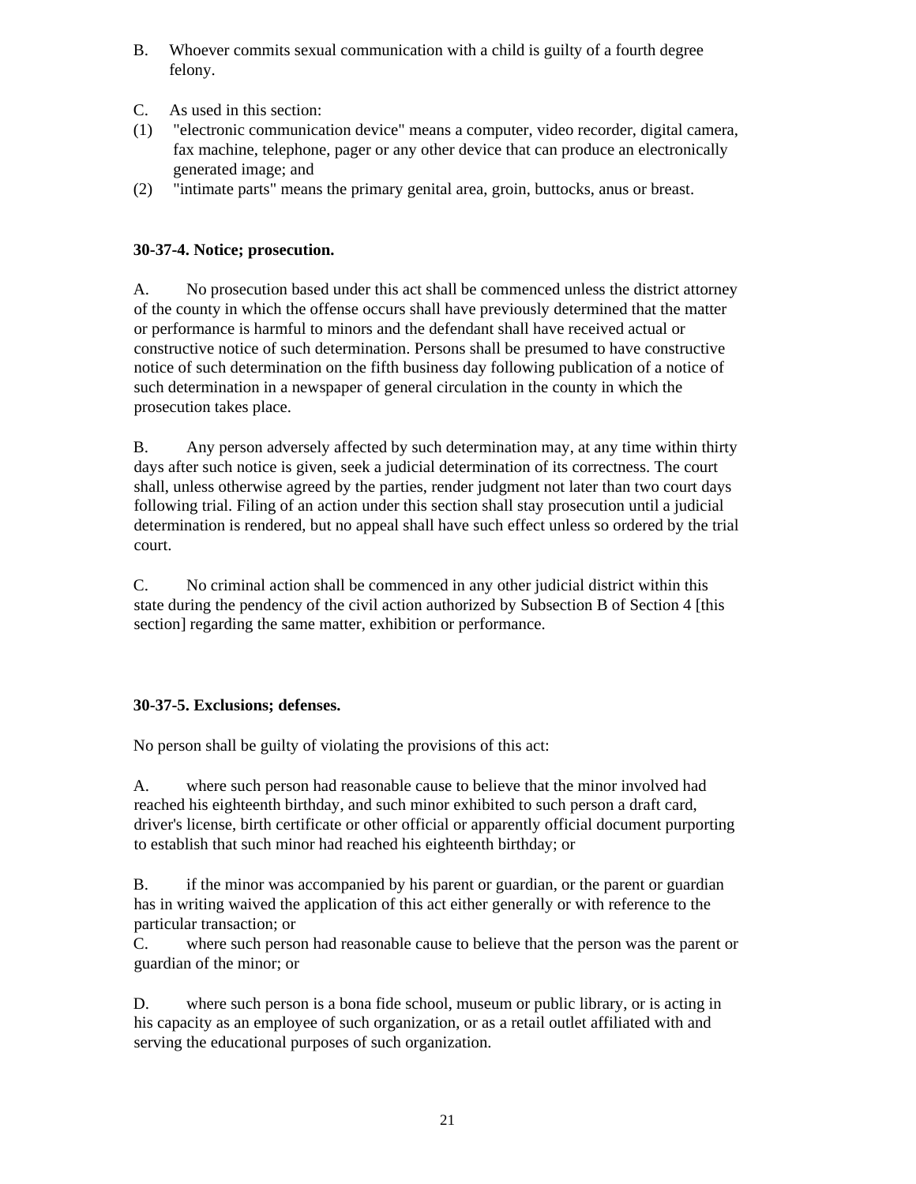B. Whoever commits sexual communication with a child is guilty of a fourth degree felony.

C. As used in this section:

(1) "electronic communication device" means a computer, video recorder, digital camera, fax machine, telephone, pager or any other device that can produce an electronically generated image; and

(2) "intimate parts" means the primary genital area, groin, buttocks, anus or breast.

**30-37-4. Notice; prosecution.**

A. No prosecution based under this act shall be commenced unless the district attorney of the county in which the offense occurs shall have previously determined that the matter or performance is harmful to minors and the defendant shall have received actual or constructive notice of such determination. Persons shall be presumed to have constructive notice of such determination on the fifth business day following publication of a notice of such determination in a newspaper of general circulation in the county in which the prosecution takes place.

B. Any person adversely affected by such determination may, at any time within thirty days after such notice is given, seek a judicial determination of its correctness. The court shall, unless otherwise agreed by the parties, render judgment not later than two court days following trial. Filing of an action under this section shall stay prosecution until a judicial determination is rendered, but no appeal shall have such effect unless so ordered by the trial court.

C. No criminal action shall be commenced in any other judicial district within this state during the pendency of the civil action authorized by Subsection B of Section 4 [this section] regarding the same matter, exhibition or performance.

**30-37-5. Exclusions; defenses.**

No person shall be guilty of violating the provisions of this act:

A. where such person had reasonable cause to believe that the minor involved had reached his eighteenth birthday, and such minor exhibited to such person a draft card, driver's license, birth certificate or other official or apparently official document purporting to establish that such minor had reached his eighteenth birthday; or

B. if the minor was accompanied by his parent or guardian, or the parent or guardian has in writing waived the application of this act either generally or with reference to the particular transaction; or

C. where such person had reasonable cause to believe that the person was the parent or guardian of the minor; or

D. where such person is a bona fide school, museum or public library, or is acting in his capacity as an employee of such organization, or as a retail outlet affiliated with and serving the educational purposes of such organization.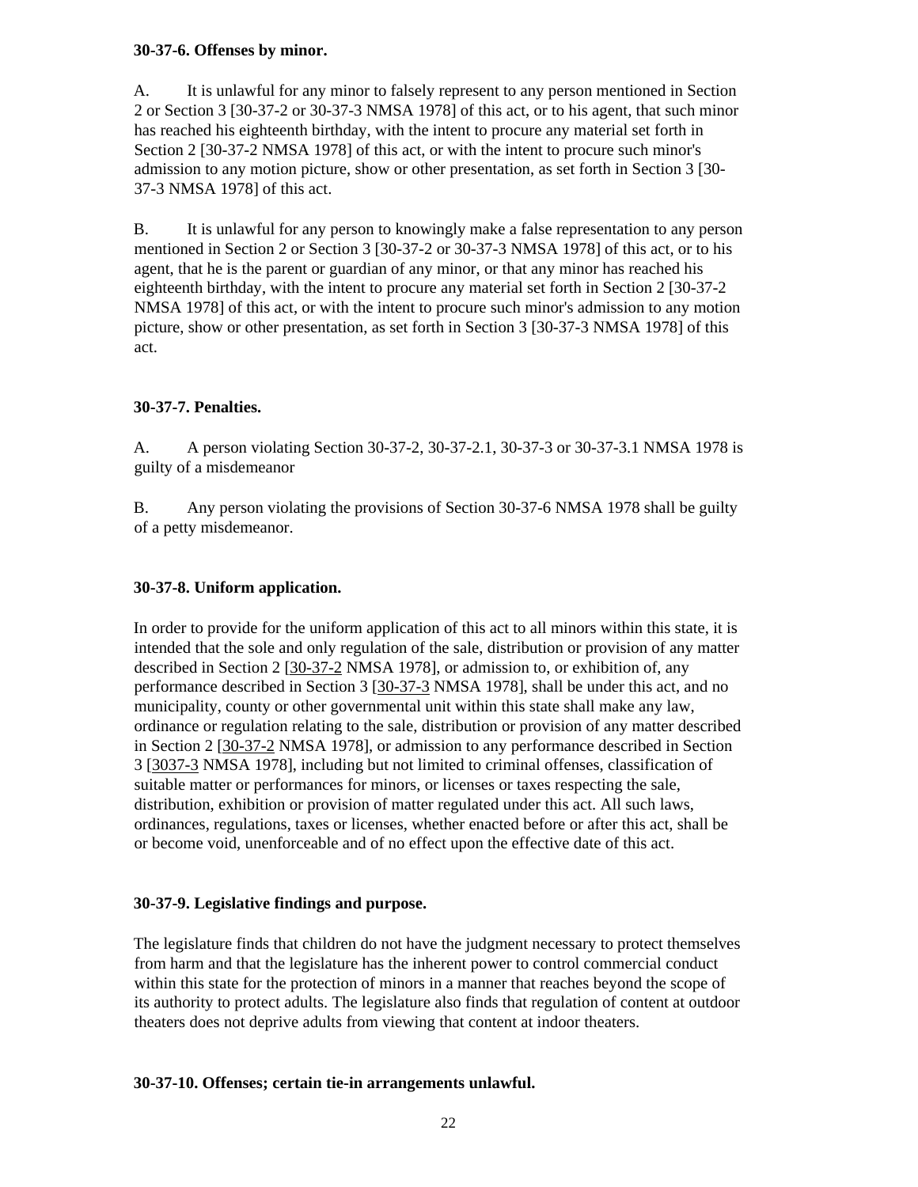**30-37-6. Offenses by minor.**

A. It is unlawful for any minor to falsely represent to any person mentioned in Section 2 or Section 3 [30-37-2 or 30-37-3 NMSA 1978] of this act, or to his agent, that such minor has reached his eighteenth birthday, with the intent to procure any material set forth in Section 2 [30-37-2 NMSA 1978] of this act, or with the intent to procure such minor's admission to any motion picture, show or other presentation, as set forth in Section 3 [30-37-3 NMSA 1978] of this act.

B. It is unlawful for any person to knowingly make a false representation to any person mentioned in Section 2 or Section 3 [30-37-2 or 30-37-3 NMSA 1978] of this act, or to his agent, that he is the parent or guardian of any minor, or that any minor has reached his eighteenth birthday, with the intent to procure any material set forth in Section 2 [30-37-2 NMSA 1978] of this act, or with the intent to procure such minor's admission to any motion picture, show or other presentation, as set forth in Section 3 [30-37-3 NMSA 1978] of this act.

**30-37-7. Penalties.**

A. A person violating Section 30-37-2, 30-37-2.1, 30-37-3 or 30-37-3.1 NMSA 1978 is guilty of a misdemeanor

B. Any person violating the provisions of Section 30-37-6 NMSA 1978 shall be guilty of a petty misdemeanor.

**30-37-8. Uniform application.**

In order to provide for the uniform application of this act to all minors within this state, it is intended that the sole and only regulation of the sale, distribution or provision of any matter described in Section 2 [30-37-2 NMSA 1978], or admission to, or exhibition of, any performance described in Section 3 [30-37-3 NMSA 1978], shall be under this act, and no municipality, county or other governmental unit within this state shall make any law, ordinance or regulation relating to the sale, distribution or provision of any matter described in Section 2 [30-37-2 NMSA 1978], or admission to any performance described in Section 3 [3037-3 NMSA 1978], including but not limited to criminal offenses, classification of suitable matter or performances for minors, or licenses or taxes respecting the sale, distribution, exhibition or provision of matter regulated under this act. All such laws, ordinances, regulations, taxes or licenses, whether enacted before or after this act, shall be or become void, unenforceable and of no effect upon the effective date of this act.

**30-37-9. Legislative findings and purpose.**

The legislature finds that children do not have the judgment necessary to protect themselves from harm and that the legislature has the inherent power to control commercial conduct within this state for the protection of minors in a manner that reaches beyond the scope of its authority to protect adults. The legislature also finds that regulation of content at outdoor theaters does not deprive adults from viewing that content at indoor theaters.

**30-37-10. Offenses; certain tie-in arrangements unlawful.**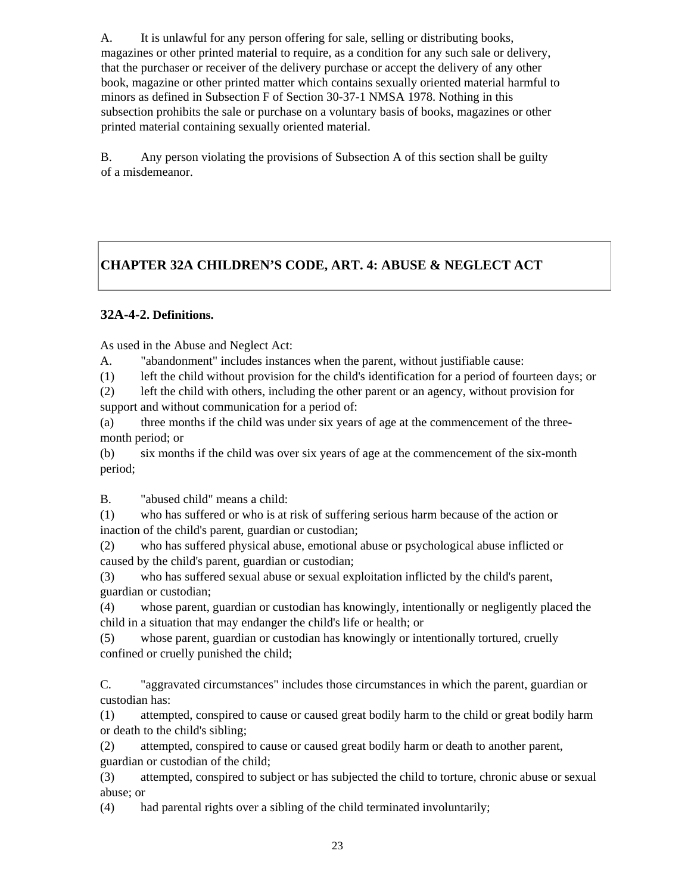A. It is unlawful for any person offering for sale, selling or distributing books, magazines or other printed material to require, as a condition for any such sale or delivery, that the purchaser or receiver of the delivery purchase or accept the delivery of any other book, magazine or other printed matter which contains sexually oriented material harmful to minors as defined in Subsection F of Section 30-37-1 NMSA 1978. Nothing in this subsection prohibits the sale or purchase on a voluntary basis of books, magazines or other printed material containing sexually oriented material.

B. Any person violating the provisions of Subsection A of this section shall be guilty of a misdemeanor.

## CHAPTER 32A CHILDREN'S CODE, ART. 4: ABUSE & NEGLECT ACT

### 32A-4-2. Definitions.

As used in the Abuse and Neglect Act:

A. "abandonment" includes instances when the parent, without justifiable cause:

(1) left the child without provision for the child's identification for a period of fourteen days; or

(2) left the child with others, including the other parent or an agency, without provision for support and without communication for a period of:

(a) three months if the child was under six years of age at the commencement of the three-month period; or

(b) six months if the child was over six years of age at the commencement of the six-month period;

B. "abused child" means a child:

(1) who has suffered or who is at risk of suffering serious harm because of the action or inaction of the child's parent, guardian or custodian;

(2) who has suffered physical abuse, emotional abuse or psychological abuse inflicted or caused by the child's parent, guardian or custodian;

(3) who has suffered sexual abuse or sexual exploitation inflicted by the child's parent, guardian or custodian;

(4) whose parent, guardian or custodian has knowingly, intentionally or negligently placed the child in a situation that may endanger the child's life or health; or

(5) whose parent, guardian or custodian has knowingly or intentionally tortured, cruelly confined or cruelly punished the child;

C. "aggravated circumstances" includes those circumstances in which the parent, guardian or custodian has:

(1) attempted, conspired to cause or caused great bodily harm to the child or great bodily harm or death to the child's sibling;

(2) attempted, conspired to cause or caused great bodily harm or death to another parent, guardian or custodian of the child;

(3) attempted, conspired to subject or has subjected the child to torture, chronic abuse or sexual abuse; or

(4) had parental rights over a sibling of the child terminated involuntarily;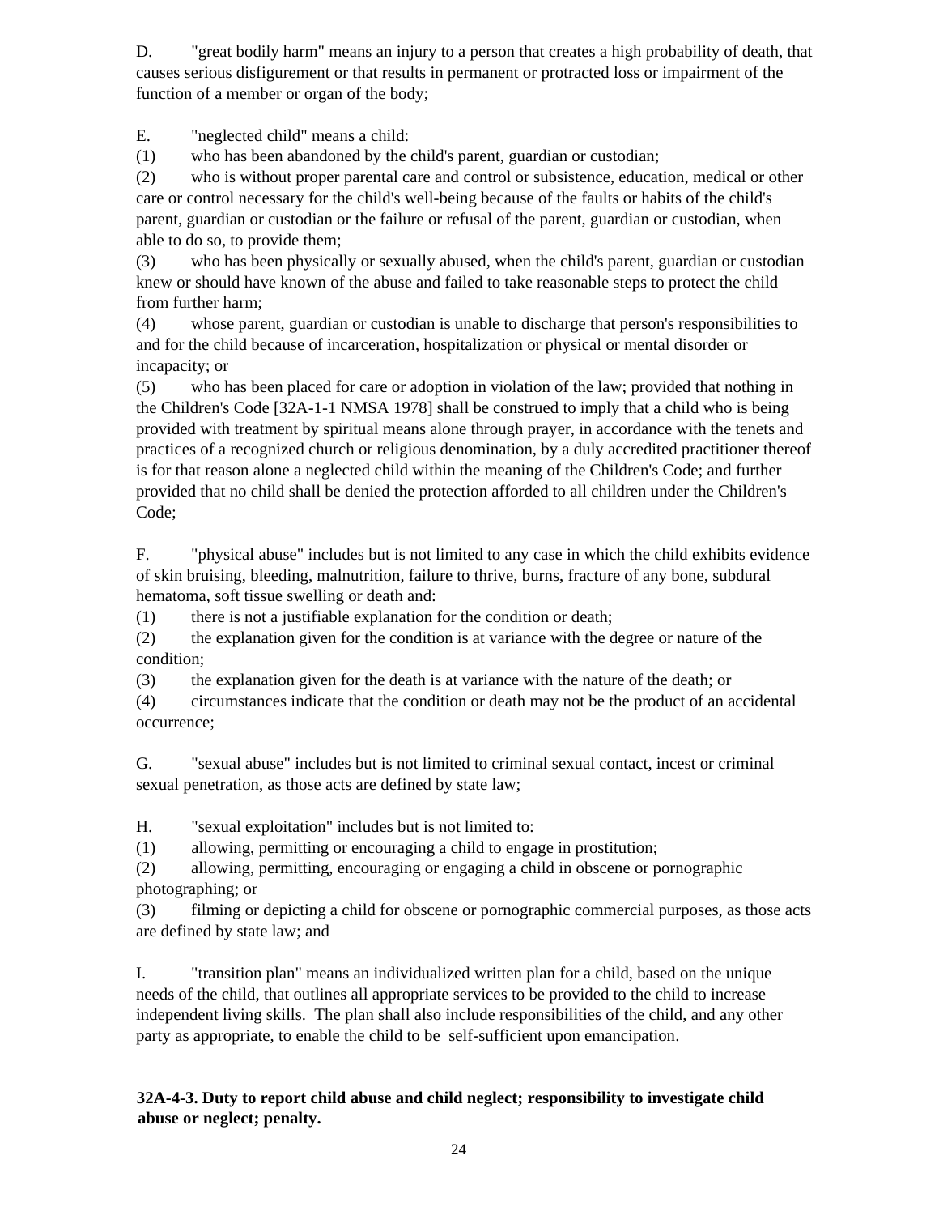D. "great bodily harm" means an injury to a person that creates a high probability of death, that causes serious disfigurement or that results in permanent or protracted loss or impairment of the function of a member or organ of the body;

E. "neglected child" means a child:
(1) who has been abandoned by the child's parent, guardian or custodian;
(2) who is without proper parental care and control or subsistence, education, medical or other care or control necessary for the child's well-being because of the faults or habits of the child's parent, guardian or custodian or the failure or refusal of the parent, guardian or custodian, when able to do so, to provide them;
(3) who has been physically or sexually abused, when the child's parent, guardian or custodian knew or should have known of the abuse and failed to take reasonable steps to protect the child from further harm;
(4) whose parent, guardian or custodian is unable to discharge that person's responsibilities to and for the child because of incarceration, hospitalization or physical or mental disorder or incapacity; or
(5) who has been placed for care or adoption in violation of the law; provided that nothing in the Children's Code [32A-1-1 NMSA 1978] shall be construed to imply that a child who is being provided with treatment by spiritual means alone through prayer, in accordance with the tenets and practices of a recognized church or religious denomination, by a duly accredited practitioner thereof is for that reason alone a neglected child within the meaning of the Children's Code; and further provided that no child shall be denied the protection afforded to all children under the Children's Code;

F. "physical abuse" includes but is not limited to any case in which the child exhibits evidence of skin bruising, bleeding, malnutrition, failure to thrive, burns, fracture of any bone, subdural hematoma, soft tissue swelling or death and:
(1) there is not a justifiable explanation for the condition or death;
(2) the explanation given for the condition is at variance with the degree or nature of the condition;
(3) the explanation given for the death is at variance with the nature of the death; or
(4) circumstances indicate that the condition or death may not be the product of an accidental occurrence;

G. "sexual abuse" includes but is not limited to criminal sexual contact, incest or criminal sexual penetration, as those acts are defined by state law;

H. "sexual exploitation" includes but is not limited to:
(1) allowing, permitting or encouraging a child to engage in prostitution;
(2) allowing, permitting, encouraging or engaging a child in obscene or pornographic photographing; or
(3) filming or depicting a child for obscene or pornographic commercial purposes, as those acts are defined by state law; and

I. "transition plan" means an individualized written plan for a child, based on the unique needs of the child, that outlines all appropriate services to be provided to the child to increase independent living skills. The plan shall also include responsibilities of the child, and any other party as appropriate, to enable the child to be self-sufficient upon emancipation.

**32A-4-3. Duty to report child abuse and child neglect; responsibility to investigate child abuse or neglect; penalty.**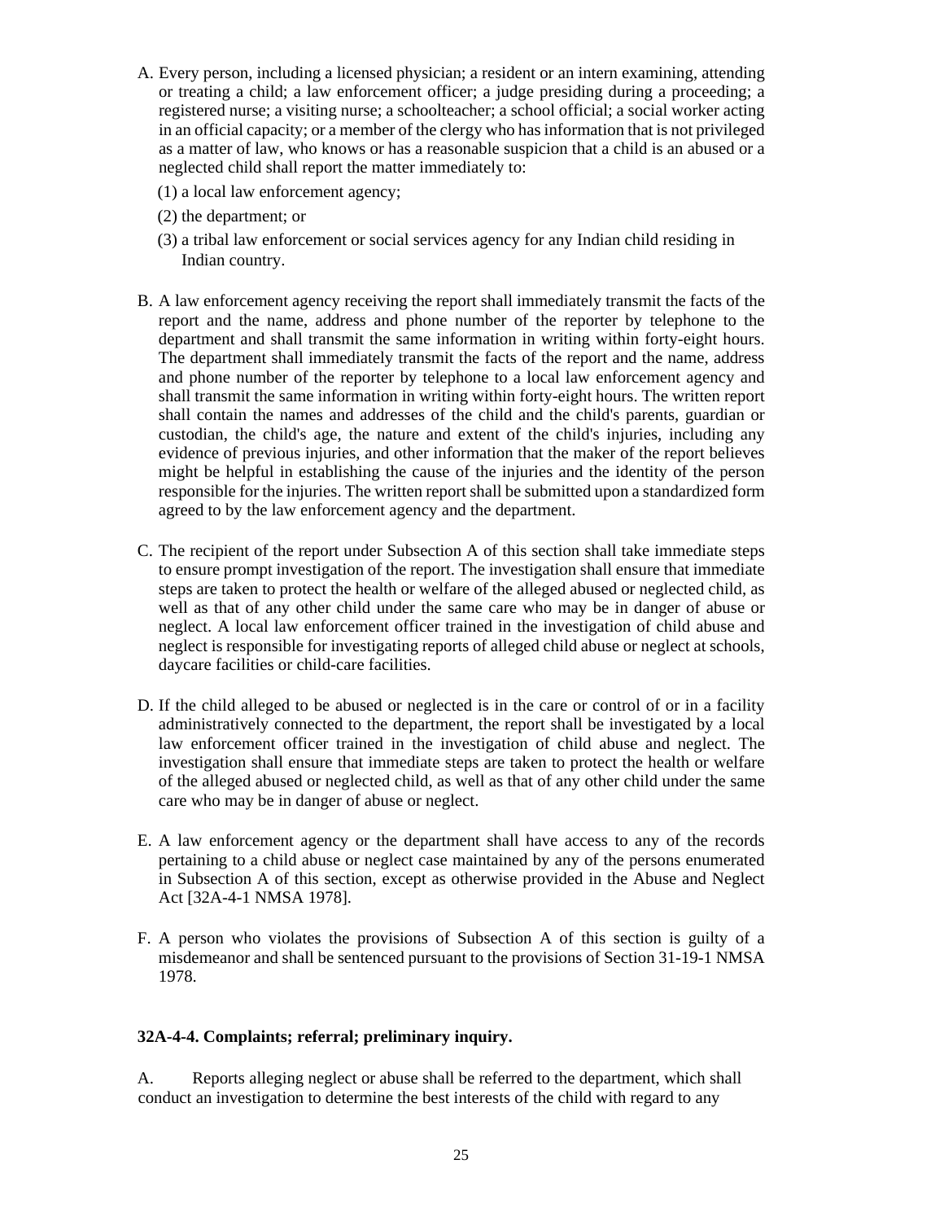A. Every person, including a licensed physician; a resident or an intern examining, attending or treating a child; a law enforcement officer; a judge presiding during a proceeding; a registered nurse; a visiting nurse; a schoolteacher; a school official; a social worker acting in an official capacity; or a member of the clergy who has information that is not privileged as a matter of law, who knows or has a reasonable suspicion that a child is an abused or a neglected child shall report the matter immediately to:

   (1) a local law enforcement agency;

   (2) the department; or

   (3) a tribal law enforcement or social services agency for any Indian child residing in Indian country.

B. A law enforcement agency receiving the report shall immediately transmit the facts of the report and the name, address and phone number of the reporter by telephone to the department and shall transmit the same information in writing within forty-eight hours. The department shall immediately transmit the facts of the report and the name, address and phone number of the reporter by telephone to a local law enforcement agency and shall transmit the same information in writing within forty-eight hours. The written report shall contain the names and addresses of the child and the child's parents, guardian or custodian, the child's age, the nature and extent of the child's injuries, including any evidence of previous injuries, and other information that the maker of the report believes might be helpful in establishing the cause of the injuries and the identity of the person responsible for the injuries. The written report shall be submitted upon a standardized form agreed to by the law enforcement agency and the department.

C. The recipient of the report under Subsection A of this section shall take immediate steps to ensure prompt investigation of the report. The investigation shall ensure that immediate steps are taken to protect the health or welfare of the alleged abused or neglected child, as well as that of any other child under the same care who may be in danger of abuse or neglect. A local law enforcement officer trained in the investigation of child abuse and neglect is responsible for investigating reports of alleged child abuse or neglect at schools, daycare facilities or child-care facilities.

D. If the child alleged to be abused or neglected is in the care or control of or in a facility administratively connected to the department, the report shall be investigated by a local law enforcement officer trained in the investigation of child abuse and neglect. The investigation shall ensure that immediate steps are taken to protect the health or welfare of the alleged abused or neglected child, as well as that of any other child under the same care who may be in danger of abuse or neglect.

E. A law enforcement agency or the department shall have access to any of the records pertaining to a child abuse or neglect case maintained by any of the persons enumerated in Subsection A of this section, except as otherwise provided in the Abuse and Neglect Act [32A-4-1 NMSA 1978].

F. A person who violates the provisions of Subsection A of this section is guilty of a misdemeanor and shall be sentenced pursuant to the provisions of Section 31-19-1 NMSA 1978.

**32A-4-4. Complaints; referral; preliminary inquiry.**

A. Reports alleging neglect or abuse shall be referred to the department, which shall conduct an investigation to determine the best interests of the child with regard to any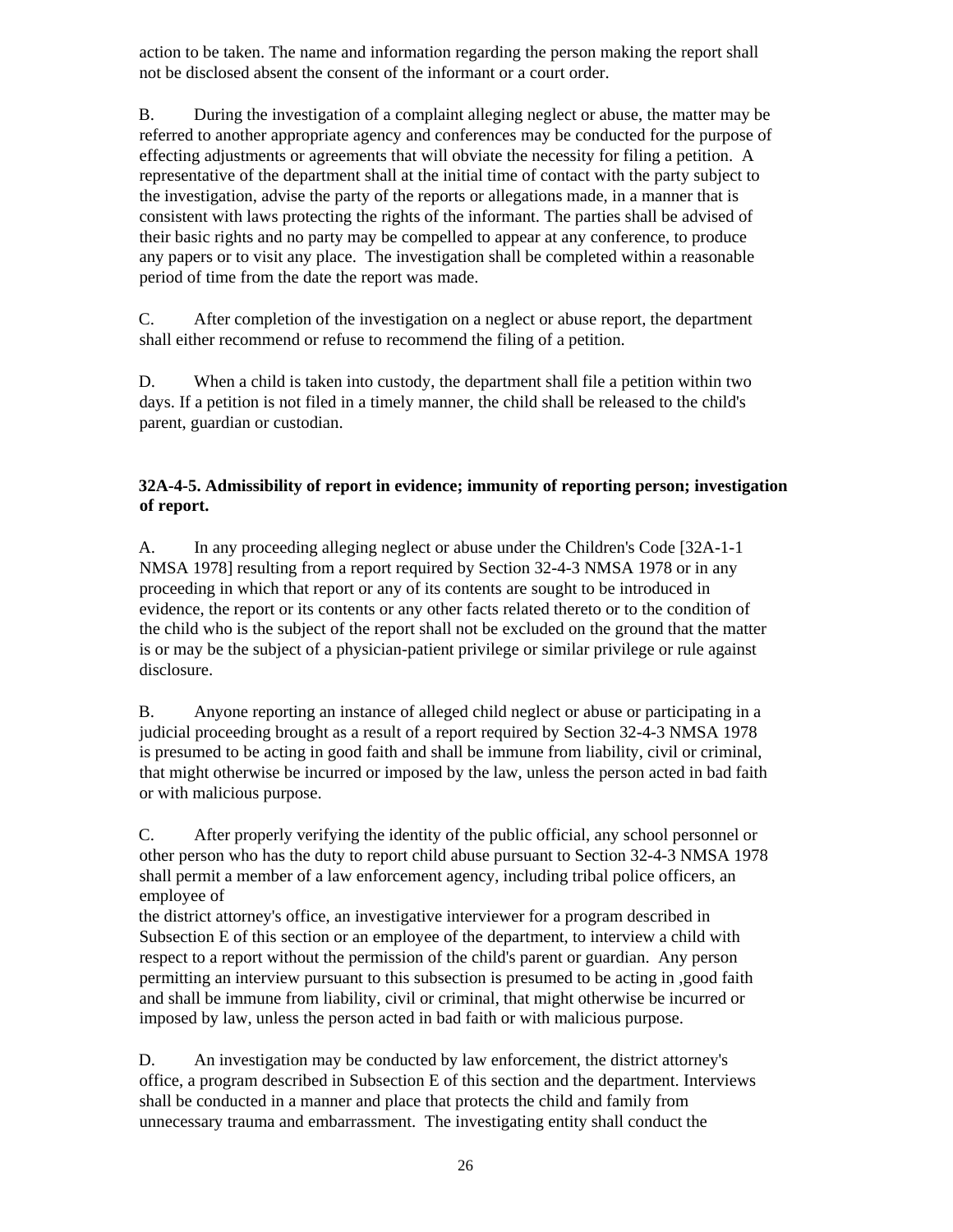action to be taken. The name and information regarding the person making the report shall not be disclosed absent the consent of the informant or a court order.

B. During the investigation of a complaint alleging neglect or abuse, the matter may be referred to another appropriate agency and conferences may be conducted for the purpose of effecting adjustments or agreements that will obviate the necessity for filing a petition. A representative of the department shall at the initial time of contact with the party subject to the investigation, advise the party of the reports or allegations made, in a manner that is consistent with laws protecting the rights of the informant. The parties shall be advised of their basic rights and no party may be compelled to appear at any conference, to produce any papers or to visit any place. The investigation shall be completed within a reasonable period of time from the date the report was made.

C. After completion of the investigation on a neglect or abuse report, the department shall either recommend or refuse to recommend the filing of a petition.

D. When a child is taken into custody, the department shall file a petition within two days. If a petition is not filed in a timely manner, the child shall be released to the child's parent, guardian or custodian.

**32A-4-5. Admissibility of report in evidence; immunity of reporting person; investigation of report.**

A. In any proceeding alleging neglect or abuse under the Children's Code [32A-1-1 NMSA 1978] resulting from a report required by Section 32-4-3 NMSA 1978 or in any proceeding in which that report or any of its contents are sought to be introduced in evidence, the report or its contents or any other facts related thereto or to the condition of the child who is the subject of the report shall not be excluded on the ground that the matter is or may be the subject of a physician-patient privilege or similar privilege or rule against disclosure.

B. Anyone reporting an instance of alleged child neglect or abuse or participating in a judicial proceeding brought as a result of a report required by Section 32-4-3 NMSA 1978 is presumed to be acting in good faith and shall be immune from liability, civil or criminal, that might otherwise be incurred or imposed by the law, unless the person acted in bad faith or with malicious purpose.

C. After properly verifying the identity of the public official, any school personnel or other person who has the duty to report child abuse pursuant to Section 32-4-3 NMSA 1978 shall permit a member of a law enforcement agency, including tribal police officers, an employee of the district attorney's office, an investigative interviewer for a program described in Subsection E of this section or an employee of the department, to interview a child with respect to a report without the permission of the child's parent or guardian. Any person permitting an interview pursuant to this subsection is presumed to be acting in ,good faith and shall be immune from liability, civil or criminal, that might otherwise be incurred or imposed by law, unless the person acted in bad faith or with malicious purpose.

D. An investigation may be conducted by law enforcement, the district attorney's office, a program described in Subsection E of this section and the department. Interviews shall be conducted in a manner and place that protects the child and family from unnecessary trauma and embarrassment. The investigating entity shall conduct the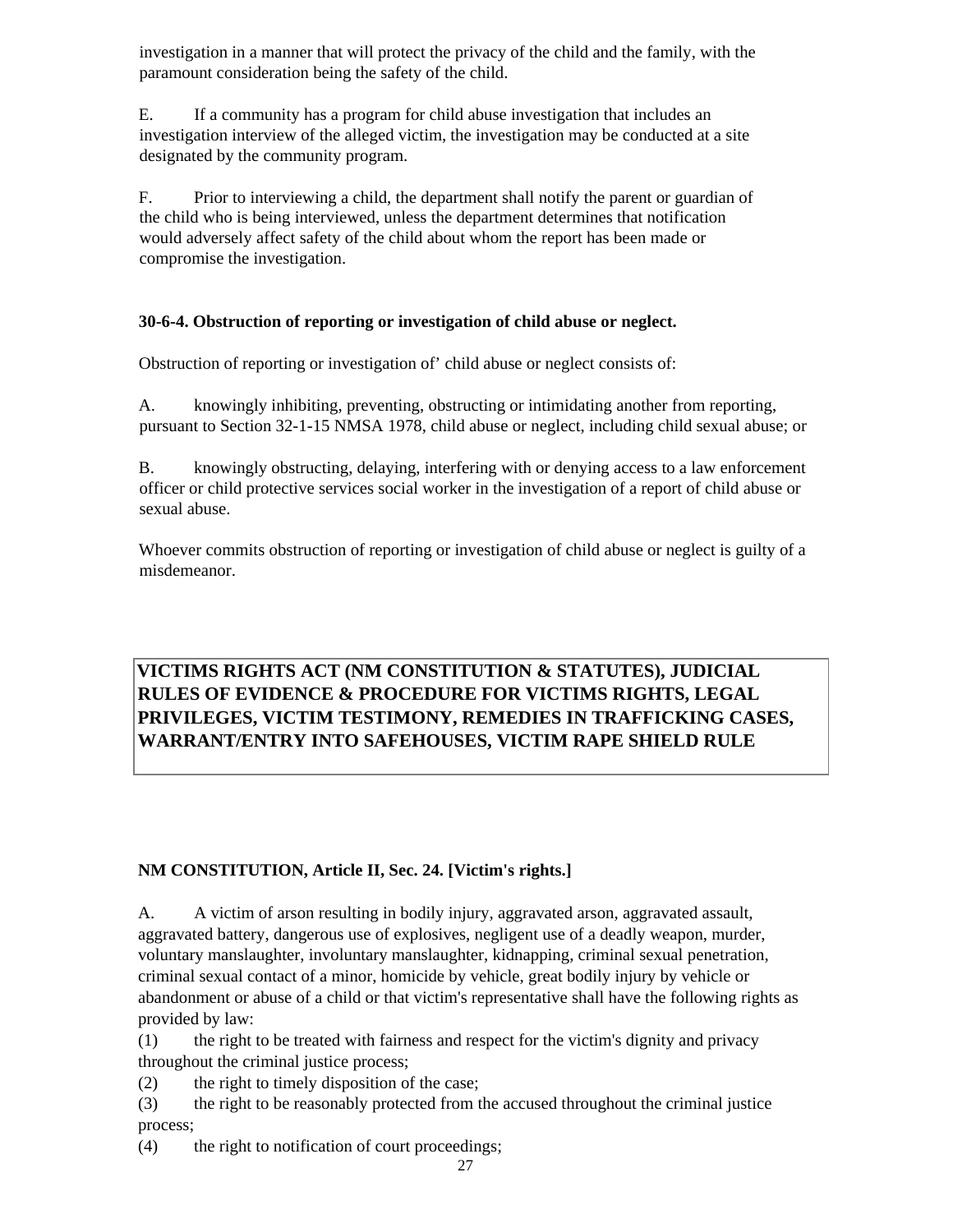investigation in a manner that will protect the privacy of the child and the family, with the paramount consideration being the safety of the child.

E. If a community has a program for child abuse investigation that includes an investigation interview of the alleged victim, the investigation may be conducted at a site designated by the community program.

F. Prior to interviewing a child, the department shall notify the parent or guardian of the child who is being interviewed, unless the department determines that notification would adversely affect safety of the child about whom the report has been made or compromise the investigation.

**30-6-4. Obstruction of reporting or investigation of child abuse or neglect.**

Obstruction of reporting or investigation of' child abuse or neglect consists of:

A. knowingly inhibiting, preventing, obstructing or intimidating another from reporting, pursuant to Section 32-1-15 NMSA 1978, child abuse or neglect, including child sexual abuse; or

B. knowingly obstructing, delaying, interfering with or denying access to a law enforcement officer or child protective services social worker in the investigation of a report of child abuse or sexual abuse.

Whoever commits obstruction of reporting or investigation of child abuse or neglect is guilty of a misdemeanor.

## VICTIMS RIGHTS ACT (NM CONSTITUTION & STATUTES), JUDICIAL RULES OF EVIDENCE & PROCEDURE FOR VICTIMS RIGHTS, LEGAL PRIVILEGES, VICTIM TESTIMONY, REMEDIES IN TRAFFICKING CASES, WARRANT/ENTRY INTO SAFEHOUSES, VICTIM RAPE SHIELD RULE

**NM CONSTITUTION, Article II, Sec. 24. [Victim's rights.]**

A. A victim of arson resulting in bodily injury, aggravated arson, aggravated assault, aggravated battery, dangerous use of explosives, negligent use of a deadly weapon, murder, voluntary manslaughter, involuntary manslaughter, kidnapping, criminal sexual penetration, criminal sexual contact of a minor, homicide by vehicle, great bodily injury by vehicle or abandonment or abuse of a child or that victim's representative shall have the following rights as provided by law:

(1) the right to be treated with fairness and respect for the victim's dignity and privacy throughout the criminal justice process;

(2) the right to timely disposition of the case;

(3) the right to be reasonably protected from the accused throughout the criminal justice process;

(4) the right to notification of court proceedings;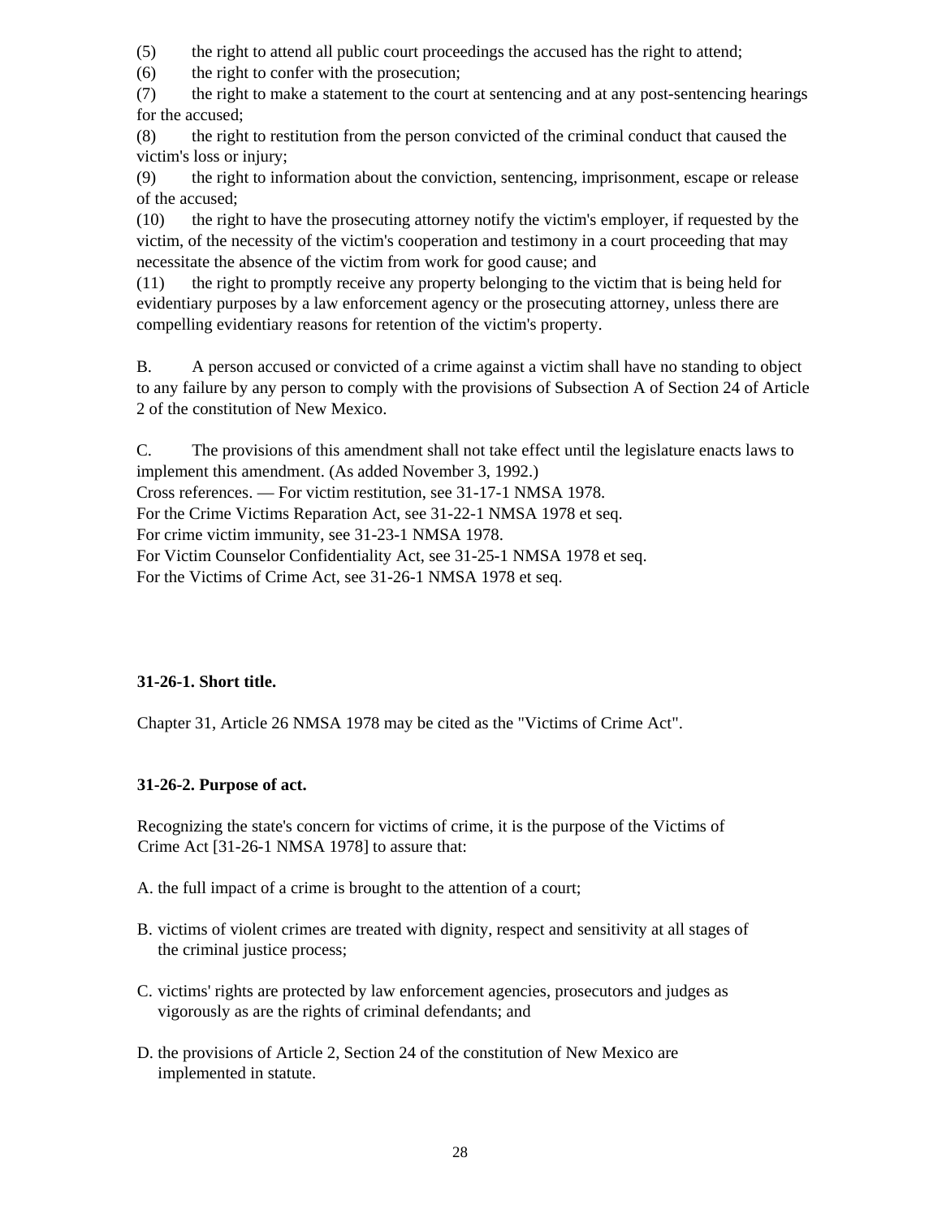(5) the right to attend all public court proceedings the accused has the right to attend;

(6) the right to confer with the prosecution;

(7) the right to make a statement to the court at sentencing and at any post-sentencing hearings for the accused;

(8) the right to restitution from the person convicted of the criminal conduct that caused the victim's loss or injury;

(9) the right to information about the conviction, sentencing, imprisonment, escape or release of the accused;

(10) the right to have the prosecuting attorney notify the victim's employer, if requested by the victim, of the necessity of the victim's cooperation and testimony in a court proceeding that may necessitate the absence of the victim from work for good cause; and

(11) the right to promptly receive any property belonging to the victim that is being held for evidentiary purposes by a law enforcement agency or the prosecuting attorney, unless there are compelling evidentiary reasons for retention of the victim's property.

B. A person accused or convicted of a crime against a victim shall have no standing to object to any failure by any person to comply with the provisions of Subsection A of Section 24 of Article 2 of the constitution of New Mexico.

C. The provisions of this amendment shall not take effect until the legislature enacts laws to implement this amendment. (As added November 3, 1992.)

Cross references. — For victim restitution, see 31-17-1 NMSA 1978.

For the Crime Victims Reparation Act, see 31-22-1 NMSA 1978 et seq.

For crime victim immunity, see 31-23-1 NMSA 1978.

For Victim Counselor Confidentiality Act, see 31-25-1 NMSA 1978 et seq.

For the Victims of Crime Act, see 31-26-1 NMSA 1978 et seq.

**31-26-1. Short title.**

Chapter 31, Article 26 NMSA 1978 may be cited as the "Victims of Crime Act".

**31-26-2. Purpose of act.**

Recognizing the state's concern for victims of crime, it is the purpose of the Victims of Crime Act [31-26-1 NMSA 1978] to assure that:

A. the full impact of a crime is brought to the attention of a court;

B. victims of violent crimes are treated with dignity, respect and sensitivity at all stages of the criminal justice process;

C. victims' rights are protected by law enforcement agencies, prosecutors and judges as vigorously as are the rights of criminal defendants; and

D. the provisions of Article 2, Section 24 of the constitution of New Mexico are implemented in statute.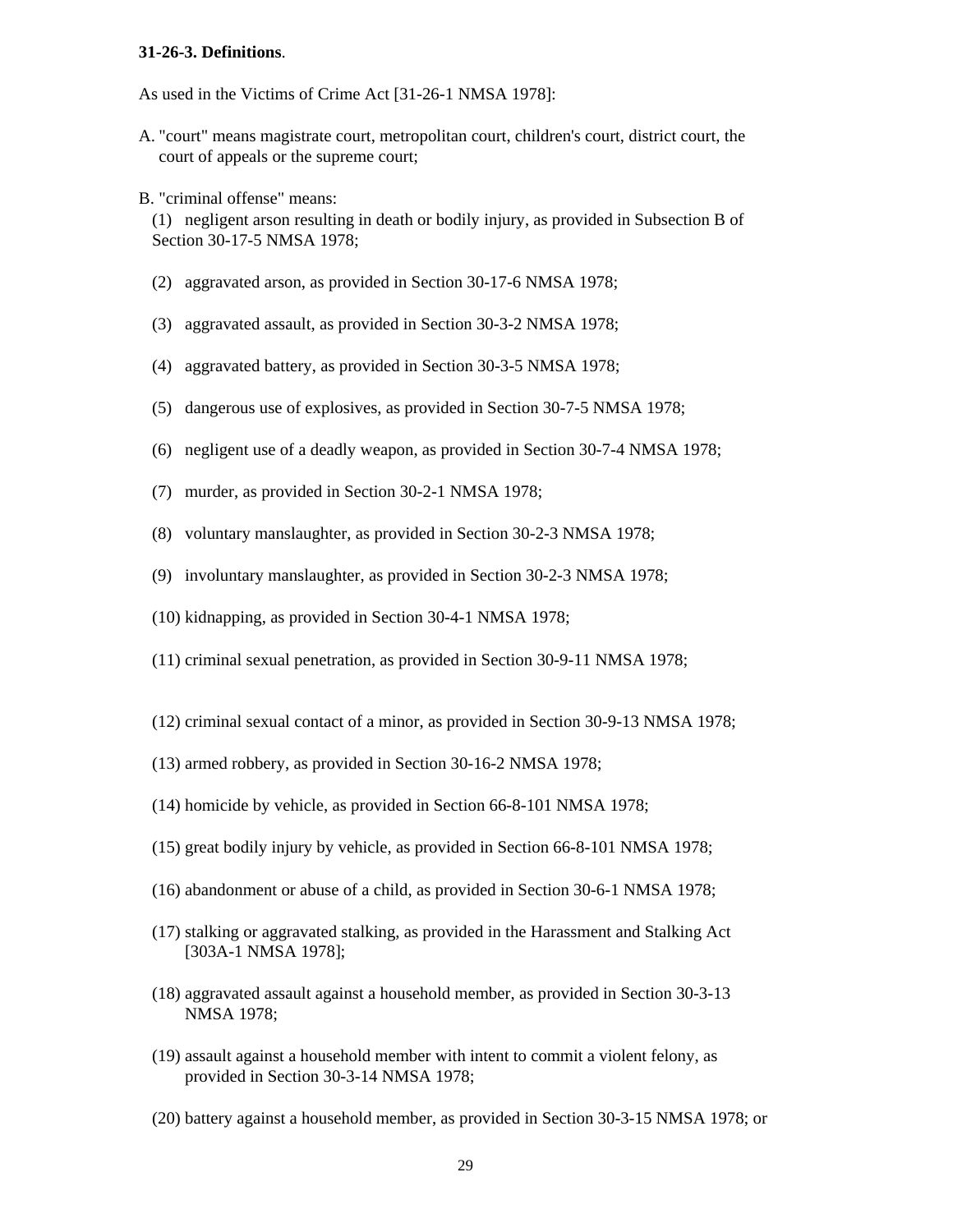**31-26-3. Definitions**.

As used in the Victims of Crime Act [31-26-1 NMSA 1978]:

A. "court" means magistrate court, metropolitan court, children's court, district court, the court of appeals or the supreme court;

B. "criminal offense" means:

(1) negligent arson resulting in death or bodily injury, as provided in Subsection B of Section 30-17-5 NMSA 1978;

(2) aggravated arson, as provided in Section 30-17-6 NMSA 1978;

(3) aggravated assault, as provided in Section 30-3-2 NMSA 1978;

(4) aggravated battery, as provided in Section 30-3-5 NMSA 1978;

(5) dangerous use of explosives, as provided in Section 30-7-5 NMSA 1978;

(6) negligent use of a deadly weapon, as provided in Section 30-7-4 NMSA 1978;

(7) murder, as provided in Section 30-2-1 NMSA 1978;

(8) voluntary manslaughter, as provided in Section 30-2-3 NMSA 1978;

(9) involuntary manslaughter, as provided in Section 30-2-3 NMSA 1978;

(10) kidnapping, as provided in Section 30-4-1 NMSA 1978;

(11) criminal sexual penetration, as provided in Section 30-9-11 NMSA 1978;

(12) criminal sexual contact of a minor, as provided in Section 30-9-13 NMSA 1978;

(13) armed robbery, as provided in Section 30-16-2 NMSA 1978;

(14) homicide by vehicle, as provided in Section 66-8-101 NMSA 1978;

(15) great bodily injury by vehicle, as provided in Section 66-8-101 NMSA 1978;

(16) abandonment or abuse of a child, as provided in Section 30-6-1 NMSA 1978;

(17) stalking or aggravated stalking, as provided in the Harassment and Stalking Act [303A-1 NMSA 1978];

(18) aggravated assault against a household member, as provided in Section 30-3-13 NMSA 1978;

(19) assault against a household member with intent to commit a violent felony, as provided in Section 30-3-14 NMSA 1978;

(20) battery against a household member, as provided in Section 30-3-15 NMSA 1978; or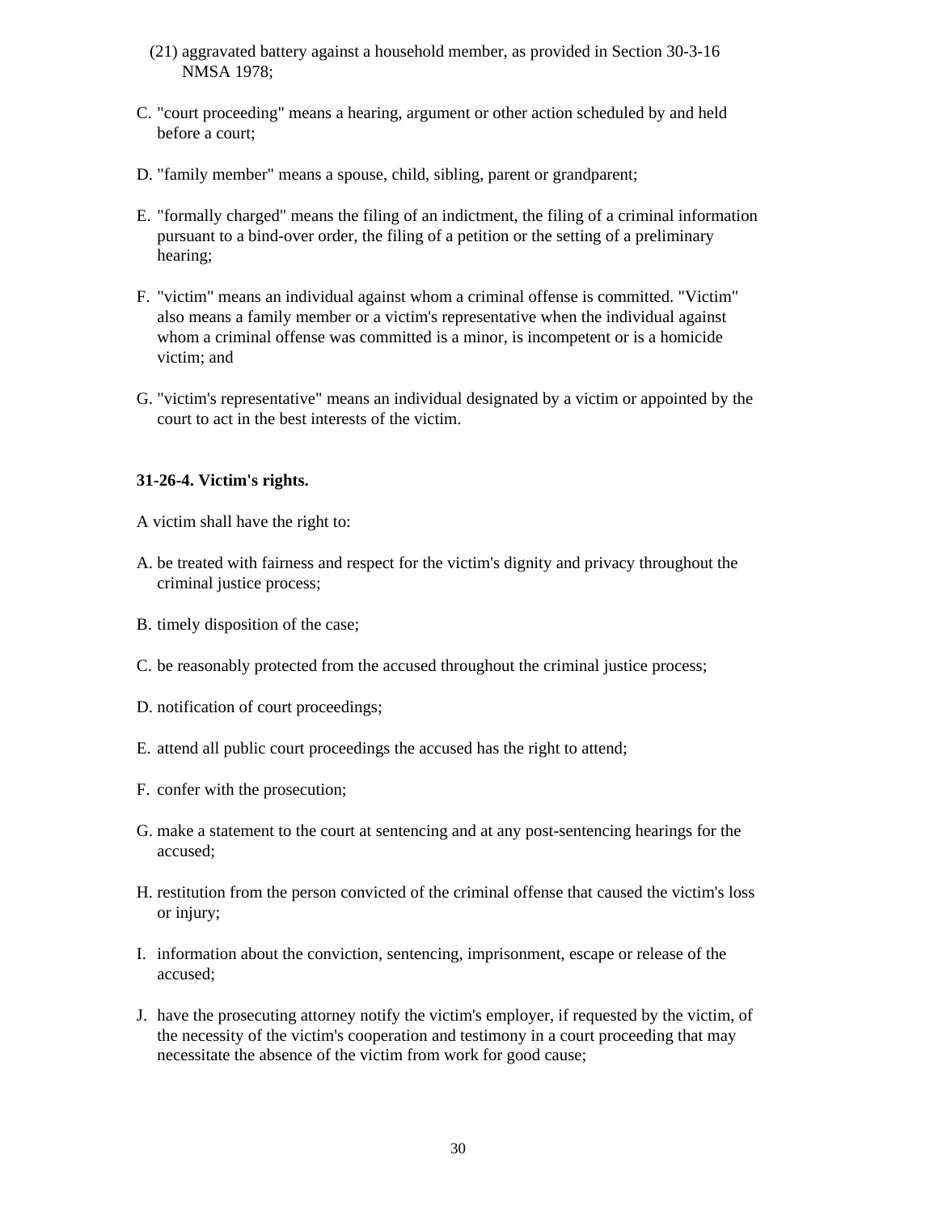(21) aggravated battery against a household member, as provided in Section 30-3-16 NMSA 1978;

C. "court proceeding" means a hearing, argument or other action scheduled by and held before a court;

D. "family member" means a spouse, child, sibling, parent or grandparent;

E. "formally charged" means the filing of an indictment, the filing of a criminal information pursuant to a bind-over order, the filing of a petition or the setting of a preliminary hearing;

F. "victim" means an individual against whom a criminal offense is committed. "Victim" also means a family member or a victim's representative when the individual against whom a criminal offense was committed is a minor, is incompetent or is a homicide victim; and

G. "victim's representative" means an individual designated by a victim or appointed by the court to act in the best interests of the victim.

**31-26-4. Victim's rights.**

A victim shall have the right to:

A. be treated with fairness and respect for the victim's dignity and privacy throughout the criminal justice process;

B. timely disposition of the case;

C. be reasonably protected from the accused throughout the criminal justice process;

D. notification of court proceedings;

E. attend all public court proceedings the accused has the right to attend;

F. confer with the prosecution;

G. make a statement to the court at sentencing and at any post-sentencing hearings for the accused;

H. restitution from the person convicted of the criminal offense that caused the victim's loss or injury;

I. information about the conviction, sentencing, imprisonment, escape or release of the accused;

J. have the prosecuting attorney notify the victim's employer, if requested by the victim, of the necessity of the victim's cooperation and testimony in a court proceeding that may necessitate the absence of the victim from work for good cause;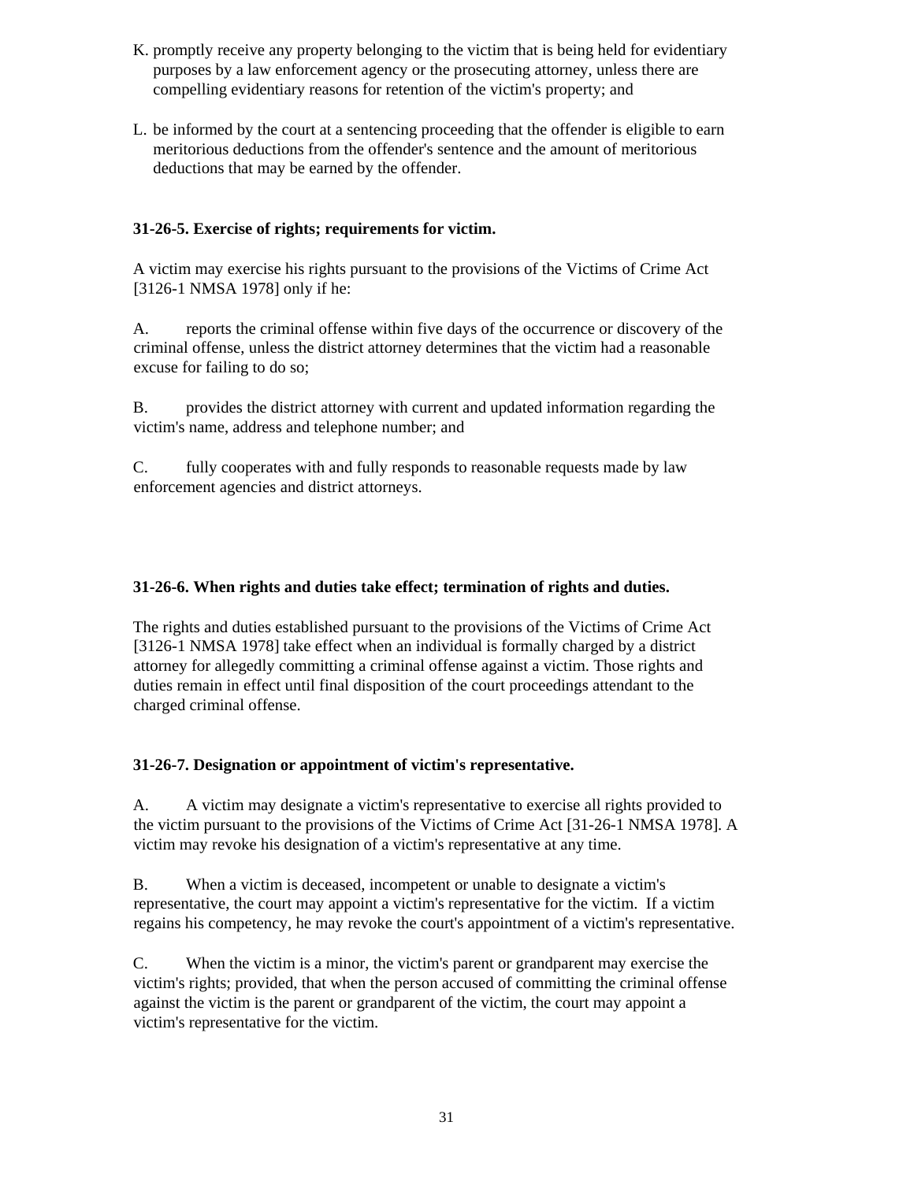K. promptly receive any property belonging to the victim that is being held for evidentiary purposes by a law enforcement agency or the prosecuting attorney, unless there are compelling evidentiary reasons for retention of the victim's property; and

L. be informed by the court at a sentencing proceeding that the offender is eligible to earn meritorious deductions from the offender's sentence and the amount of meritorious deductions that may be earned by the offender.

**31-26-5. Exercise of rights; requirements for victim.**

A victim may exercise his rights pursuant to the provisions of the Victims of Crime Act [3126-1 NMSA 1978] only if he:

A. reports the criminal offense within five days of the occurrence or discovery of the criminal offense, unless the district attorney determines that the victim had a reasonable excuse for failing to do so;

B. provides the district attorney with current and updated information regarding the victim's name, address and telephone number; and

C. fully cooperates with and fully responds to reasonable requests made by law enforcement agencies and district attorneys.

**31-26-6. When rights and duties take effect; termination of rights and duties.**

The rights and duties established pursuant to the provisions of the Victims of Crime Act [3126-1 NMSA 1978] take effect when an individual is formally charged by a district attorney for allegedly committing a criminal offense against a victim. Those rights and duties remain in effect until final disposition of the court proceedings attendant to the charged criminal offense.

**31-26-7. Designation or appointment of victim's representative.**

A. A victim may designate a victim's representative to exercise all rights provided to the victim pursuant to the provisions of the Victims of Crime Act [31-26-1 NMSA 1978]. A victim may revoke his designation of a victim's representative at any time.

B. When a victim is deceased, incompetent or unable to designate a victim's representative, the court may appoint a victim's representative for the victim. If a victim regains his competency, he may revoke the court's appointment of a victim's representative.

C. When the victim is a minor, the victim's parent or grandparent may exercise the victim's rights; provided, that when the person accused of committing the criminal offense against the victim is the parent or grandparent of the victim, the court may appoint a victim's representative for the victim.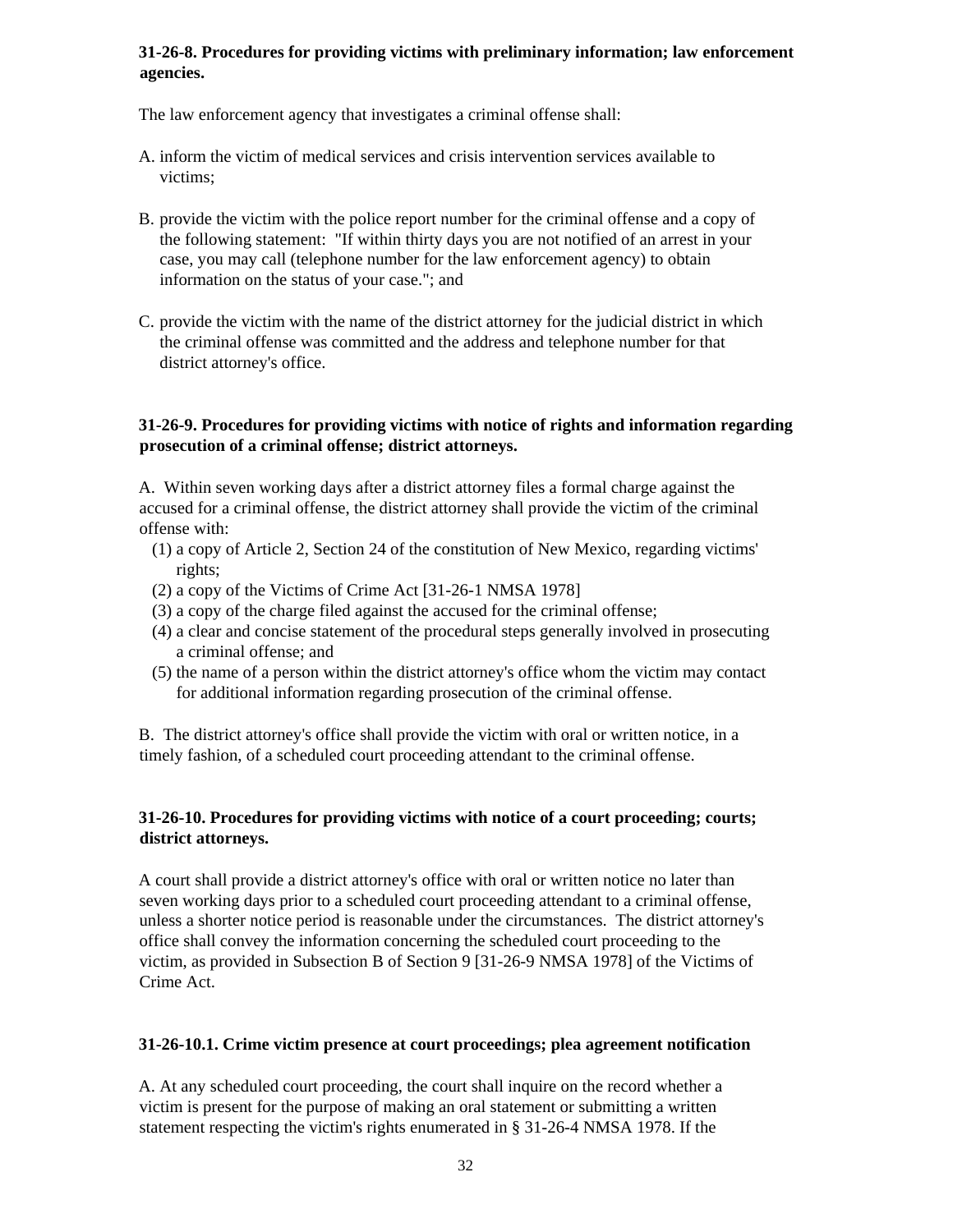**31-26-8. Procedures for providing victims with preliminary information; law enforcement agencies.**

The law enforcement agency that investigates a criminal offense shall:

A. inform the victim of medical services and crisis intervention services available to victims;

B. provide the victim with the police report number for the criminal offense and a copy of the following statement: "If within thirty days you are not notified of an arrest in your case, you may call (telephone number for the law enforcement agency) to obtain information on the status of your case."; and

C. provide the victim with the name of the district attorney for the judicial district in which the criminal offense was committed and the address and telephone number for that district attorney's office.

**31-26-9. Procedures for providing victims with notice of rights and information regarding prosecution of a criminal offense; district attorneys.**

A. Within seven working days after a district attorney files a formal charge against the accused for a criminal offense, the district attorney shall provide the victim of the criminal offense with:

(1) a copy of Article 2, Section 24 of the constitution of New Mexico, regarding victims' rights;
(2) a copy of the Victims of Crime Act [31-26-1 NMSA 1978]
(3) a copy of the charge filed against the accused for the criminal offense;
(4) a clear and concise statement of the procedural steps generally involved in prosecuting a criminal offense; and
(5) the name of a person within the district attorney's office whom the victim may contact for additional information regarding prosecution of the criminal offense.

B. The district attorney's office shall provide the victim with oral or written notice, in a timely fashion, of a scheduled court proceeding attendant to the criminal offense.

**31-26-10. Procedures for providing victims with notice of a court proceeding; courts; district attorneys.**

A court shall provide a district attorney's office with oral or written notice no later than seven working days prior to a scheduled court proceeding attendant to a criminal offense, unless a shorter notice period is reasonable under the circumstances. The district attorney's office shall convey the information concerning the scheduled court proceeding to the victim, as provided in Subsection B of Section 9 [31-26-9 NMSA 1978] of the Victims of Crime Act.

**31-26-10.1. Crime victim presence at court proceedings; plea agreement notification**

A. At any scheduled court proceeding, the court shall inquire on the record whether a victim is present for the purpose of making an oral statement or submitting a written statement respecting the victim's rights enumerated in § 31-26-4 NMSA 1978. If the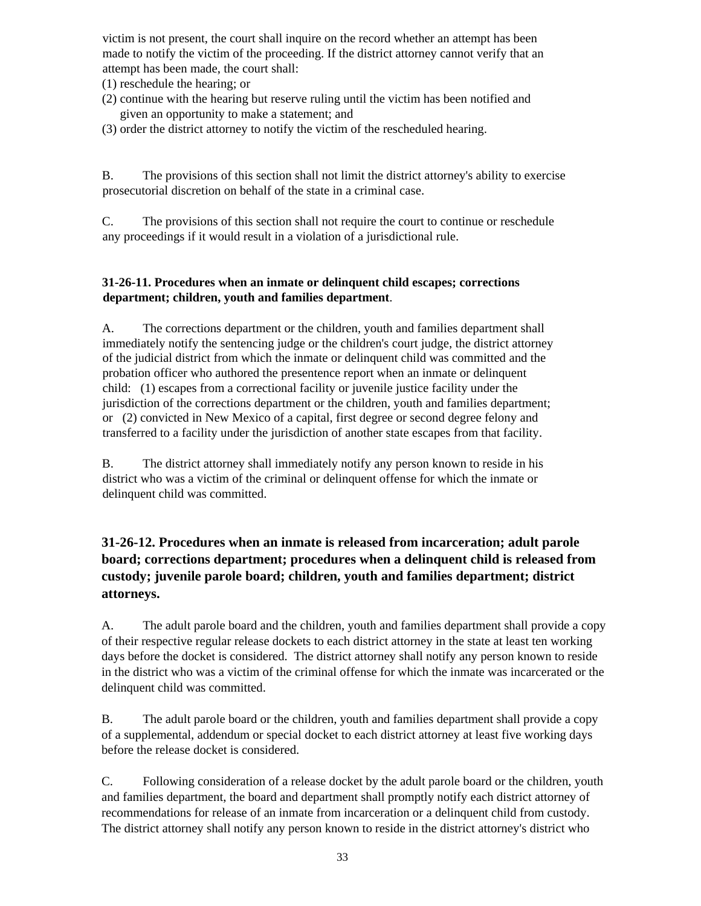victim is not present, the court shall inquire on the record whether an attempt has been made to notify the victim of the proceeding. If the district attorney cannot verify that an attempt has been made, the court shall:

(1) reschedule the hearing; or

(2) continue with the hearing but reserve ruling until the victim has been notified and given an opportunity to make a statement; and

(3) order the district attorney to notify the victim of the rescheduled hearing.

B. The provisions of this section shall not limit the district attorney's ability to exercise prosecutorial discretion on behalf of the state in a criminal case.

C. The provisions of this section shall not require the court to continue or reschedule any proceedings if it would result in a violation of a jurisdictional rule.

**31-26-11. Procedures when an inmate or delinquent child escapes; corrections department; children, youth and families department**.

A. The corrections department or the children, youth and families department shall immediately notify the sentencing judge or the children's court judge, the district attorney of the judicial district from which the inmate or delinquent child was committed and the probation officer who authored the presentence report when an inmate or delinquent child: (1) escapes from a correctional facility or juvenile justice facility under the jurisdiction of the corrections department or the children, youth and families department; or (2) convicted in New Mexico of a capital, first degree or second degree felony and transferred to a facility under the jurisdiction of another state escapes from that facility.

B. The district attorney shall immediately notify any person known to reside in his district who was a victim of the criminal or delinquent offense for which the inmate or delinquent child was committed.

### 31-26-12. Procedures when an inmate is released from incarceration; adult parole board; corrections department; procedures when a delinquent child is released from custody; juvenile parole board; children, youth and families department; district attorneys.

A. The adult parole board and the children, youth and families department shall provide a copy of their respective regular release dockets to each district attorney in the state at least ten working days before the docket is considered. The district attorney shall notify any person known to reside in the district who was a victim of the criminal offense for which the inmate was incarcerated or the delinquent child was committed.

B. The adult parole board or the children, youth and families department shall provide a copy of a supplemental, addendum or special docket to each district attorney at least five working days before the release docket is considered.

C. Following consideration of a release docket by the adult parole board or the children, youth and families department, the board and department shall promptly notify each district attorney of recommendations for release of an inmate from incarceration or a delinquent child from custody. The district attorney shall notify any person known to reside in the district attorney's district who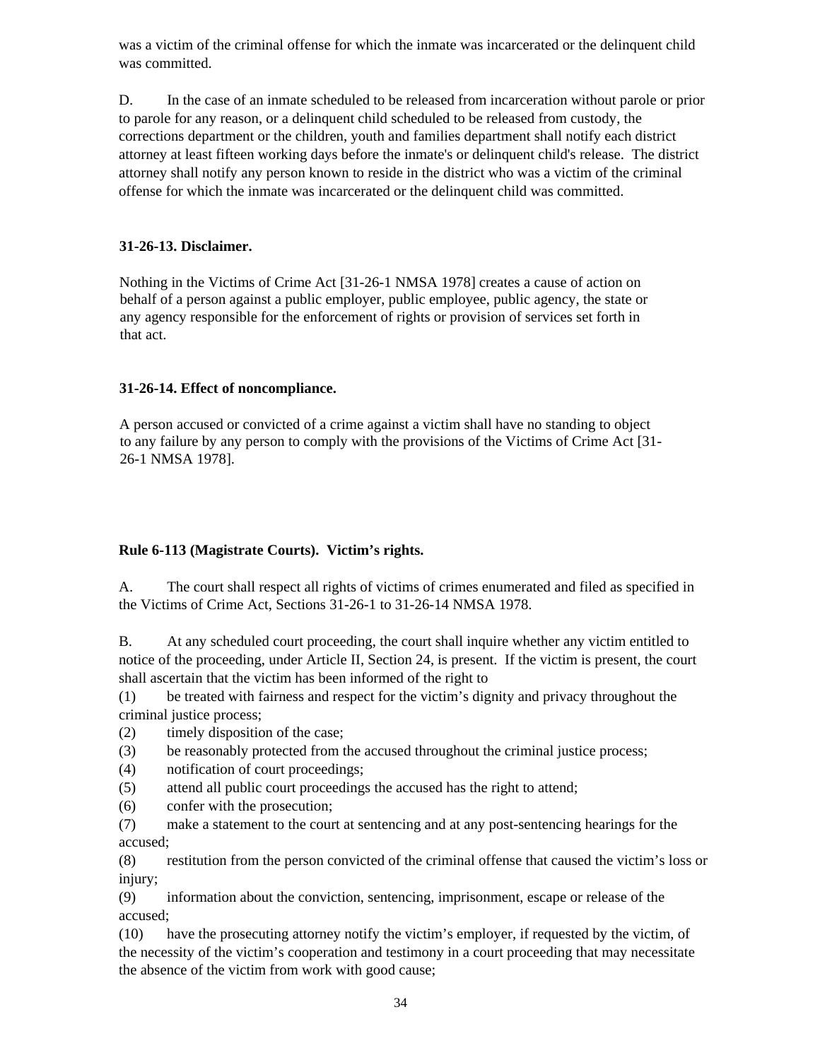was a victim of the criminal offense for which the inmate was incarcerated or the delinquent child was committed.

D. In the case of an inmate scheduled to be released from incarceration without parole or prior to parole for any reason, or a delinquent child scheduled to be released from custody, the corrections department or the children, youth and families department shall notify each district attorney at least fifteen working days before the inmate's or delinquent child's release. The district attorney shall notify any person known to reside in the district who was a victim of the criminal offense for which the inmate was incarcerated or the delinquent child was committed.

**31-26-13. Disclaimer.**

Nothing in the Victims of Crime Act [31-26-1 NMSA 1978] creates a cause of action on behalf of a person against a public employer, public employee, public agency, the state or any agency responsible for the enforcement of rights or provision of services set forth in that act.

**31-26-14. Effect of noncompliance.**

A person accused or convicted of a crime against a victim shall have no standing to object to any failure by any person to comply with the provisions of the Victims of Crime Act [31-26-1 NMSA 1978].

**Rule 6-113 (Magistrate Courts). Victim's rights.**

A. The court shall respect all rights of victims of crimes enumerated and filed as specified in the Victims of Crime Act, Sections 31-26-1 to 31-26-14 NMSA 1978.

B. At any scheduled court proceeding, the court shall inquire whether any victim entitled to notice of the proceeding, under Article II, Section 24, is present. If the victim is present, the court shall ascertain that the victim has been informed of the right to

(1) be treated with fairness and respect for the victim's dignity and privacy throughout the criminal justice process;
(2) timely disposition of the case;
(3) be reasonably protected from the accused throughout the criminal justice process;
(4) notification of court proceedings;
(5) attend all public court proceedings the accused has the right to attend;
(6) confer with the prosecution;
(7) make a statement to the court at sentencing and at any post-sentencing hearings for the accused;
(8) restitution from the person convicted of the criminal offense that caused the victim's loss or injury;
(9) information about the conviction, sentencing, imprisonment, escape or release of the accused;
(10) have the prosecuting attorney notify the victim's employer, if requested by the victim, of the necessity of the victim's cooperation and testimony in a court proceeding that may necessitate the absence of the victim from work with good cause;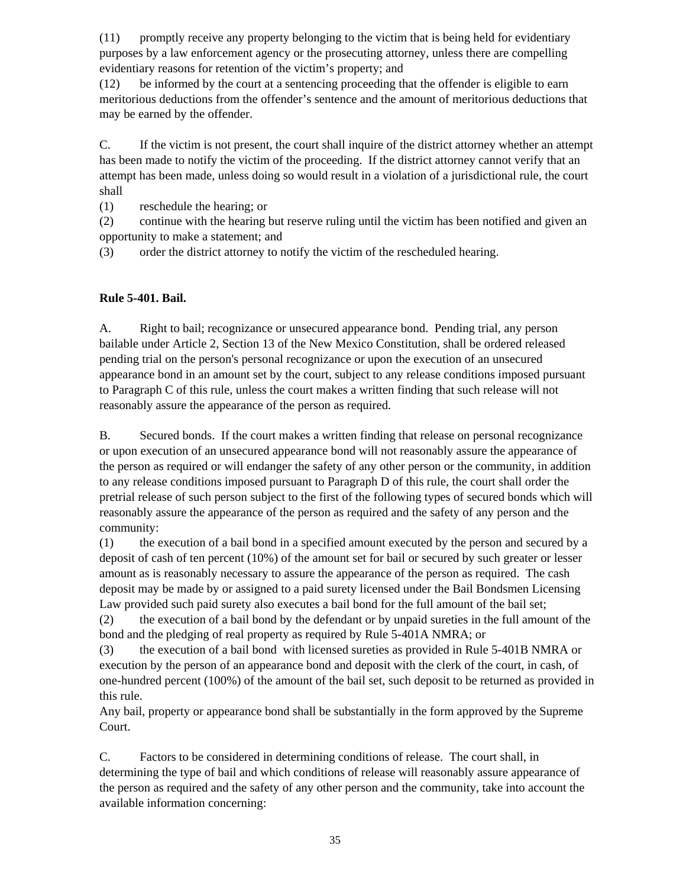(11) promptly receive any property belonging to the victim that is being held for evidentiary purposes by a law enforcement agency or the prosecuting attorney, unless there are compelling evidentiary reasons for retention of the victim's property; and

(12) be informed by the court at a sentencing proceeding that the offender is eligible to earn meritorious deductions from the offender's sentence and the amount of meritorious deductions that may be earned by the offender.

C. If the victim is not present, the court shall inquire of the district attorney whether an attempt has been made to notify the victim of the proceeding. If the district attorney cannot verify that an attempt has been made, unless doing so would result in a violation of a jurisdictional rule, the court shall

(1) reschedule the hearing; or

(2) continue with the hearing but reserve ruling until the victim has been notified and given an opportunity to make a statement; and

(3) order the district attorney to notify the victim of the rescheduled hearing.

**Rule 5-401. Bail.**

A. Right to bail; recognizance or unsecured appearance bond. Pending trial, any person bailable under Article 2, Section 13 of the New Mexico Constitution, shall be ordered released pending trial on the person's personal recognizance or upon the execution of an unsecured appearance bond in an amount set by the court, subject to any release conditions imposed pursuant to Paragraph C of this rule, unless the court makes a written finding that such release will not reasonably assure the appearance of the person as required.

B. Secured bonds. If the court makes a written finding that release on personal recognizance or upon execution of an unsecured appearance bond will not reasonably assure the appearance of the person as required or will endanger the safety of any other person or the community, in addition to any release conditions imposed pursuant to Paragraph D of this rule, the court shall order the pretrial release of such person subject to the first of the following types of secured bonds which will reasonably assure the appearance of the person as required and the safety of any person and the community:

(1) the execution of a bail bond in a specified amount executed by the person and secured by a deposit of cash of ten percent (10%) of the amount set for bail or secured by such greater or lesser amount as is reasonably necessary to assure the appearance of the person as required. The cash deposit may be made by or assigned to a paid surety licensed under the Bail Bondsmen Licensing Law provided such paid surety also executes a bail bond for the full amount of the bail set;

(2) the execution of a bail bond by the defendant or by unpaid sureties in the full amount of the bond and the pledging of real property as required by Rule 5-401A NMRA; or

(3) the execution of a bail bond with licensed sureties as provided in Rule 5-401B NMRA or execution by the person of an appearance bond and deposit with the clerk of the court, in cash, of one-hundred percent (100%) of the amount of the bail set, such deposit to be returned as provided in this rule.

Any bail, property or appearance bond shall be substantially in the form approved by the Supreme Court.

C. Factors to be considered in determining conditions of release. The court shall, in determining the type of bail and which conditions of release will reasonably assure appearance of the person as required and the safety of any other person and the community, take into account the available information concerning: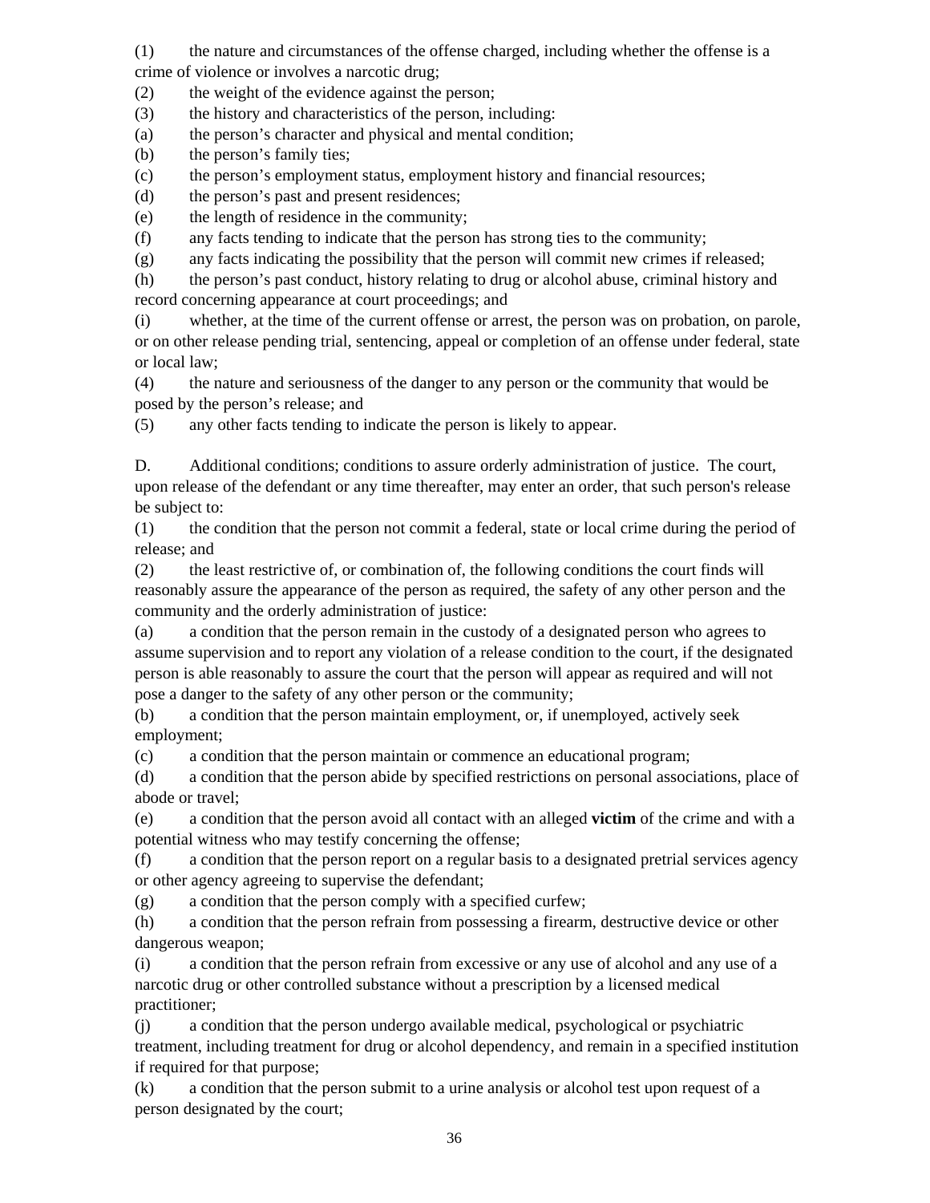(1) the nature and circumstances of the offense charged, including whether the offense is a crime of violence or involves a narcotic drug;

(2) the weight of the evidence against the person;

(3) the history and characteristics of the person, including:

(a) the person's character and physical and mental condition;

(b) the person's family ties;

(c) the person's employment status, employment history and financial resources;

(d) the person's past and present residences;

(e) the length of residence in the community;

(f) any facts tending to indicate that the person has strong ties to the community;

(g) any facts indicating the possibility that the person will commit new crimes if released;

(h) the person's past conduct, history relating to drug or alcohol abuse, criminal history and record concerning appearance at court proceedings; and

(i) whether, at the time of the current offense or arrest, the person was on probation, on parole, or on other release pending trial, sentencing, appeal or completion of an offense under federal, state or local law;

(4) the nature and seriousness of the danger to any person or the community that would be posed by the person's release; and

(5) any other facts tending to indicate the person is likely to appear.

D. Additional conditions; conditions to assure orderly administration of justice. The court, upon release of the defendant or any time thereafter, may enter an order, that such person's release be subject to:

(1) the condition that the person not commit a federal, state or local crime during the period of release; and

(2) the least restrictive of, or combination of, the following conditions the court finds will reasonably assure the appearance of the person as required, the safety of any other person and the community and the orderly administration of justice:

(a) a condition that the person remain in the custody of a designated person who agrees to assume supervision and to report any violation of a release condition to the court, if the designated person is able reasonably to assure the court that the person will appear as required and will not pose a danger to the safety of any other person or the community;

(b) a condition that the person maintain employment, or, if unemployed, actively seek employment;

(c) a condition that the person maintain or commence an educational program;

(d) a condition that the person abide by specified restrictions on personal associations, place of abode or travel;

(e) a condition that the person avoid all contact with an alleged **victim** of the crime and with a potential witness who may testify concerning the offense;

(f) a condition that the person report on a regular basis to a designated pretrial services agency or other agency agreeing to supervise the defendant;

(g) a condition that the person comply with a specified curfew;

(h) a condition that the person refrain from possessing a firearm, destructive device or other dangerous weapon;

(i) a condition that the person refrain from excessive or any use of alcohol and any use of a narcotic drug or other controlled substance without a prescription by a licensed medical practitioner;

(j) a condition that the person undergo available medical, psychological or psychiatric treatment, including treatment for drug or alcohol dependency, and remain in a specified institution if required for that purpose;

(k) a condition that the person submit to a urine analysis or alcohol test upon request of a person designated by the court;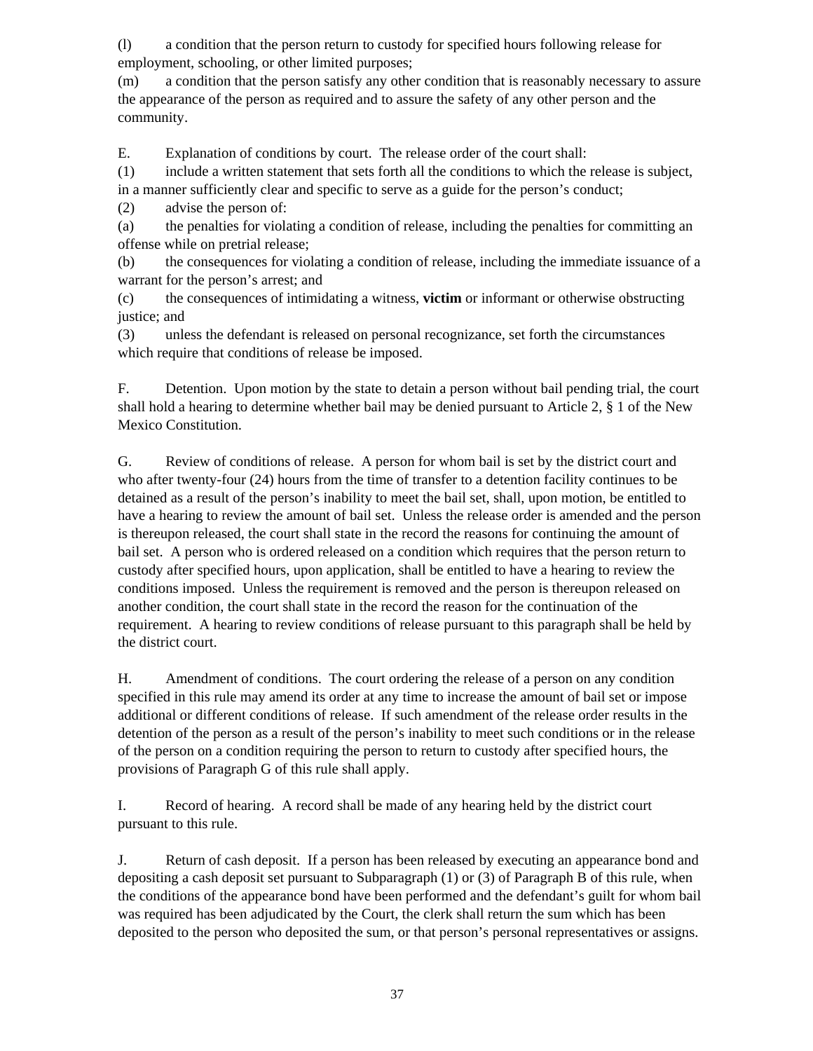(l) a condition that the person return to custody for specified hours following release for employment, schooling, or other limited purposes;

(m) a condition that the person satisfy any other condition that is reasonably necessary to assure the appearance of the person as required and to assure the safety of any other person and the community.

E. Explanation of conditions by court. The release order of the court shall:

(1) include a written statement that sets forth all the conditions to which the release is subject, in a manner sufficiently clear and specific to serve as a guide for the person's conduct;

(2) advise the person of:

(a) the penalties for violating a condition of release, including the penalties for committing an offense while on pretrial release;

(b) the consequences for violating a condition of release, including the immediate issuance of a warrant for the person's arrest; and

(c) the consequences of intimidating a witness, **victim** or informant or otherwise obstructing justice; and

(3) unless the defendant is released on personal recognizance, set forth the circumstances which require that conditions of release be imposed.

F. Detention. Upon motion by the state to detain a person without bail pending trial, the court shall hold a hearing to determine whether bail may be denied pursuant to Article 2, § 1 of the New Mexico Constitution.

G. Review of conditions of release. A person for whom bail is set by the district court and who after twenty-four (24) hours from the time of transfer to a detention facility continues to be detained as a result of the person's inability to meet the bail set, shall, upon motion, be entitled to have a hearing to review the amount of bail set. Unless the release order is amended and the person is thereupon released, the court shall state in the record the reasons for continuing the amount of bail set. A person who is ordered released on a condition which requires that the person return to custody after specified hours, upon application, shall be entitled to have a hearing to review the conditions imposed. Unless the requirement is removed and the person is thereupon released on another condition, the court shall state in the record the reason for the continuation of the requirement. A hearing to review conditions of release pursuant to this paragraph shall be held by the district court.

H. Amendment of conditions. The court ordering the release of a person on any condition specified in this rule may amend its order at any time to increase the amount of bail set or impose additional or different conditions of release. If such amendment of the release order results in the detention of the person as a result of the person's inability to meet such conditions or in the release of the person on a condition requiring the person to return to custody after specified hours, the provisions of Paragraph G of this rule shall apply.

I. Record of hearing. A record shall be made of any hearing held by the district court pursuant to this rule.

J. Return of cash deposit. If a person has been released by executing an appearance bond and depositing a cash deposit set pursuant to Subparagraph (1) or (3) of Paragraph B of this rule, when the conditions of the appearance bond have been performed and the defendant's guilt for whom bail was required has been adjudicated by the Court, the clerk shall return the sum which has been deposited to the person who deposited the sum, or that person's personal representatives or assigns.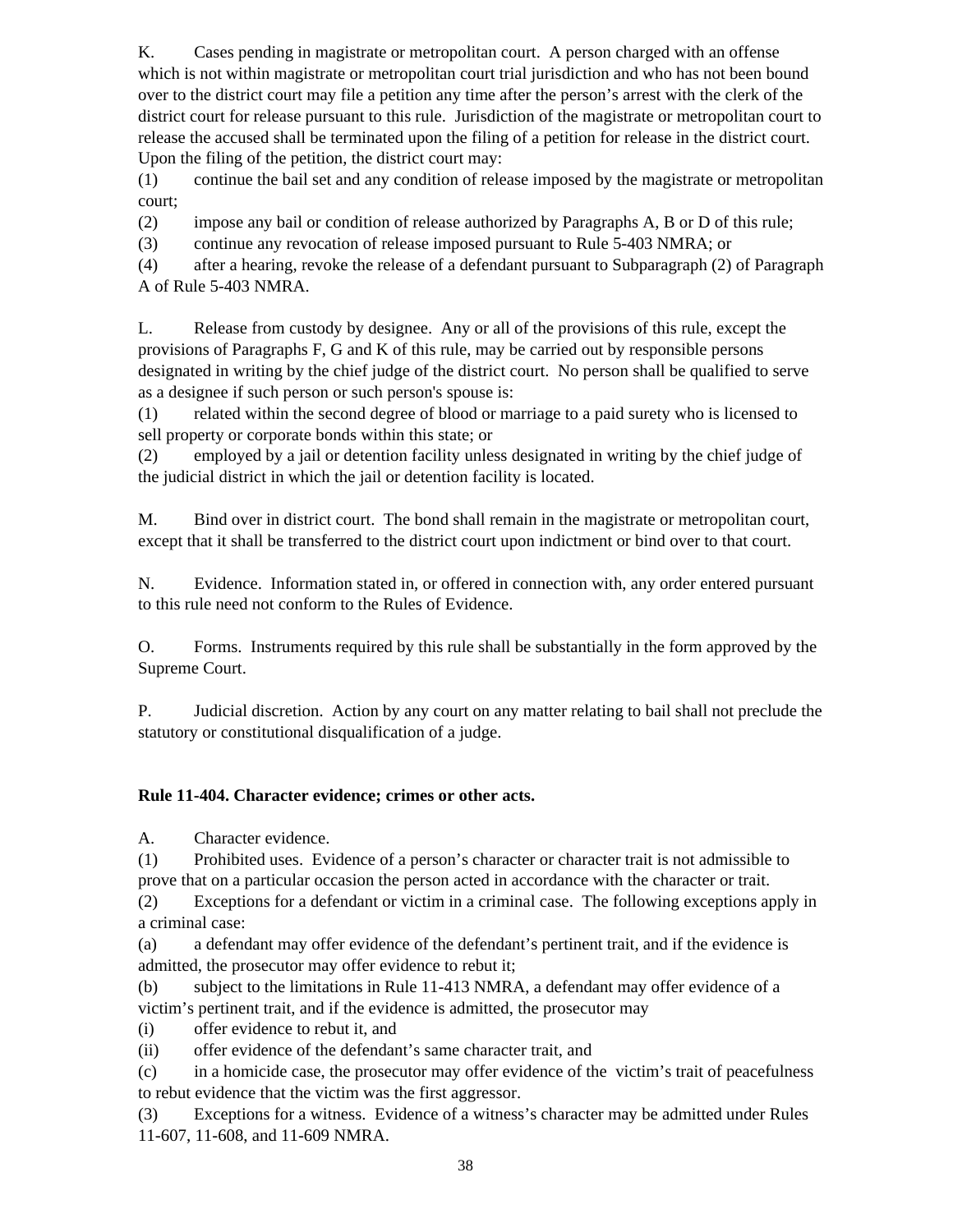K. Cases pending in magistrate or metropolitan court. A person charged with an offense which is not within magistrate or metropolitan court trial jurisdiction and who has not been bound over to the district court may file a petition any time after the person's arrest with the clerk of the district court for release pursuant to this rule. Jurisdiction of the magistrate or metropolitan court to release the accused shall be terminated upon the filing of a petition for release in the district court. Upon the filing of the petition, the district court may:

(1) continue the bail set and any condition of release imposed by the magistrate or metropolitan court;

(2) impose any bail or condition of release authorized by Paragraphs A, B or D of this rule;

(3) continue any revocation of release imposed pursuant to Rule 5-403 NMRA; or

(4) after a hearing, revoke the release of a defendant pursuant to Subparagraph (2) of Paragraph A of Rule 5-403 NMRA.

L. Release from custody by designee. Any or all of the provisions of this rule, except the provisions of Paragraphs F, G and K of this rule, may be carried out by responsible persons designated in writing by the chief judge of the district court. No person shall be qualified to serve as a designee if such person or such person's spouse is:

(1) related within the second degree of blood or marriage to a paid surety who is licensed to sell property or corporate bonds within this state; or

(2) employed by a jail or detention facility unless designated in writing by the chief judge of the judicial district in which the jail or detention facility is located.

M. Bind over in district court. The bond shall remain in the magistrate or metropolitan court, except that it shall be transferred to the district court upon indictment or bind over to that court.

N. Evidence. Information stated in, or offered in connection with, any order entered pursuant to this rule need not conform to the Rules of Evidence.

O. Forms. Instruments required by this rule shall be substantially in the form approved by the Supreme Court.

P. Judicial discretion. Action by any court on any matter relating to bail shall not preclude the statutory or constitutional disqualification of a judge.

**Rule 11-404. Character evidence; crimes or other acts.**

A. Character evidence.

(1) Prohibited uses. Evidence of a person's character or character trait is not admissible to prove that on a particular occasion the person acted in accordance with the character or trait.

(2) Exceptions for a defendant or victim in a criminal case. The following exceptions apply in a criminal case:

(a) a defendant may offer evidence of the defendant's pertinent trait, and if the evidence is admitted, the prosecutor may offer evidence to rebut it;

(b) subject to the limitations in Rule 11-413 NMRA, a defendant may offer evidence of a victim's pertinent trait, and if the evidence is admitted, the prosecutor may

(i) offer evidence to rebut it, and

(ii) offer evidence of the defendant's same character trait, and

(c) in a homicide case, the prosecutor may offer evidence of the victim's trait of peacefulness to rebut evidence that the victim was the first aggressor.

(3) Exceptions for a witness. Evidence of a witness's character may be admitted under Rules 11-607, 11-608, and 11-609 NMRA.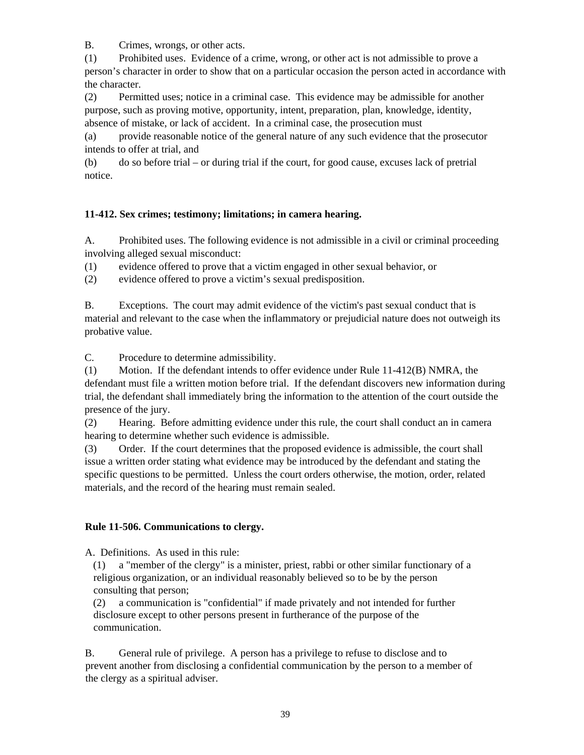B. Crimes, wrongs, or other acts.

(1) Prohibited uses. Evidence of a crime, wrong, or other act is not admissible to prove a person's character in order to show that on a particular occasion the person acted in accordance with the character.

(2) Permitted uses; notice in a criminal case. This evidence may be admissible for another purpose, such as proving motive, opportunity, intent, preparation, plan, knowledge, identity, absence of mistake, or lack of accident. In a criminal case, the prosecution must

(a) provide reasonable notice of the general nature of any such evidence that the prosecutor intends to offer at trial, and

(b) do so before trial – or during trial if the court, for good cause, excuses lack of pretrial notice.

**11-412. Sex crimes; testimony; limitations; in camera hearing.**

A. Prohibited uses. The following evidence is not admissible in a civil or criminal proceeding involving alleged sexual misconduct:

(1) evidence offered to prove that a victim engaged in other sexual behavior, or

(2) evidence offered to prove a victim's sexual predisposition.

B. Exceptions. The court may admit evidence of the victim's past sexual conduct that is material and relevant to the case when the inflammatory or prejudicial nature does not outweigh its probative value.

C. Procedure to determine admissibility.

(1) Motion. If the defendant intends to offer evidence under Rule 11-412(B) NMRA, the defendant must file a written motion before trial. If the defendant discovers new information during trial, the defendant shall immediately bring the information to the attention of the court outside the presence of the jury.

(2) Hearing. Before admitting evidence under this rule, the court shall conduct an in camera hearing to determine whether such evidence is admissible.

(3) Order. If the court determines that the proposed evidence is admissible, the court shall issue a written order stating what evidence may be introduced by the defendant and stating the specific questions to be permitted. Unless the court orders otherwise, the motion, order, related materials, and the record of the hearing must remain sealed.

**Rule 11-506. Communications to clergy.**

A. Definitions. As used in this rule:

(1) a "member of the clergy" is a minister, priest, rabbi or other similar functionary of a religious organization, or an individual reasonably believed so to be by the person consulting that person;

(2) a communication is "confidential" if made privately and not intended for further disclosure except to other persons present in furtherance of the purpose of the communication.

B. General rule of privilege. A person has a privilege to refuse to disclose and to prevent another from disclosing a confidential communication by the person to a member of the clergy as a spiritual adviser.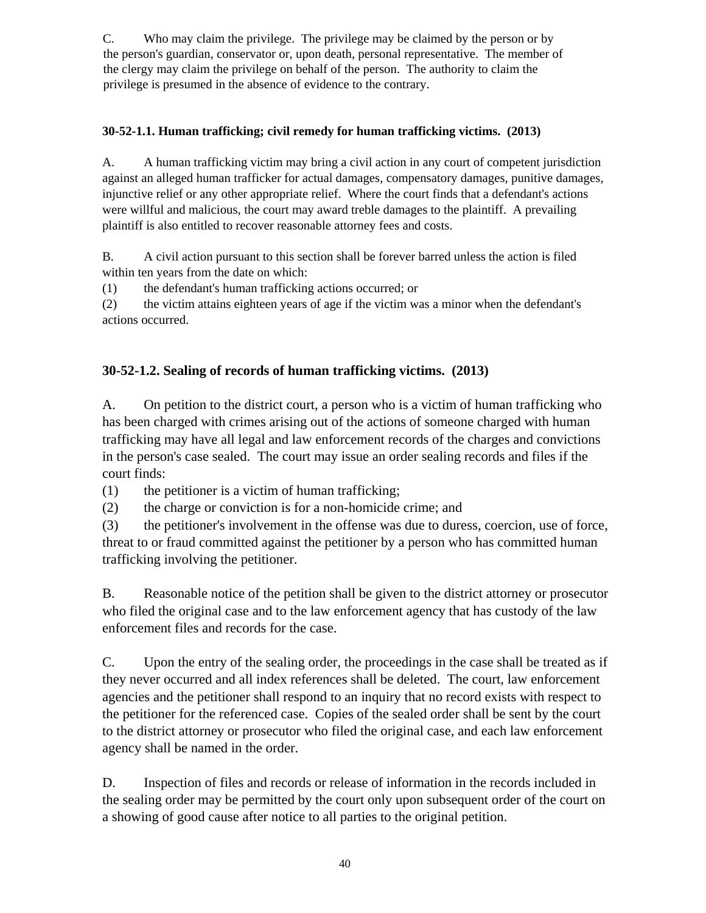C. Who may claim the privilege. The privilege may be claimed by the person or by the person's guardian, conservator or, upon death, personal representative. The member of the clergy may claim the privilege on behalf of the person. The authority to claim the privilege is presumed in the absence of evidence to the contrary.

**30-52-1.1. Human trafficking; civil remedy for human trafficking victims. (2013)**

A. A human trafficking victim may bring a civil action in any court of competent jurisdiction against an alleged human trafficker for actual damages, compensatory damages, punitive damages, injunctive relief or any other appropriate relief. Where the court finds that a defendant's actions were willful and malicious, the court may award treble damages to the plaintiff. A prevailing plaintiff is also entitled to recover reasonable attorney fees and costs.

B. A civil action pursuant to this section shall be forever barred unless the action is filed within ten years from the date on which:

(1) the defendant's human trafficking actions occurred; or

(2) the victim attains eighteen years of age if the victim was a minor when the defendant's actions occurred.

**30-52-1.2. Sealing of records of human trafficking victims. (2013)**

A. On petition to the district court, a person who is a victim of human trafficking who has been charged with crimes arising out of the actions of someone charged with human trafficking may have all legal and law enforcement records of the charges and convictions in the person's case sealed. The court may issue an order sealing records and files if the court finds:

(1) the petitioner is a victim of human trafficking;

(2) the charge or conviction is for a non-homicide crime; and

(3) the petitioner's involvement in the offense was due to duress, coercion, use of force, threat to or fraud committed against the petitioner by a person who has committed human trafficking involving the petitioner.

B. Reasonable notice of the petition shall be given to the district attorney or prosecutor who filed the original case and to the law enforcement agency that has custody of the law enforcement files and records for the case.

C. Upon the entry of the sealing order, the proceedings in the case shall be treated as if they never occurred and all index references shall be deleted. The court, law enforcement agencies and the petitioner shall respond to an inquiry that no record exists with respect to the petitioner for the referenced case. Copies of the sealed order shall be sent by the court to the district attorney or prosecutor who filed the original case, and each law enforcement agency shall be named in the order.

D. Inspection of files and records or release of information in the records included in the sealing order may be permitted by the court only upon subsequent order of the court on a showing of good cause after notice to all parties to the original petition.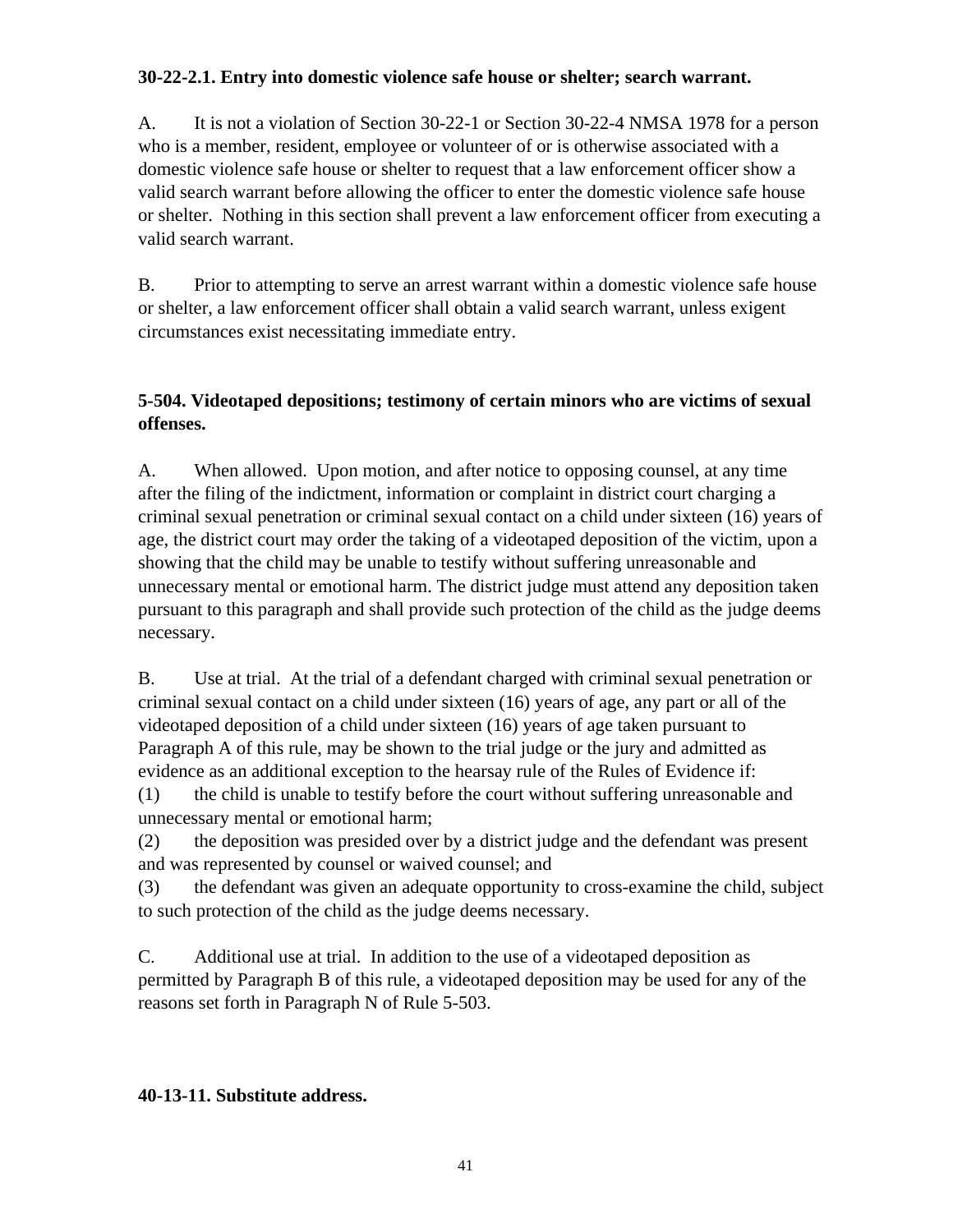**30-22-2.1. Entry into domestic violence safe house or shelter; search warrant.**

A. It is not a violation of Section 30-22-1 or Section 30-22-4 NMSA 1978 for a person who is a member, resident, employee or volunteer of or is otherwise associated with a domestic violence safe house or shelter to request that a law enforcement officer show a valid search warrant before allowing the officer to enter the domestic violence safe house or shelter. Nothing in this section shall prevent a law enforcement officer from executing a valid search warrant.

B. Prior to attempting to serve an arrest warrant within a domestic violence safe house or shelter, a law enforcement officer shall obtain a valid search warrant, unless exigent circumstances exist necessitating immediate entry.

**5-504. Videotaped depositions; testimony of certain minors who are victims of sexual offenses.**

A. When allowed. Upon motion, and after notice to opposing counsel, at any time after the filing of the indictment, information or complaint in district court charging a criminal sexual penetration or criminal sexual contact on a child under sixteen (16) years of age, the district court may order the taking of a videotaped deposition of the victim, upon a showing that the child may be unable to testify without suffering unreasonable and unnecessary mental or emotional harm. The district judge must attend any deposition taken pursuant to this paragraph and shall provide such protection of the child as the judge deems necessary.

B. Use at trial. At the trial of a defendant charged with criminal sexual penetration or criminal sexual contact on a child under sixteen (16) years of age, any part or all of the videotaped deposition of a child under sixteen (16) years of age taken pursuant to Paragraph A of this rule, may be shown to the trial judge or the jury and admitted as evidence as an additional exception to the hearsay rule of the Rules of Evidence if:

(1) the child is unable to testify before the court without suffering unreasonable and unnecessary mental or emotional harm;

(2) the deposition was presided over by a district judge and the defendant was present and was represented by counsel or waived counsel; and

(3) the defendant was given an adequate opportunity to cross-examine the child, subject to such protection of the child as the judge deems necessary.

C. Additional use at trial. In addition to the use of a videotaped deposition as permitted by Paragraph B of this rule, a videotaped deposition may be used for any of the reasons set forth in Paragraph N of Rule 5-503.

**40-13-11. Substitute address.**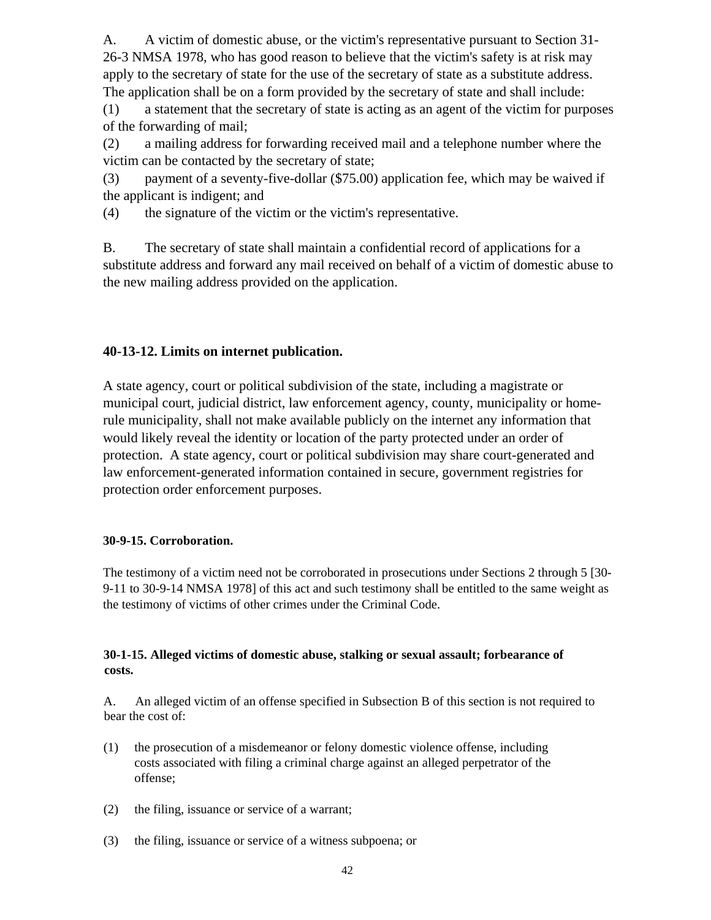A. A victim of domestic abuse, or the victim's representative pursuant to Section 31-26-3 NMSA 1978, who has good reason to believe that the victim's safety is at risk may apply to the secretary of state for the use of the secretary of state as a substitute address. The application shall be on a form provided by the secretary of state and shall include:

(1) a statement that the secretary of state is acting as an agent of the victim for purposes of the forwarding of mail;

(2) a mailing address for forwarding received mail and a telephone number where the victim can be contacted by the secretary of state;

(3) payment of a seventy-five-dollar ($75.00) application fee, which may be waived if the applicant is indigent; and

(4) the signature of the victim or the victim's representative.

B. The secretary of state shall maintain a confidential record of applications for a substitute address and forward any mail received on behalf of a victim of domestic abuse to the new mailing address provided on the application.

### 40-13-12. Limits on internet publication.

A state agency, court or political subdivision of the state, including a magistrate or municipal court, judicial district, law enforcement agency, county, municipality or home-rule municipality, shall not make available publicly on the internet any information that would likely reveal the identity or location of the party protected under an order of protection. A state agency, court or political subdivision may share court-generated and law enforcement-generated information contained in secure, government registries for protection order enforcement purposes.

#### 30-9-15. Corroboration.

The testimony of a victim need not be corroborated in prosecutions under Sections 2 through 5 [30-9-11 to 30-9-14 NMSA 1978] of this act and such testimony shall be entitled to the same weight as the testimony of victims of other crimes under the Criminal Code.

#### 30-1-15. Alleged victims of domestic abuse, stalking or sexual assault; forbearance of costs.

A. An alleged victim of an offense specified in Subsection B of this section is not required to bear the cost of:

(1) the prosecution of a misdemeanor or felony domestic violence offense, including costs associated with filing a criminal charge against an alleged perpetrator of the offense;

(2) the filing, issuance or service of a warrant;

(3) the filing, issuance or service of a witness subpoena; or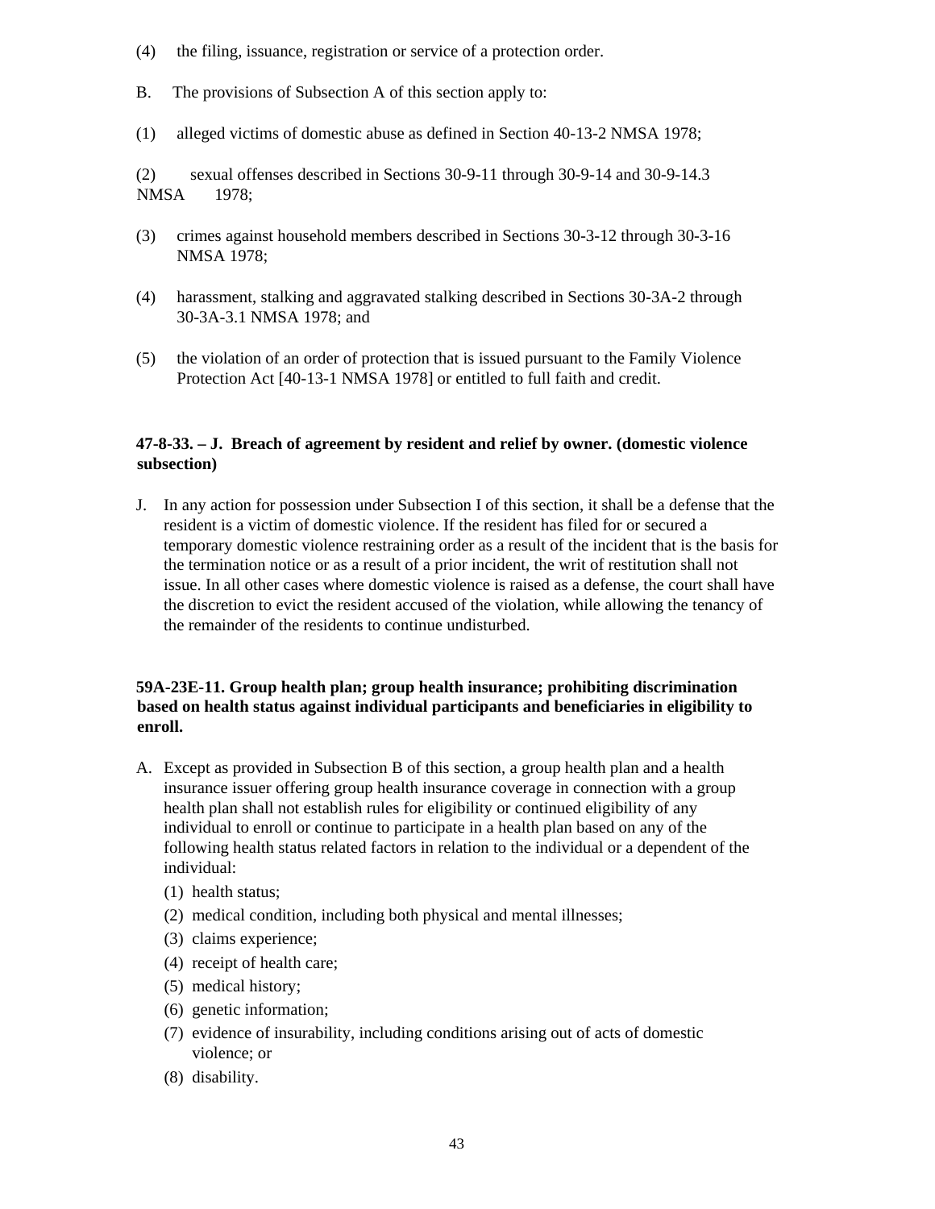(4) the filing, issuance, registration or service of a protection order.

B. The provisions of Subsection A of this section apply to:

(1) alleged victims of domestic abuse as defined in Section 40-13-2 NMSA 1978;

(2) sexual offenses described in Sections 30-9-11 through 30-9-14 and 30-9-14.3 NMSA 1978;

(3) crimes against household members described in Sections 30-3-12 through 30-3-16 NMSA 1978;

(4) harassment, stalking and aggravated stalking described in Sections 30-3A-2 through 30-3A-3.1 NMSA 1978; and

(5) the violation of an order of protection that is issued pursuant to the Family Violence Protection Act [40-13-1 NMSA 1978] or entitled to full faith and credit.

**47-8-33. – J. Breach of agreement by resident and relief by owner. (domestic violence subsection)**

J. In any action for possession under Subsection I of this section, it shall be a defense that the resident is a victim of domestic violence. If the resident has filed for or secured a temporary domestic violence restraining order as a result of the incident that is the basis for the termination notice or as a result of a prior incident, the writ of restitution shall not issue. In all other cases where domestic violence is raised as a defense, the court shall have the discretion to evict the resident accused of the violation, while allowing the tenancy of the remainder of the residents to continue undisturbed.

**59A-23E-11. Group health plan; group health insurance; prohibiting discrimination based on health status against individual participants and beneficiaries in eligibility to enroll.**

A. Except as provided in Subsection B of this section, a group health plan and a health insurance issuer offering group health insurance coverage in connection with a group health plan shall not establish rules for eligibility or continued eligibility of any individual to enroll or continue to participate in a health plan based on any of the following health status related factors in relation to the individual or a dependent of the individual:
   - (1) health status;
   - (2) medical condition, including both physical and mental illnesses;
   - (3) claims experience;
   - (4) receipt of health care;
   - (5) medical history;
   - (6) genetic information;
   - (7) evidence of insurability, including conditions arising out of acts of domestic violence; or
   - (8) disability.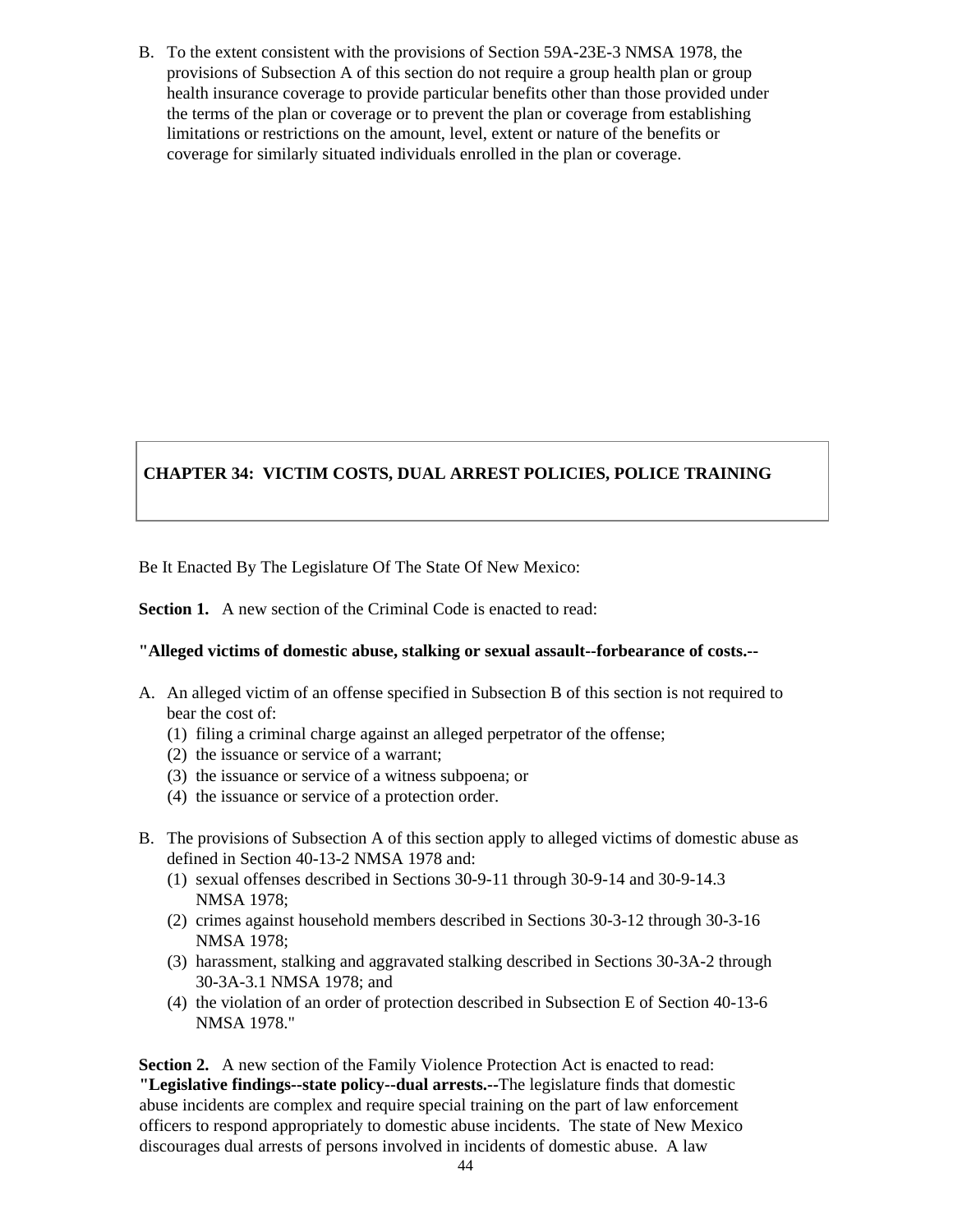B. To the extent consistent with the provisions of Section 59A-23E-3 NMSA 1978, the provisions of Subsection A of this section do not require a group health plan or group health insurance coverage to provide particular benefits other than those provided under the terms of the plan or coverage or to prevent the plan or coverage from establishing limitations or restrictions on the amount, level, extent or nature of the benefits or coverage for similarly situated individuals enrolled in the plan or coverage.

## CHAPTER 34: VICTIM COSTS, DUAL ARREST POLICIES, POLICE TRAINING

Be It Enacted By The Legislature Of The State Of New Mexico:

**Section 1.** A new section of the Criminal Code is enacted to read:

**"Alleged victims of domestic abuse, stalking or sexual assault--forbearance of costs.--**

A. An alleged victim of an offense specified in Subsection B of this section is not required to bear the cost of:
   (1) filing a criminal charge against an alleged perpetrator of the offense;
   (2) the issuance or service of a warrant;
   (3) the issuance or service of a witness subpoena; or
   (4) the issuance or service of a protection order.

B. The provisions of Subsection A of this section apply to alleged victims of domestic abuse as defined in Section 40-13-2 NMSA 1978 and:
   (1) sexual offenses described in Sections 30-9-11 through 30-9-14 and 30-9-14.3 NMSA 1978;
   (2) crimes against household members described in Sections 30-3-12 through 30-3-16 NMSA 1978;
   (3) harassment, stalking and aggravated stalking described in Sections 30-3A-2 through 30-3A-3.1 NMSA 1978; and
   (4) the violation of an order of protection described in Subsection E of Section 40-13-6 NMSA 1978."

**Section 2.** A new section of the Family Violence Protection Act is enacted to read:
**"Legislative findings--state policy--dual arrests.--**The legislature finds that domestic abuse incidents are complex and require special training on the part of law enforcement officers to respond appropriately to domestic abuse incidents. The state of New Mexico discourages dual arrests of persons involved in incidents of domestic abuse. A law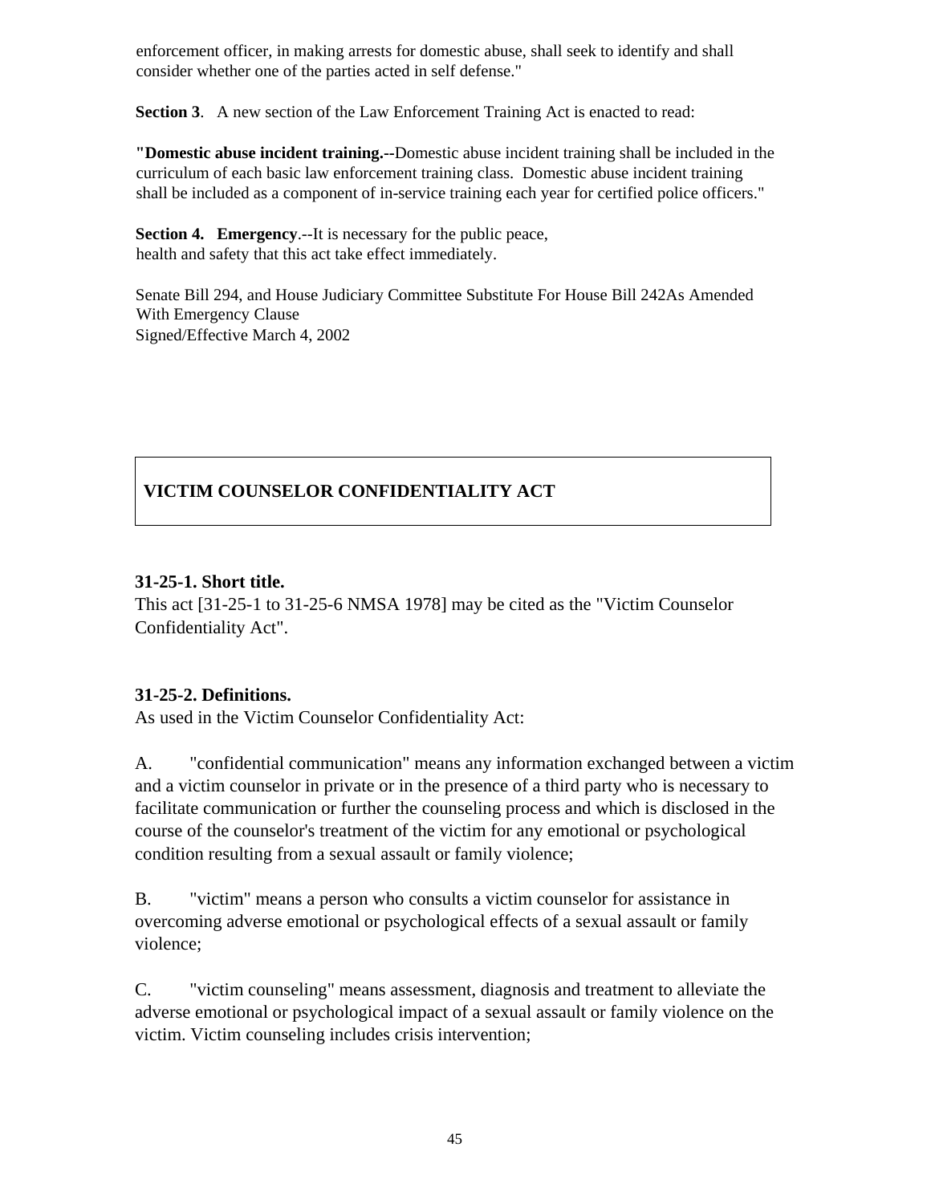enforcement officer, in making arrests for domestic abuse, shall seek to identify and shall consider whether one of the parties acted in self defense."

**Section 3**. A new section of the Law Enforcement Training Act is enacted to read:

**"Domestic abuse incident training.--**Domestic abuse incident training shall be included in the curriculum of each basic law enforcement training class. Domestic abuse incident training shall be included as a component of in-service training each year for certified police officers."

**Section 4. Emergency**.--It is necessary for the public peace, health and safety that this act take effect immediately.

Senate Bill 294, and House Judiciary Committee Substitute For House Bill 242As Amended With Emergency Clause
Signed/Effective March 4, 2002

## VICTIM COUNSELOR CONFIDENTIALITY ACT

### 31-25-1. Short title.

This act [31-25-1 to 31-25-6 NMSA 1978] may be cited as the "Victim Counselor Confidentiality Act".

### 31-25-2. Definitions.

As used in the Victim Counselor Confidentiality Act:

A. "confidential communication" means any information exchanged between a victim and a victim counselor in private or in the presence of a third party who is necessary to facilitate communication or further the counseling process and which is disclosed in the course of the counselor's treatment of the victim for any emotional or psychological condition resulting from a sexual assault or family violence;

B. "victim" means a person who consults a victim counselor for assistance in overcoming adverse emotional or psychological effects of a sexual assault or family violence;

C. "victim counseling" means assessment, diagnosis and treatment to alleviate the adverse emotional or psychological impact of a sexual assault or family violence on the victim. Victim counseling includes crisis intervention;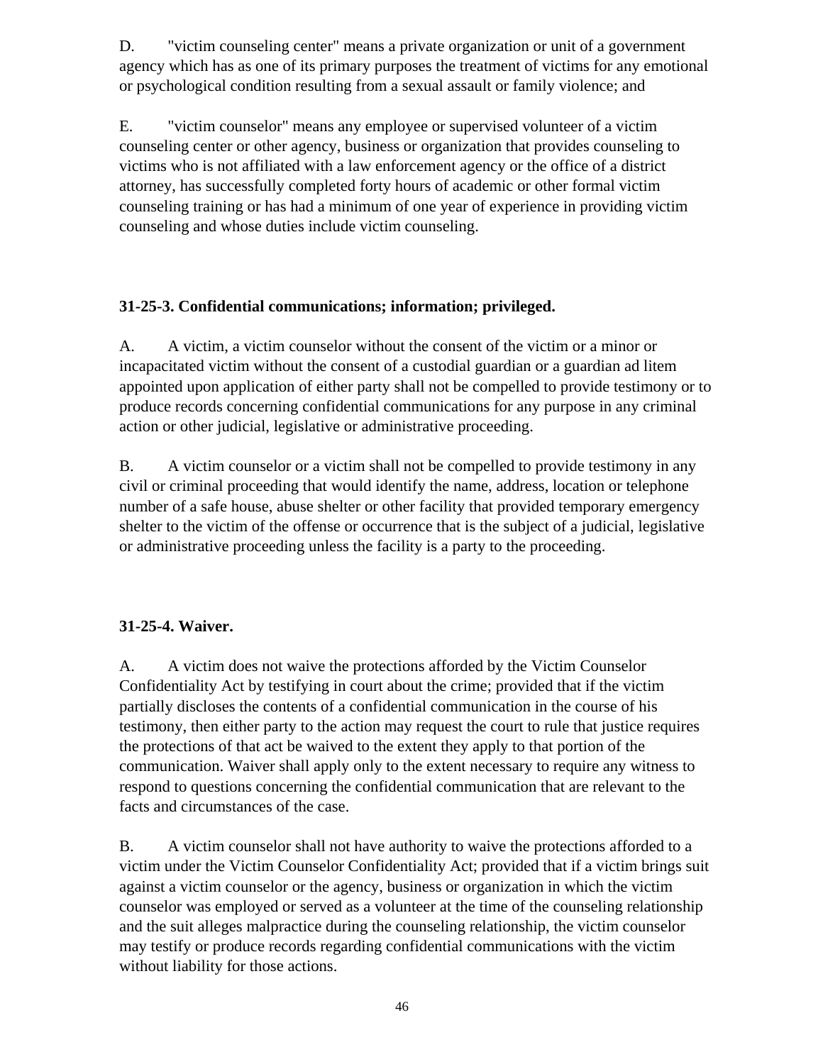D. "victim counseling center" means a private organization or unit of a government agency which has as one of its primary purposes the treatment of victims for any emotional or psychological condition resulting from a sexual assault or family violence; and

E. "victim counselor" means any employee or supervised volunteer of a victim counseling center or other agency, business or organization that provides counseling to victims who is not affiliated with a law enforcement agency or the office of a district attorney, has successfully completed forty hours of academic or other formal victim counseling training or has had a minimum of one year of experience in providing victim counseling and whose duties include victim counseling.

**31-25-3. Confidential communications; information; privileged.**

A. A victim, a victim counselor without the consent of the victim or a minor or incapacitated victim without the consent of a custodial guardian or a guardian ad litem appointed upon application of either party shall not be compelled to provide testimony or to produce records concerning confidential communications for any purpose in any criminal action or other judicial, legislative or administrative proceeding.

B. A victim counselor or a victim shall not be compelled to provide testimony in any civil or criminal proceeding that would identify the name, address, location or telephone number of a safe house, abuse shelter or other facility that provided temporary emergency shelter to the victim of the offense or occurrence that is the subject of a judicial, legislative or administrative proceeding unless the facility is a party to the proceeding.

**31-25-4. Waiver.**

A. A victim does not waive the protections afforded by the Victim Counselor Confidentiality Act by testifying in court about the crime; provided that if the victim partially discloses the contents of a confidential communication in the course of his testimony, then either party to the action may request the court to rule that justice requires the protections of that act be waived to the extent they apply to that portion of the communication. Waiver shall apply only to the extent necessary to require any witness to respond to questions concerning the confidential communication that are relevant to the facts and circumstances of the case.

B. A victim counselor shall not have authority to waive the protections afforded to a victim under the Victim Counselor Confidentiality Act; provided that if a victim brings suit against a victim counselor or the agency, business or organization in which the victim counselor was employed or served as a volunteer at the time of the counseling relationship and the suit alleges malpractice during the counseling relationship, the victim counselor may testify or produce records regarding confidential communications with the victim without liability for those actions.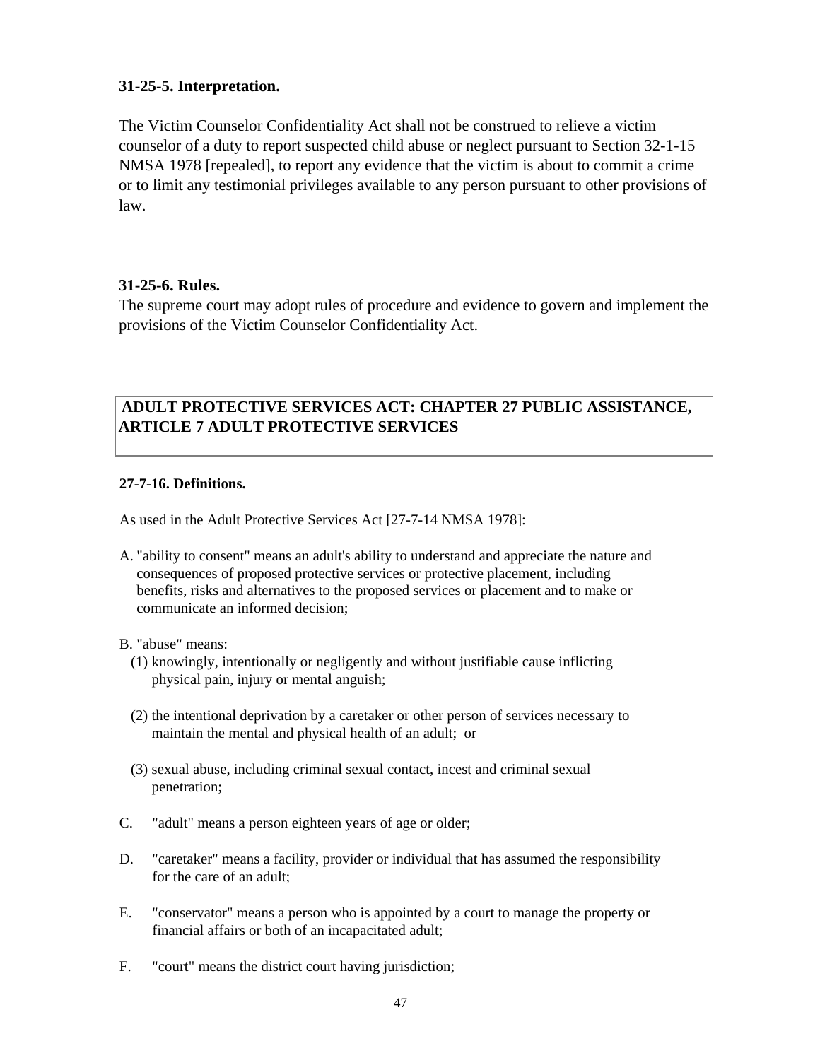### 31-25-5. Interpretation.

The Victim Counselor Confidentiality Act shall not be construed to relieve a victim counselor of a duty to report suspected child abuse or neglect pursuant to Section 32-1-15 NMSA 1978 [repealed], to report any evidence that the victim is about to commit a crime or to limit any testimonial privileges available to any person pursuant to other provisions of law.

### 31-25-6. Rules.

The supreme court may adopt rules of procedure and evidence to govern and implement the provisions of the Victim Counselor Confidentiality Act.

## ADULT PROTECTIVE SERVICES ACT: CHAPTER 27 PUBLIC ASSISTANCE, ARTICLE 7 ADULT PROTECTIVE SERVICES

### 27-7-16. Definitions.

As used in the Adult Protective Services Act [27-7-14 NMSA 1978]:

A. "ability to consent" means an adult's ability to understand and appreciate the nature and consequences of proposed protective services or protective placement, including benefits, risks and alternatives to the proposed services or placement and to make or communicate an informed decision;

B. "abuse" means:
   (1) knowingly, intentionally or negligently and without justifiable cause inflicting physical pain, injury or mental anguish;

   (2) the intentional deprivation by a caretaker or other person of services necessary to maintain the mental and physical health of an adult; or

   (3) sexual abuse, including criminal sexual contact, incest and criminal sexual penetration;

C. "adult" means a person eighteen years of age or older;

D. "caretaker" means a facility, provider or individual that has assumed the responsibility for the care of an adult;

E. "conservator" means a person who is appointed by a court to manage the property or financial affairs or both of an incapacitated adult;

F. "court" means the district court having jurisdiction;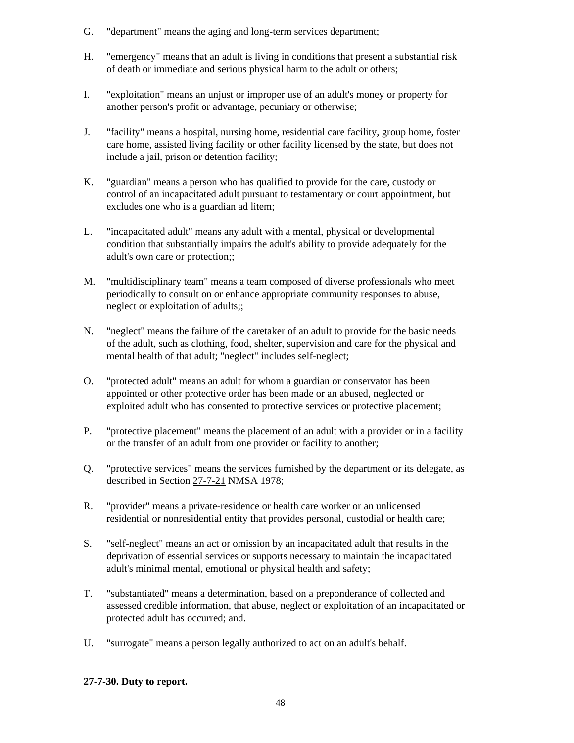G. "department" means the aging and long-term services department;

H. "emergency" means that an adult is living in conditions that present a substantial risk of death or immediate and serious physical harm to the adult or others;

I. "exploitation" means an unjust or improper use of an adult's money or property for another person's profit or advantage, pecuniary or otherwise;

J. "facility" means a hospital, nursing home, residential care facility, group home, foster care home, assisted living facility or other facility licensed by the state, but does not include a jail, prison or detention facility;

K. "guardian" means a person who has qualified to provide for the care, custody or control of an incapacitated adult pursuant to testamentary or court appointment, but excludes one who is a guardian ad litem;

L. "incapacitated adult" means any adult with a mental, physical or developmental condition that substantially impairs the adult's ability to provide adequately for the adult's own care or protection;;

M. "multidisciplinary team" means a team composed of diverse professionals who meet periodically to consult on or enhance appropriate community responses to abuse, neglect or exploitation of adults;;

N. "neglect" means the failure of the caretaker of an adult to provide for the basic needs of the adult, such as clothing, food, shelter, supervision and care for the physical and mental health of that adult; "neglect" includes self-neglect;

O. "protected adult" means an adult for whom a guardian or conservator has been appointed or other protective order has been made or an abused, neglected or exploited adult who has consented to protective services or protective placement;

P. "protective placement" means the placement of an adult with a provider or in a facility or the transfer of an adult from one provider or facility to another;

Q. "protective services" means the services furnished by the department or its delegate, as described in Section 27-7-21 NMSA 1978;

R. "provider" means a private-residence or health care worker or an unlicensed residential or nonresidential entity that provides personal, custodial or health care;

S. "self-neglect" means an act or omission by an incapacitated adult that results in the deprivation of essential services or supports necessary to maintain the incapacitated adult's minimal mental, emotional or physical health and safety;

T. "substantiated" means a determination, based on a preponderance of collected and assessed credible information, that abuse, neglect or exploitation of an incapacitated or protected adult has occurred; and.

U. "surrogate" means a person legally authorized to act on an adult's behalf.

**27-7-30. Duty to report.**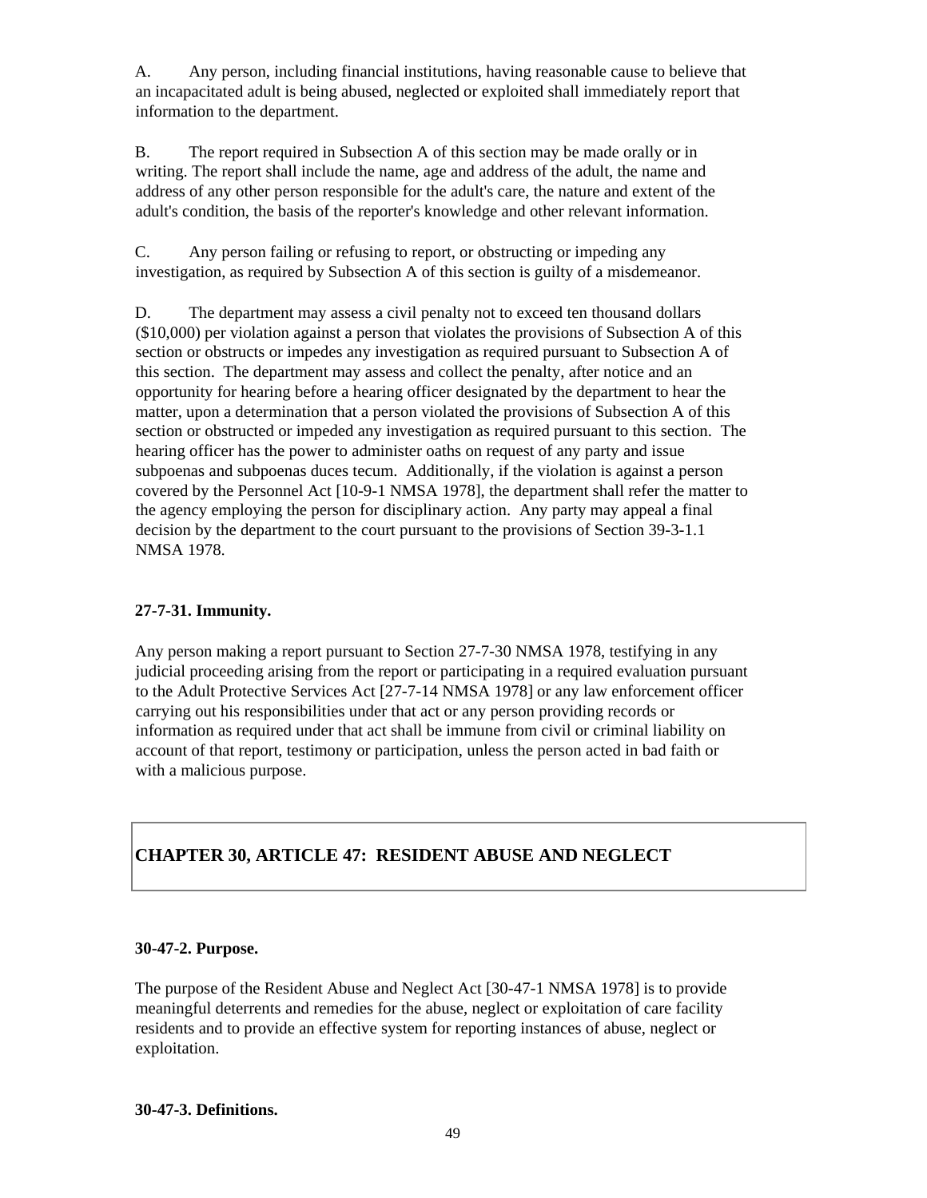A. Any person, including financial institutions, having reasonable cause to believe that an incapacitated adult is being abused, neglected or exploited shall immediately report that information to the department.

B. The report required in Subsection A of this section may be made orally or in writing. The report shall include the name, age and address of the adult, the name and address of any other person responsible for the adult's care, the nature and extent of the adult's condition, the basis of the reporter's knowledge and other relevant information.

C. Any person failing or refusing to report, or obstructing or impeding any investigation, as required by Subsection A of this section is guilty of a misdemeanor.

D. The department may assess a civil penalty not to exceed ten thousand dollars ($10,000) per violation against a person that violates the provisions of Subsection A of this section or obstructs or impedes any investigation as required pursuant to Subsection A of this section. The department may assess and collect the penalty, after notice and an opportunity for hearing before a hearing officer designated by the department to hear the matter, upon a determination that a person violated the provisions of Subsection A of this section or obstructed or impeded any investigation as required pursuant to this section. The hearing officer has the power to administer oaths on request of any party and issue subpoenas and subpoenas duces tecum. Additionally, if the violation is against a person covered by the Personnel Act [10-9-1 NMSA 1978], the department shall refer the matter to the agency employing the person for disciplinary action. Any party may appeal a final decision by the department to the court pursuant to the provisions of Section 39-3-1.1 NMSA 1978.

### 27-7-31. Immunity.

Any person making a report pursuant to Section 27-7-30 NMSA 1978, testifying in any judicial proceeding arising from the report or participating in a required evaluation pursuant to the Adult Protective Services Act [27-7-14 NMSA 1978] or any law enforcement officer carrying out his responsibilities under that act or any person providing records or information as required under that act shall be immune from civil or criminal liability on account of that report, testimony or participation, unless the person acted in bad faith or with a malicious purpose.

## CHAPTER 30, ARTICLE 47: RESIDENT ABUSE AND NEGLECT

### 30-47-2. Purpose.

The purpose of the Resident Abuse and Neglect Act [30-47-1 NMSA 1978] is to provide meaningful deterrents and remedies for the abuse, neglect or exploitation of care facility residents and to provide an effective system for reporting instances of abuse, neglect or exploitation.

### 30-47-3. Definitions.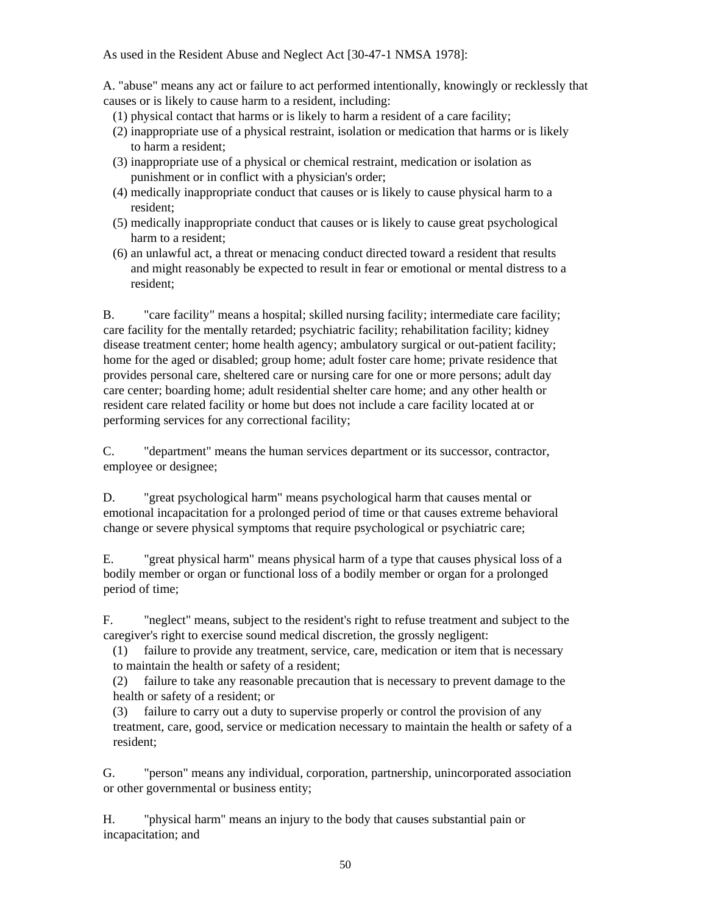As used in the Resident Abuse and Neglect Act [30-47-1 NMSA 1978]:

A. "abuse" means any act or failure to act performed intentionally, knowingly or recklessly that causes or is likely to cause harm to a resident, including:

(1) physical contact that harms or is likely to harm a resident of a care facility;
(2) inappropriate use of a physical restraint, isolation or medication that harms or is likely to harm a resident;
(3) inappropriate use of a physical or chemical restraint, medication or isolation as punishment or in conflict with a physician's order;
(4) medically inappropriate conduct that causes or is likely to cause physical harm to a resident;
(5) medically inappropriate conduct that causes or is likely to cause great psychological harm to a resident;
(6) an unlawful act, a threat or menacing conduct directed toward a resident that results and might reasonably be expected to result in fear or emotional or mental distress to a resident;

B. "care facility" means a hospital; skilled nursing facility; intermediate care facility; care facility for the mentally retarded; psychiatric facility; rehabilitation facility; kidney disease treatment center; home health agency; ambulatory surgical or out-patient facility; home for the aged or disabled; group home; adult foster care home; private residence that provides personal care, sheltered care or nursing care for one or more persons; adult day care center; boarding home; adult residential shelter care home; and any other health or resident care related facility or home but does not include a care facility located at or performing services for any correctional facility;

C. "department" means the human services department or its successor, contractor, employee or designee;

D. "great psychological harm" means psychological harm that causes mental or emotional incapacitation for a prolonged period of time or that causes extreme behavioral change or severe physical symptoms that require psychological or psychiatric care;

E. "great physical harm" means physical harm of a type that causes physical loss of a bodily member or organ or functional loss of a bodily member or organ for a prolonged period of time;

F. "neglect" means, subject to the resident's right to refuse treatment and subject to the caregiver's right to exercise sound medical discretion, the grossly negligent:

(1) failure to provide any treatment, service, care, medication or item that is necessary to maintain the health or safety of a resident;
(2) failure to take any reasonable precaution that is necessary to prevent damage to the health or safety of a resident; or
(3) failure to carry out a duty to supervise properly or control the provision of any treatment, care, good, service or medication necessary to maintain the health or safety of a resident;

G. "person" means any individual, corporation, partnership, unincorporated association or other governmental or business entity;

H. "physical harm" means an injury to the body that causes substantial pain or incapacitation; and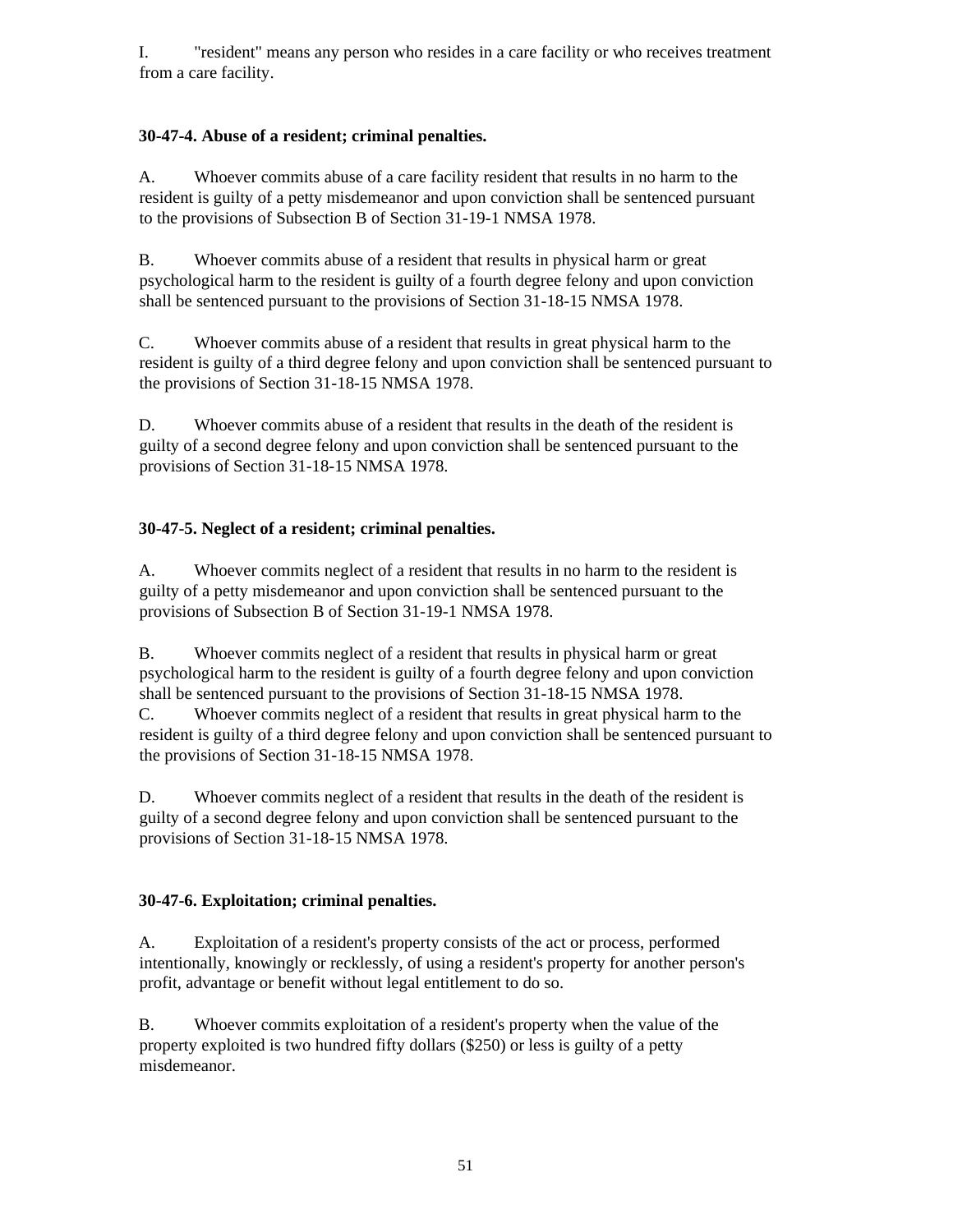I. "resident" means any person who resides in a care facility or who receives treatment from a care facility.

**30-47-4. Abuse of a resident; criminal penalties.**

A. Whoever commits abuse of a care facility resident that results in no harm to the resident is guilty of a petty misdemeanor and upon conviction shall be sentenced pursuant to the provisions of Subsection B of Section 31-19-1 NMSA 1978.

B. Whoever commits abuse of a resident that results in physical harm or great psychological harm to the resident is guilty of a fourth degree felony and upon conviction shall be sentenced pursuant to the provisions of Section 31-18-15 NMSA 1978.

C. Whoever commits abuse of a resident that results in great physical harm to the resident is guilty of a third degree felony and upon conviction shall be sentenced pursuant to the provisions of Section 31-18-15 NMSA 1978.

D. Whoever commits abuse of a resident that results in the death of the resident is guilty of a second degree felony and upon conviction shall be sentenced pursuant to the provisions of Section 31-18-15 NMSA 1978.

**30-47-5. Neglect of a resident; criminal penalties.**

A. Whoever commits neglect of a resident that results in no harm to the resident is guilty of a petty misdemeanor and upon conviction shall be sentenced pursuant to the provisions of Subsection B of Section 31-19-1 NMSA 1978.

B. Whoever commits neglect of a resident that results in physical harm or great psychological harm to the resident is guilty of a fourth degree felony and upon conviction shall be sentenced pursuant to the provisions of Section 31-18-15 NMSA 1978.

C. Whoever commits neglect of a resident that results in great physical harm to the resident is guilty of a third degree felony and upon conviction shall be sentenced pursuant to the provisions of Section 31-18-15 NMSA 1978.

D. Whoever commits neglect of a resident that results in the death of the resident is guilty of a second degree felony and upon conviction shall be sentenced pursuant to the provisions of Section 31-18-15 NMSA 1978.

**30-47-6. Exploitation; criminal penalties.**

A. Exploitation of a resident's property consists of the act or process, performed intentionally, knowingly or recklessly, of using a resident's property for another person's profit, advantage or benefit without legal entitlement to do so.

B. Whoever commits exploitation of a resident's property when the value of the property exploited is two hundred fifty dollars ($250) or less is guilty of a petty misdemeanor.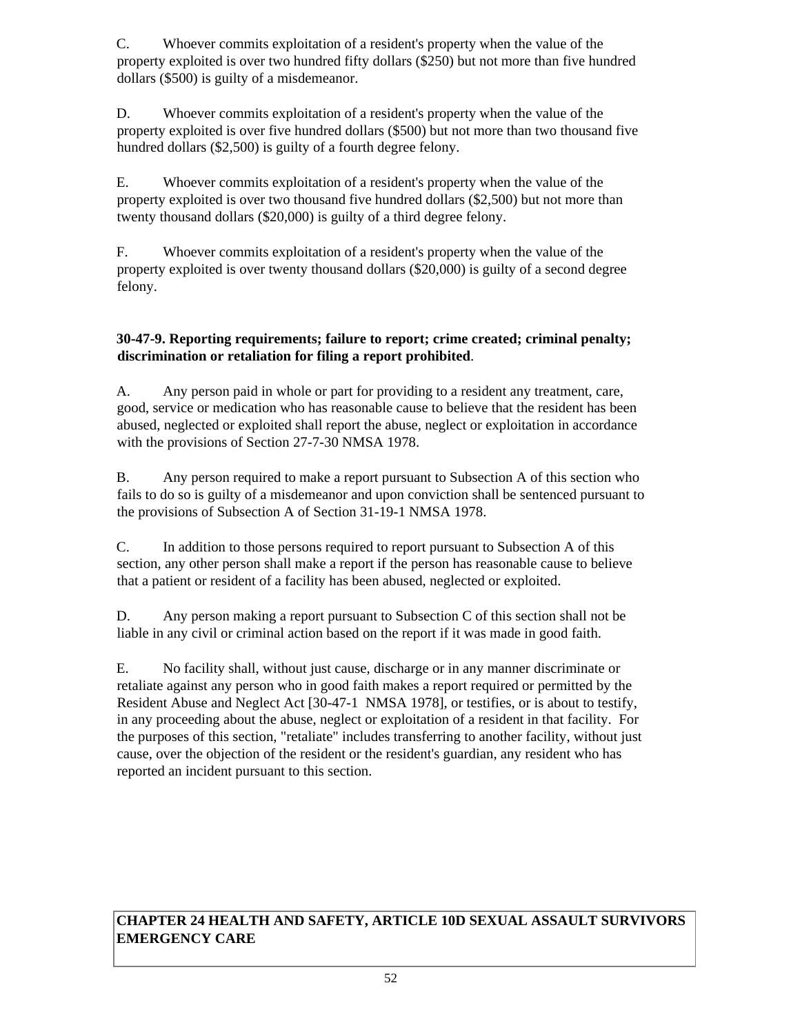C. Whoever commits exploitation of a resident's property when the value of the property exploited is over two hundred fifty dollars ($250) but not more than five hundred dollars ($500) is guilty of a misdemeanor.

D. Whoever commits exploitation of a resident's property when the value of the property exploited is over five hundred dollars ($500) but not more than two thousand five hundred dollars ($2,500) is guilty of a fourth degree felony.

E. Whoever commits exploitation of a resident's property when the value of the property exploited is over two thousand five hundred dollars ($2,500) but not more than twenty thousand dollars ($20,000) is guilty of a third degree felony.

F. Whoever commits exploitation of a resident's property when the value of the property exploited is over twenty thousand dollars ($20,000) is guilty of a second degree felony.

**30-47-9. Reporting requirements; failure to report; crime created; criminal penalty; discrimination or retaliation for filing a report prohibited**.

A. Any person paid in whole or part for providing to a resident any treatment, care, good, service or medication who has reasonable cause to believe that the resident has been abused, neglected or exploited shall report the abuse, neglect or exploitation in accordance with the provisions of Section 27-7-30 NMSA 1978.

B. Any person required to make a report pursuant to Subsection A of this section who fails to do so is guilty of a misdemeanor and upon conviction shall be sentenced pursuant to the provisions of Subsection A of Section 31-19-1 NMSA 1978.

C. In addition to those persons required to report pursuant to Subsection A of this section, any other person shall make a report if the person has reasonable cause to believe that a patient or resident of a facility has been abused, neglected or exploited.

D. Any person making a report pursuant to Subsection C of this section shall not be liable in any civil or criminal action based on the report if it was made in good faith.

E. No facility shall, without just cause, discharge or in any manner discriminate or retaliate against any person who in good faith makes a report required or permitted by the Resident Abuse and Neglect Act [30-47-1 NMSA 1978], or testifies, or is about to testify, in any proceeding about the abuse, neglect or exploitation of a resident in that facility. For the purposes of this section, "retaliate" includes transferring to another facility, without just cause, over the objection of the resident or the resident's guardian, any resident who has reported an incident pursuant to this section.

## CHAPTER 24 HEALTH AND SAFETY, ARTICLE 10D SEXUAL ASSAULT SURVIVORS EMERGENCY CARE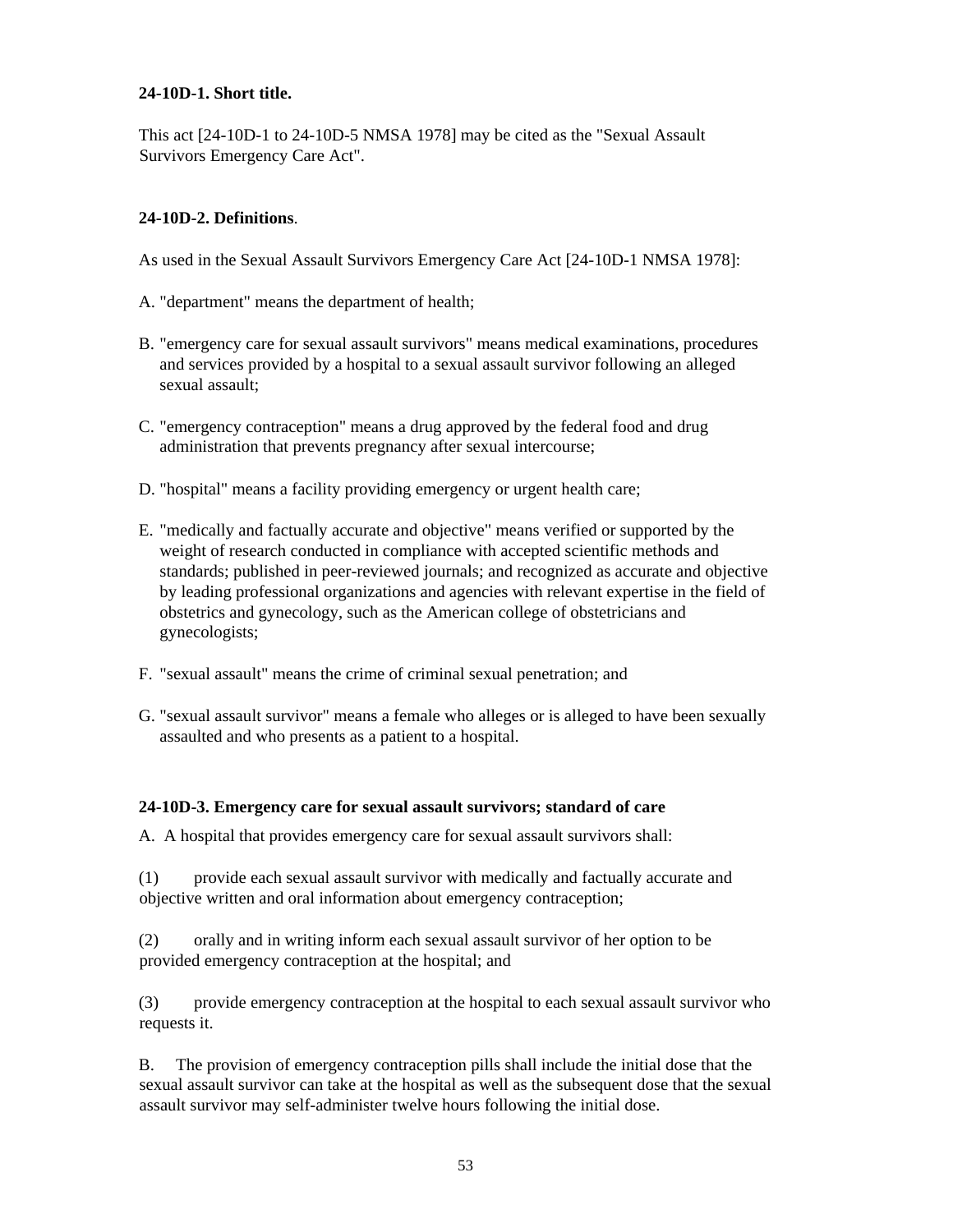**24-10D-1. Short title.**

This act [24-10D-1 to 24-10D-5 NMSA 1978] may be cited as the "Sexual Assault Survivors Emergency Care Act".

**24-10D-2. Definitions**.

As used in the Sexual Assault Survivors Emergency Care Act [24-10D-1 NMSA 1978]:

A. "department" means the department of health;

B. "emergency care for sexual assault survivors" means medical examinations, procedures and services provided by a hospital to a sexual assault survivor following an alleged sexual assault;

C. "emergency contraception" means a drug approved by the federal food and drug administration that prevents pregnancy after sexual intercourse;

D. "hospital" means a facility providing emergency or urgent health care;

E. "medically and factually accurate and objective" means verified or supported by the weight of research conducted in compliance with accepted scientific methods and standards; published in peer-reviewed journals; and recognized as accurate and objective by leading professional organizations and agencies with relevant expertise in the field of obstetrics and gynecology, such as the American college of obstetricians and gynecologists;

F. "sexual assault" means the crime of criminal sexual penetration; and

G. "sexual assault survivor" means a female who alleges or is alleged to have been sexually assaulted and who presents as a patient to a hospital.

**24-10D-3. Emergency care for sexual assault survivors; standard of care**

A. A hospital that provides emergency care for sexual assault survivors shall:

(1) provide each sexual assault survivor with medically and factually accurate and objective written and oral information about emergency contraception;

(2) orally and in writing inform each sexual assault survivor of her option to be provided emergency contraception at the hospital; and

(3) provide emergency contraception at the hospital to each sexual assault survivor who requests it.

B. The provision of emergency contraception pills shall include the initial dose that the sexual assault survivor can take at the hospital as well as the subsequent dose that the sexual assault survivor may self-administer twelve hours following the initial dose.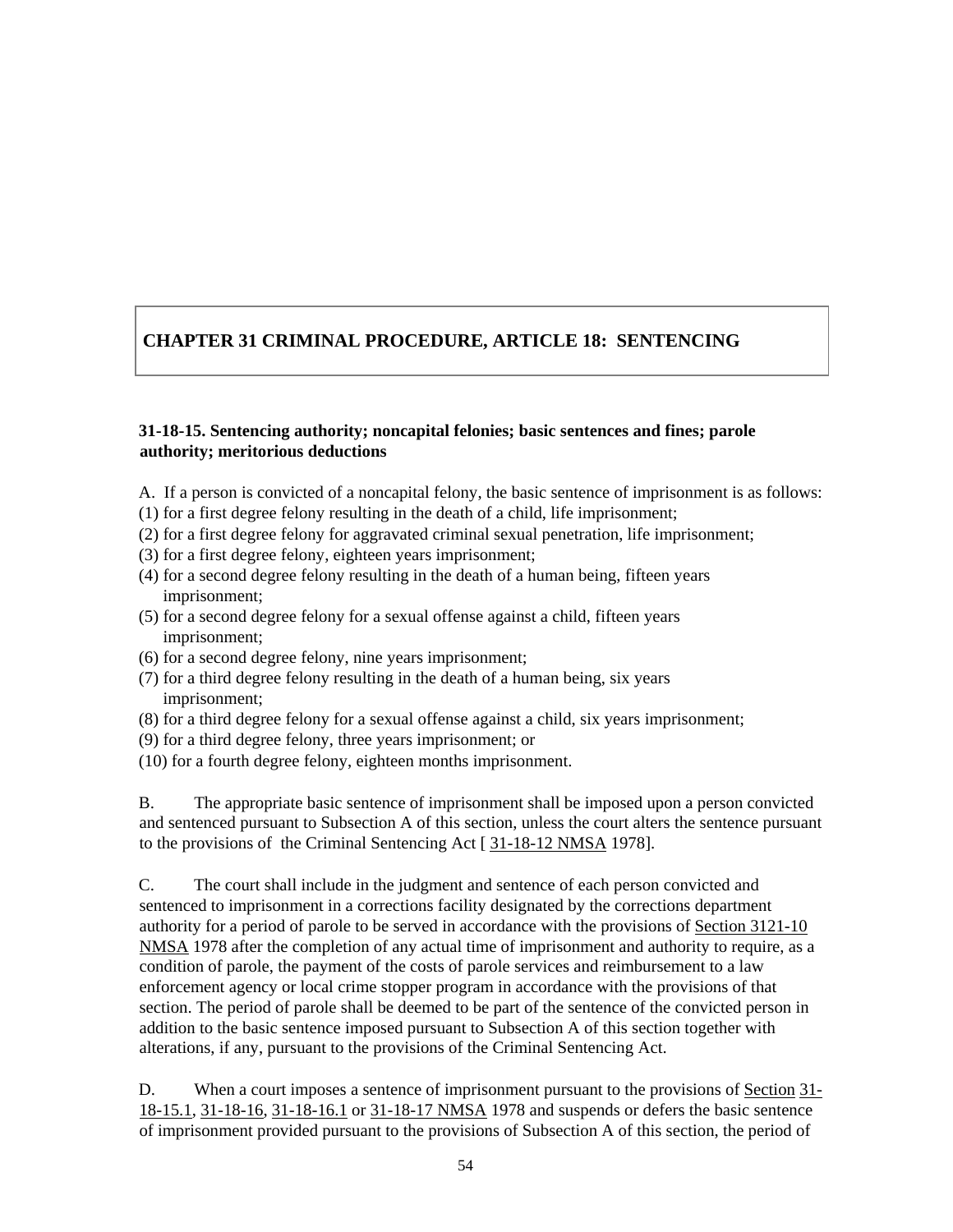# CHAPTER 31 CRIMINAL PROCEDURE, ARTICLE 18: SENTENCING

### 31-18-15. Sentencing authority; noncapital felonies; basic sentences and fines; parole authority; meritorious deductions

A. If a person is convicted of a noncapital felony, the basic sentence of imprisonment is as follows:
(1) for a first degree felony resulting in the death of a child, life imprisonment;
(2) for a first degree felony for aggravated criminal sexual penetration, life imprisonment;
(3) for a first degree felony, eighteen years imprisonment;
(4) for a second degree felony resulting in the death of a human being, fifteen years imprisonment;
(5) for a second degree felony for a sexual offense against a child, fifteen years imprisonment;
(6) for a second degree felony, nine years imprisonment;
(7) for a third degree felony resulting in the death of a human being, six years imprisonment;
(8) for a third degree felony for a sexual offense against a child, six years imprisonment;
(9) for a third degree felony, three years imprisonment; or
(10) for a fourth degree felony, eighteen months imprisonment.

B. The appropriate basic sentence of imprisonment shall be imposed upon a person convicted and sentenced pursuant to Subsection A of this section, unless the court alters the sentence pursuant to the provisions of the Criminal Sentencing Act [ 31-18-12 NMSA 1978].

C. The court shall include in the judgment and sentence of each person convicted and sentenced to imprisonment in a corrections facility designated by the corrections department authority for a period of parole to be served in accordance with the provisions of Section 3121-10 NMSA 1978 after the completion of any actual time of imprisonment and authority to require, as a condition of parole, the payment of the costs of parole services and reimbursement to a law enforcement agency or local crime stopper program in accordance with the provisions of that section. The period of parole shall be deemed to be part of the sentence of the convicted person in addition to the basic sentence imposed pursuant to Subsection A of this section together with alterations, if any, pursuant to the provisions of the Criminal Sentencing Act.

D. When a court imposes a sentence of imprisonment pursuant to the provisions of Section 31-18-15.1, 31-18-16, 31-18-16.1 or 31-18-17 NMSA 1978 and suspends or defers the basic sentence of imprisonment provided pursuant to the provisions of Subsection A of this section, the period of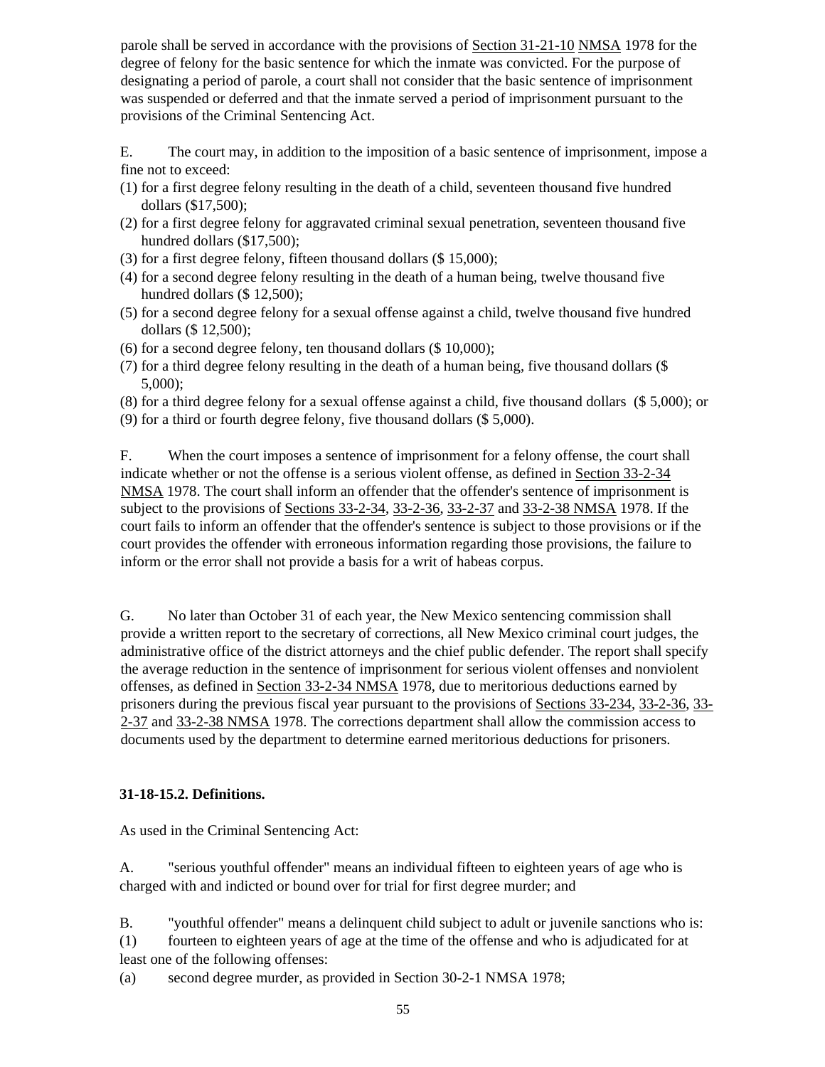parole shall be served in accordance with the provisions of Section 31-21-10 NMSA 1978 for the degree of felony for the basic sentence for which the inmate was convicted. For the purpose of designating a period of parole, a court shall not consider that the basic sentence of imprisonment was suspended or deferred and that the inmate served a period of imprisonment pursuant to the provisions of the Criminal Sentencing Act.

E. The court may, in addition to the imposition of a basic sentence of imprisonment, impose a fine not to exceed:

(1) for a first degree felony resulting in the death of a child, seventeen thousand five hundred dollars ($17,500);
(2) for a first degree felony for aggravated criminal sexual penetration, seventeen thousand five hundred dollars ($17,500);
(3) for a first degree felony, fifteen thousand dollars ($ 15,000);
(4) for a second degree felony resulting in the death of a human being, twelve thousand five hundred dollars ($ 12,500);
(5) for a second degree felony for a sexual offense against a child, twelve thousand five hundred dollars ($ 12,500);
(6) for a second degree felony, ten thousand dollars ($ 10,000);
(7) for a third degree felony resulting in the death of a human being, five thousand dollars ($ 5,000);
(8) for a third degree felony for a sexual offense against a child, five thousand dollars ($ 5,000); or
(9) for a third or fourth degree felony, five thousand dollars ($ 5,000).

F. When the court imposes a sentence of imprisonment for a felony offense, the court shall indicate whether or not the offense is a serious violent offense, as defined in Section 33-2-34 NMSA 1978. The court shall inform an offender that the offender's sentence of imprisonment is subject to the provisions of Sections 33-2-34, 33-2-36, 33-2-37 and 33-2-38 NMSA 1978. If the court fails to inform an offender that the offender's sentence is subject to those provisions or if the court provides the offender with erroneous information regarding those provisions, the failure to inform or the error shall not provide a basis for a writ of habeas corpus.

G. No later than October 31 of each year, the New Mexico sentencing commission shall provide a written report to the secretary of corrections, all New Mexico criminal court judges, the administrative office of the district attorneys and the chief public defender. The report shall specify the average reduction in the sentence of imprisonment for serious violent offenses and nonviolent offenses, as defined in Section 33-2-34 NMSA 1978, due to meritorious deductions earned by prisoners during the previous fiscal year pursuant to the provisions of Sections 33-234, 33-2-36, 33-2-37 and 33-2-38 NMSA 1978. The corrections department shall allow the commission access to documents used by the department to determine earned meritorious deductions for prisoners.

**31-18-15.2. Definitions.**

As used in the Criminal Sentencing Act:

A. "serious youthful offender" means an individual fifteen to eighteen years of age who is charged with and indicted or bound over for trial for first degree murder; and

B. "youthful offender" means a delinquent child subject to adult or juvenile sanctions who is:

(1) fourteen to eighteen years of age at the time of the offense and who is adjudicated for at least one of the following offenses:

(a) second degree murder, as provided in Section 30-2-1 NMSA 1978;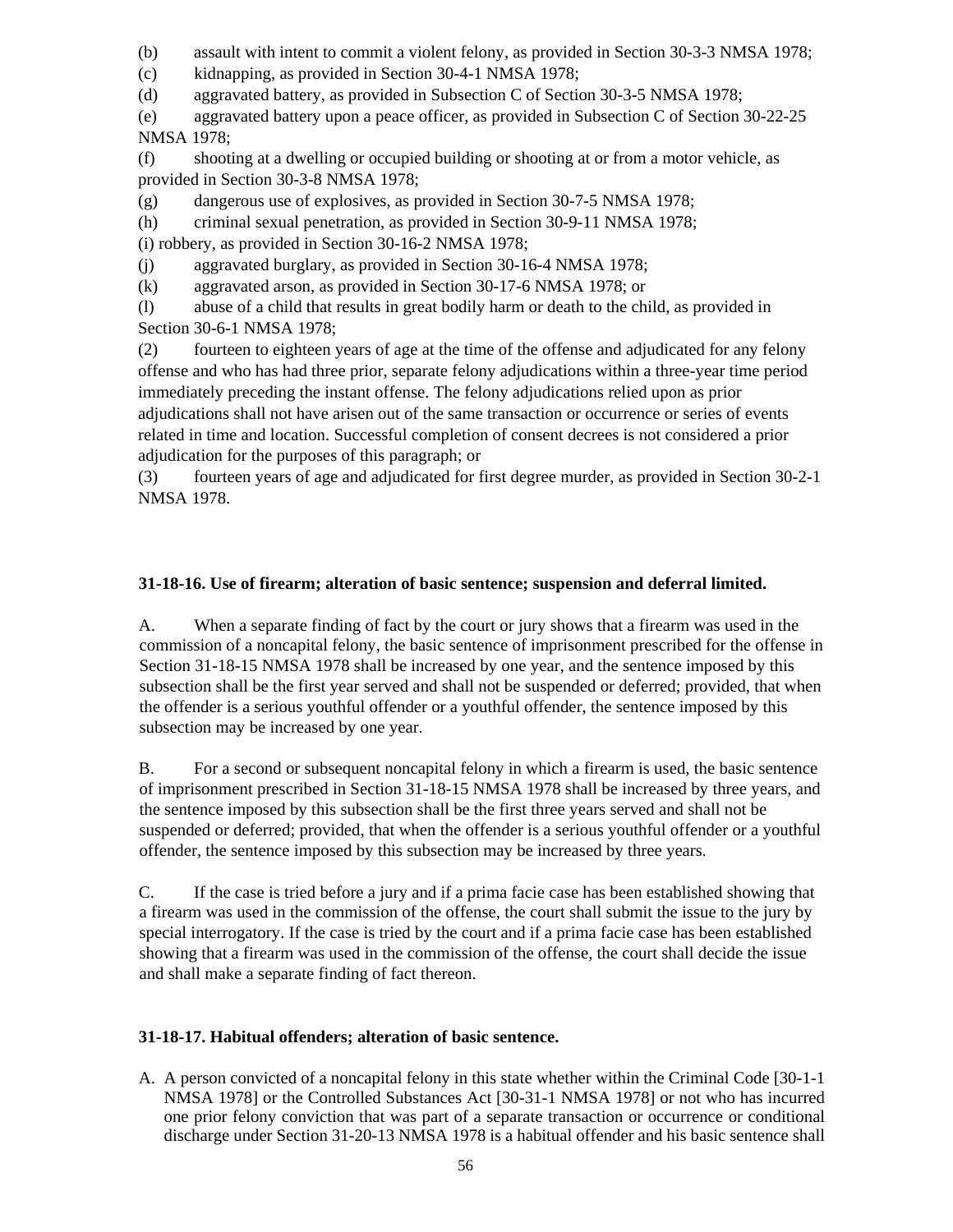(b) assault with intent to commit a violent felony, as provided in Section 30-3-3 NMSA 1978;

(c) kidnapping, as provided in Section 30-4-1 NMSA 1978;

(d) aggravated battery, as provided in Subsection C of Section 30-3-5 NMSA 1978;

(e) aggravated battery upon a peace officer, as provided in Subsection C of Section 30-22-25 NMSA 1978;

(f) shooting at a dwelling or occupied building or shooting at or from a motor vehicle, as provided in Section 30-3-8 NMSA 1978;

(g) dangerous use of explosives, as provided in Section 30-7-5 NMSA 1978;

(h) criminal sexual penetration, as provided in Section 30-9-11 NMSA 1978;

(i) robbery, as provided in Section 30-16-2 NMSA 1978;

(j) aggravated burglary, as provided in Section 30-16-4 NMSA 1978;

(k) aggravated arson, as provided in Section 30-17-6 NMSA 1978; or

(l) abuse of a child that results in great bodily harm or death to the child, as provided in Section 30-6-1 NMSA 1978;

(2) fourteen to eighteen years of age at the time of the offense and adjudicated for any felony offense and who has had three prior, separate felony adjudications within a three-year time period immediately preceding the instant offense. The felony adjudications relied upon as prior adjudications shall not have arisen out of the same transaction or occurrence or series of events related in time and location. Successful completion of consent decrees is not considered a prior adjudication for the purposes of this paragraph; or

(3) fourteen years of age and adjudicated for first degree murder, as provided in Section 30-2-1 NMSA 1978.

**31-18-16. Use of firearm; alteration of basic sentence; suspension and deferral limited.**

A. When a separate finding of fact by the court or jury shows that a firearm was used in the commission of a noncapital felony, the basic sentence of imprisonment prescribed for the offense in Section 31-18-15 NMSA 1978 shall be increased by one year, and the sentence imposed by this subsection shall be the first year served and shall not be suspended or deferred; provided, that when the offender is a serious youthful offender or a youthful offender, the sentence imposed by this subsection may be increased by one year.

B. For a second or subsequent noncapital felony in which a firearm is used, the basic sentence of imprisonment prescribed in Section 31-18-15 NMSA 1978 shall be increased by three years, and the sentence imposed by this subsection shall be the first three years served and shall not be suspended or deferred; provided, that when the offender is a serious youthful offender or a youthful offender, the sentence imposed by this subsection may be increased by three years.

C. If the case is tried before a jury and if a prima facie case has been established showing that a firearm was used in the commission of the offense, the court shall submit the issue to the jury by special interrogatory. If the case is tried by the court and if a prima facie case has been established showing that a firearm was used in the commission of the offense, the court shall decide the issue and shall make a separate finding of fact thereon.

**31-18-17. Habitual offenders; alteration of basic sentence.**

A. A person convicted of a noncapital felony in this state whether within the Criminal Code [30-1-1 NMSA 1978] or the Controlled Substances Act [30-31-1 NMSA 1978] or not who has incurred one prior felony conviction that was part of a separate transaction or occurrence or conditional discharge under Section 31-20-13 NMSA 1978 is a habitual offender and his basic sentence shall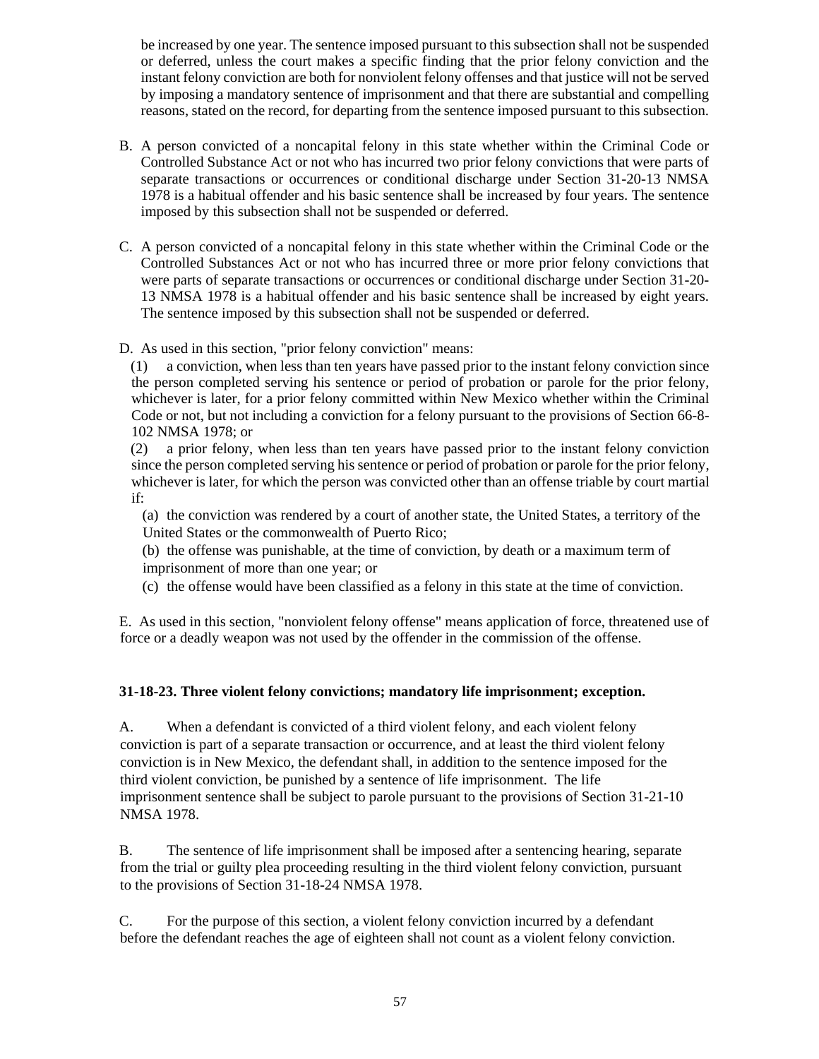be increased by one year. The sentence imposed pursuant to this subsection shall not be suspended or deferred, unless the court makes a specific finding that the prior felony conviction and the instant felony conviction are both for nonviolent felony offenses and that justice will not be served by imposing a mandatory sentence of imprisonment and that there are substantial and compelling reasons, stated on the record, for departing from the sentence imposed pursuant to this subsection.

B. A person convicted of a noncapital felony in this state whether within the Criminal Code or Controlled Substance Act or not who has incurred two prior felony convictions that were parts of separate transactions or occurrences or conditional discharge under Section 31-20-13 NMSA 1978 is a habitual offender and his basic sentence shall be increased by four years. The sentence imposed by this subsection shall not be suspended or deferred.

C. A person convicted of a noncapital felony in this state whether within the Criminal Code or the Controlled Substances Act or not who has incurred three or more prior felony convictions that were parts of separate transactions or occurrences or conditional discharge under Section 31-20-13 NMSA 1978 is a habitual offender and his basic sentence shall be increased by eight years. The sentence imposed by this subsection shall not be suspended or deferred.

D. As used in this section, "prior felony conviction" means:

(1) a conviction, when less than ten years have passed prior to the instant felony conviction since the person completed serving his sentence or period of probation or parole for the prior felony, whichever is later, for a prior felony committed within New Mexico whether within the Criminal Code or not, but not including a conviction for a felony pursuant to the provisions of Section 66-8-102 NMSA 1978; or

(2) a prior felony, when less than ten years have passed prior to the instant felony conviction since the person completed serving his sentence or period of probation or parole for the prior felony, whichever is later, for which the person was convicted other than an offense triable by court martial if:

(a) the conviction was rendered by a court of another state, the United States, a territory of the United States or the commonwealth of Puerto Rico;

(b) the offense was punishable, at the time of conviction, by death or a maximum term of imprisonment of more than one year; or

(c) the offense would have been classified as a felony in this state at the time of conviction.

E. As used in this section, "nonviolent felony offense" means application of force, threatened use of force or a deadly weapon was not used by the offender in the commission of the offense.

**31-18-23. Three violent felony convictions; mandatory life imprisonment; exception.**

A. When a defendant is convicted of a third violent felony, and each violent felony conviction is part of a separate transaction or occurrence, and at least the third violent felony conviction is in New Mexico, the defendant shall, in addition to the sentence imposed for the third violent conviction, be punished by a sentence of life imprisonment. The life imprisonment sentence shall be subject to parole pursuant to the provisions of Section 31-21-10 NMSA 1978.

B. The sentence of life imprisonment shall be imposed after a sentencing hearing, separate from the trial or guilty plea proceeding resulting in the third violent felony conviction, pursuant to the provisions of Section 31-18-24 NMSA 1978.

C. For the purpose of this section, a violent felony conviction incurred by a defendant before the defendant reaches the age of eighteen shall not count as a violent felony conviction.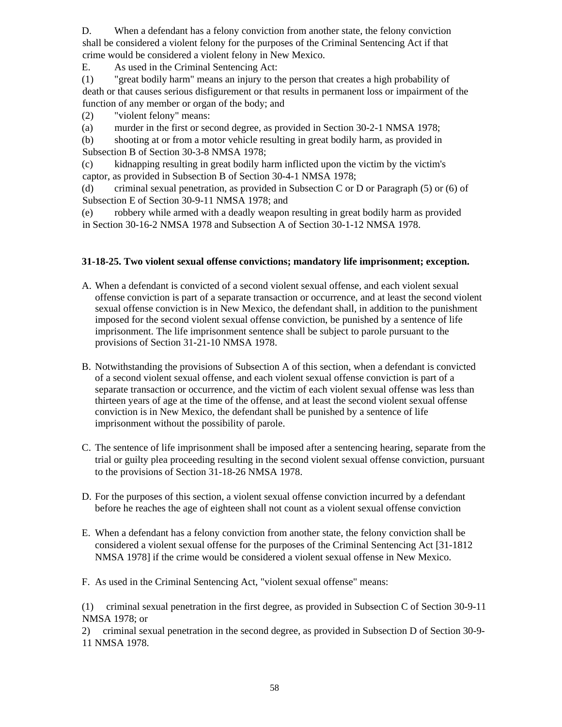D. When a defendant has a felony conviction from another state, the felony conviction shall be considered a violent felony for the purposes of the Criminal Sentencing Act if that crime would be considered a violent felony in New Mexico.

E. As used in the Criminal Sentencing Act:

(1) "great bodily harm" means an injury to the person that creates a high probability of death or that causes serious disfigurement or that results in permanent loss or impairment of the function of any member or organ of the body; and

(2) "violent felony" means:

(a) murder in the first or second degree, as provided in Section 30-2-1 NMSA 1978;

(b) shooting at or from a motor vehicle resulting in great bodily harm, as provided in Subsection B of Section 30-3-8 NMSA 1978;

(c) kidnapping resulting in great bodily harm inflicted upon the victim by the victim's captor, as provided in Subsection B of Section 30-4-1 NMSA 1978;

(d) criminal sexual penetration, as provided in Subsection C or D or Paragraph (5) or (6) of Subsection E of Section 30-9-11 NMSA 1978; and

(e) robbery while armed with a deadly weapon resulting in great bodily harm as provided in Section 30-16-2 NMSA 1978 and Subsection A of Section 30-1-12 NMSA 1978.

**31-18-25. Two violent sexual offense convictions; mandatory life imprisonment; exception.**

A. When a defendant is convicted of a second violent sexual offense, and each violent sexual offense conviction is part of a separate transaction or occurrence, and at least the second violent sexual offense conviction is in New Mexico, the defendant shall, in addition to the punishment imposed for the second violent sexual offense conviction, be punished by a sentence of life imprisonment. The life imprisonment sentence shall be subject to parole pursuant to the provisions of Section 31-21-10 NMSA 1978.

B. Notwithstanding the provisions of Subsection A of this section, when a defendant is convicted of a second violent sexual offense, and each violent sexual offense conviction is part of a separate transaction or occurrence, and the victim of each violent sexual offense was less than thirteen years of age at the time of the offense, and at least the second violent sexual offense conviction is in New Mexico, the defendant shall be punished by a sentence of life imprisonment without the possibility of parole.

C. The sentence of life imprisonment shall be imposed after a sentencing hearing, separate from the trial or guilty plea proceeding resulting in the second violent sexual offense conviction, pursuant to the provisions of Section 31-18-26 NMSA 1978.

D. For the purposes of this section, a violent sexual offense conviction incurred by a defendant before he reaches the age of eighteen shall not count as a violent sexual offense conviction

E. When a defendant has a felony conviction from another state, the felony conviction shall be considered a violent sexual offense for the purposes of the Criminal Sentencing Act [31-1812 NMSA 1978] if the crime would be considered a violent sexual offense in New Mexico.

F. As used in the Criminal Sentencing Act, "violent sexual offense" means:

(1) criminal sexual penetration in the first degree, as provided in Subsection C of Section 30-9-11 NMSA 1978; or

2) criminal sexual penetration in the second degree, as provided in Subsection D of Section 30-9-11 NMSA 1978.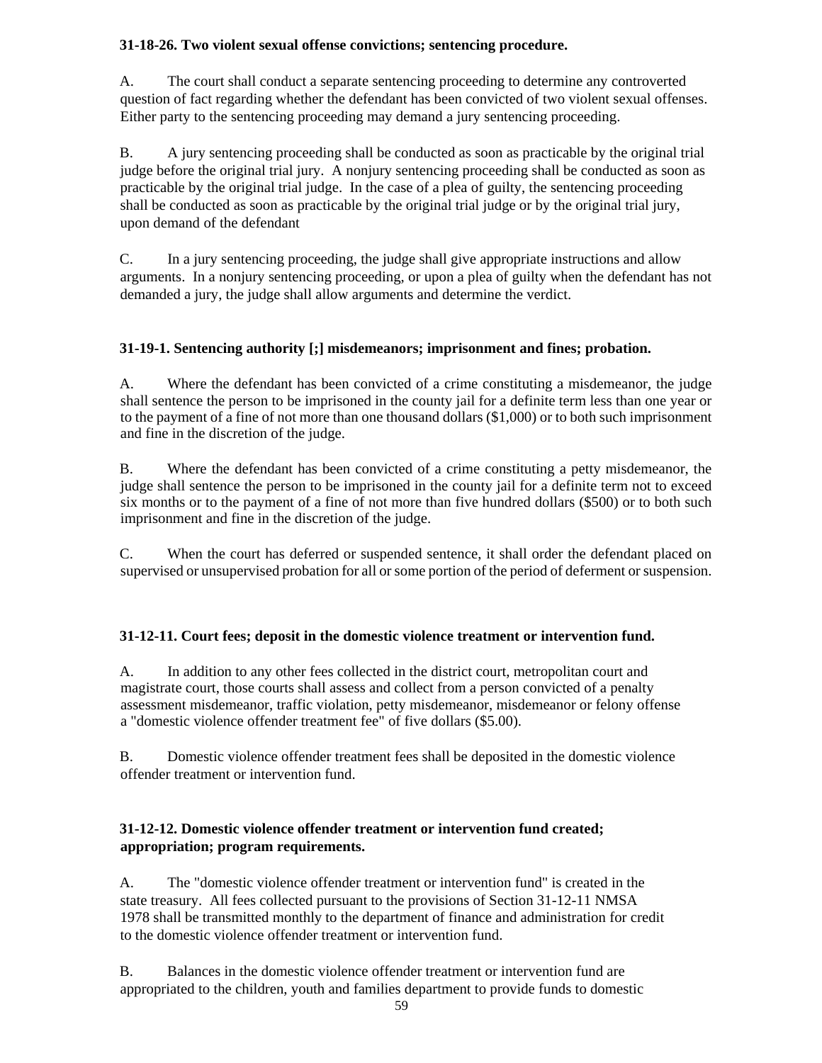**31-18-26. Two violent sexual offense convictions; sentencing procedure.**

A. The court shall conduct a separate sentencing proceeding to determine any controverted question of fact regarding whether the defendant has been convicted of two violent sexual offenses. Either party to the sentencing proceeding may demand a jury sentencing proceeding.

B. A jury sentencing proceeding shall be conducted as soon as practicable by the original trial judge before the original trial jury. A nonjury sentencing proceeding shall be conducted as soon as practicable by the original trial judge. In the case of a plea of guilty, the sentencing proceeding shall be conducted as soon as practicable by the original trial judge or by the original trial jury, upon demand of the defendant

C. In a jury sentencing proceeding, the judge shall give appropriate instructions and allow arguments. In a nonjury sentencing proceeding, or upon a plea of guilty when the defendant has not demanded a jury, the judge shall allow arguments and determine the verdict.

**31-19-1. Sentencing authority [;] misdemeanors; imprisonment and fines; probation.**

A. Where the defendant has been convicted of a crime constituting a misdemeanor, the judge shall sentence the person to be imprisoned in the county jail for a definite term less than one year or to the payment of a fine of not more than one thousand dollars ($1,000) or to both such imprisonment and fine in the discretion of the judge.

B. Where the defendant has been convicted of a crime constituting a petty misdemeanor, the judge shall sentence the person to be imprisoned in the county jail for a definite term not to exceed six months or to the payment of a fine of not more than five hundred dollars ($500) or to both such imprisonment and fine in the discretion of the judge.

C. When the court has deferred or suspended sentence, it shall order the defendant placed on supervised or unsupervised probation for all or some portion of the period of deferment or suspension.

**31-12-11. Court fees; deposit in the domestic violence treatment or intervention fund.**

A. In addition to any other fees collected in the district court, metropolitan court and magistrate court, those courts shall assess and collect from a person convicted of a penalty assessment misdemeanor, traffic violation, petty misdemeanor, misdemeanor or felony offense a "domestic violence offender treatment fee" of five dollars ($5.00).

B. Domestic violence offender treatment fees shall be deposited in the domestic violence offender treatment or intervention fund.

**31-12-12. Domestic violence offender treatment or intervention fund created; appropriation; program requirements.**

A. The "domestic violence offender treatment or intervention fund" is created in the state treasury. All fees collected pursuant to the provisions of Section 31-12-11 NMSA 1978 shall be transmitted monthly to the department of finance and administration for credit to the domestic violence offender treatment or intervention fund.

B. Balances in the domestic violence offender treatment or intervention fund are appropriated to the children, youth and families department to provide funds to domestic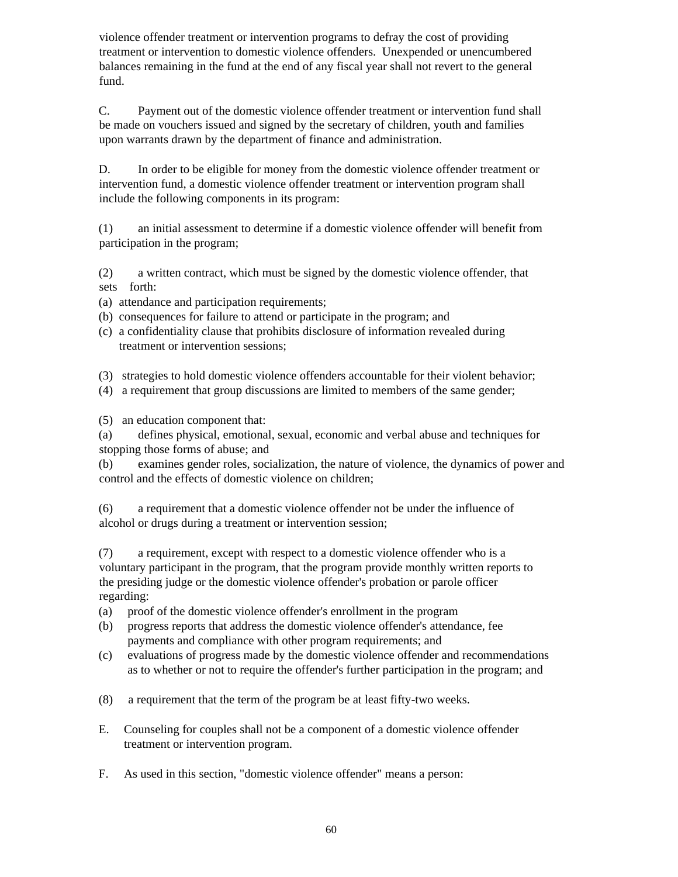violence offender treatment or intervention programs to defray the cost of providing treatment or intervention to domestic violence offenders. Unexpended or unencumbered balances remaining in the fund at the end of any fiscal year shall not revert to the general fund.

C. Payment out of the domestic violence offender treatment or intervention fund shall be made on vouchers issued and signed by the secretary of children, youth and families upon warrants drawn by the department of finance and administration.

D. In order to be eligible for money from the domestic violence offender treatment or intervention fund, a domestic violence offender treatment or intervention program shall include the following components in its program:

(1) an initial assessment to determine if a domestic violence offender will benefit from participation in the program;

(2) a written contract, which must be signed by the domestic violence offender, that sets forth:
(a) attendance and participation requirements;
(b) consequences for failure to attend or participate in the program; and
(c) a confidentiality clause that prohibits disclosure of information revealed during treatment or intervention sessions;

(3) strategies to hold domestic violence offenders accountable for their violent behavior;
(4) a requirement that group discussions are limited to members of the same gender;

(5) an education component that:
(a) defines physical, emotional, sexual, economic and verbal abuse and techniques for stopping those forms of abuse; and
(b) examines gender roles, socialization, the nature of violence, the dynamics of power and control and the effects of domestic violence on children;

(6) a requirement that a domestic violence offender not be under the influence of alcohol or drugs during a treatment or intervention session;

(7) a requirement, except with respect to a domestic violence offender who is a voluntary participant in the program, that the program provide monthly written reports to the presiding judge or the domestic violence offender's probation or parole officer regarding:
(a) proof of the domestic violence offender's enrollment in the program
(b) progress reports that address the domestic violence offender's attendance, fee payments and compliance with other program requirements; and
(c) evaluations of progress made by the domestic violence offender and recommendations as to whether or not to require the offender's further participation in the program; and

(8) a requirement that the term of the program be at least fifty-two weeks.

E. Counseling for couples shall not be a component of a domestic violence offender treatment or intervention program.

F. As used in this section, "domestic violence offender" means a person: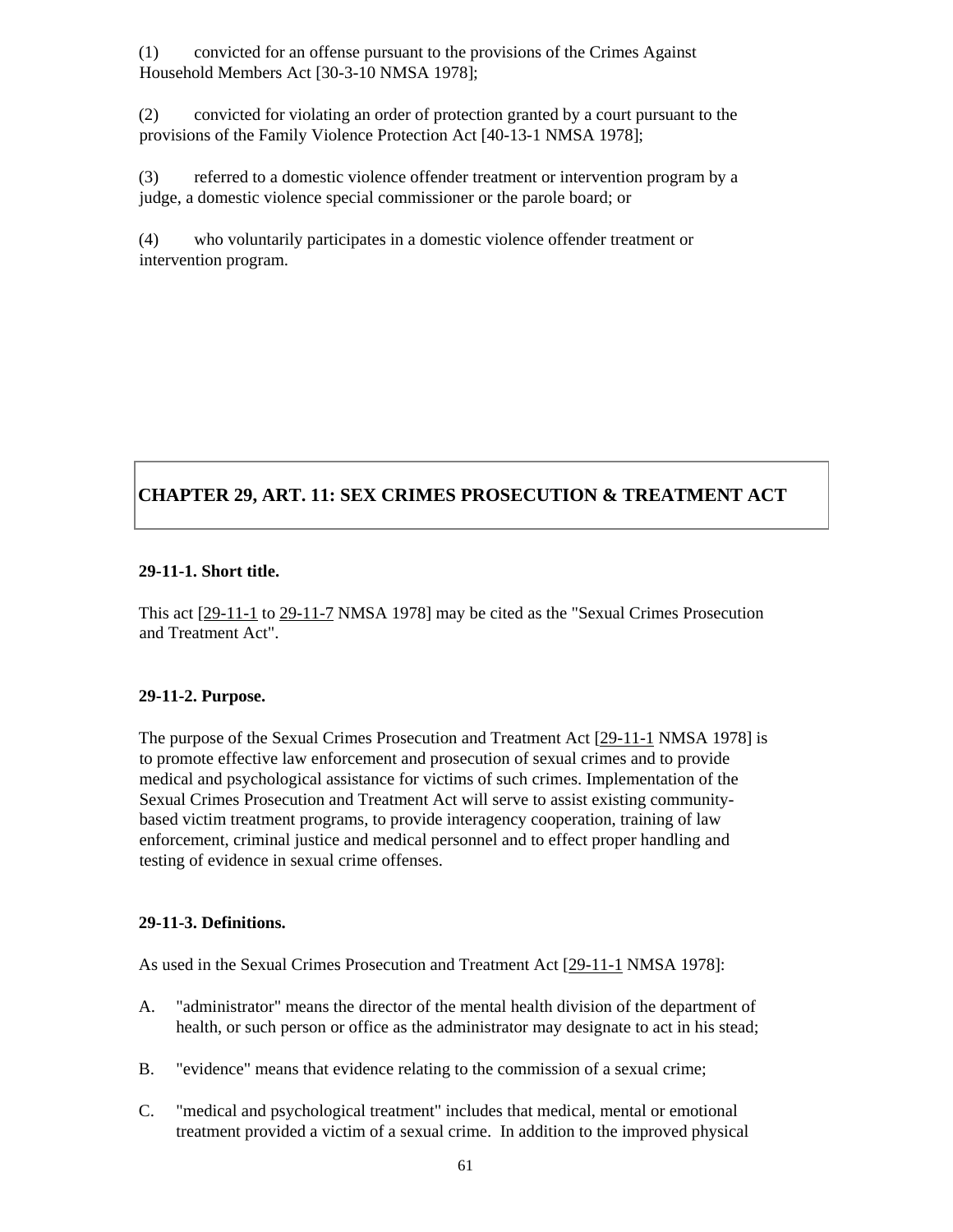(1) convicted for an offense pursuant to the provisions of the Crimes Against Household Members Act [30-3-10 NMSA 1978];

(2) convicted for violating an order of protection granted by a court pursuant to the provisions of the Family Violence Protection Act [40-13-1 NMSA 1978];

(3) referred to a domestic violence offender treatment or intervention program by a judge, a domestic violence special commissioner or the parole board; or

(4) who voluntarily participates in a domestic violence offender treatment or intervention program.

## CHAPTER 29, ART. 11: SEX CRIMES PROSECUTION & TREATMENT ACT

### 29-11-1. Short title.

This act [29-11-1 to 29-11-7 NMSA 1978] may be cited as the "Sexual Crimes Prosecution and Treatment Act".

### 29-11-2. Purpose.

The purpose of the Sexual Crimes Prosecution and Treatment Act [29-11-1 NMSA 1978] is to promote effective law enforcement and prosecution of sexual crimes and to provide medical and psychological assistance for victims of such crimes. Implementation of the Sexual Crimes Prosecution and Treatment Act will serve to assist existing community-based victim treatment programs, to provide interagency cooperation, training of law enforcement, criminal justice and medical personnel and to effect proper handling and testing of evidence in sexual crime offenses.

### 29-11-3. Definitions.

As used in the Sexual Crimes Prosecution and Treatment Act [29-11-1 NMSA 1978]:

A. "administrator" means the director of the mental health division of the department of health, or such person or office as the administrator may designate to act in his stead;

B. "evidence" means that evidence relating to the commission of a sexual crime;

C. "medical and psychological treatment" includes that medical, mental or emotional treatment provided a victim of a sexual crime. In addition to the improved physical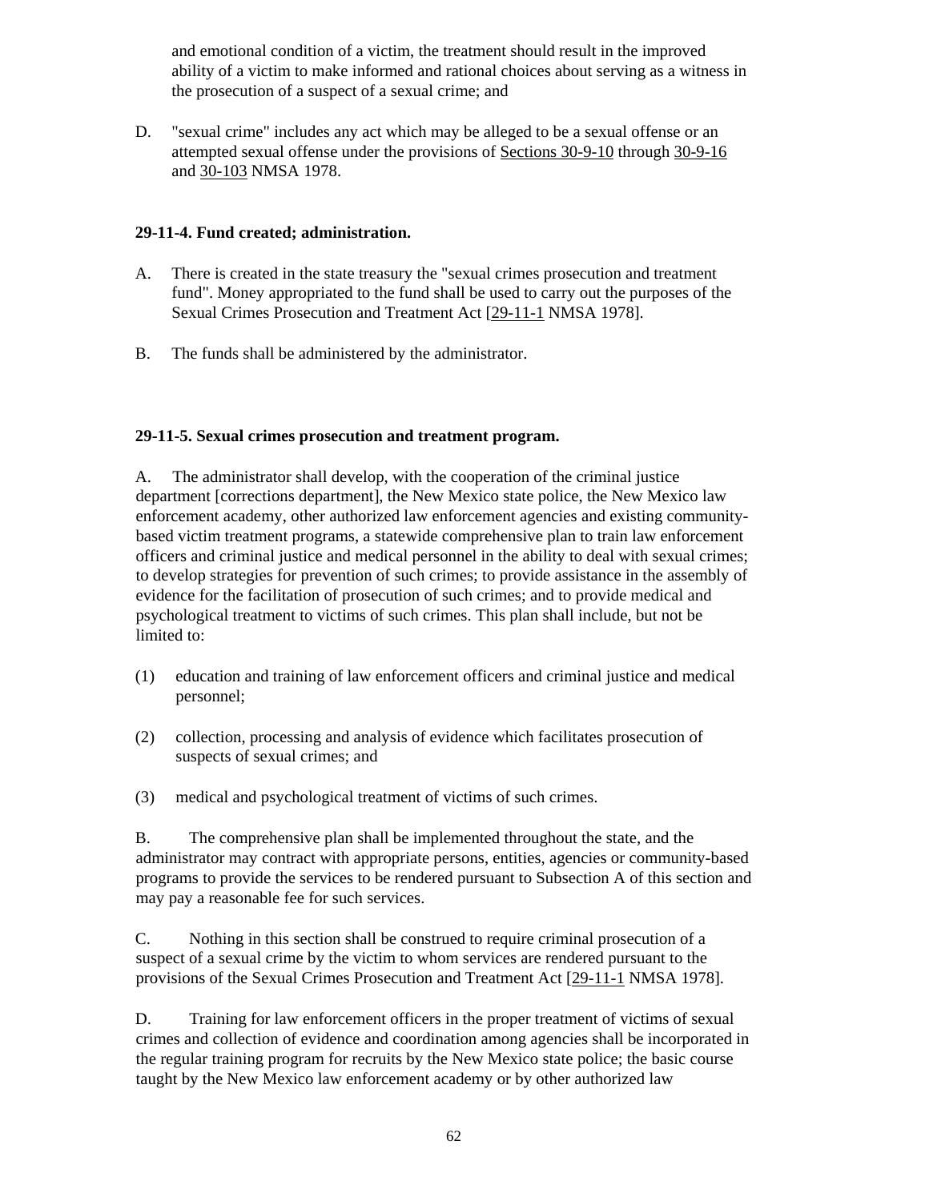and emotional condition of a victim, the treatment should result in the improved ability of a victim to make informed and rational choices about serving as a witness in the prosecution of a suspect of a sexual crime; and

D. "sexual crime" includes any act which may be alleged to be a sexual offense or an attempted sexual offense under the provisions of Sections 30-9-10 through 30-9-16 and 30-103 NMSA 1978.

**29-11-4. Fund created; administration.**

A. There is created in the state treasury the "sexual crimes prosecution and treatment fund". Money appropriated to the fund shall be used to carry out the purposes of the Sexual Crimes Prosecution and Treatment Act [29-11-1 NMSA 1978].

B. The funds shall be administered by the administrator.

**29-11-5. Sexual crimes prosecution and treatment program.**

A. The administrator shall develop, with the cooperation of the criminal justice department [corrections department], the New Mexico state police, the New Mexico law enforcement academy, other authorized law enforcement agencies and existing community-based victim treatment programs, a statewide comprehensive plan to train law enforcement officers and criminal justice and medical personnel in the ability to deal with sexual crimes; to develop strategies for prevention of such crimes; to provide assistance in the assembly of evidence for the facilitation of prosecution of such crimes; and to provide medical and psychological treatment to victims of such crimes. This plan shall include, but not be limited to:

(1) education and training of law enforcement officers and criminal justice and medical personnel;

(2) collection, processing and analysis of evidence which facilitates prosecution of suspects of sexual crimes; and

(3) medical and psychological treatment of victims of such crimes.

B. The comprehensive plan shall be implemented throughout the state, and the administrator may contract with appropriate persons, entities, agencies or community-based programs to provide the services to be rendered pursuant to Subsection A of this section and may pay a reasonable fee for such services.

C. Nothing in this section shall be construed to require criminal prosecution of a suspect of a sexual crime by the victim to whom services are rendered pursuant to the provisions of the Sexual Crimes Prosecution and Treatment Act [29-11-1 NMSA 1978].

D. Training for law enforcement officers in the proper treatment of victims of sexual crimes and collection of evidence and coordination among agencies shall be incorporated in the regular training program for recruits by the New Mexico state police; the basic course taught by the New Mexico law enforcement academy or by other authorized law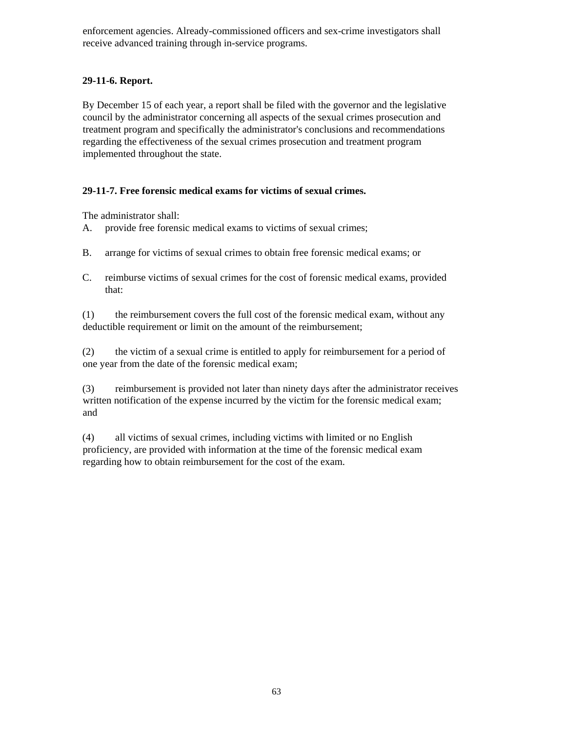enforcement agencies. Already-commissioned officers and sex-crime investigators shall receive advanced training through in-service programs.

**29-11-6. Report.**

By December 15 of each year, a report shall be filed with the governor and the legislative council by the administrator concerning all aspects of the sexual crimes prosecution and treatment program and specifically the administrator's conclusions and recommendations regarding the effectiveness of the sexual crimes prosecution and treatment program implemented throughout the state.

**29-11-7. Free forensic medical exams for victims of sexual crimes.**

The administrator shall:

A. provide free forensic medical exams to victims of sexual crimes;

B. arrange for victims of sexual crimes to obtain free forensic medical exams; or

C. reimburse victims of sexual crimes for the cost of forensic medical exams, provided that:

(1) the reimbursement covers the full cost of the forensic medical exam, without any deductible requirement or limit on the amount of the reimbursement;

(2) the victim of a sexual crime is entitled to apply for reimbursement for a period of one year from the date of the forensic medical exam;

(3) reimbursement is provided not later than ninety days after the administrator receives written notification of the expense incurred by the victim for the forensic medical exam; and

(4) all victims of sexual crimes, including victims with limited or no English proficiency, are provided with information at the time of the forensic medical exam regarding how to obtain reimbursement for the cost of the exam.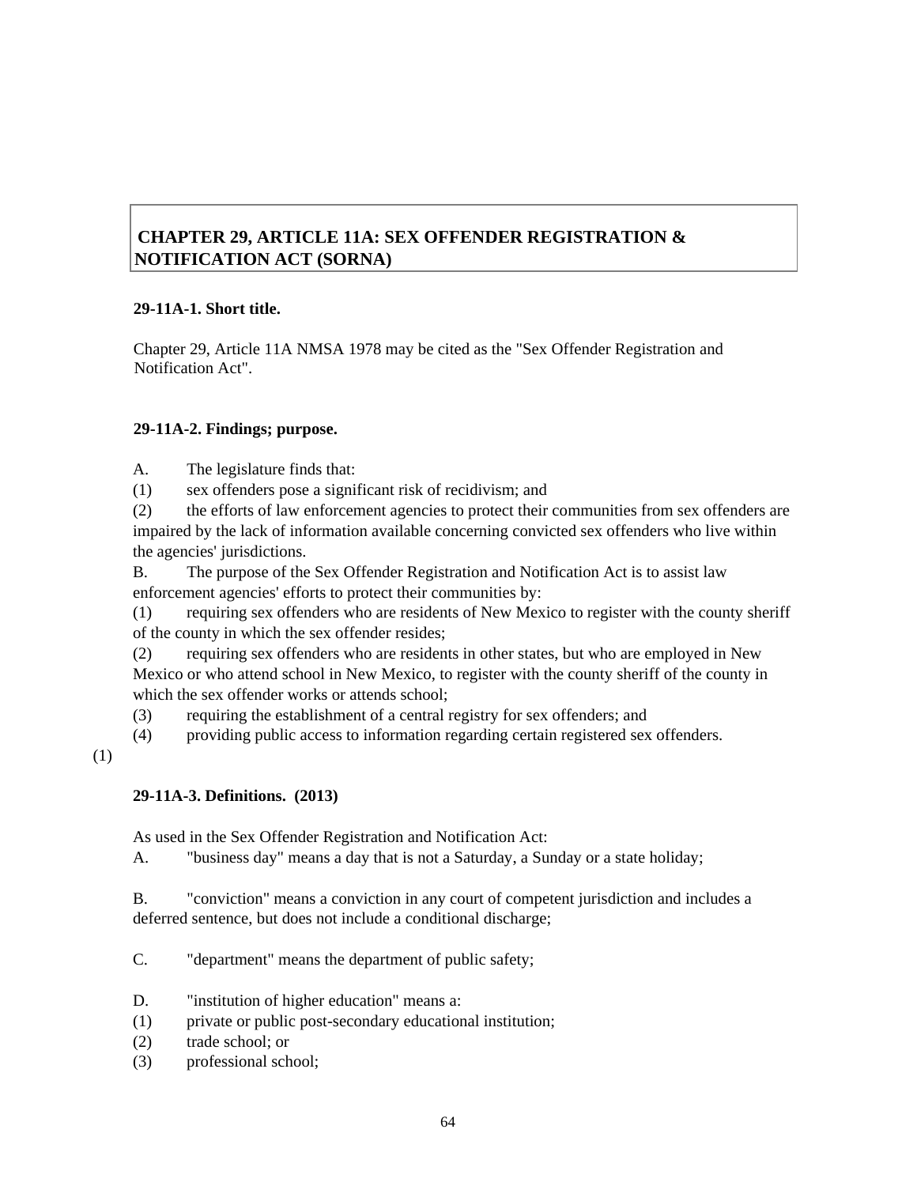## CHAPTER 29, ARTICLE 11A: SEX OFFENDER REGISTRATION & NOTIFICATION ACT (SORNA)

### 29-11A-1. Short title.

Chapter 29, Article 11A NMSA 1978 may be cited as the "Sex Offender Registration and Notification Act".

### 29-11A-2. Findings; purpose.

A. The legislature finds that:
(1) sex offenders pose a significant risk of recidivism; and
(2) the efforts of law enforcement agencies to protect their communities from sex offenders are impaired by the lack of information available concerning convicted sex offenders who live within the agencies' jurisdictions.
B. The purpose of the Sex Offender Registration and Notification Act is to assist law enforcement agencies' efforts to protect their communities by:
(1) requiring sex offenders who are residents of New Mexico to register with the county sheriff of the county in which the sex offender resides;
(2) requiring sex offenders who are residents in other states, but who are employed in New Mexico or who attend school in New Mexico, to register with the county sheriff of the county in which the sex offender works or attends school;
(3) requiring the establishment of a central registry for sex offenders; and
(4) providing public access to information regarding certain registered sex offenders.

(1)

### 29-11A-3. Definitions. (2013)

As used in the Sex Offender Registration and Notification Act:
A. "business day" means a day that is not a Saturday, a Sunday or a state holiday;

B. "conviction" means a conviction in any court of competent jurisdiction and includes a deferred sentence, but does not include a conditional discharge;

C. "department" means the department of public safety;

D. "institution of higher education" means a:
(1) private or public post-secondary educational institution;
(2) trade school; or
(3) professional school;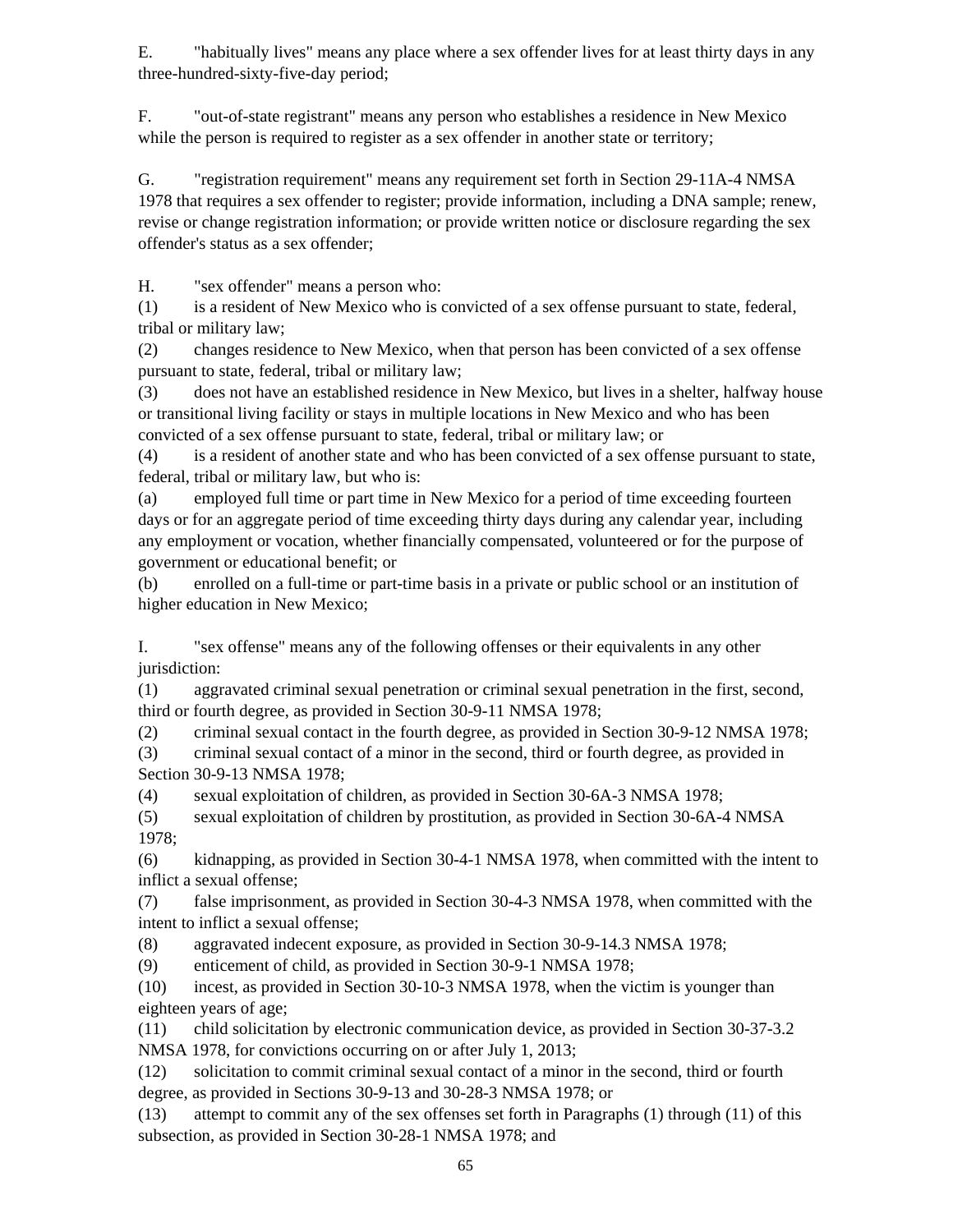E. "habitually lives" means any place where a sex offender lives for at least thirty days in any three-hundred-sixty-five-day period;

F. "out-of-state registrant" means any person who establishes a residence in New Mexico while the person is required to register as a sex offender in another state or territory;

G. "registration requirement" means any requirement set forth in Section 29-11A-4 NMSA 1978 that requires a sex offender to register; provide information, including a DNA sample; renew, revise or change registration information; or provide written notice or disclosure regarding the sex offender's status as a sex offender;

H. "sex offender" means a person who:
(1) is a resident of New Mexico who is convicted of a sex offense pursuant to state, federal, tribal or military law;
(2) changes residence to New Mexico, when that person has been convicted of a sex offense pursuant to state, federal, tribal or military law;
(3) does not have an established residence in New Mexico, but lives in a shelter, halfway house or transitional living facility or stays in multiple locations in New Mexico and who has been convicted of a sex offense pursuant to state, federal, tribal or military law; or
(4) is a resident of another state and who has been convicted of a sex offense pursuant to state, federal, tribal or military law, but who is:
(a) employed full time or part time in New Mexico for a period of time exceeding fourteen days or for an aggregate period of time exceeding thirty days during any calendar year, including any employment or vocation, whether financially compensated, volunteered or for the purpose of government or educational benefit; or
(b) enrolled on a full-time or part-time basis in a private or public school or an institution of higher education in New Mexico;

I. "sex offense" means any of the following offenses or their equivalents in any other jurisdiction:
(1) aggravated criminal sexual penetration or criminal sexual penetration in the first, second, third or fourth degree, as provided in Section 30-9-11 NMSA 1978;
(2) criminal sexual contact in the fourth degree, as provided in Section 30-9-12 NMSA 1978;
(3) criminal sexual contact of a minor in the second, third or fourth degree, as provided in Section 30-9-13 NMSA 1978;
(4) sexual exploitation of children, as provided in Section 30-6A-3 NMSA 1978;
(5) sexual exploitation of children by prostitution, as provided in Section 30-6A-4 NMSA 1978;
(6) kidnapping, as provided in Section 30-4-1 NMSA 1978, when committed with the intent to inflict a sexual offense;
(7) false imprisonment, as provided in Section 30-4-3 NMSA 1978, when committed with the intent to inflict a sexual offense;
(8) aggravated indecent exposure, as provided in Section 30-9-14.3 NMSA 1978;
(9) enticement of child, as provided in Section 30-9-1 NMSA 1978;
(10) incest, as provided in Section 30-10-3 NMSA 1978, when the victim is younger than eighteen years of age;
(11) child solicitation by electronic communication device, as provided in Section 30-37-3.2 NMSA 1978, for convictions occurring on or after July 1, 2013;
(12) solicitation to commit criminal sexual contact of a minor in the second, third or fourth degree, as provided in Sections 30-9-13 and 30-28-3 NMSA 1978; or
(13) attempt to commit any of the sex offenses set forth in Paragraphs (1) through (11) of this subsection, as provided in Section 30-28-1 NMSA 1978; and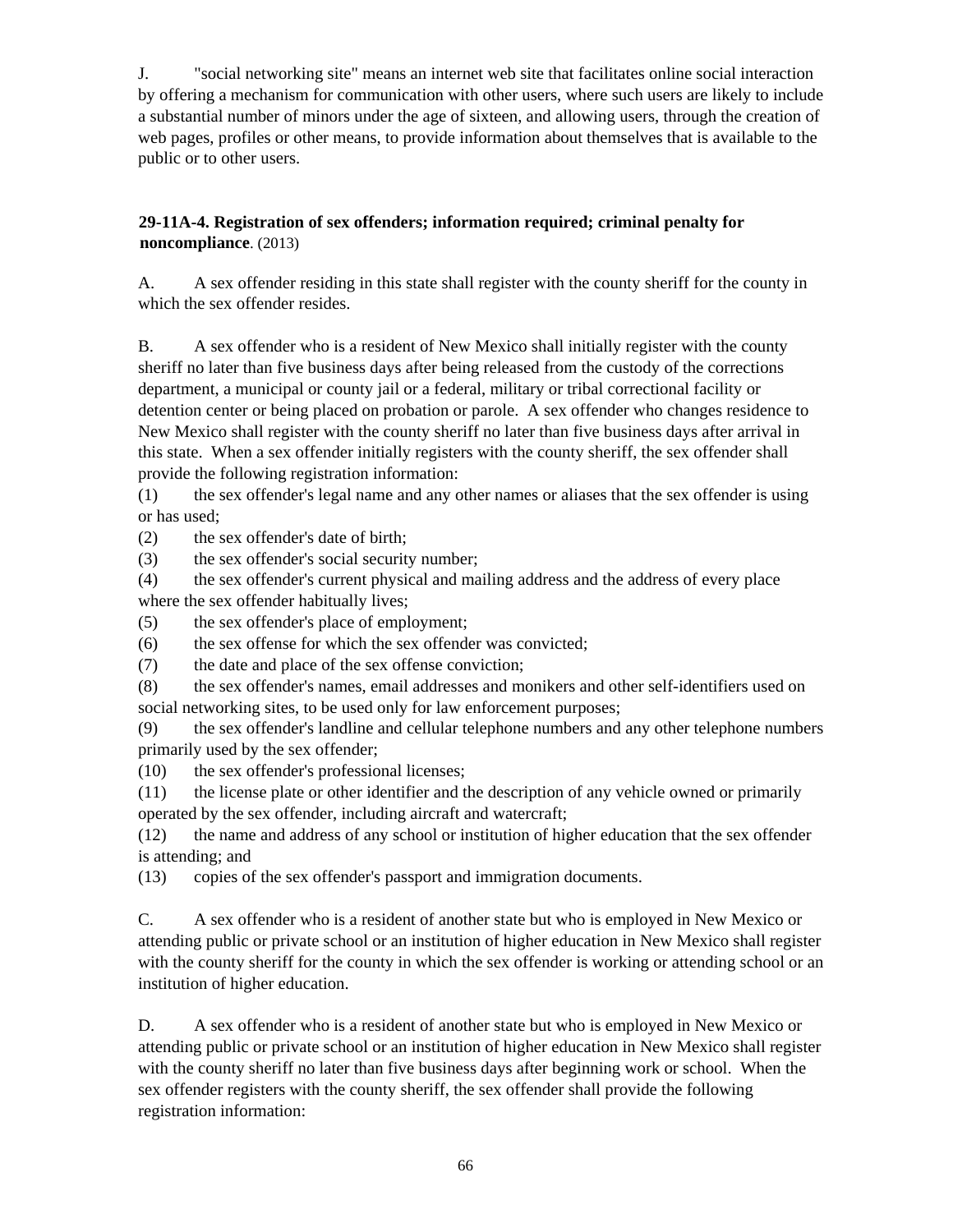J. "social networking site" means an internet web site that facilitates online social interaction by offering a mechanism for communication with other users, where such users are likely to include a substantial number of minors under the age of sixteen, and allowing users, through the creation of web pages, profiles or other means, to provide information about themselves that is available to the public or to other users.

**29-11A-4. Registration of sex offenders; information required; criminal penalty for noncompliance**. (2013)

A. A sex offender residing in this state shall register with the county sheriff for the county in which the sex offender resides.

B. A sex offender who is a resident of New Mexico shall initially register with the county sheriff no later than five business days after being released from the custody of the corrections department, a municipal or county jail or a federal, military or tribal correctional facility or detention center or being placed on probation or parole. A sex offender who changes residence to New Mexico shall register with the county sheriff no later than five business days after arrival in this state. When a sex offender initially registers with the county sheriff, the sex offender shall provide the following registration information:

(1) the sex offender's legal name and any other names or aliases that the sex offender is using or has used;

(2) the sex offender's date of birth;

(3) the sex offender's social security number;

(4) the sex offender's current physical and mailing address and the address of every place where the sex offender habitually lives;

(5) the sex offender's place of employment;

(6) the sex offense for which the sex offender was convicted;

(7) the date and place of the sex offense conviction;

(8) the sex offender's names, email addresses and monikers and other self-identifiers used on social networking sites, to be used only for law enforcement purposes;

(9) the sex offender's landline and cellular telephone numbers and any other telephone numbers primarily used by the sex offender;

(10) the sex offender's professional licenses;

(11) the license plate or other identifier and the description of any vehicle owned or primarily operated by the sex offender, including aircraft and watercraft;

(12) the name and address of any school or institution of higher education that the sex offender is attending; and

(13) copies of the sex offender's passport and immigration documents.

C. A sex offender who is a resident of another state but who is employed in New Mexico or attending public or private school or an institution of higher education in New Mexico shall register with the county sheriff for the county in which the sex offender is working or attending school or an institution of higher education.

D. A sex offender who is a resident of another state but who is employed in New Mexico or attending public or private school or an institution of higher education in New Mexico shall register with the county sheriff no later than five business days after beginning work or school. When the sex offender registers with the county sheriff, the sex offender shall provide the following registration information: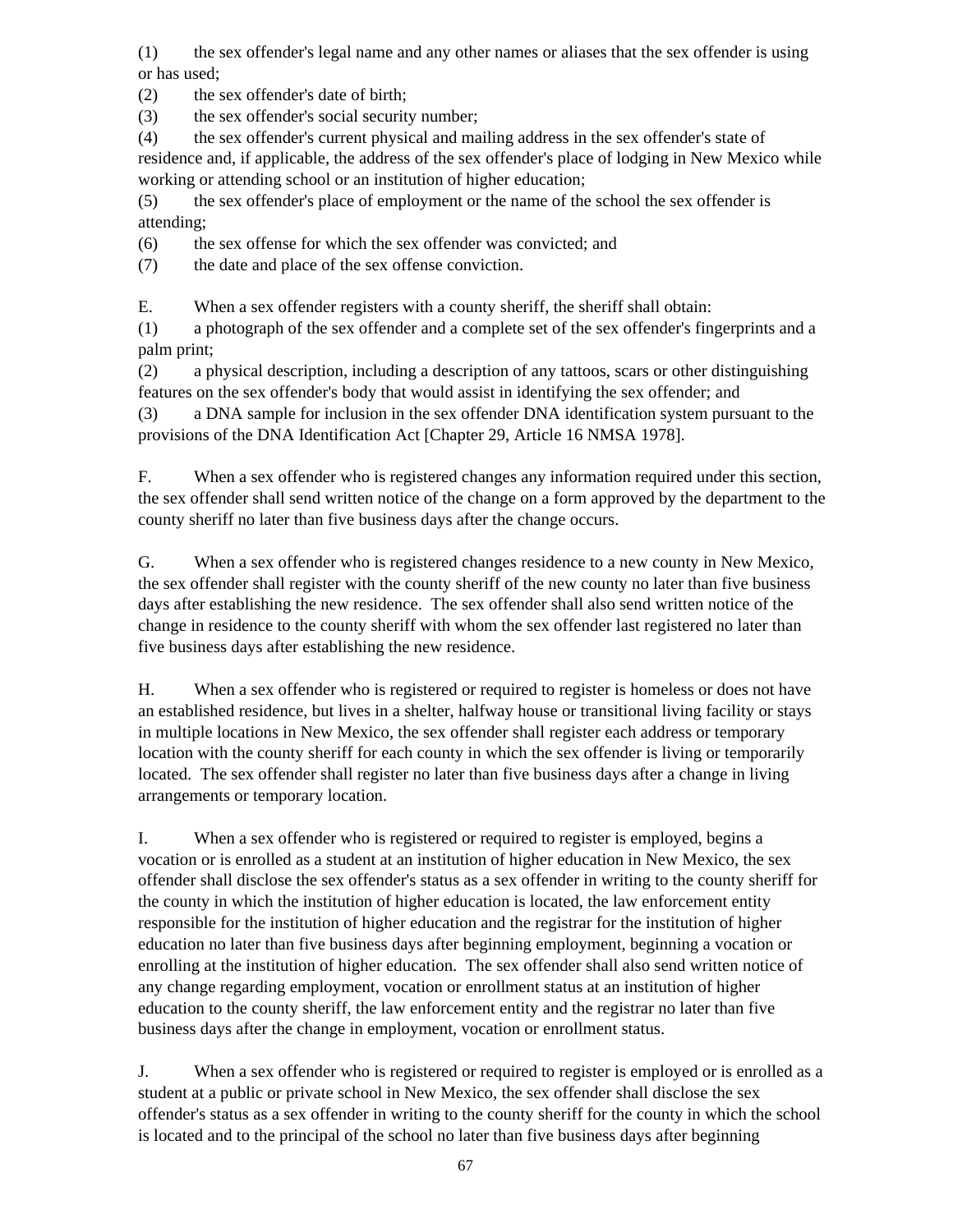(1) the sex offender's legal name and any other names or aliases that the sex offender is using or has used;

(2) the sex offender's date of birth;

(3) the sex offender's social security number;

(4) the sex offender's current physical and mailing address in the sex offender's state of residence and, if applicable, the address of the sex offender's place of lodging in New Mexico while working or attending school or an institution of higher education;

(5) the sex offender's place of employment or the name of the school the sex offender is attending;

(6) the sex offense for which the sex offender was convicted; and

(7) the date and place of the sex offense conviction.

E. When a sex offender registers with a county sheriff, the sheriff shall obtain:

(1) a photograph of the sex offender and a complete set of the sex offender's fingerprints and a palm print;

(2) a physical description, including a description of any tattoos, scars or other distinguishing features on the sex offender's body that would assist in identifying the sex offender; and

(3) a DNA sample for inclusion in the sex offender DNA identification system pursuant to the provisions of the DNA Identification Act [Chapter 29, Article 16 NMSA 1978].

F. When a sex offender who is registered changes any information required under this section, the sex offender shall send written notice of the change on a form approved by the department to the county sheriff no later than five business days after the change occurs.

G. When a sex offender who is registered changes residence to a new county in New Mexico, the sex offender shall register with the county sheriff of the new county no later than five business days after establishing the new residence. The sex offender shall also send written notice of the change in residence to the county sheriff with whom the sex offender last registered no later than five business days after establishing the new residence.

H. When a sex offender who is registered or required to register is homeless or does not have an established residence, but lives in a shelter, halfway house or transitional living facility or stays in multiple locations in New Mexico, the sex offender shall register each address or temporary location with the county sheriff for each county in which the sex offender is living or temporarily located. The sex offender shall register no later than five business days after a change in living arrangements or temporary location.

I. When a sex offender who is registered or required to register is employed, begins a vocation or is enrolled as a student at an institution of higher education in New Mexico, the sex offender shall disclose the sex offender's status as a sex offender in writing to the county sheriff for the county in which the institution of higher education is located, the law enforcement entity responsible for the institution of higher education and the registrar for the institution of higher education no later than five business days after beginning employment, beginning a vocation or enrolling at the institution of higher education. The sex offender shall also send written notice of any change regarding employment, vocation or enrollment status at an institution of higher education to the county sheriff, the law enforcement entity and the registrar no later than five business days after the change in employment, vocation or enrollment status.

J. When a sex offender who is registered or required to register is employed or is enrolled as a student at a public or private school in New Mexico, the sex offender shall disclose the sex offender's status as a sex offender in writing to the county sheriff for the county in which the school is located and to the principal of the school no later than five business days after beginning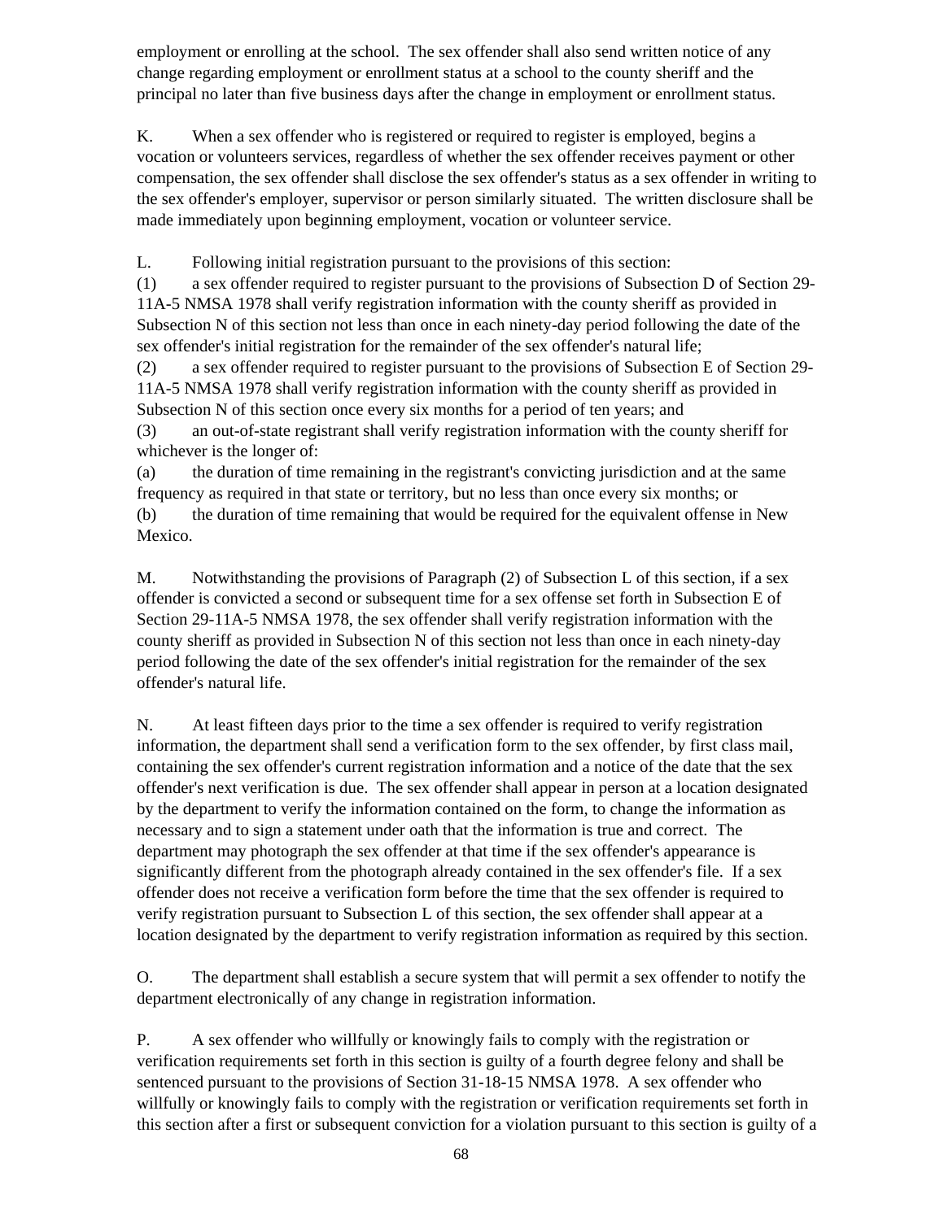employment or enrolling at the school. The sex offender shall also send written notice of any change regarding employment or enrollment status at a school to the county sheriff and the principal no later than five business days after the change in employment or enrollment status.

K. When a sex offender who is registered or required to register is employed, begins a vocation or volunteers services, regardless of whether the sex offender receives payment or other compensation, the sex offender shall disclose the sex offender's status as a sex offender in writing to the sex offender's employer, supervisor or person similarly situated. The written disclosure shall be made immediately upon beginning employment, vocation or volunteer service.

L. Following initial registration pursuant to the provisions of this section:
(1) a sex offender required to register pursuant to the provisions of Subsection D of Section 29-11A-5 NMSA 1978 shall verify registration information with the county sheriff as provided in Subsection N of this section not less than once in each ninety-day period following the date of the sex offender's initial registration for the remainder of the sex offender's natural life;
(2) a sex offender required to register pursuant to the provisions of Subsection E of Section 29-11A-5 NMSA 1978 shall verify registration information with the county sheriff as provided in Subsection N of this section once every six months for a period of ten years; and
(3) an out-of-state registrant shall verify registration information with the county sheriff for whichever is the longer of:
(a) the duration of time remaining in the registrant's convicting jurisdiction and at the same frequency as required in that state or territory, but no less than once every six months; or
(b) the duration of time remaining that would be required for the equivalent offense in New Mexico.

M. Notwithstanding the provisions of Paragraph (2) of Subsection L of this section, if a sex offender is convicted a second or subsequent time for a sex offense set forth in Subsection E of Section 29-11A-5 NMSA 1978, the sex offender shall verify registration information with the county sheriff as provided in Subsection N of this section not less than once in each ninety-day period following the date of the sex offender's initial registration for the remainder of the sex offender's natural life.

N. At least fifteen days prior to the time a sex offender is required to verify registration information, the department shall send a verification form to the sex offender, by first class mail, containing the sex offender's current registration information and a notice of the date that the sex offender's next verification is due. The sex offender shall appear in person at a location designated by the department to verify the information contained on the form, to change the information as necessary and to sign a statement under oath that the information is true and correct. The department may photograph the sex offender at that time if the sex offender's appearance is significantly different from the photograph already contained in the sex offender's file. If a sex offender does not receive a verification form before the time that the sex offender is required to verify registration pursuant to Subsection L of this section, the sex offender shall appear at a location designated by the department to verify registration information as required by this section.

O. The department shall establish a secure system that will permit a sex offender to notify the department electronically of any change in registration information.

P. A sex offender who willfully or knowingly fails to comply with the registration or verification requirements set forth in this section is guilty of a fourth degree felony and shall be sentenced pursuant to the provisions of Section 31-18-15 NMSA 1978. A sex offender who willfully or knowingly fails to comply with the registration or verification requirements set forth in this section after a first or subsequent conviction for a violation pursuant to this section is guilty of a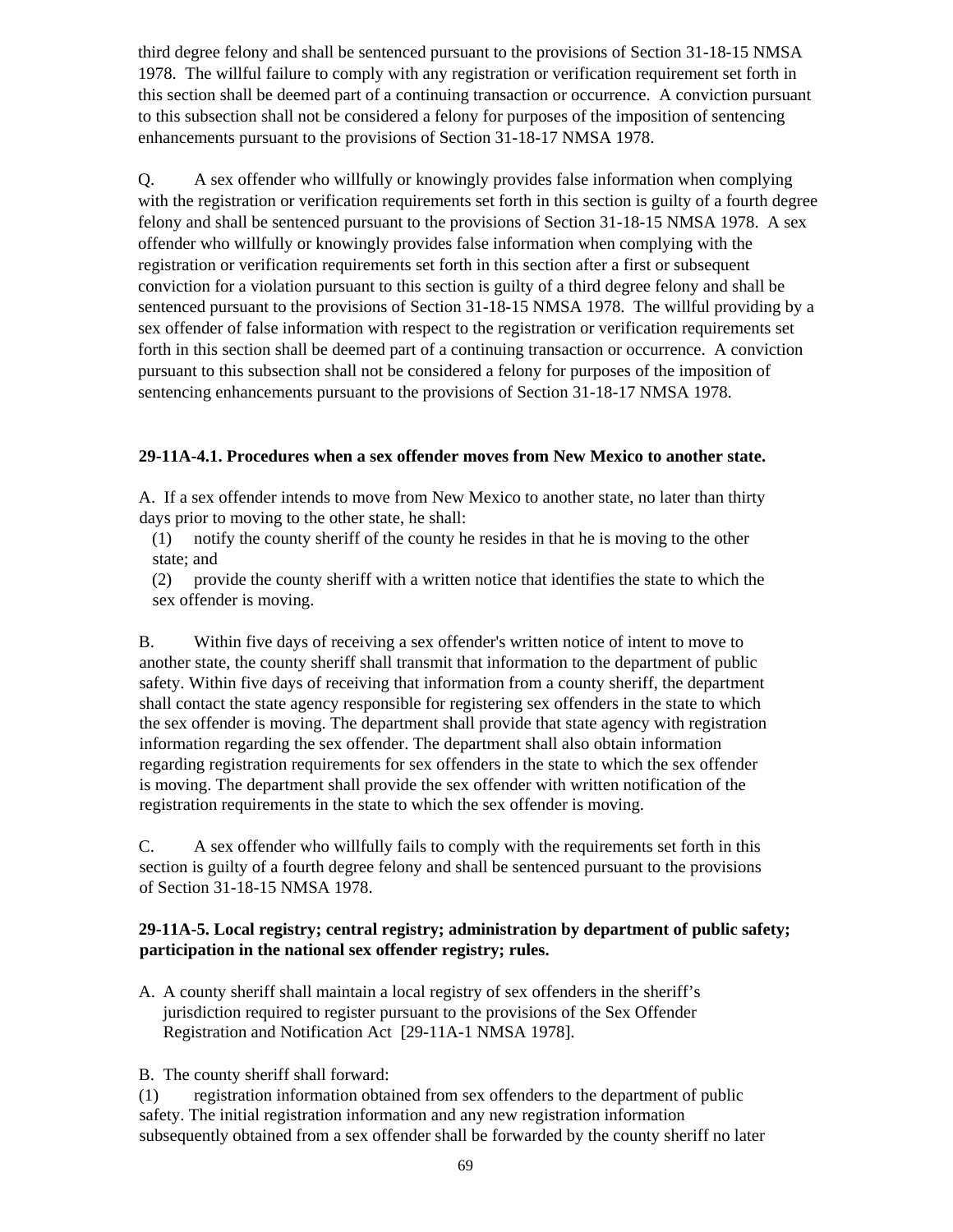third degree felony and shall be sentenced pursuant to the provisions of Section 31-18-15 NMSA 1978. The willful failure to comply with any registration or verification requirement set forth in this section shall be deemed part of a continuing transaction or occurrence. A conviction pursuant to this subsection shall not be considered a felony for purposes of the imposition of sentencing enhancements pursuant to the provisions of Section 31-18-17 NMSA 1978.

Q. A sex offender who willfully or knowingly provides false information when complying with the registration or verification requirements set forth in this section is guilty of a fourth degree felony and shall be sentenced pursuant to the provisions of Section 31-18-15 NMSA 1978. A sex offender who willfully or knowingly provides false information when complying with the registration or verification requirements set forth in this section after a first or subsequent conviction for a violation pursuant to this section is guilty of a third degree felony and shall be sentenced pursuant to the provisions of Section 31-18-15 NMSA 1978. The willful providing by a sex offender of false information with respect to the registration or verification requirements set forth in this section shall be deemed part of a continuing transaction or occurrence. A conviction pursuant to this subsection shall not be considered a felony for purposes of the imposition of sentencing enhancements pursuant to the provisions of Section 31-18-17 NMSA 1978.

**29-11A-4.1. Procedures when a sex offender moves from New Mexico to another state.**

A. If a sex offender intends to move from New Mexico to another state, no later than thirty days prior to moving to the other state, he shall:

(1) notify the county sheriff of the county he resides in that he is moving to the other state; and

(2) provide the county sheriff with a written notice that identifies the state to which the sex offender is moving.

B. Within five days of receiving a sex offender's written notice of intent to move to another state, the county sheriff shall transmit that information to the department of public safety. Within five days of receiving that information from a county sheriff, the department shall contact the state agency responsible for registering sex offenders in the state to which the sex offender is moving. The department shall provide that state agency with registration information regarding the sex offender. The department shall also obtain information regarding registration requirements for sex offenders in the state to which the sex offender is moving. The department shall provide the sex offender with written notification of the registration requirements in the state to which the sex offender is moving.

C. A sex offender who willfully fails to comply with the requirements set forth in this section is guilty of a fourth degree felony and shall be sentenced pursuant to the provisions of Section 31-18-15 NMSA 1978.

**29-11A-5. Local registry; central registry; administration by department of public safety; participation in the national sex offender registry; rules.**

A. A county sheriff shall maintain a local registry of sex offenders in the sheriff's jurisdiction required to register pursuant to the provisions of the Sex Offender Registration and Notification Act [29-11A-1 NMSA 1978].

B. The county sheriff shall forward:

(1) registration information obtained from sex offenders to the department of public safety. The initial registration information and any new registration information subsequently obtained from a sex offender shall be forwarded by the county sheriff no later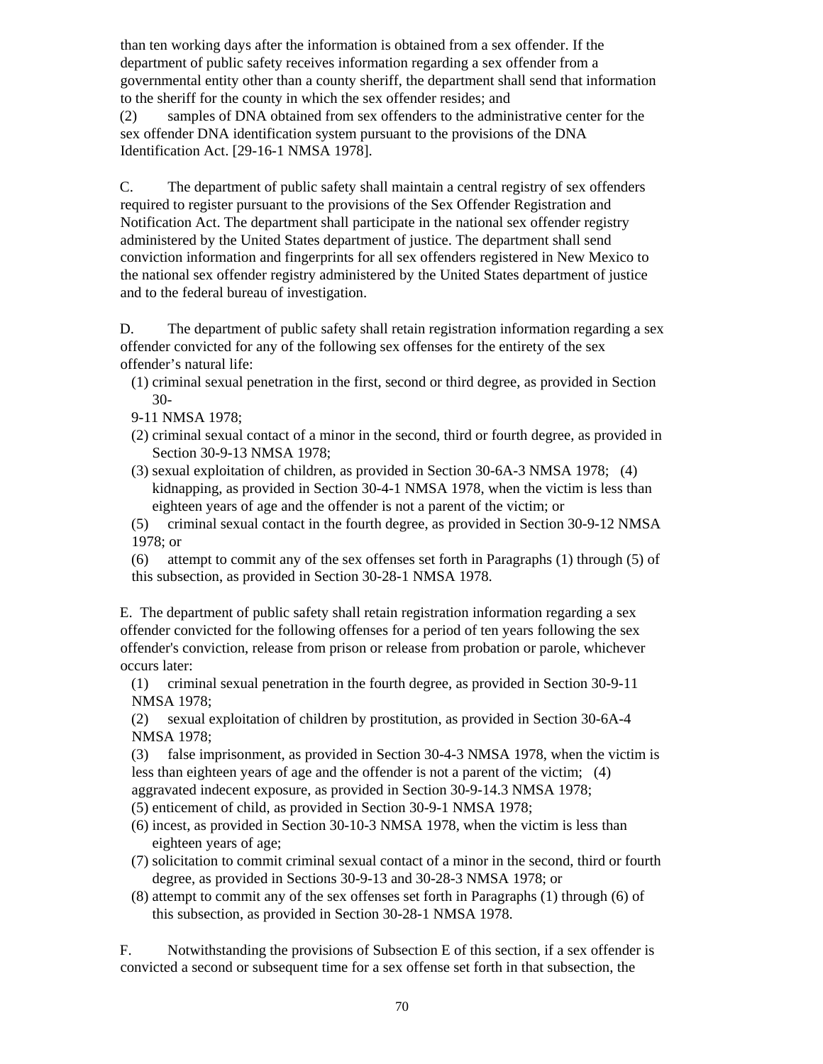than ten working days after the information is obtained from a sex offender. If the department of public safety receives information regarding a sex offender from a governmental entity other than a county sheriff, the department shall send that information to the sheriff for the county in which the sex offender resides; and

(2) samples of DNA obtained from sex offenders to the administrative center for the sex offender DNA identification system pursuant to the provisions of the DNA Identification Act. [29-16-1 NMSA 1978].

C. The department of public safety shall maintain a central registry of sex offenders required to register pursuant to the provisions of the Sex Offender Registration and Notification Act. The department shall participate in the national sex offender registry administered by the United States department of justice. The department shall send conviction information and fingerprints for all sex offenders registered in New Mexico to the national sex offender registry administered by the United States department of justice and to the federal bureau of investigation.

D. The department of public safety shall retain registration information regarding a sex offender convicted for any of the following sex offenses for the entirety of the sex offender's natural life:

(1) criminal sexual penetration in the first, second or third degree, as provided in Section 30-9-11 NMSA 1978;

(2) criminal sexual contact of a minor in the second, third or fourth degree, as provided in Section 30-9-13 NMSA 1978;

(3) sexual exploitation of children, as provided in Section 30-6A-3 NMSA 1978;

(4) kidnapping, as provided in Section 30-4-1 NMSA 1978, when the victim is less than eighteen years of age and the offender is not a parent of the victim; or

(5) criminal sexual contact in the fourth degree, as provided in Section 30-9-12 NMSA 1978; or

(6) attempt to commit any of the sex offenses set forth in Paragraphs (1) through (5) of this subsection, as provided in Section 30-28-1 NMSA 1978.

E. The department of public safety shall retain registration information regarding a sex offender convicted for the following offenses for a period of ten years following the sex offender's conviction, release from prison or release from probation or parole, whichever occurs later:

(1) criminal sexual penetration in the fourth degree, as provided in Section 30-9-11 NMSA 1978;

(2) sexual exploitation of children by prostitution, as provided in Section 30-6A-4 NMSA 1978;

(3) false imprisonment, as provided in Section 30-4-3 NMSA 1978, when the victim is less than eighteen years of age and the offender is not a parent of the victim;

(4) aggravated indecent exposure, as provided in Section 30-9-14.3 NMSA 1978;

(5) enticement of child, as provided in Section 30-9-1 NMSA 1978;

(6) incest, as provided in Section 30-10-3 NMSA 1978, when the victim is less than eighteen years of age;

(7) solicitation to commit criminal sexual contact of a minor in the second, third or fourth degree, as provided in Sections 30-9-13 and 30-28-3 NMSA 1978; or

(8) attempt to commit any of the sex offenses set forth in Paragraphs (1) through (6) of this subsection, as provided in Section 30-28-1 NMSA 1978.

F. Notwithstanding the provisions of Subsection E of this section, if a sex offender is convicted a second or subsequent time for a sex offense set forth in that subsection, the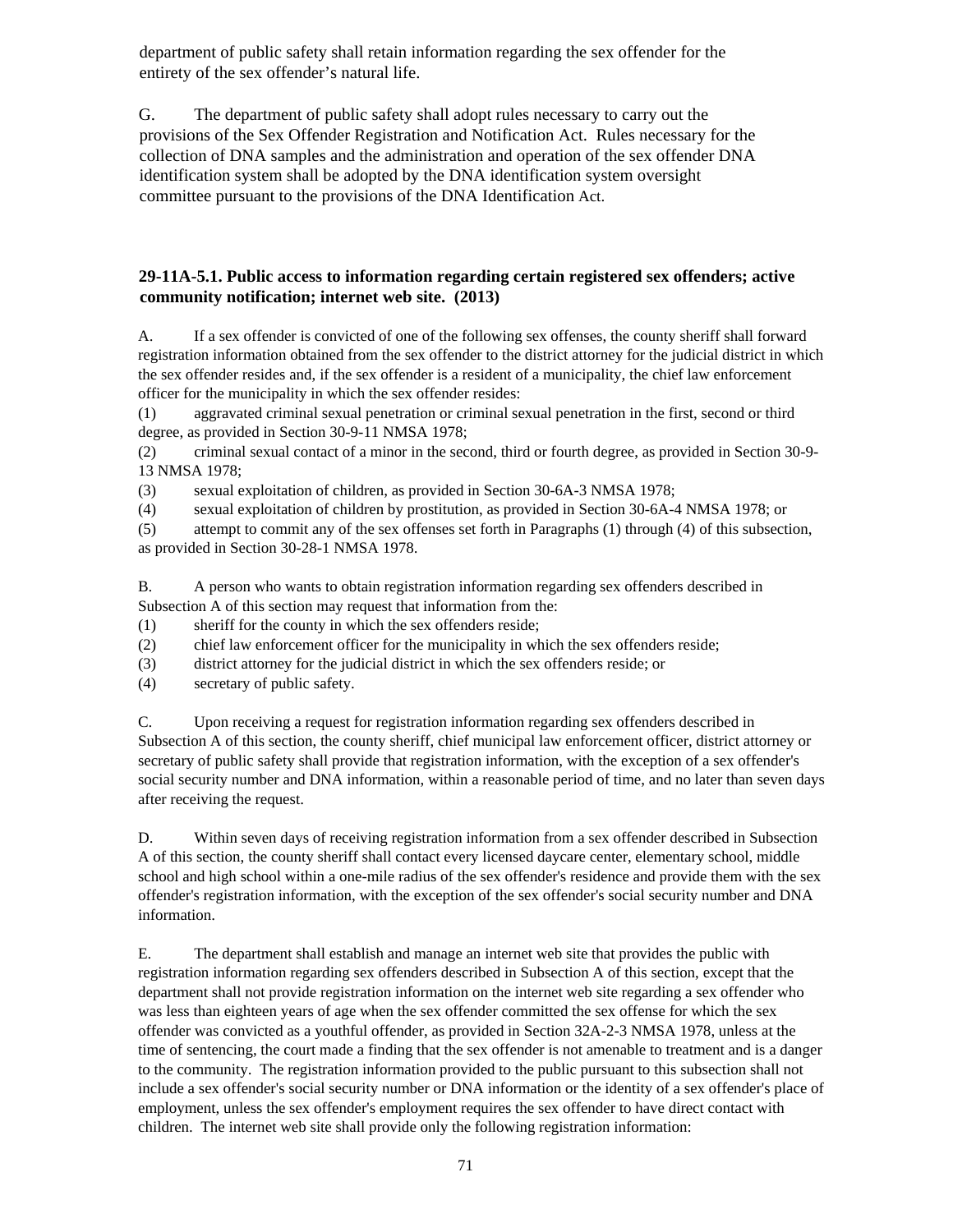department of public safety shall retain information regarding the sex offender for the entirety of the sex offender's natural life.

G. The department of public safety shall adopt rules necessary to carry out the provisions of the Sex Offender Registration and Notification Act. Rules necessary for the collection of DNA samples and the administration and operation of the sex offender DNA identification system shall be adopted by the DNA identification system oversight committee pursuant to the provisions of the DNA Identification Act.

**29-11A-5.1. Public access to information regarding certain registered sex offenders; active community notification; internet web site. (2013)**

A. If a sex offender is convicted of one of the following sex offenses, the county sheriff shall forward registration information obtained from the sex offender to the district attorney for the judicial district in which the sex offender resides and, if the sex offender is a resident of a municipality, the chief law enforcement officer for the municipality in which the sex offender resides:

(1) aggravated criminal sexual penetration or criminal sexual penetration in the first, second or third degree, as provided in Section 30-9-11 NMSA 1978;

(2) criminal sexual contact of a minor in the second, third or fourth degree, as provided in Section 30-9-13 NMSA 1978;

(3) sexual exploitation of children, as provided in Section 30-6A-3 NMSA 1978;

(4) sexual exploitation of children by prostitution, as provided in Section 30-6A-4 NMSA 1978; or

(5) attempt to commit any of the sex offenses set forth in Paragraphs (1) through (4) of this subsection, as provided in Section 30-28-1 NMSA 1978.

B. A person who wants to obtain registration information regarding sex offenders described in Subsection A of this section may request that information from the:

(1) sheriff for the county in which the sex offenders reside;

(2) chief law enforcement officer for the municipality in which the sex offenders reside;

(3) district attorney for the judicial district in which the sex offenders reside; or

(4) secretary of public safety.

C. Upon receiving a request for registration information regarding sex offenders described in Subsection A of this section, the county sheriff, chief municipal law enforcement officer, district attorney or secretary of public safety shall provide that registration information, with the exception of a sex offender's social security number and DNA information, within a reasonable period of time, and no later than seven days after receiving the request.

D. Within seven days of receiving registration information from a sex offender described in Subsection A of this section, the county sheriff shall contact every licensed daycare center, elementary school, middle school and high school within a one-mile radius of the sex offender's residence and provide them with the sex offender's registration information, with the exception of the sex offender's social security number and DNA information.

E. The department shall establish and manage an internet web site that provides the public with registration information regarding sex offenders described in Subsection A of this section, except that the department shall not provide registration information on the internet web site regarding a sex offender who was less than eighteen years of age when the sex offender committed the sex offense for which the sex offender was convicted as a youthful offender, as provided in Section 32A-2-3 NMSA 1978, unless at the time of sentencing, the court made a finding that the sex offender is not amenable to treatment and is a danger to the community. The registration information provided to the public pursuant to this subsection shall not include a sex offender's social security number or DNA information or the identity of a sex offender's place of employment, unless the sex offender's employment requires the sex offender to have direct contact with children. The internet web site shall provide only the following registration information: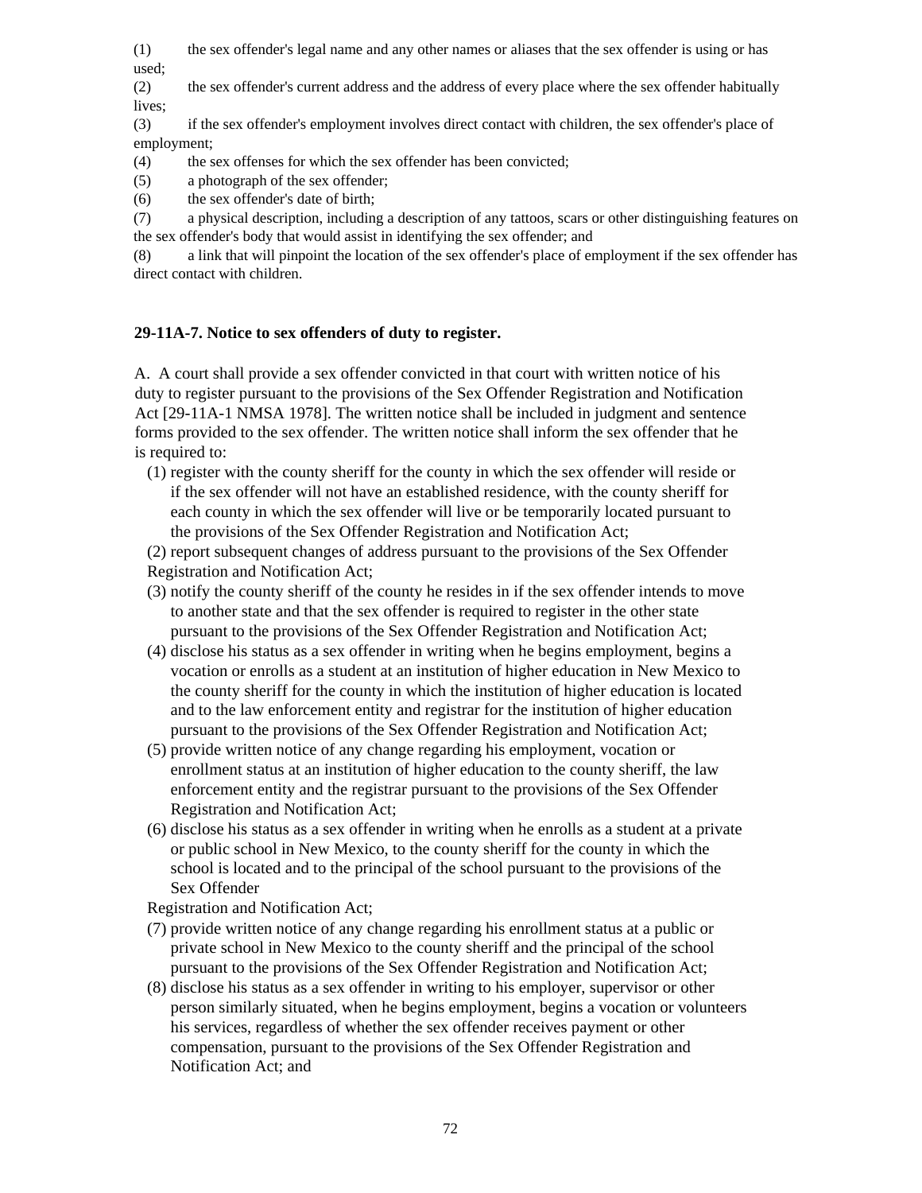(1) the sex offender's legal name and any other names or aliases that the sex offender is using or has used;

(2) the sex offender's current address and the address of every place where the sex offender habitually lives;

(3) if the sex offender's employment involves direct contact with children, the sex offender's place of employment;

(4) the sex offenses for which the sex offender has been convicted;

(5) a photograph of the sex offender;

(6) the sex offender's date of birth;

(7) a physical description, including a description of any tattoos, scars or other distinguishing features on the sex offender's body that would assist in identifying the sex offender; and

(8) a link that will pinpoint the location of the sex offender's place of employment if the sex offender has direct contact with children.

**29-11A-7. Notice to sex offenders of duty to register.**

A. A court shall provide a sex offender convicted in that court with written notice of his duty to register pursuant to the provisions of the Sex Offender Registration and Notification Act [29-11A-1 NMSA 1978]. The written notice shall be included in judgment and sentence forms provided to the sex offender. The written notice shall inform the sex offender that he is required to:

(1) register with the county sheriff for the county in which the sex offender will reside or if the sex offender will not have an established residence, with the county sheriff for each county in which the sex offender will live or be temporarily located pursuant to the provisions of the Sex Offender Registration and Notification Act;

(2) report subsequent changes of address pursuant to the provisions of the Sex Offender Registration and Notification Act;

(3) notify the county sheriff of the county he resides in if the sex offender intends to move to another state and that the sex offender is required to register in the other state pursuant to the provisions of the Sex Offender Registration and Notification Act;

(4) disclose his status as a sex offender in writing when he begins employment, begins a vocation or enrolls as a student at an institution of higher education in New Mexico to the county sheriff for the county in which the institution of higher education is located and to the law enforcement entity and registrar for the institution of higher education pursuant to the provisions of the Sex Offender Registration and Notification Act;

(5) provide written notice of any change regarding his employment, vocation or enrollment status at an institution of higher education to the county sheriff, the law enforcement entity and the registrar pursuant to the provisions of the Sex Offender Registration and Notification Act;

(6) disclose his status as a sex offender in writing when he enrolls as a student at a private or public school in New Mexico, to the county sheriff for the county in which the school is located and to the principal of the school pursuant to the provisions of the Sex Offender Registration and Notification Act;

(7) provide written notice of any change regarding his enrollment status at a public or private school in New Mexico to the county sheriff and the principal of the school pursuant to the provisions of the Sex Offender Registration and Notification Act;

(8) disclose his status as a sex offender in writing to his employer, supervisor or other person similarly situated, when he begins employment, begins a vocation or volunteers his services, regardless of whether the sex offender receives payment or other compensation, pursuant to the provisions of the Sex Offender Registration and Notification Act; and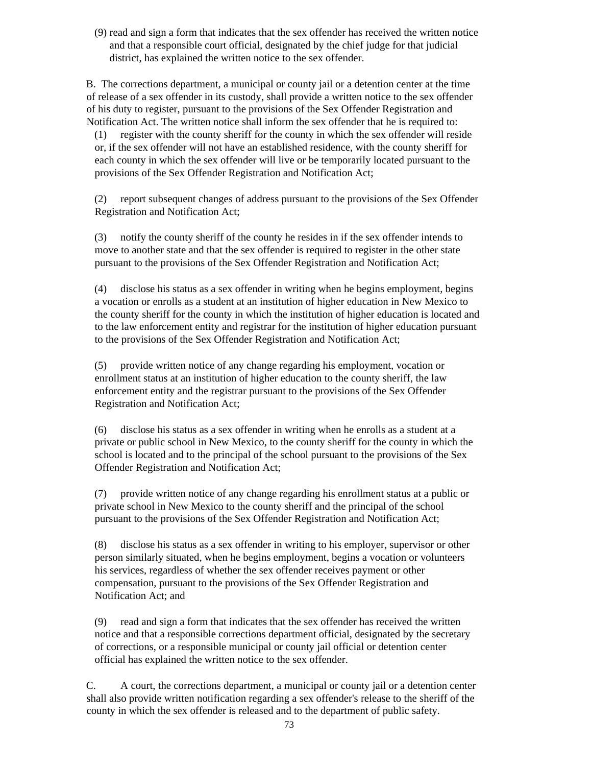(9) read and sign a form that indicates that the sex offender has received the written notice and that a responsible court official, designated by the chief judge for that judicial district, has explained the written notice to the sex offender.

B. The corrections department, a municipal or county jail or a detention center at the time of release of a sex offender in its custody, shall provide a written notice to the sex offender of his duty to register, pursuant to the provisions of the Sex Offender Registration and Notification Act. The written notice shall inform the sex offender that he is required to:

(1) register with the county sheriff for the county in which the sex offender will reside or, if the sex offender will not have an established residence, with the county sheriff for each county in which the sex offender will live or be temporarily located pursuant to the provisions of the Sex Offender Registration and Notification Act;

(2) report subsequent changes of address pursuant to the provisions of the Sex Offender Registration and Notification Act;

(3) notify the county sheriff of the county he resides in if the sex offender intends to move to another state and that the sex offender is required to register in the other state pursuant to the provisions of the Sex Offender Registration and Notification Act;

(4) disclose his status as a sex offender in writing when he begins employment, begins a vocation or enrolls as a student at an institution of higher education in New Mexico to the county sheriff for the county in which the institution of higher education is located and to the law enforcement entity and registrar for the institution of higher education pursuant to the provisions of the Sex Offender Registration and Notification Act;

(5) provide written notice of any change regarding his employment, vocation or enrollment status at an institution of higher education to the county sheriff, the law enforcement entity and the registrar pursuant to the provisions of the Sex Offender Registration and Notification Act;

(6) disclose his status as a sex offender in writing when he enrolls as a student at a private or public school in New Mexico, to the county sheriff for the county in which the school is located and to the principal of the school pursuant to the provisions of the Sex Offender Registration and Notification Act;

(7) provide written notice of any change regarding his enrollment status at a public or private school in New Mexico to the county sheriff and the principal of the school pursuant to the provisions of the Sex Offender Registration and Notification Act;

(8) disclose his status as a sex offender in writing to his employer, supervisor or other person similarly situated, when he begins employment, begins a vocation or volunteers his services, regardless of whether the sex offender receives payment or other compensation, pursuant to the provisions of the Sex Offender Registration and Notification Act; and

(9) read and sign a form that indicates that the sex offender has received the written notice and that a responsible corrections department official, designated by the secretary of corrections, or a responsible municipal or county jail official or detention center official has explained the written notice to the sex offender.

C. A court, the corrections department, a municipal or county jail or a detention center shall also provide written notification regarding a sex offender's release to the sheriff of the county in which the sex offender is released and to the department of public safety.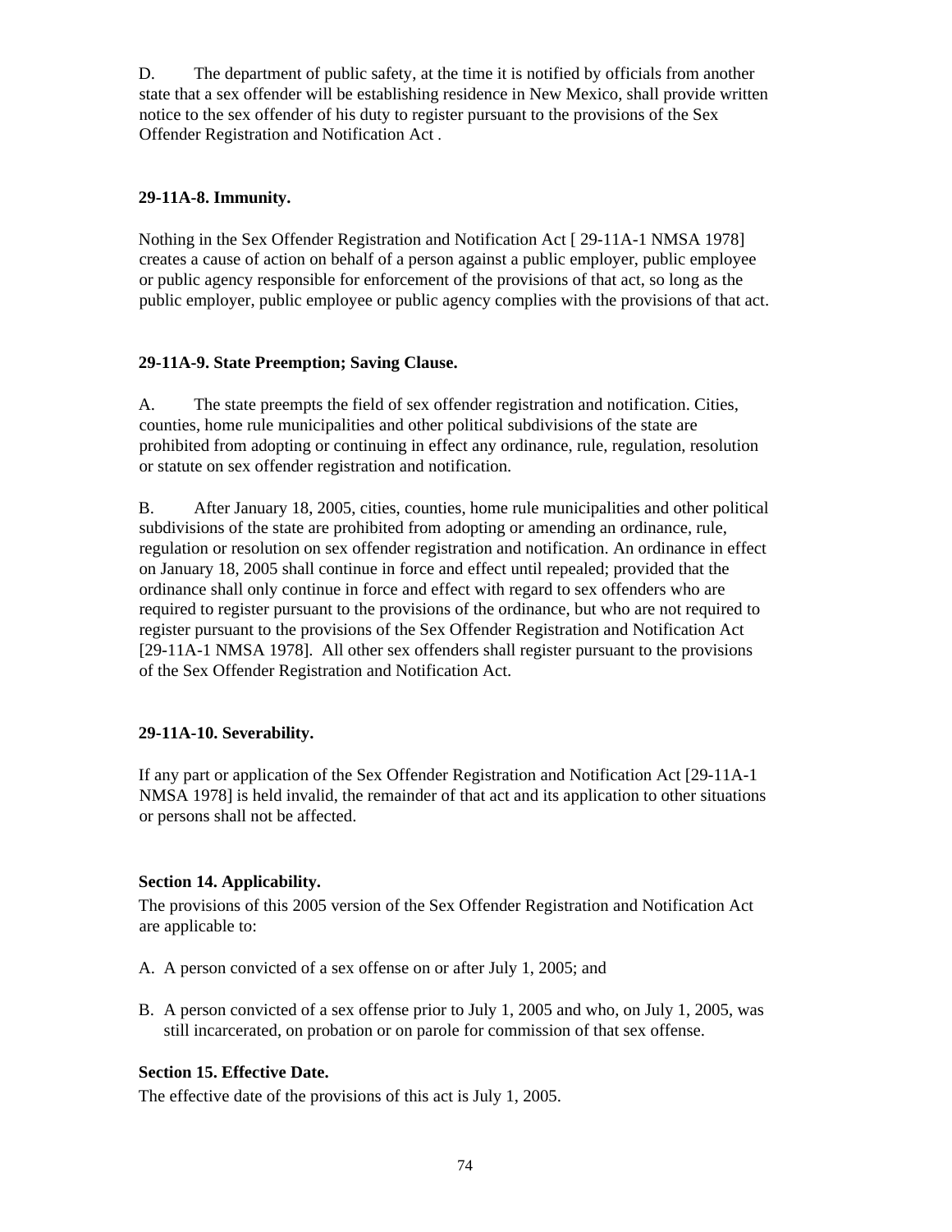D. The department of public safety, at the time it is notified by officials from another state that a sex offender will be establishing residence in New Mexico, shall provide written notice to the sex offender of his duty to register pursuant to the provisions of the Sex Offender Registration and Notification Act .

**29-11A-8. Immunity.**

Nothing in the Sex Offender Registration and Notification Act [ 29-11A-1 NMSA 1978] creates a cause of action on behalf of a person against a public employer, public employee or public agency responsible for enforcement of the provisions of that act, so long as the public employer, public employee or public agency complies with the provisions of that act.

**29-11A-9. State Preemption; Saving Clause.**

A. The state preempts the field of sex offender registration and notification. Cities, counties, home rule municipalities and other political subdivisions of the state are prohibited from adopting or continuing in effect any ordinance, rule, regulation, resolution or statute on sex offender registration and notification.

B. After January 18, 2005, cities, counties, home rule municipalities and other political subdivisions of the state are prohibited from adopting or amending an ordinance, rule, regulation or resolution on sex offender registration and notification. An ordinance in effect on January 18, 2005 shall continue in force and effect until repealed; provided that the ordinance shall only continue in force and effect with regard to sex offenders who are required to register pursuant to the provisions of the ordinance, but who are not required to register pursuant to the provisions of the Sex Offender Registration and Notification Act [29-11A-1 NMSA 1978]. All other sex offenders shall register pursuant to the provisions of the Sex Offender Registration and Notification Act.

**29-11A-10. Severability.**

If any part or application of the Sex Offender Registration and Notification Act [29-11A-1 NMSA 1978] is held invalid, the remainder of that act and its application to other situations or persons shall not be affected.

**Section 14. Applicability.**

The provisions of this 2005 version of the Sex Offender Registration and Notification Act are applicable to:

A. A person convicted of a sex offense on or after July 1, 2005; and

B. A person convicted of a sex offense prior to July 1, 2005 and who, on July 1, 2005, was still incarcerated, on probation or on parole for commission of that sex offense.

**Section 15. Effective Date.**

The effective date of the provisions of this act is July 1, 2005.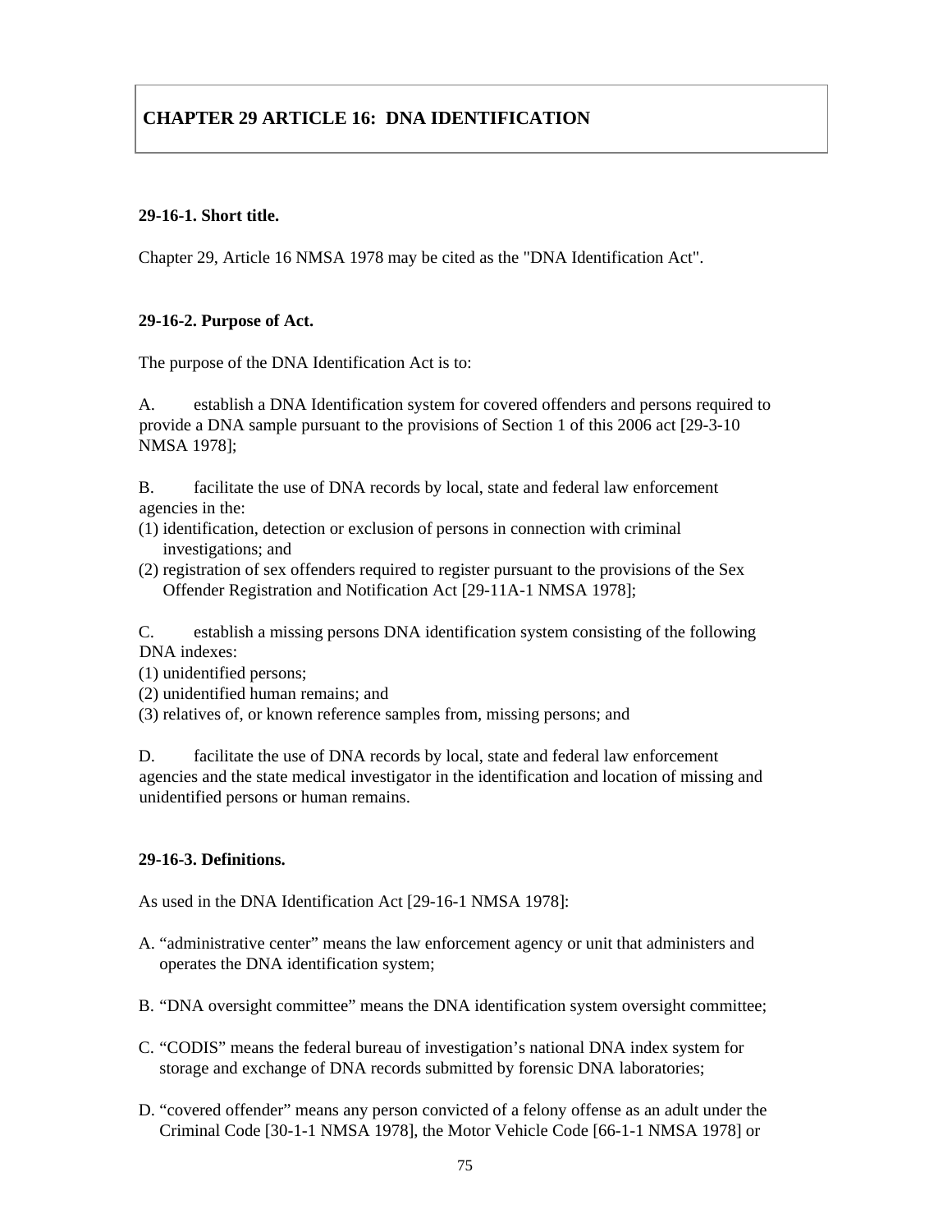## CHAPTER 29 ARTICLE 16: DNA IDENTIFICATION

**29-16-1. Short title.**

Chapter 29, Article 16 NMSA 1978 may be cited as the "DNA Identification Act".

**29-16-2. Purpose of Act.**

The purpose of the DNA Identification Act is to:

A. establish a DNA Identification system for covered offenders and persons required to provide a DNA sample pursuant to the provisions of Section 1 of this 2006 act [29-3-10 NMSA 1978];

B. facilitate the use of DNA records by local, state and federal law enforcement agencies in the:
(1) identification, detection or exclusion of persons in connection with criminal investigations; and
(2) registration of sex offenders required to register pursuant to the provisions of the Sex Offender Registration and Notification Act [29-11A-1 NMSA 1978];

C. establish a missing persons DNA identification system consisting of the following DNA indexes:
(1) unidentified persons;
(2) unidentified human remains; and
(3) relatives of, or known reference samples from, missing persons; and

D. facilitate the use of DNA records by local, state and federal law enforcement agencies and the state medical investigator in the identification and location of missing and unidentified persons or human remains.

**29-16-3. Definitions.**

As used in the DNA Identification Act [29-16-1 NMSA 1978]:

A. "administrative center" means the law enforcement agency or unit that administers and operates the DNA identification system;

B. "DNA oversight committee" means the DNA identification system oversight committee;

C. "CODIS" means the federal bureau of investigation's national DNA index system for storage and exchange of DNA records submitted by forensic DNA laboratories;

D. "covered offender" means any person convicted of a felony offense as an adult under the Criminal Code [30-1-1 NMSA 1978], the Motor Vehicle Code [66-1-1 NMSA 1978] or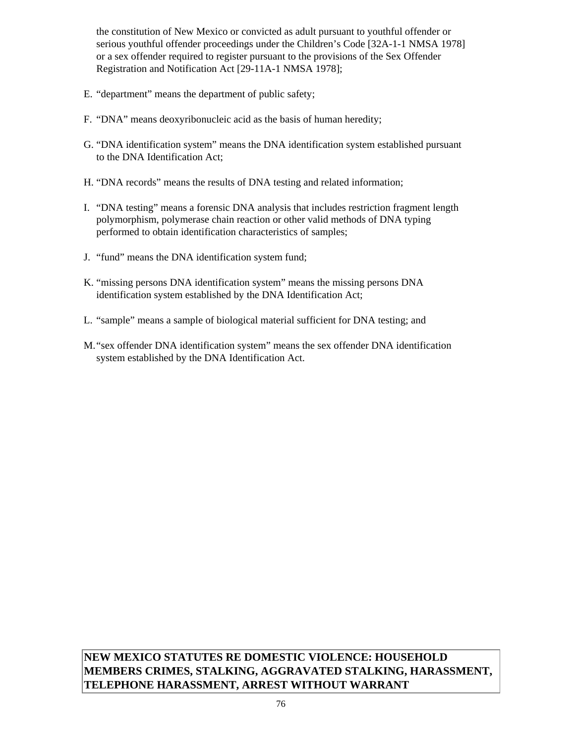the constitution of New Mexico or convicted as adult pursuant to youthful offender or serious youthful offender proceedings under the Children's Code [32A-1-1 NMSA 1978] or a sex offender required to register pursuant to the provisions of the Sex Offender Registration and Notification Act [29-11A-1 NMSA 1978];

E. "department" means the department of public safety;

F. "DNA" means deoxyribonucleic acid as the basis of human heredity;

G. "DNA identification system" means the DNA identification system established pursuant to the DNA Identification Act;

H. "DNA records" means the results of DNA testing and related information;

I. "DNA testing" means a forensic DNA analysis that includes restriction fragment length polymorphism, polymerase chain reaction or other valid methods of DNA typing performed to obtain identification characteristics of samples;

J. "fund" means the DNA identification system fund;

K. "missing persons DNA identification system" means the missing persons DNA identification system established by the DNA Identification Act;

L. "sample" means a sample of biological material sufficient for DNA testing; and

M. "sex offender DNA identification system" means the sex offender DNA identification system established by the DNA Identification Act.

## NEW MEXICO STATUTES RE DOMESTIC VIOLENCE: HOUSEHOLD MEMBERS CRIMES, STALKING, AGGRAVATED STALKING, HARASSMENT, TELEPHONE HARASSMENT, ARREST WITHOUT WARRANT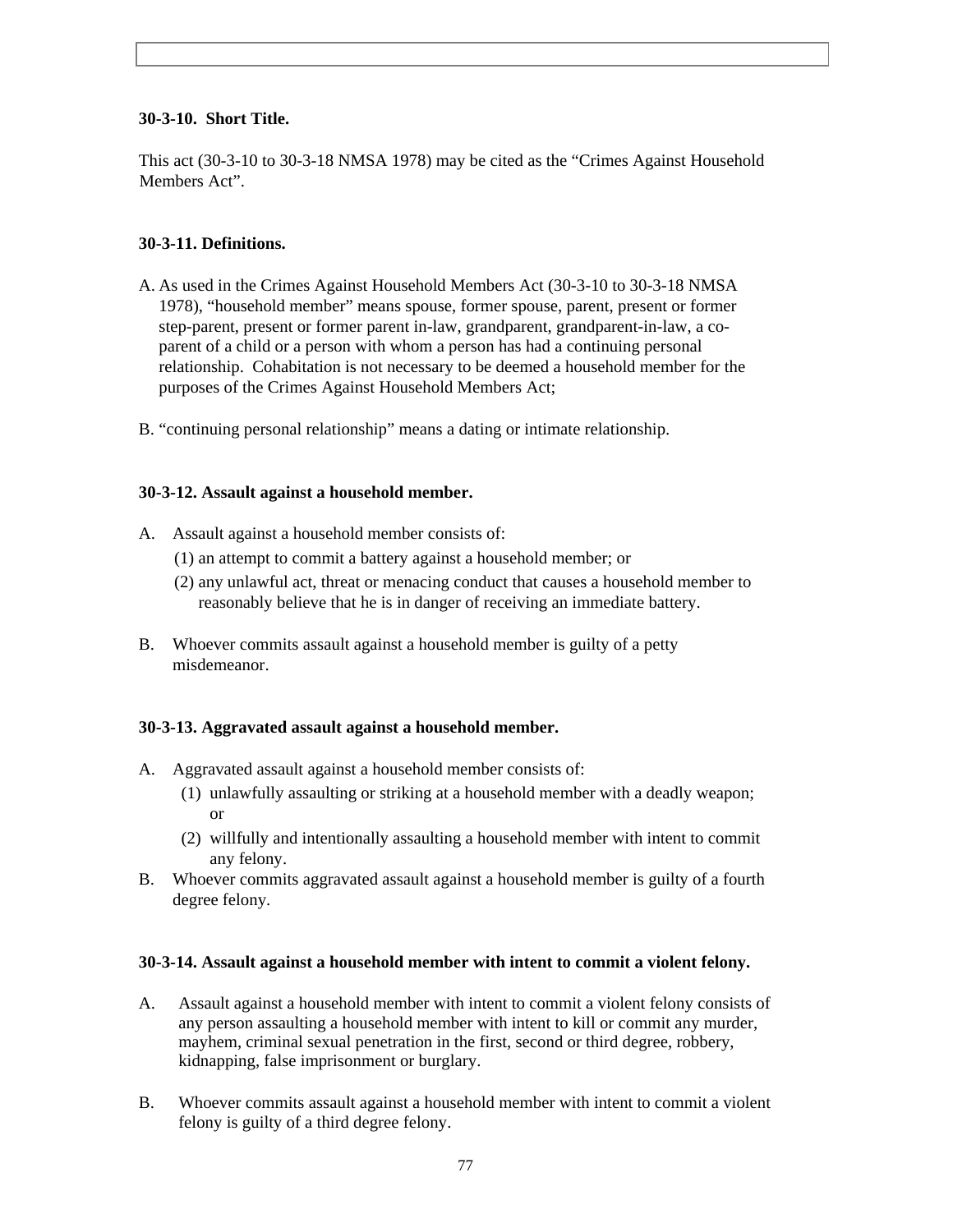**30-3-10. Short Title.**

This act (30-3-10 to 30-3-18 NMSA 1978) may be cited as the "Crimes Against Household Members Act".

**30-3-11. Definitions.**

A. As used in the Crimes Against Household Members Act (30-3-10 to 30-3-18 NMSA 1978), "household member" means spouse, former spouse, parent, present or former step-parent, present or former parent in-law, grandparent, grandparent-in-law, a co-parent of a child or a person with whom a person has had a continuing personal relationship. Cohabitation is not necessary to be deemed a household member for the purposes of the Crimes Against Household Members Act;

B. "continuing personal relationship" means a dating or intimate relationship.

**30-3-12. Assault against a household member.**

A. Assault against a household member consists of:
   (1) an attempt to commit a battery against a household member; or
   (2) any unlawful act, threat or menacing conduct that causes a household member to reasonably believe that he is in danger of receiving an immediate battery.

B. Whoever commits assault against a household member is guilty of a petty misdemeanor.

**30-3-13. Aggravated assault against a household member.**

A. Aggravated assault against a household member consists of:
   (1) unlawfully assaulting or striking at a household member with a deadly weapon; or
   (2) willfully and intentionally assaulting a household member with intent to commit any felony.

B. Whoever commits aggravated assault against a household member is guilty of a fourth degree felony.

**30-3-14. Assault against a household member with intent to commit a violent felony.**

A. Assault against a household member with intent to commit a violent felony consists of any person assaulting a household member with intent to kill or commit any murder, mayhem, criminal sexual penetration in the first, second or third degree, robbery, kidnapping, false imprisonment or burglary.

B. Whoever commits assault against a household member with intent to commit a violent felony is guilty of a third degree felony.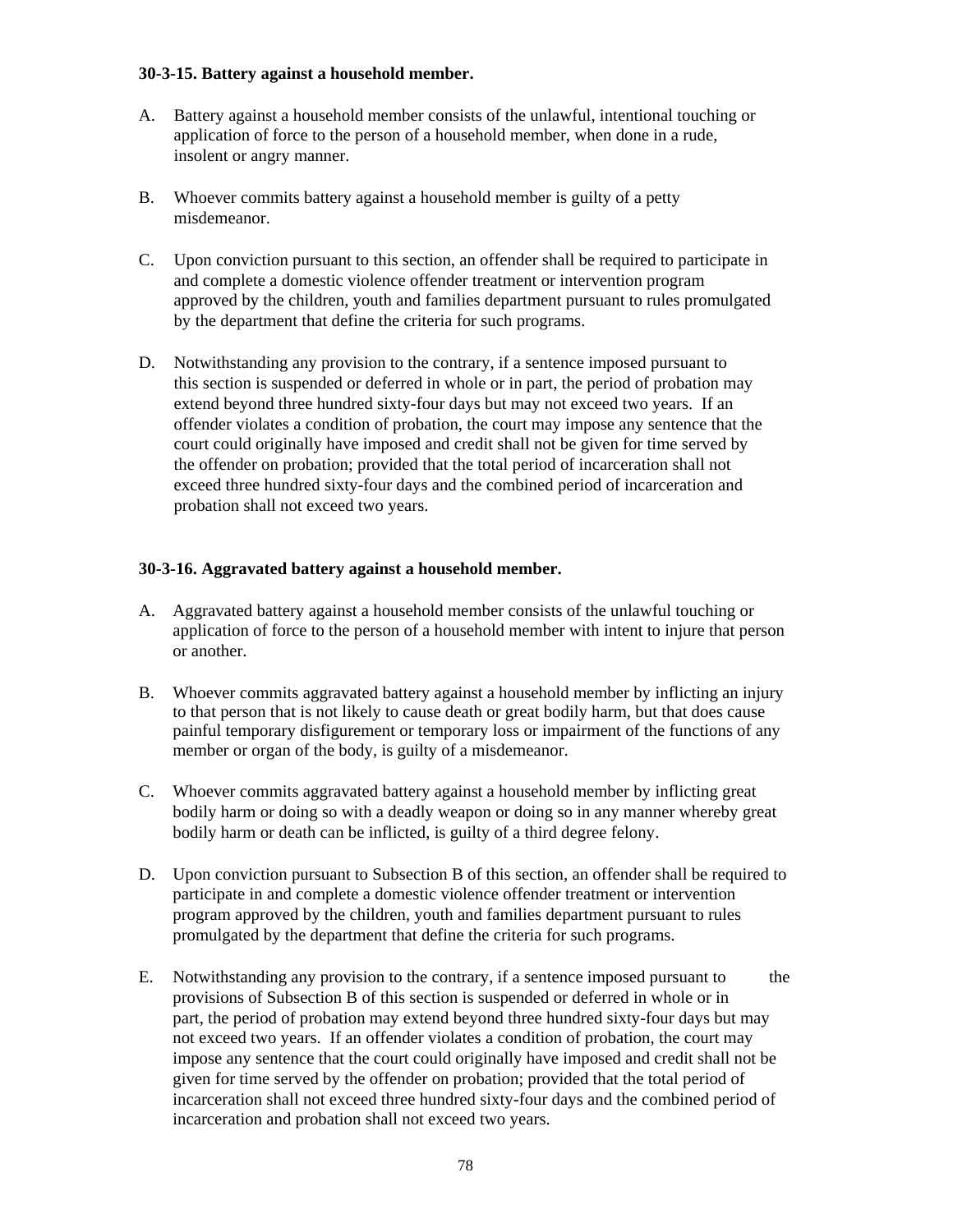**30-3-15. Battery against a household member.**

A. Battery against a household member consists of the unlawful, intentional touching or application of force to the person of a household member, when done in a rude, insolent or angry manner.

B. Whoever commits battery against a household member is guilty of a petty misdemeanor.

C. Upon conviction pursuant to this section, an offender shall be required to participate in and complete a domestic violence offender treatment or intervention program approved by the children, youth and families department pursuant to rules promulgated by the department that define the criteria for such programs.

D. Notwithstanding any provision to the contrary, if a sentence imposed pursuant to this section is suspended or deferred in whole or in part, the period of probation may extend beyond three hundred sixty-four days but may not exceed two years. If an offender violates a condition of probation, the court may impose any sentence that the court could originally have imposed and credit shall not be given for time served by the offender on probation; provided that the total period of incarceration shall not exceed three hundred sixty-four days and the combined period of incarceration and probation shall not exceed two years.

**30-3-16. Aggravated battery against a household member.**

A. Aggravated battery against a household member consists of the unlawful touching or application of force to the person of a household member with intent to injure that person or another.

B. Whoever commits aggravated battery against a household member by inflicting an injury to that person that is not likely to cause death or great bodily harm, but that does cause painful temporary disfigurement or temporary loss or impairment of the functions of any member or organ of the body, is guilty of a misdemeanor.

C. Whoever commits aggravated battery against a household member by inflicting great bodily harm or doing so with a deadly weapon or doing so in any manner whereby great bodily harm or death can be inflicted, is guilty of a third degree felony.

D. Upon conviction pursuant to Subsection B of this section, an offender shall be required to participate in and complete a domestic violence offender treatment or intervention program approved by the children, youth and families department pursuant to rules promulgated by the department that define the criteria for such programs.

E. Notwithstanding any provision to the contrary, if a sentence imposed pursuant to the provisions of Subsection B of this section is suspended or deferred in whole or in part, the period of probation may extend beyond three hundred sixty-four days but may not exceed two years. If an offender violates a condition of probation, the court may impose any sentence that the court could originally have imposed and credit shall not be given for time served by the offender on probation; provided that the total period of incarceration shall not exceed three hundred sixty-four days and the combined period of incarceration and probation shall not exceed two years.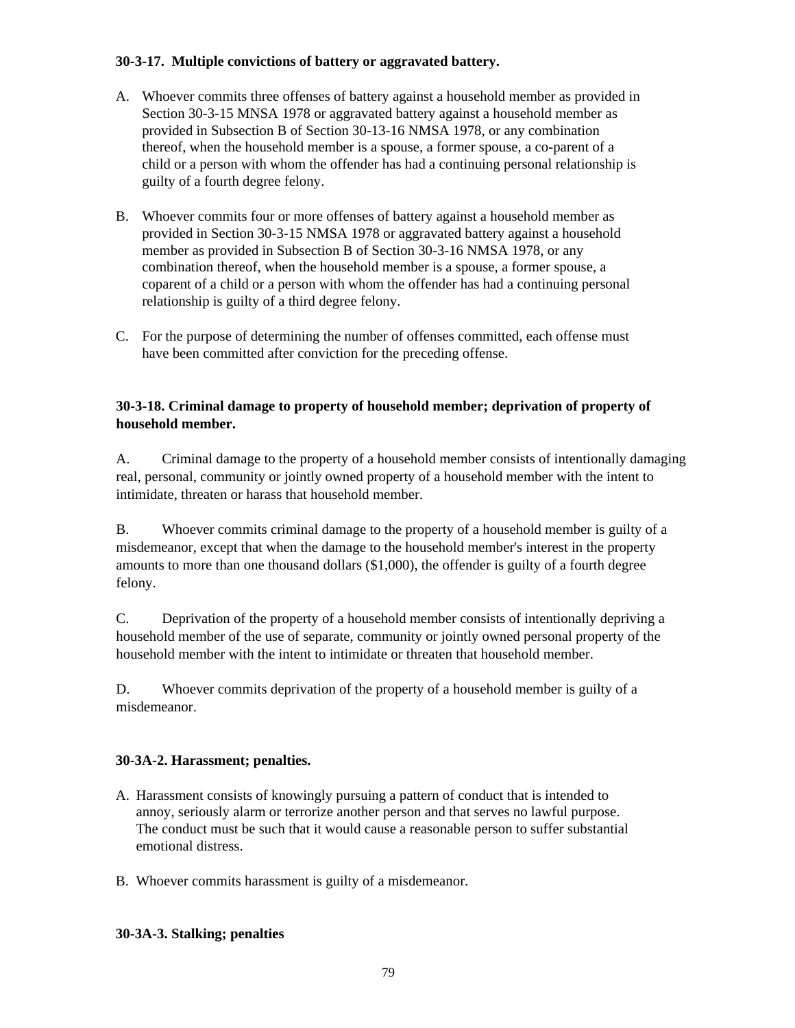**30-3-17. Multiple convictions of battery or aggravated battery.**

A. Whoever commits three offenses of battery against a household member as provided in Section 30-3-15 MNSA 1978 or aggravated battery against a household member as provided in Subsection B of Section 30-13-16 NMSA 1978, or any combination thereof, when the household member is a spouse, a former spouse, a co-parent of a child or a person with whom the offender has had a continuing personal relationship is guilty of a fourth degree felony.

B. Whoever commits four or more offenses of battery against a household member as provided in Section 30-3-15 NMSA 1978 or aggravated battery against a household member as provided in Subsection B of Section 30-3-16 NMSA 1978, or any combination thereof, when the household member is a spouse, a former spouse, a coparent of a child or a person with whom the offender has had a continuing personal relationship is guilty of a third degree felony.

C. For the purpose of determining the number of offenses committed, each offense must have been committed after conviction for the preceding offense.

**30-3-18. Criminal damage to property of household member; deprivation of property of household member.**

A. Criminal damage to the property of a household member consists of intentionally damaging real, personal, community or jointly owned property of a household member with the intent to intimidate, threaten or harass that household member.

B. Whoever commits criminal damage to the property of a household member is guilty of a misdemeanor, except that when the damage to the household member's interest in the property amounts to more than one thousand dollars ($1,000), the offender is guilty of a fourth degree felony.

C. Deprivation of the property of a household member consists of intentionally depriving a household member of the use of separate, community or jointly owned personal property of the household member with the intent to intimidate or threaten that household member.

D. Whoever commits deprivation of the property of a household member is guilty of a misdemeanor.

**30-3A-2. Harassment; penalties.**

A. Harassment consists of knowingly pursuing a pattern of conduct that is intended to annoy, seriously alarm or terrorize another person and that serves no lawful purpose. The conduct must be such that it would cause a reasonable person to suffer substantial emotional distress.

B. Whoever commits harassment is guilty of a misdemeanor.

**30-3A-3. Stalking; penalties**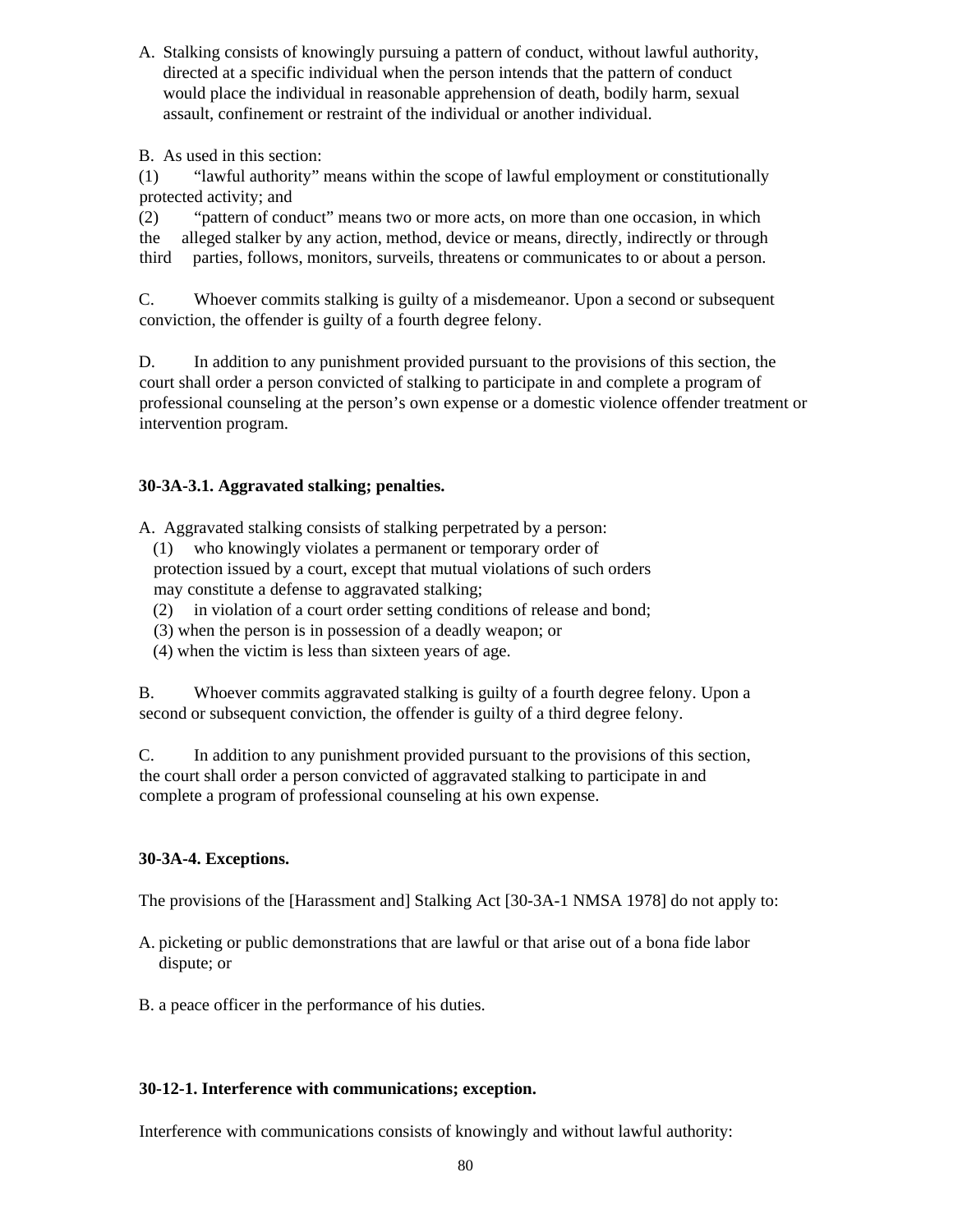A. Stalking consists of knowingly pursuing a pattern of conduct, without lawful authority, directed at a specific individual when the person intends that the pattern of conduct would place the individual in reasonable apprehension of death, bodily harm, sexual assault, confinement or restraint of the individual or another individual.

B. As used in this section:

(1) "lawful authority" means within the scope of lawful employment or constitutionally protected activity; and

(2) "pattern of conduct" means two or more acts, on more than one occasion, in which the alleged stalker by any action, method, device or means, directly, indirectly or through third parties, follows, monitors, surveils, threatens or communicates to or about a person.

C. Whoever commits stalking is guilty of a misdemeanor. Upon a second or subsequent conviction, the offender is guilty of a fourth degree felony.

D. In addition to any punishment provided pursuant to the provisions of this section, the court shall order a person convicted of stalking to participate in and complete a program of professional counseling at the person's own expense or a domestic violence offender treatment or intervention program.

**30-3A-3.1. Aggravated stalking; penalties.**

A. Aggravated stalking consists of stalking perpetrated by a person:

(1) who knowingly violates a permanent or temporary order of protection issued by a court, except that mutual violations of such orders may constitute a defense to aggravated stalking;

(2) in violation of a court order setting conditions of release and bond;

(3) when the person is in possession of a deadly weapon; or

(4) when the victim is less than sixteen years of age.

B. Whoever commits aggravated stalking is guilty of a fourth degree felony. Upon a second or subsequent conviction, the offender is guilty of a third degree felony.

C. In addition to any punishment provided pursuant to the provisions of this section, the court shall order a person convicted of aggravated stalking to participate in and complete a program of professional counseling at his own expense.

**30-3A-4. Exceptions.**

The provisions of the [Harassment and] Stalking Act [30-3A-1 NMSA 1978] do not apply to:

A. picketing or public demonstrations that are lawful or that arise out of a bona fide labor dispute; or

B. a peace officer in the performance of his duties.

**30-12-1. Interference with communications; exception.**

Interference with communications consists of knowingly and without lawful authority: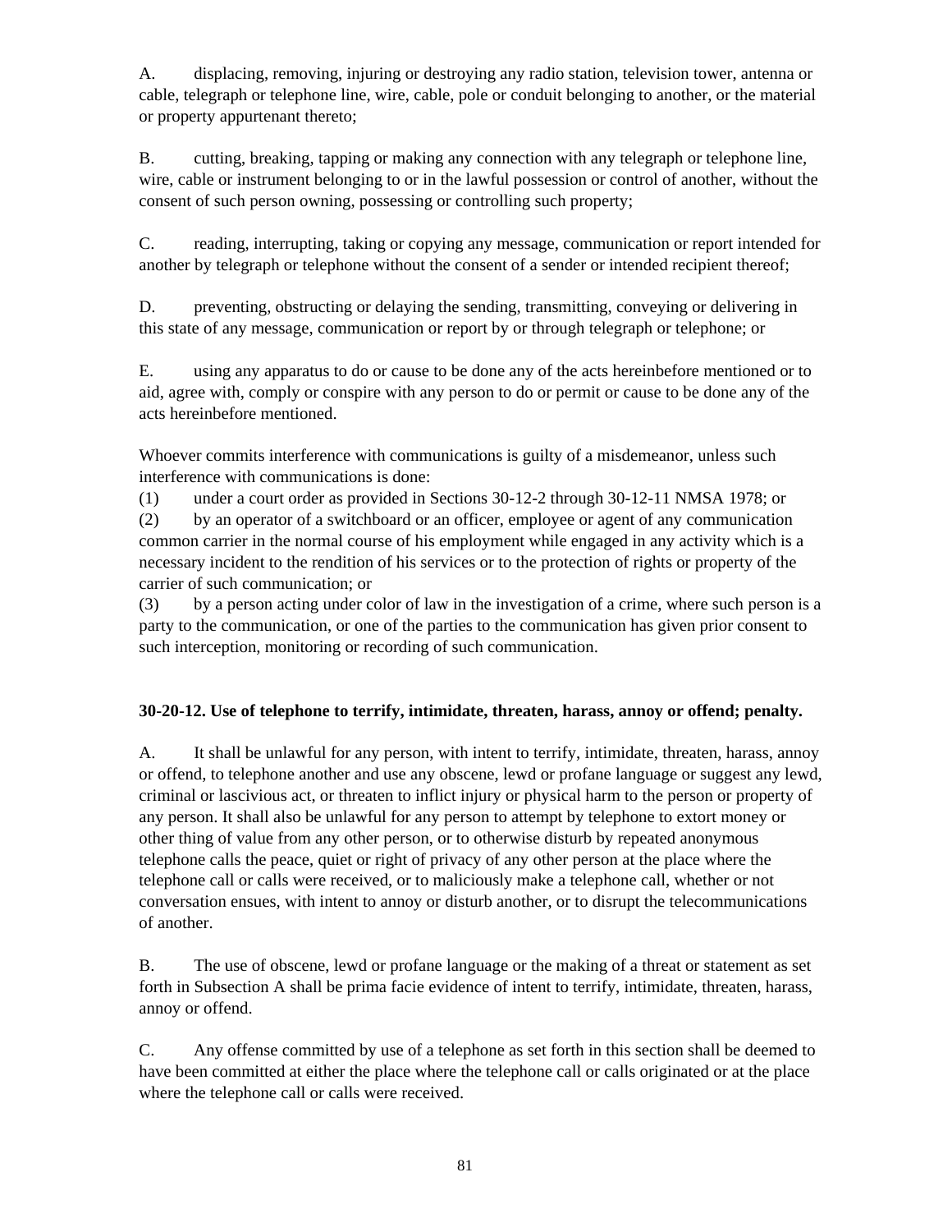A. displacing, removing, injuring or destroying any radio station, television tower, antenna or cable, telegraph or telephone line, wire, cable, pole or conduit belonging to another, or the material or property appurtenant thereto;

B. cutting, breaking, tapping or making any connection with any telegraph or telephone line, wire, cable or instrument belonging to or in the lawful possession or control of another, without the consent of such person owning, possessing or controlling such property;

C. reading, interrupting, taking or copying any message, communication or report intended for another by telegraph or telephone without the consent of a sender or intended recipient thereof;

D. preventing, obstructing or delaying the sending, transmitting, conveying or delivering in this state of any message, communication or report by or through telegraph or telephone; or

E. using any apparatus to do or cause to be done any of the acts hereinbefore mentioned or to aid, agree with, comply or conspire with any person to do or permit or cause to be done any of the acts hereinbefore mentioned.

Whoever commits interference with communications is guilty of a misdemeanor, unless such interference with communications is done:

(1) under a court order as provided in Sections 30-12-2 through 30-12-11 NMSA 1978; or

(2) by an operator of a switchboard or an officer, employee or agent of any communication common carrier in the normal course of his employment while engaged in any activity which is a necessary incident to the rendition of his services or to the protection of rights or property of the carrier of such communication; or

(3) by a person acting under color of law in the investigation of a crime, where such person is a party to the communication, or one of the parties to the communication has given prior consent to such interception, monitoring or recording of such communication.

**30-20-12. Use of telephone to terrify, intimidate, threaten, harass, annoy or offend; penalty.**

A. It shall be unlawful for any person, with intent to terrify, intimidate, threaten, harass, annoy or offend, to telephone another and use any obscene, lewd or profane language or suggest any lewd, criminal or lascivious act, or threaten to inflict injury or physical harm to the person or property of any person. It shall also be unlawful for any person to attempt by telephone to extort money or other thing of value from any other person, or to otherwise disturb by repeated anonymous telephone calls the peace, quiet or right of privacy of any other person at the place where the telephone call or calls were received, or to maliciously make a telephone call, whether or not conversation ensues, with intent to annoy or disturb another, or to disrupt the telecommunications of another.

B. The use of obscene, lewd or profane language or the making of a threat or statement as set forth in Subsection A shall be prima facie evidence of intent to terrify, intimidate, threaten, harass, annoy or offend.

C. Any offense committed by use of a telephone as set forth in this section shall be deemed to have been committed at either the place where the telephone call or calls originated or at the place where the telephone call or calls were received.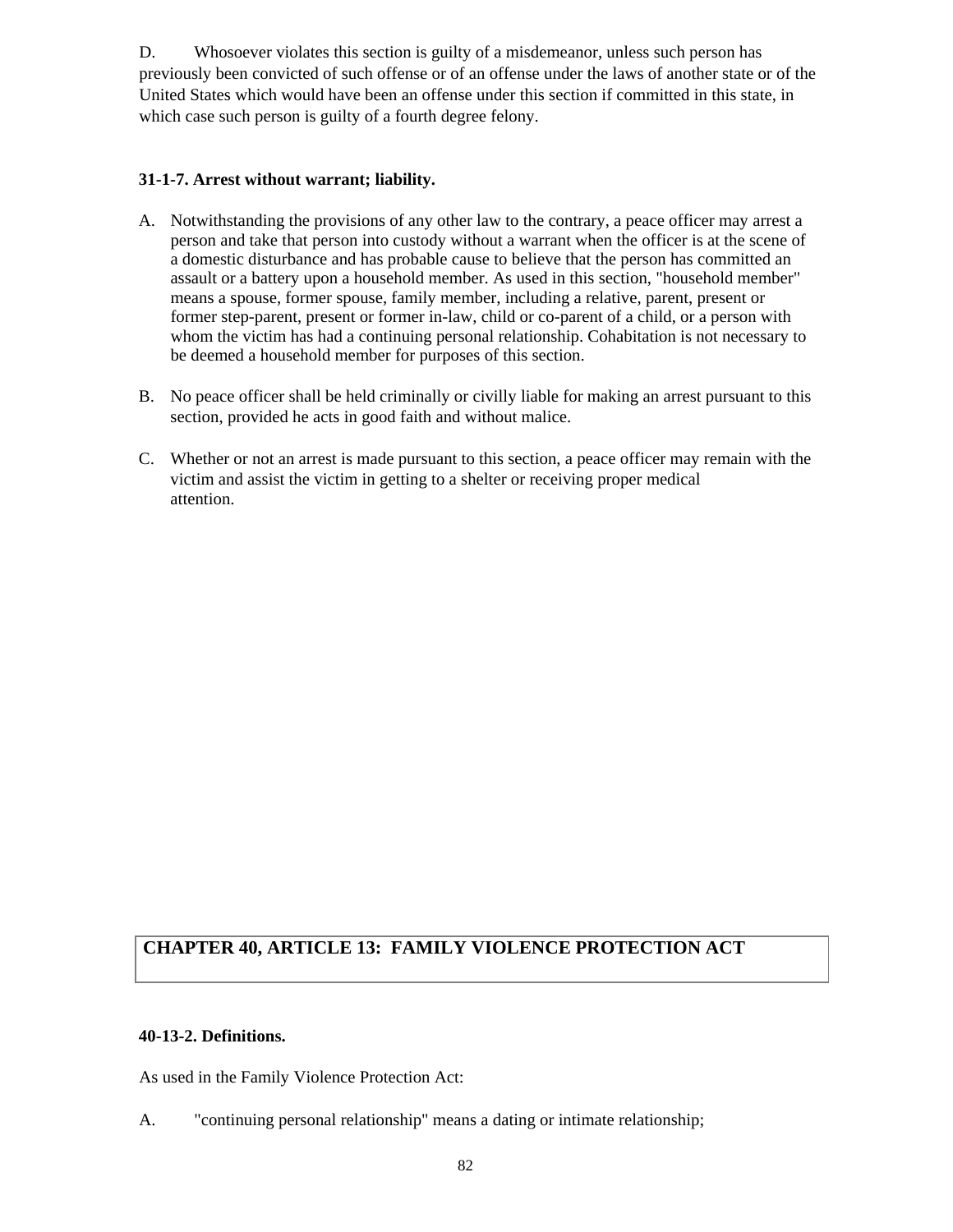D. Whosoever violates this section is guilty of a misdemeanor, unless such person has previously been convicted of such offense or of an offense under the laws of another state or of the United States which would have been an offense under this section if committed in this state, in which case such person is guilty of a fourth degree felony.

**31-1-7. Arrest without warrant; liability.**

A. Notwithstanding the provisions of any other law to the contrary, a peace officer may arrest a person and take that person into custody without a warrant when the officer is at the scene of a domestic disturbance and has probable cause to believe that the person has committed an assault or a battery upon a household member. As used in this section, "household member" means a spouse, former spouse, family member, including a relative, parent, present or former step-parent, present or former in-law, child or co-parent of a child, or a person with whom the victim has had a continuing personal relationship. Cohabitation is not necessary to be deemed a household member for purposes of this section.

B. No peace officer shall be held criminally or civilly liable for making an arrest pursuant to this section, provided he acts in good faith and without malice.

C. Whether or not an arrest is made pursuant to this section, a peace officer may remain with the victim and assist the victim in getting to a shelter or receiving proper medical attention.

## CHAPTER 40, ARTICLE 13: FAMILY VIOLENCE PROTECTION ACT

**40-13-2. Definitions.**

As used in the Family Violence Protection Act:

A. "continuing personal relationship" means a dating or intimate relationship;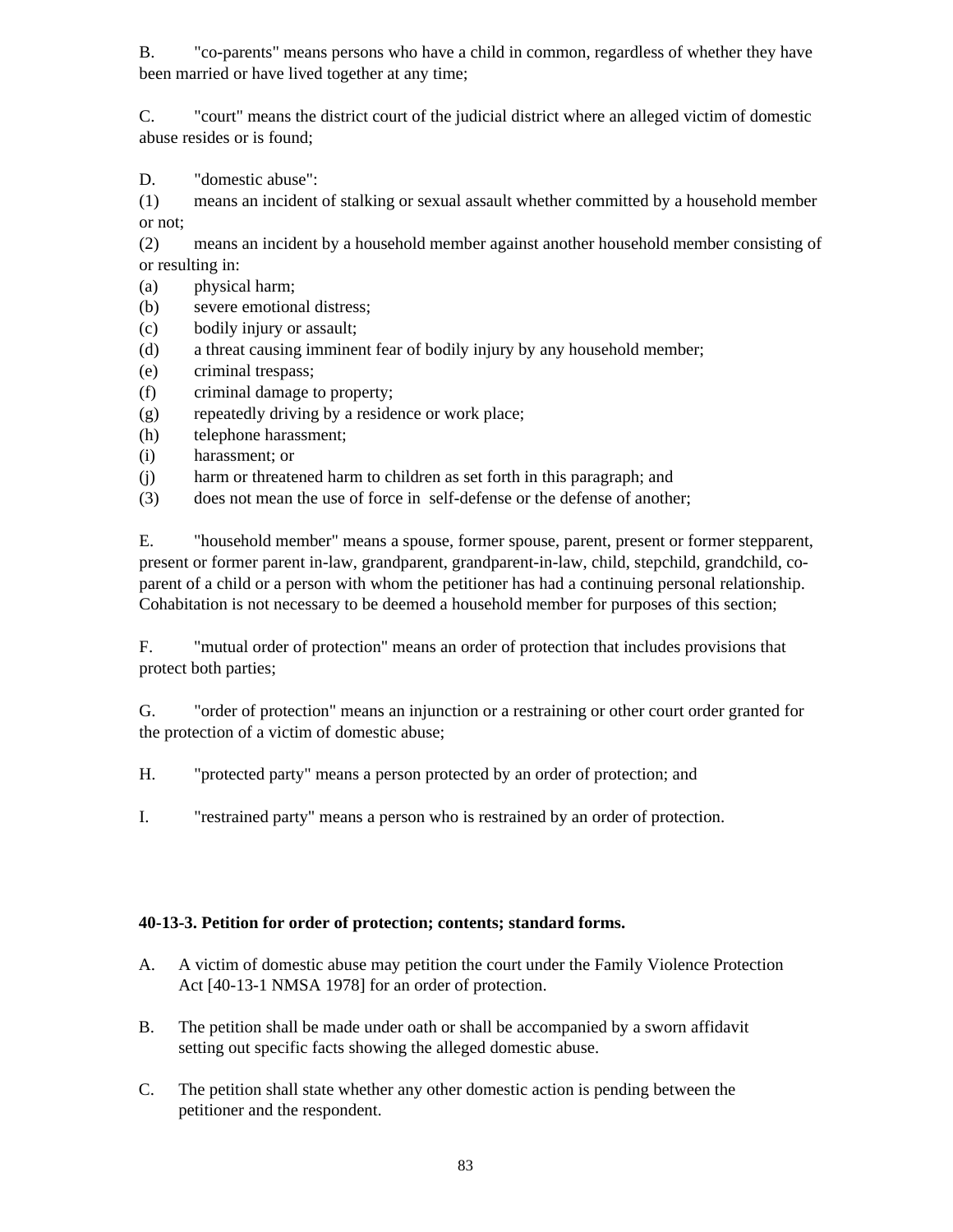B. "co-parents" means persons who have a child in common, regardless of whether they have been married or have lived together at any time;

C. "court" means the district court of the judicial district where an alleged victim of domestic abuse resides or is found;

D. "domestic abuse":

(1) means an incident of stalking or sexual assault whether committed by a household member or not;

(2) means an incident by a household member against another household member consisting of or resulting in:

(a) physical harm;

(b) severe emotional distress;

(c) bodily injury or assault;

(d) a threat causing imminent fear of bodily injury by any household member;

(e) criminal trespass;

(f) criminal damage to property;

(g) repeatedly driving by a residence or work place;

(h) telephone harassment;

(i) harassment; or

(j) harm or threatened harm to children as set forth in this paragraph; and

(3) does not mean the use of force in self-defense or the defense of another;

E. "household member" means a spouse, former spouse, parent, present or former stepparent, present or former parent in-law, grandparent, grandparent-in-law, child, stepchild, grandchild, co-parent of a child or a person with whom the petitioner has had a continuing personal relationship. Cohabitation is not necessary to be deemed a household member for purposes of this section;

F. "mutual order of protection" means an order of protection that includes provisions that protect both parties;

G. "order of protection" means an injunction or a restraining or other court order granted for the protection of a victim of domestic abuse;

H. "protected party" means a person protected by an order of protection; and

I. "restrained party" means a person who is restrained by an order of protection.

**40-13-3. Petition for order of protection; contents; standard forms.**

A. A victim of domestic abuse may petition the court under the Family Violence Protection Act [40-13-1 NMSA 1978] for an order of protection.

B. The petition shall be made under oath or shall be accompanied by a sworn affidavit setting out specific facts showing the alleged domestic abuse.

C. The petition shall state whether any other domestic action is pending between the petitioner and the respondent.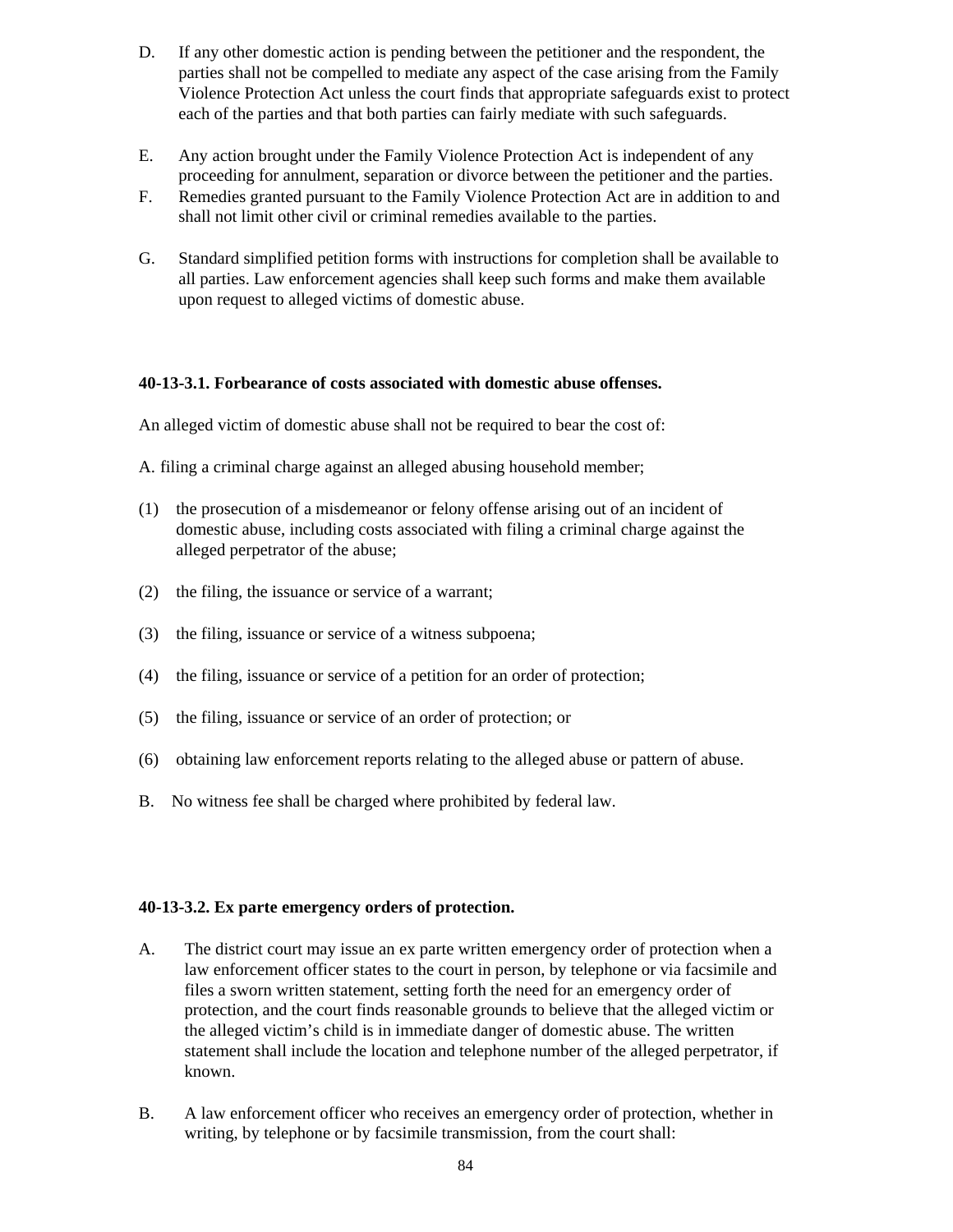D. If any other domestic action is pending between the petitioner and the respondent, the parties shall not be compelled to mediate any aspect of the case arising from the Family Violence Protection Act unless the court finds that appropriate safeguards exist to protect each of the parties and that both parties can fairly mediate with such safeguards.

E. Any action brought under the Family Violence Protection Act is independent of any proceeding for annulment, separation or divorce between the petitioner and the parties.

F. Remedies granted pursuant to the Family Violence Protection Act are in addition to and shall not limit other civil or criminal remedies available to the parties.

G. Standard simplified petition forms with instructions for completion shall be available to all parties. Law enforcement agencies shall keep such forms and make them available upon request to alleged victims of domestic abuse.

**40-13-3.1. Forbearance of costs associated with domestic abuse offenses.**

An alleged victim of domestic abuse shall not be required to bear the cost of:

A. filing a criminal charge against an alleged abusing household member;

(1) the prosecution of a misdemeanor or felony offense arising out of an incident of domestic abuse, including costs associated with filing a criminal charge against the alleged perpetrator of the abuse;

(2) the filing, the issuance or service of a warrant;

(3) the filing, issuance or service of a witness subpoena;

(4) the filing, issuance or service of a petition for an order of protection;

(5) the filing, issuance or service of an order of protection; or

(6) obtaining law enforcement reports relating to the alleged abuse or pattern of abuse.

B. No witness fee shall be charged where prohibited by federal law.

**40-13-3.2. Ex parte emergency orders of protection.**

A. The district court may issue an ex parte written emergency order of protection when a law enforcement officer states to the court in person, by telephone or via facsimile and files a sworn written statement, setting forth the need for an emergency order of protection, and the court finds reasonable grounds to believe that the alleged victim or the alleged victim's child is in immediate danger of domestic abuse. The written statement shall include the location and telephone number of the alleged perpetrator, if known.

B. A law enforcement officer who receives an emergency order of protection, whether in writing, by telephone or by facsimile transmission, from the court shall: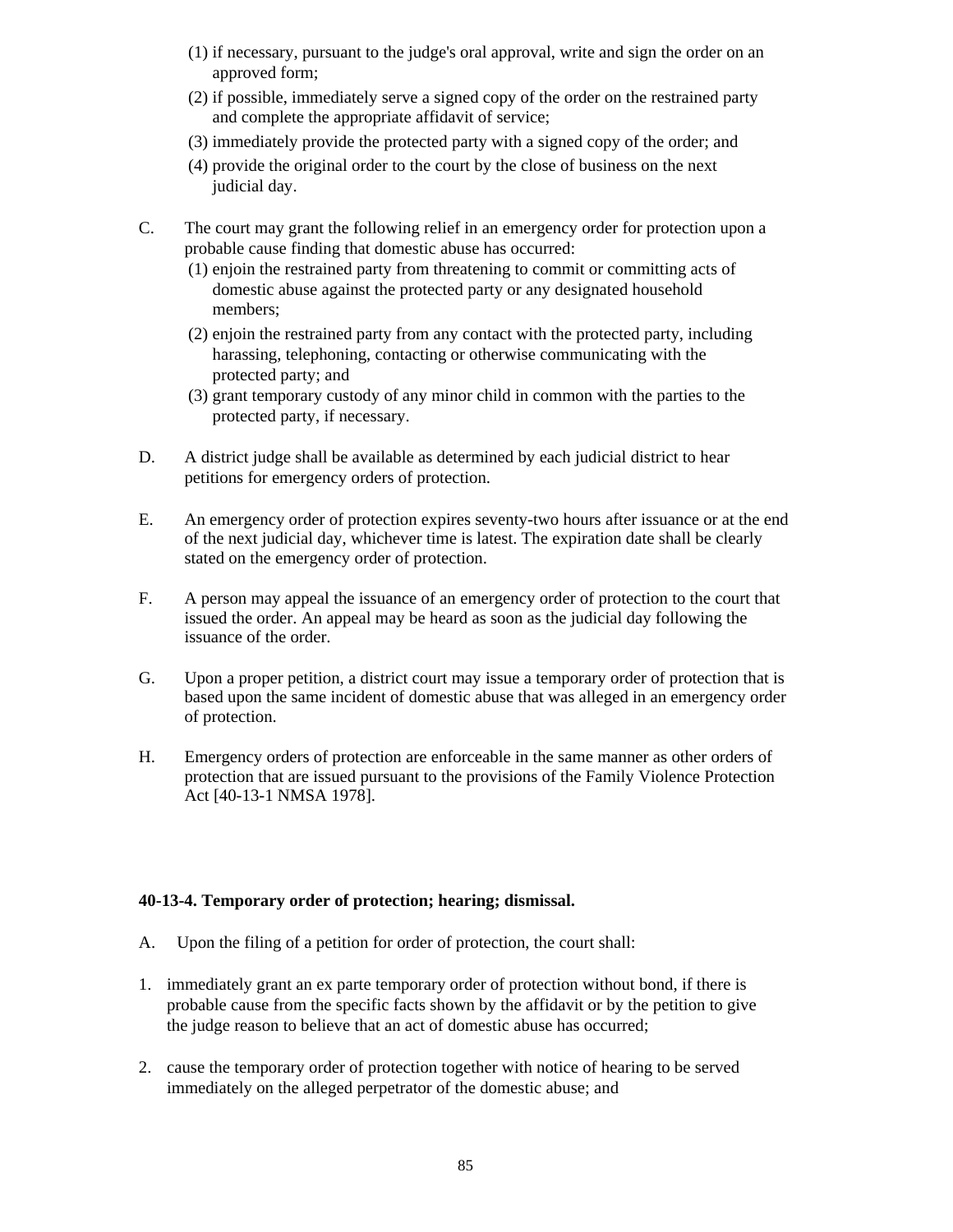(1) if necessary, pursuant to the judge's oral approval, write and sign the order on an approved form;
(2) if possible, immediately serve a signed copy of the order on the restrained party and complete the appropriate affidavit of service;
(3) immediately provide the protected party with a signed copy of the order; and
(4) provide the original order to the court by the close of business on the next judicial day.

C. The court may grant the following relief in an emergency order for protection upon a probable cause finding that domestic abuse has occurred:
(1) enjoin the restrained party from threatening to commit or committing acts of domestic abuse against the protected party or any designated household members;
(2) enjoin the restrained party from any contact with the protected party, including harassing, telephoning, contacting or otherwise communicating with the protected party; and
(3) grant temporary custody of any minor child in common with the parties to the protected party, if necessary.

D. A district judge shall be available as determined by each judicial district to hear petitions for emergency orders of protection.

E. An emergency order of protection expires seventy-two hours after issuance or at the end of the next judicial day, whichever time is latest. The expiration date shall be clearly stated on the emergency order of protection.

F. A person may appeal the issuance of an emergency order of protection to the court that issued the order. An appeal may be heard as soon as the judicial day following the issuance of the order.

G. Upon a proper petition, a district court may issue a temporary order of protection that is based upon the same incident of domestic abuse that was alleged in an emergency order of protection.

H. Emergency orders of protection are enforceable in the same manner as other orders of protection that are issued pursuant to the provisions of the Family Violence Protection Act [40-13-1 NMSA 1978].

**40-13-4. Temporary order of protection; hearing; dismissal.**

A. Upon the filing of a petition for order of protection, the court shall:

1. immediately grant an ex parte temporary order of protection without bond, if there is probable cause from the specific facts shown by the affidavit or by the petition to give the judge reason to believe that an act of domestic abuse has occurred;

2. cause the temporary order of protection together with notice of hearing to be served immediately on the alleged perpetrator of the domestic abuse; and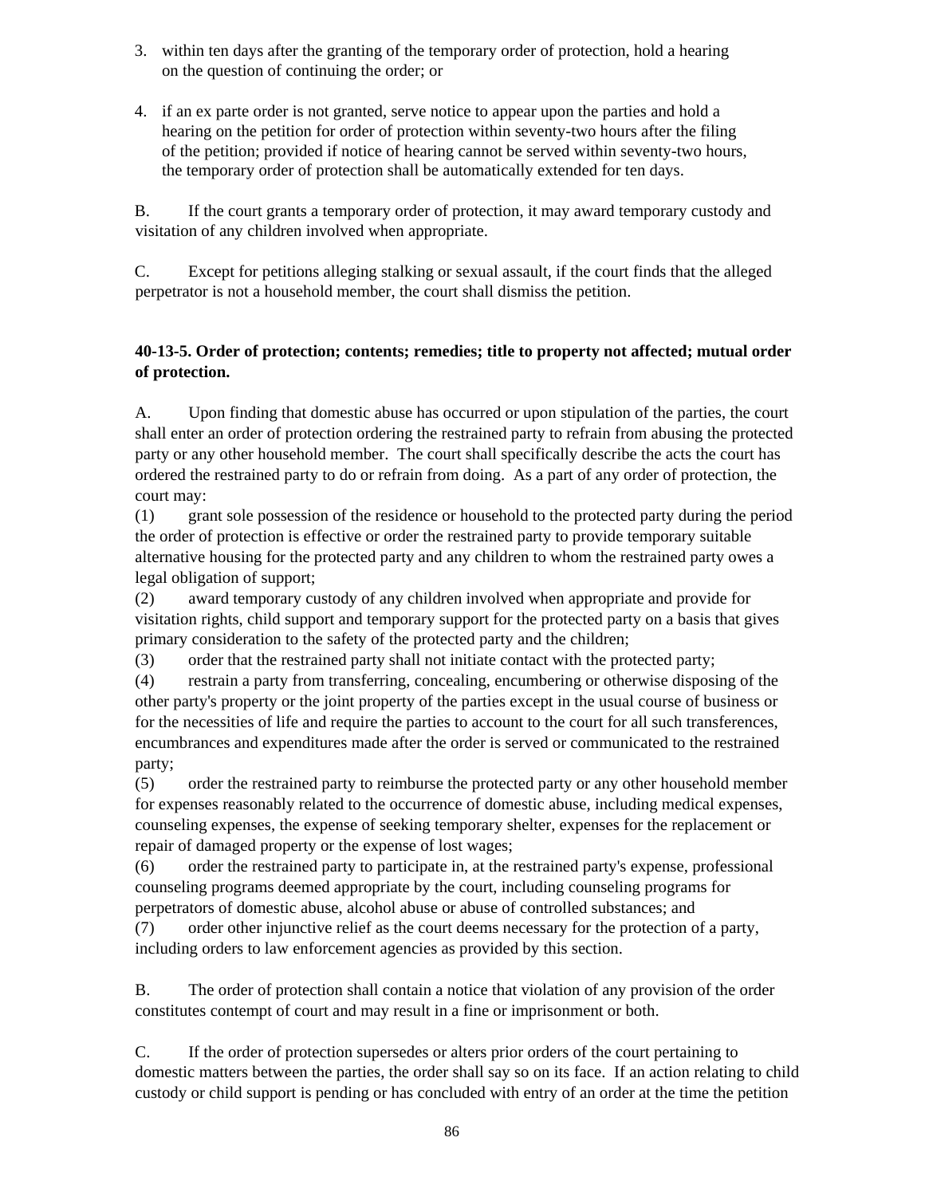3. within ten days after the granting of the temporary order of protection, hold a hearing on the question of continuing the order; or

4. if an ex parte order is not granted, serve notice to appear upon the parties and hold a hearing on the petition for order of protection within seventy-two hours after the filing of the petition; provided if notice of hearing cannot be served within seventy-two hours, the temporary order of protection shall be automatically extended for ten days.

B. If the court grants a temporary order of protection, it may award temporary custody and visitation of any children involved when appropriate.

C. Except for petitions alleging stalking or sexual assault, if the court finds that the alleged perpetrator is not a household member, the court shall dismiss the petition.

**40-13-5. Order of protection; contents; remedies; title to property not affected; mutual order of protection.**

A. Upon finding that domestic abuse has occurred or upon stipulation of the parties, the court shall enter an order of protection ordering the restrained party to refrain from abusing the protected party or any other household member. The court shall specifically describe the acts the court has ordered the restrained party to do or refrain from doing. As a part of any order of protection, the court may:

(1) grant sole possession of the residence or household to the protected party during the period the order of protection is effective or order the restrained party to provide temporary suitable alternative housing for the protected party and any children to whom the restrained party owes a legal obligation of support;

(2) award temporary custody of any children involved when appropriate and provide for visitation rights, child support and temporary support for the protected party on a basis that gives primary consideration to the safety of the protected party and the children;

(3) order that the restrained party shall not initiate contact with the protected party;

(4) restrain a party from transferring, concealing, encumbering or otherwise disposing of the other party's property or the joint property of the parties except in the usual course of business or for the necessities of life and require the parties to account to the court for all such transferences, encumbrances and expenditures made after the order is served or communicated to the restrained party;

(5) order the restrained party to reimburse the protected party or any other household member for expenses reasonably related to the occurrence of domestic abuse, including medical expenses, counseling expenses, the expense of seeking temporary shelter, expenses for the replacement or repair of damaged property or the expense of lost wages;

(6) order the restrained party to participate in, at the restrained party's expense, professional counseling programs deemed appropriate by the court, including counseling programs for perpetrators of domestic abuse, alcohol abuse or abuse of controlled substances; and

(7) order other injunctive relief as the court deems necessary for the protection of a party, including orders to law enforcement agencies as provided by this section.

B. The order of protection shall contain a notice that violation of any provision of the order constitutes contempt of court and may result in a fine or imprisonment or both.

C. If the order of protection supersedes or alters prior orders of the court pertaining to domestic matters between the parties, the order shall say so on its face. If an action relating to child custody or child support is pending or has concluded with entry of an order at the time the petition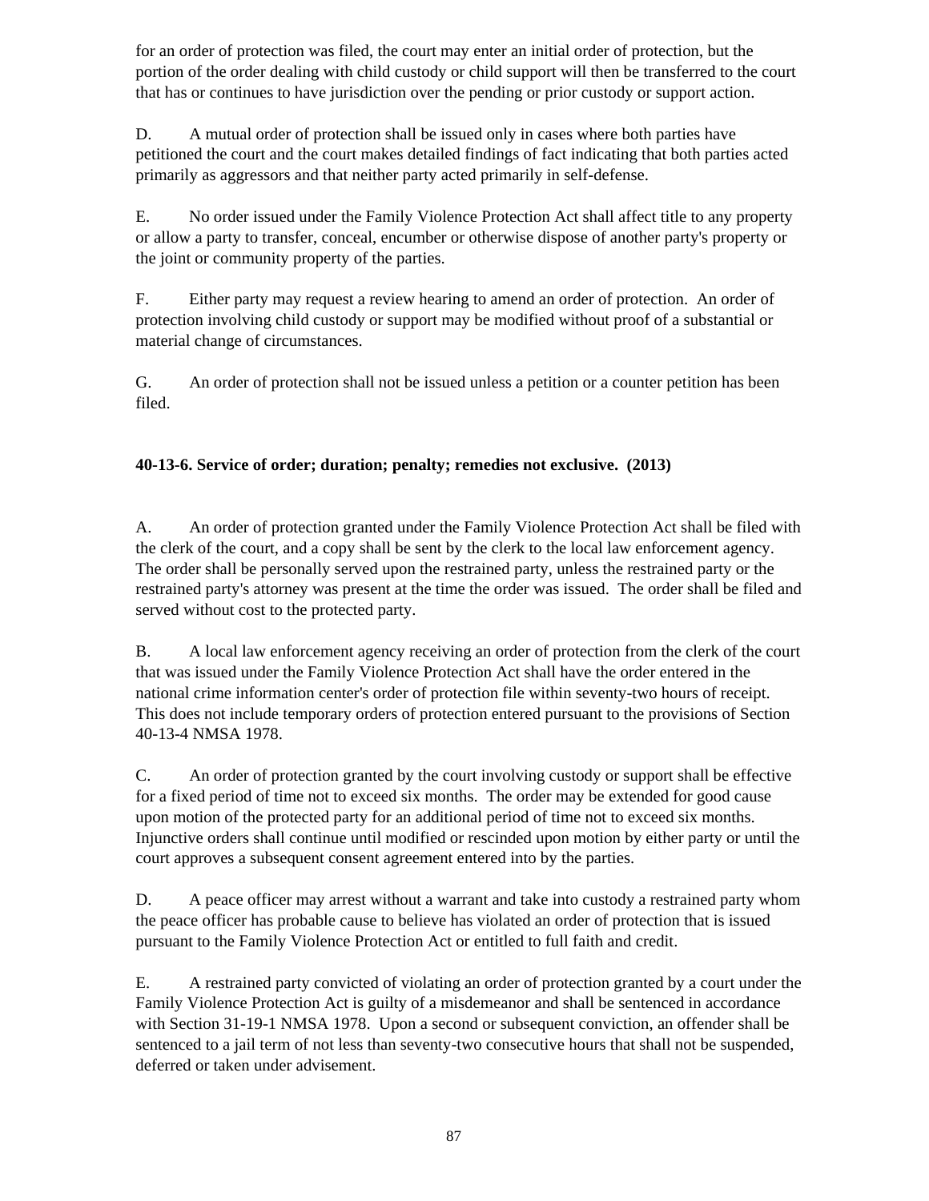for an order of protection was filed, the court may enter an initial order of protection, but the portion of the order dealing with child custody or child support will then be transferred to the court that has or continues to have jurisdiction over the pending or prior custody or support action.

D. A mutual order of protection shall be issued only in cases where both parties have petitioned the court and the court makes detailed findings of fact indicating that both parties acted primarily as aggressors and that neither party acted primarily in self-defense.

E. No order issued under the Family Violence Protection Act shall affect title to any property or allow a party to transfer, conceal, encumber or otherwise dispose of another party's property or the joint or community property of the parties.

F. Either party may request a review hearing to amend an order of protection. An order of protection involving child custody or support may be modified without proof of a substantial or material change of circumstances.

G. An order of protection shall not be issued unless a petition or a counter petition has been filed.

**40-13-6. Service of order; duration; penalty; remedies not exclusive. (2013)**

A. An order of protection granted under the Family Violence Protection Act shall be filed with the clerk of the court, and a copy shall be sent by the clerk to the local law enforcement agency. The order shall be personally served upon the restrained party, unless the restrained party or the restrained party's attorney was present at the time the order was issued. The order shall be filed and served without cost to the protected party.

B. A local law enforcement agency receiving an order of protection from the clerk of the court that was issued under the Family Violence Protection Act shall have the order entered in the national crime information center's order of protection file within seventy-two hours of receipt. This does not include temporary orders of protection entered pursuant to the provisions of Section 40-13-4 NMSA 1978.

C. An order of protection granted by the court involving custody or support shall be effective for a fixed period of time not to exceed six months. The order may be extended for good cause upon motion of the protected party for an additional period of time not to exceed six months. Injunctive orders shall continue until modified or rescinded upon motion by either party or until the court approves a subsequent consent agreement entered into by the parties.

D. A peace officer may arrest without a warrant and take into custody a restrained party whom the peace officer has probable cause to believe has violated an order of protection that is issued pursuant to the Family Violence Protection Act or entitled to full faith and credit.

E. A restrained party convicted of violating an order of protection granted by a court under the Family Violence Protection Act is guilty of a misdemeanor and shall be sentenced in accordance with Section 31-19-1 NMSA 1978. Upon a second or subsequent conviction, an offender shall be sentenced to a jail term of not less than seventy-two consecutive hours that shall not be suspended, deferred or taken under advisement.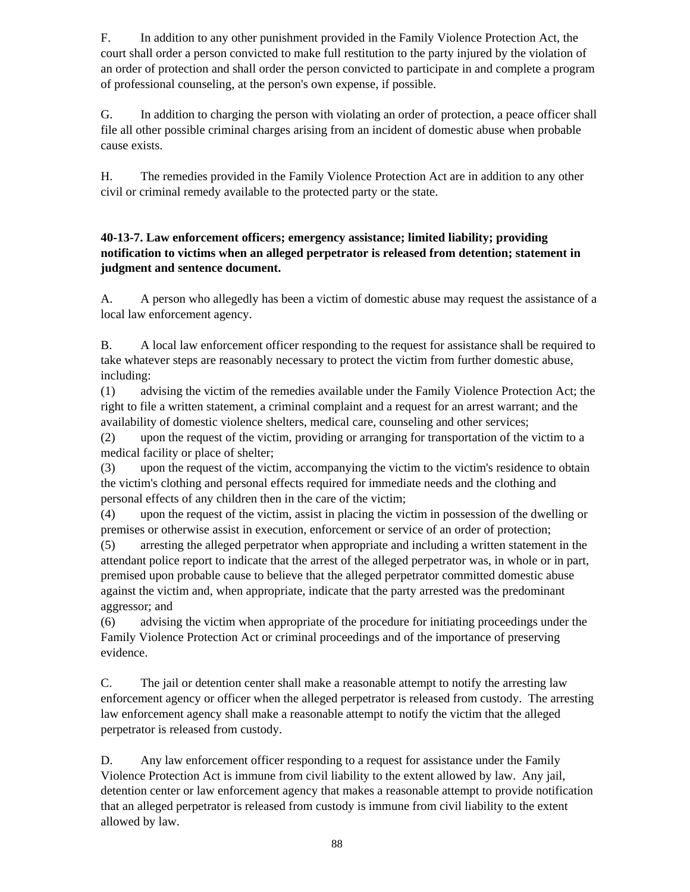F. In addition to any other punishment provided in the Family Violence Protection Act, the court shall order a person convicted to make full restitution to the party injured by the violation of an order of protection and shall order the person convicted to participate in and complete a program of professional counseling, at the person's own expense, if possible.

G. In addition to charging the person with violating an order of protection, a peace officer shall file all other possible criminal charges arising from an incident of domestic abuse when probable cause exists.

H. The remedies provided in the Family Violence Protection Act are in addition to any other civil or criminal remedy available to the protected party or the state.

**40-13-7. Law enforcement officers; emergency assistance; limited liability; providing notification to victims when an alleged perpetrator is released from detention; statement in judgment and sentence document.**

A. A person who allegedly has been a victim of domestic abuse may request the assistance of a local law enforcement agency.

B. A local law enforcement officer responding to the request for assistance shall be required to take whatever steps are reasonably necessary to protect the victim from further domestic abuse, including:

(1) advising the victim of the remedies available under the Family Violence Protection Act; the right to file a written statement, a criminal complaint and a request for an arrest warrant; and the availability of domestic violence shelters, medical care, counseling and other services;

(2) upon the request of the victim, providing or arranging for transportation of the victim to a medical facility or place of shelter;

(3) upon the request of the victim, accompanying the victim to the victim's residence to obtain the victim's clothing and personal effects required for immediate needs and the clothing and personal effects of any children then in the care of the victim;

(4) upon the request of the victim, assist in placing the victim in possession of the dwelling or premises or otherwise assist in execution, enforcement or service of an order of protection;

(5) arresting the alleged perpetrator when appropriate and including a written statement in the attendant police report to indicate that the arrest of the alleged perpetrator was, in whole or in part, premised upon probable cause to believe that the alleged perpetrator committed domestic abuse against the victim and, when appropriate, indicate that the party arrested was the predominant aggressor; and

(6) advising the victim when appropriate of the procedure for initiating proceedings under the Family Violence Protection Act or criminal proceedings and of the importance of preserving evidence.

C. The jail or detention center shall make a reasonable attempt to notify the arresting law enforcement agency or officer when the alleged perpetrator is released from custody. The arresting law enforcement agency shall make a reasonable attempt to notify the victim that the alleged perpetrator is released from custody.

D. Any law enforcement officer responding to a request for assistance under the Family Violence Protection Act is immune from civil liability to the extent allowed by law. Any jail, detention center or law enforcement agency that makes a reasonable attempt to provide notification that an alleged perpetrator is released from custody is immune from civil liability to the extent allowed by law.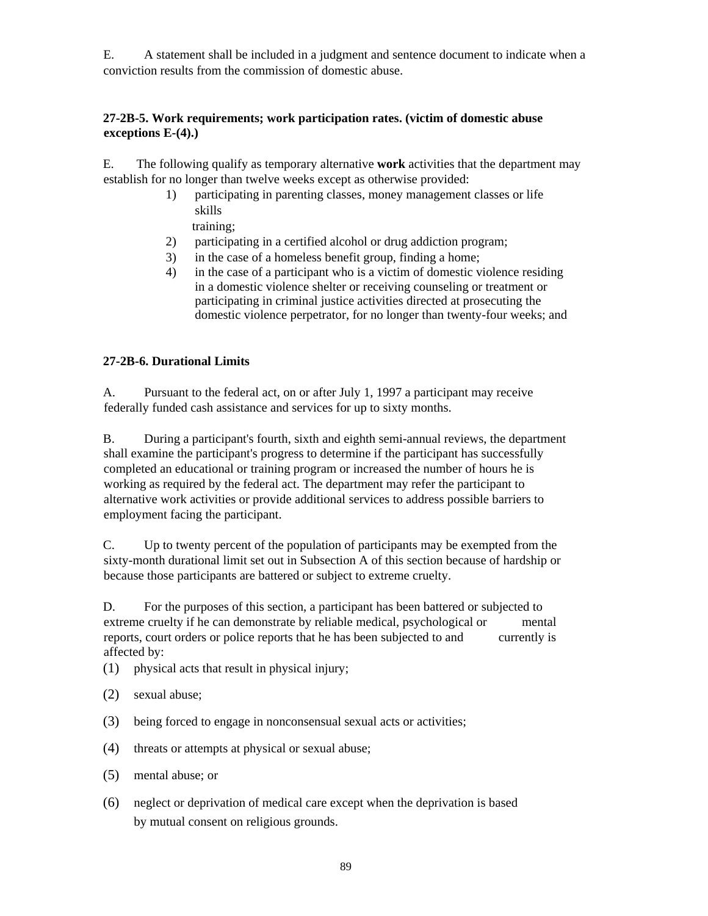E. A statement shall be included in a judgment and sentence document to indicate when a conviction results from the commission of domestic abuse.

**27-2B-5. Work requirements; work participation rates. (victim of domestic abuse exceptions E-(4).)**

E. The following qualify as temporary alternative **work** activities that the department may establish for no longer than twelve weeks except as otherwise provided:

1) participating in parenting classes, money management classes or life skills training;
2) participating in a certified alcohol or drug addiction program;
3) in the case of a homeless benefit group, finding a home;
4) in the case of a participant who is a victim of domestic violence residing in a domestic violence shelter or receiving counseling or treatment or participating in criminal justice activities directed at prosecuting the domestic violence perpetrator, for no longer than twenty-four weeks; and

**27-2B-6. Durational Limits**

A. Pursuant to the federal act, on or after July 1, 1997 a participant may receive federally funded cash assistance and services for up to sixty months.

B. During a participant's fourth, sixth and eighth semi-annual reviews, the department shall examine the participant's progress to determine if the participant has successfully completed an educational or training program or increased the number of hours he is working as required by the federal act. The department may refer the participant to alternative work activities or provide additional services to address possible barriers to employment facing the participant.

C. Up to twenty percent of the population of participants may be exempted from the sixty-month durational limit set out in Subsection A of this section because of hardship or because those participants are battered or subject to extreme cruelty.

D. For the purposes of this section, a participant has been battered or subjected to extreme cruelty if he can demonstrate by reliable medical, psychological or mental reports, court orders or police reports that he has been subjected to and currently is affected by:

(1) physical acts that result in physical injury;

(2) sexual abuse;

(3) being forced to engage in nonconsensual sexual acts or activities;

(4) threats or attempts at physical or sexual abuse;

(5) mental abuse; or

(6) neglect or deprivation of medical care except when the deprivation is based by mutual consent on religious grounds.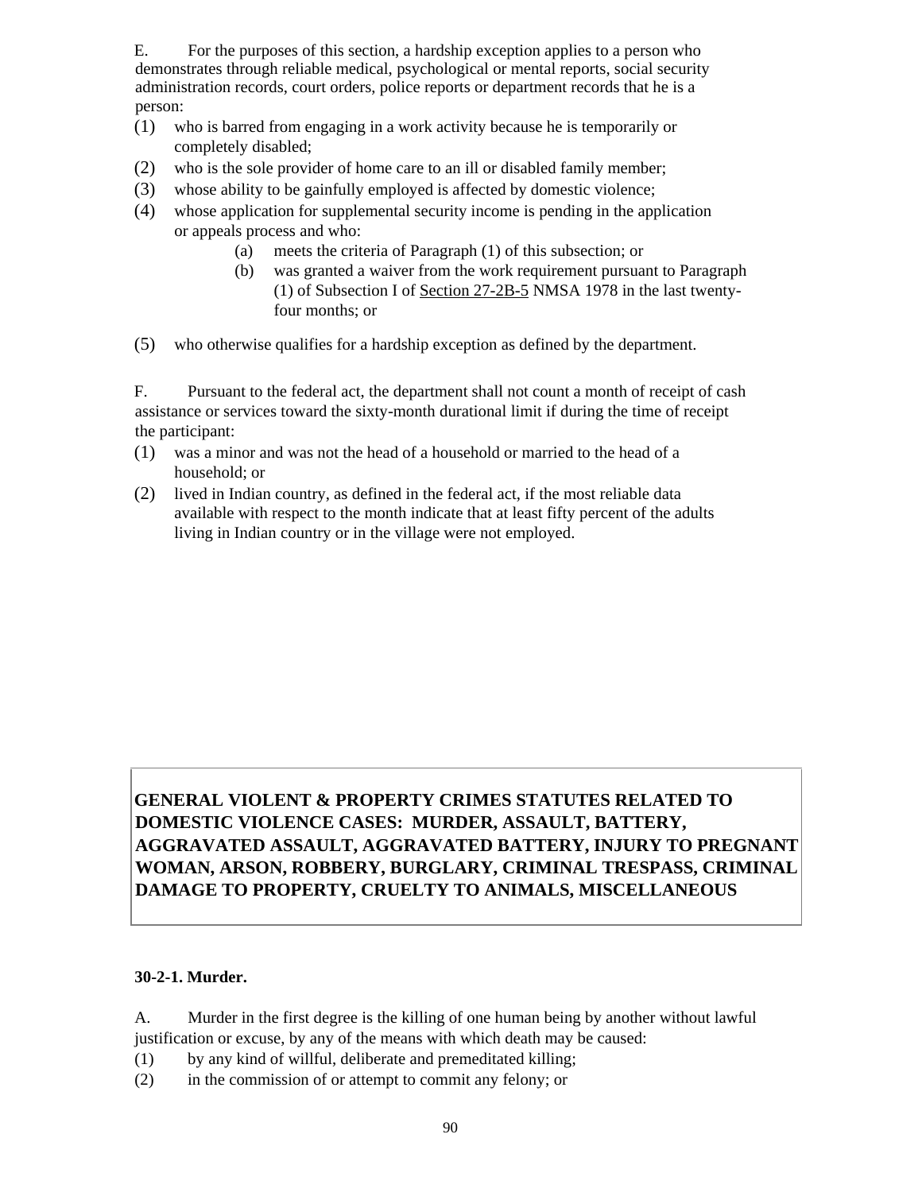E. For the purposes of this section, a hardship exception applies to a person who demonstrates through reliable medical, psychological or mental reports, social security administration records, court orders, police reports or department records that he is a person:

(1) who is barred from engaging in a work activity because he is temporarily or completely disabled;

(2) who is the sole provider of home care to an ill or disabled family member;

(3) whose ability to be gainfully employed is affected by domestic violence;

(4) whose application for supplemental security income is pending in the application or appeals process and who:

 (a) meets the criteria of Paragraph (1) of this subsection; or

 (b) was granted a waiver from the work requirement pursuant to Paragraph (1) of Subsection I of Section 27-2B-5 NMSA 1978 in the last twenty-four months; or

(5) who otherwise qualifies for a hardship exception as defined by the department.

F. Pursuant to the federal act, the department shall not count a month of receipt of cash assistance or services toward the sixty-month durational limit if during the time of receipt the participant:

(1) was a minor and was not the head of a household or married to the head of a household; or

(2) lived in Indian country, as defined in the federal act, if the most reliable data available with respect to the month indicate that at least fifty percent of the adults living in Indian country or in the village were not employed.

## GENERAL VIOLENT & PROPERTY CRIMES STATUTES RELATED TO DOMESTIC VIOLENCE CASES: MURDER, ASSAULT, BATTERY, AGGRAVATED ASSAULT, AGGRAVATED BATTERY, INJURY TO PREGNANT WOMAN, ARSON, ROBBERY, BURGLARY, CRIMINAL TRESPASS, CRIMINAL DAMAGE TO PROPERTY, CRUELTY TO ANIMALS, MISCELLANEOUS

### 30-2-1. Murder.

A. Murder in the first degree is the killing of one human being by another without lawful justification or excuse, by any of the means with which death may be caused:

(1) by any kind of willful, deliberate and premeditated killing;

(2) in the commission of or attempt to commit any felony; or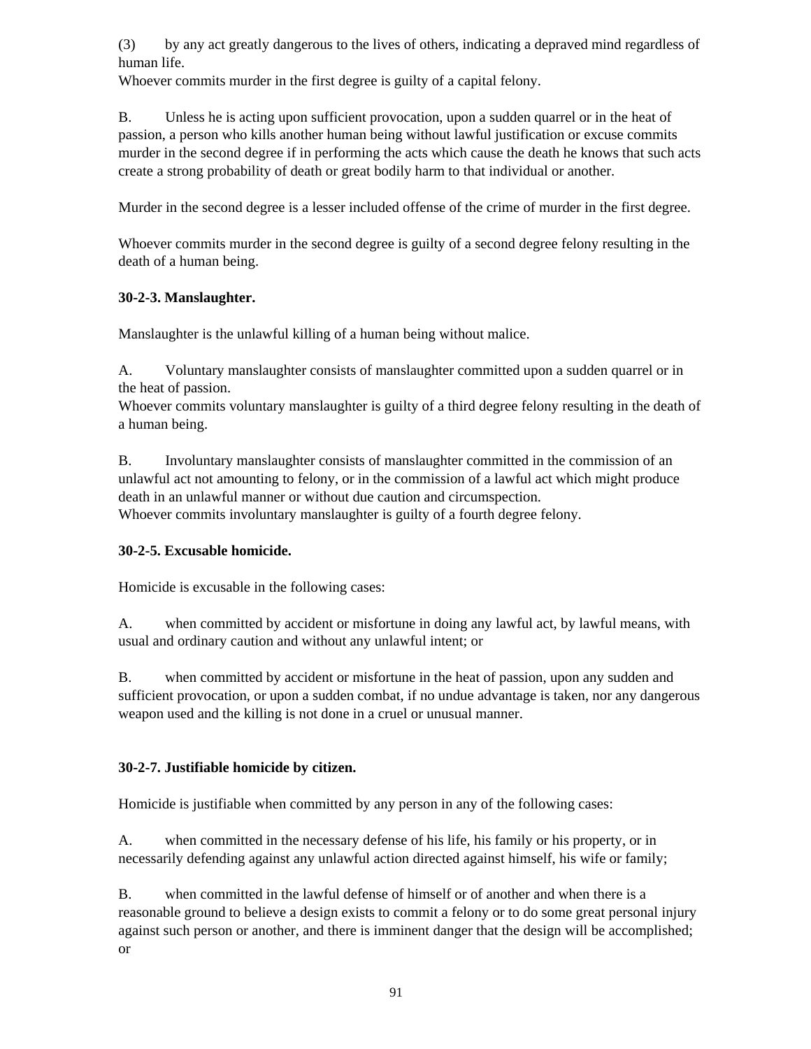(3) by any act greatly dangerous to the lives of others, indicating a depraved mind regardless of human life.

Whoever commits murder in the first degree is guilty of a capital felony.

B. Unless he is acting upon sufficient provocation, upon a sudden quarrel or in the heat of passion, a person who kills another human being without lawful justification or excuse commits murder in the second degree if in performing the acts which cause the death he knows that such acts create a strong probability of death or great bodily harm to that individual or another.

Murder in the second degree is a lesser included offense of the crime of murder in the first degree.

Whoever commits murder in the second degree is guilty of a second degree felony resulting in the death of a human being.

**30-2-3. Manslaughter.**

Manslaughter is the unlawful killing of a human being without malice.

A. Voluntary manslaughter consists of manslaughter committed upon a sudden quarrel or in the heat of passion.

Whoever commits voluntary manslaughter is guilty of a third degree felony resulting in the death of a human being.

B. Involuntary manslaughter consists of manslaughter committed in the commission of an unlawful act not amounting to felony, or in the commission of a lawful act which might produce death in an unlawful manner or without due caution and circumspection.

Whoever commits involuntary manslaughter is guilty of a fourth degree felony.

**30-2-5. Excusable homicide.**

Homicide is excusable in the following cases:

A. when committed by accident or misfortune in doing any lawful act, by lawful means, with usual and ordinary caution and without any unlawful intent; or

B. when committed by accident or misfortune in the heat of passion, upon any sudden and sufficient provocation, or upon a sudden combat, if no undue advantage is taken, nor any dangerous weapon used and the killing is not done in a cruel or unusual manner.

**30-2-7. Justifiable homicide by citizen.**

Homicide is justifiable when committed by any person in any of the following cases:

A. when committed in the necessary defense of his life, his family or his property, or in necessarily defending against any unlawful action directed against himself, his wife or family;

B. when committed in the lawful defense of himself or of another and when there is a reasonable ground to believe a design exists to commit a felony or to do some great personal injury against such person or another, and there is imminent danger that the design will be accomplished; or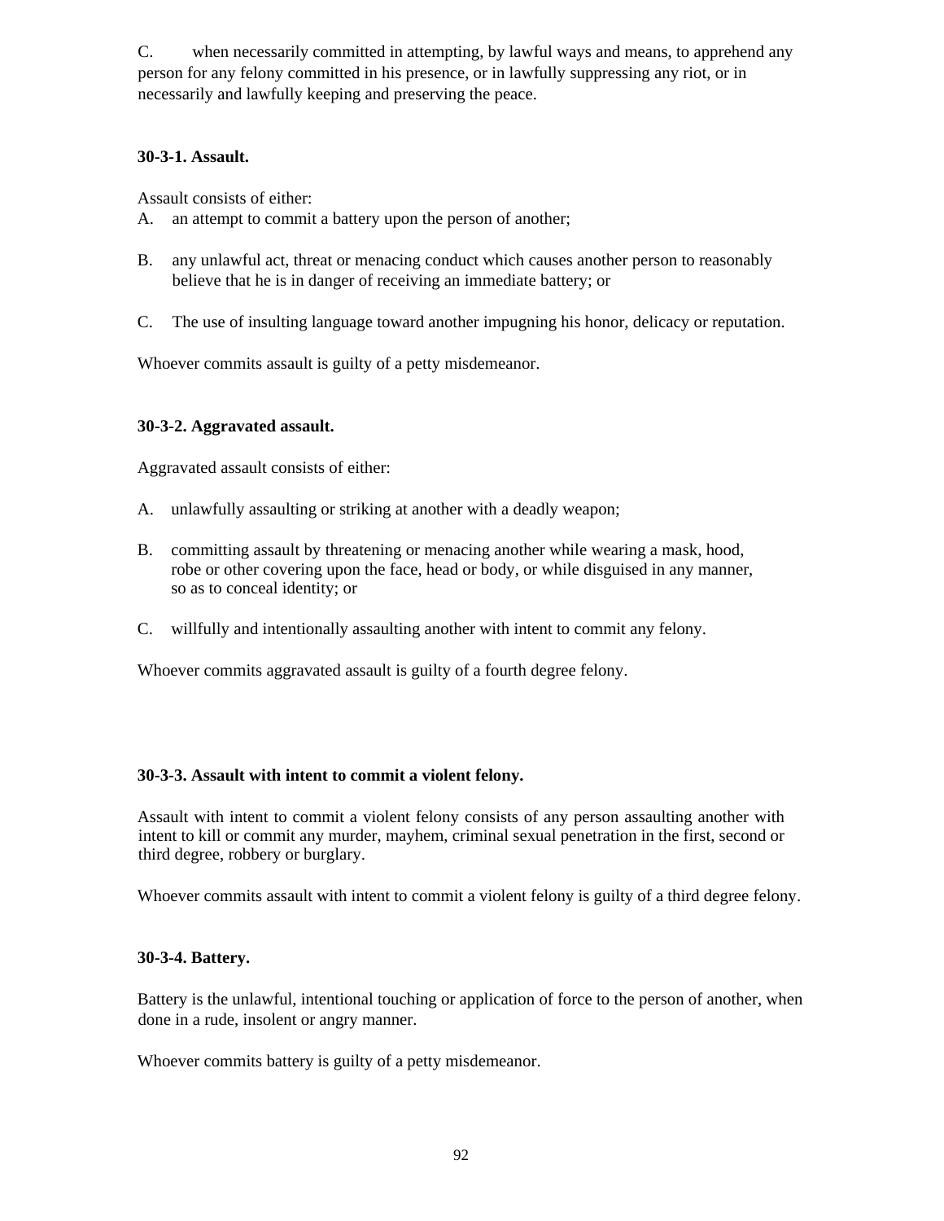C. when necessarily committed in attempting, by lawful ways and means, to apprehend any person for any felony committed in his presence, or in lawfully suppressing any riot, or in necessarily and lawfully keeping and preserving the peace.

**30-3-1. Assault.**

Assault consists of either:

A. an attempt to commit a battery upon the person of another;

B. any unlawful act, threat or menacing conduct which causes another person to reasonably believe that he is in danger of receiving an immediate battery; or

C. The use of insulting language toward another impugning his honor, delicacy or reputation.

Whoever commits assault is guilty of a petty misdemeanor.

**30-3-2. Aggravated assault.**

Aggravated assault consists of either:

A. unlawfully assaulting or striking at another with a deadly weapon;

B. committing assault by threatening or menacing another while wearing a mask, hood, robe or other covering upon the face, head or body, or while disguised in any manner, so as to conceal identity; or

C. willfully and intentionally assaulting another with intent to commit any felony.

Whoever commits aggravated assault is guilty of a fourth degree felony.

**30-3-3. Assault with intent to commit a violent felony.**

Assault with intent to commit a violent felony consists of any person assaulting another with intent to kill or commit any murder, mayhem, criminal sexual penetration in the first, second or third degree, robbery or burglary.

Whoever commits assault with intent to commit a violent felony is guilty of a third degree felony.

**30-3-4. Battery.**

Battery is the unlawful, intentional touching or application of force to the person of another, when done in a rude, insolent or angry manner.

Whoever commits battery is guilty of a petty misdemeanor.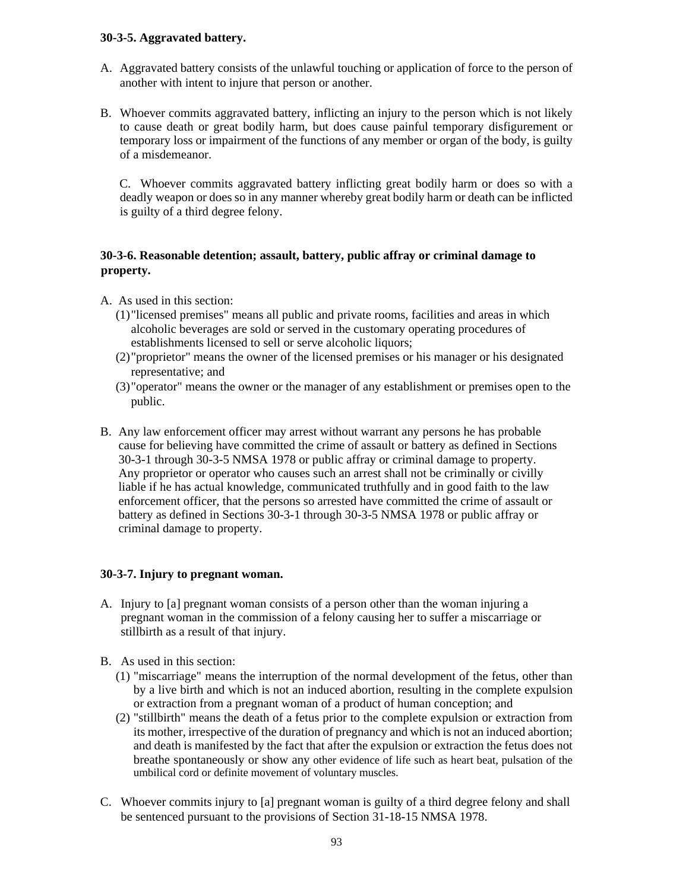**30-3-5. Aggravated battery.**

A. Aggravated battery consists of the unlawful touching or application of force to the person of another with intent to injure that person or another.

B. Whoever commits aggravated battery, inflicting an injury to the person which is not likely to cause death or great bodily harm, but does cause painful temporary disfigurement or temporary loss or impairment of the functions of any member or organ of the body, is guilty of a misdemeanor.

C. Whoever commits aggravated battery inflicting great bodily harm or does so with a deadly weapon or does so in any manner whereby great bodily harm or death can be inflicted is guilty of a third degree felony.

**30-3-6. Reasonable detention; assault, battery, public affray or criminal damage to property.**

A. As used in this section:
  (1) "licensed premises" means all public and private rooms, facilities and areas in which alcoholic beverages are sold or served in the customary operating procedures of establishments licensed to sell or serve alcoholic liquors;
  (2) "proprietor" means the owner of the licensed premises or his manager or his designated representative; and
  (3) "operator" means the owner or the manager of any establishment or premises open to the public.

B. Any law enforcement officer may arrest without warrant any persons he has probable cause for believing have committed the crime of assault or battery as defined in Sections 30-3-1 through 30-3-5 NMSA 1978 or public affray or criminal damage to property. Any proprietor or operator who causes such an arrest shall not be criminally or civilly liable if he has actual knowledge, communicated truthfully and in good faith to the law enforcement officer, that the persons so arrested have committed the crime of assault or battery as defined in Sections 30-3-1 through 30-3-5 NMSA 1978 or public affray or criminal damage to property.

**30-3-7. Injury to pregnant woman.**

A. Injury to [a] pregnant woman consists of a person other than the woman injuring a pregnant woman in the commission of a felony causing her to suffer a miscarriage or stillbirth as a result of that injury.

B. As used in this section:
  (1) "miscarriage" means the interruption of the normal development of the fetus, other than by a live birth and which is not an induced abortion, resulting in the complete expulsion or extraction from a pregnant woman of a product of human conception; and
  (2) "stillbirth" means the death of a fetus prior to the complete expulsion or extraction from its mother, irrespective of the duration of pregnancy and which is not an induced abortion; and death is manifested by the fact that after the expulsion or extraction the fetus does not breathe spontaneously or show any other evidence of life such as heart beat, pulsation of the umbilical cord or definite movement of voluntary muscles.

C. Whoever commits injury to [a] pregnant woman is guilty of a third degree felony and shall be sentenced pursuant to the provisions of Section 31-18-15 NMSA 1978.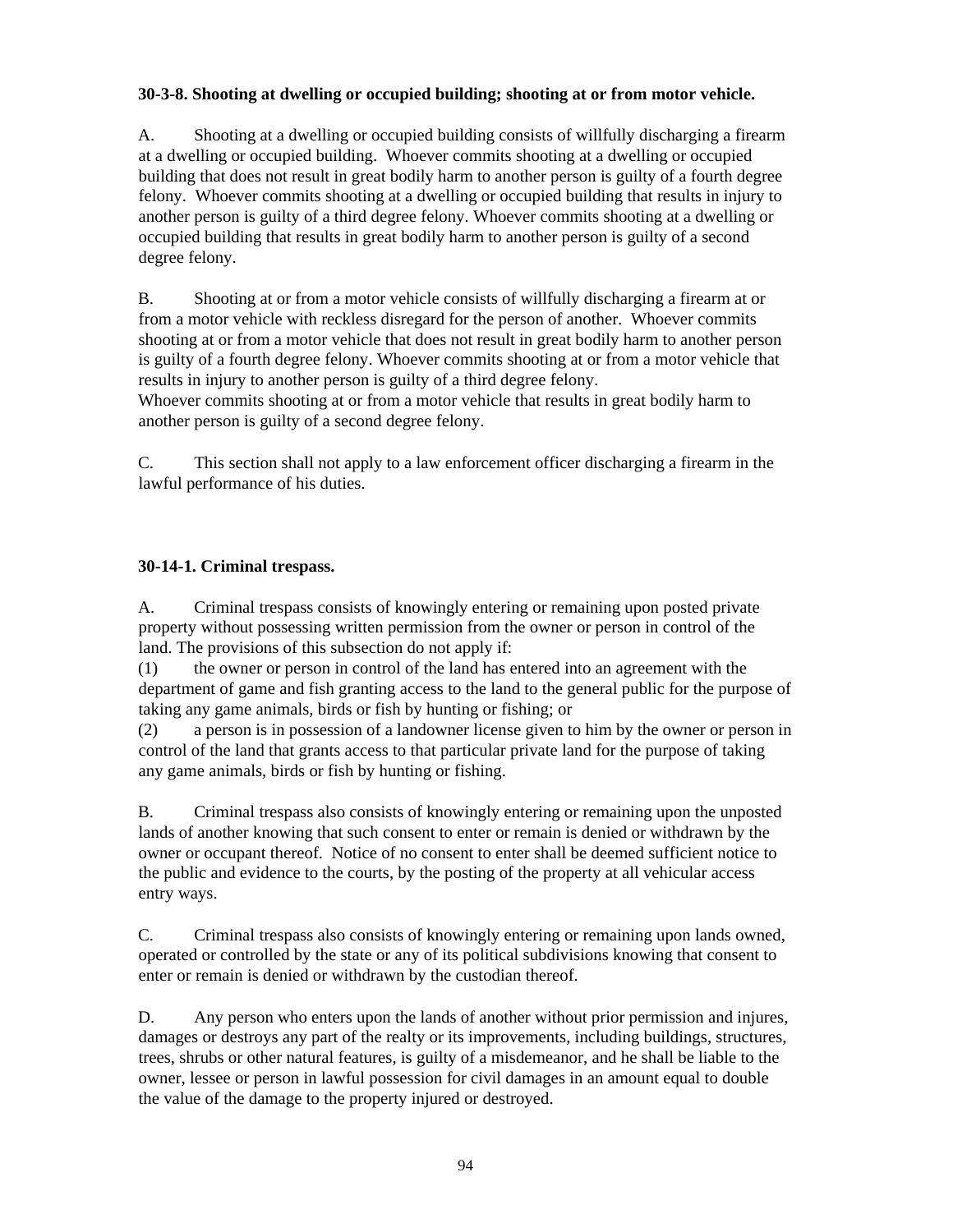**30-3-8. Shooting at dwelling or occupied building; shooting at or from motor vehicle.**

A. Shooting at a dwelling or occupied building consists of willfully discharging a firearm at a dwelling or occupied building. Whoever commits shooting at a dwelling or occupied building that does not result in great bodily harm to another person is guilty of a fourth degree felony. Whoever commits shooting at a dwelling or occupied building that results in injury to another person is guilty of a third degree felony. Whoever commits shooting at a dwelling or occupied building that results in great bodily harm to another person is guilty of a second degree felony.

B. Shooting at or from a motor vehicle consists of willfully discharging a firearm at or from a motor vehicle with reckless disregard for the person of another. Whoever commits shooting at or from a motor vehicle that does not result in great bodily harm to another person is guilty of a fourth degree felony. Whoever commits shooting at or from a motor vehicle that results in injury to another person is guilty of a third degree felony.
Whoever commits shooting at or from a motor vehicle that results in great bodily harm to another person is guilty of a second degree felony.

C. This section shall not apply to a law enforcement officer discharging a firearm in the lawful performance of his duties.

**30-14-1. Criminal trespass.**

A. Criminal trespass consists of knowingly entering or remaining upon posted private property without possessing written permission from the owner or person in control of the land. The provisions of this subsection do not apply if:
(1) the owner or person in control of the land has entered into an agreement with the department of game and fish granting access to the land to the general public for the purpose of taking any game animals, birds or fish by hunting or fishing; or
(2) a person is in possession of a landowner license given to him by the owner or person in control of the land that grants access to that particular private land for the purpose of taking any game animals, birds or fish by hunting or fishing.

B. Criminal trespass also consists of knowingly entering or remaining upon the unposted lands of another knowing that such consent to enter or remain is denied or withdrawn by the owner or occupant thereof. Notice of no consent to enter shall be deemed sufficient notice to the public and evidence to the courts, by the posting of the property at all vehicular access entry ways.

C. Criminal trespass also consists of knowingly entering or remaining upon lands owned, operated or controlled by the state or any of its political subdivisions knowing that consent to enter or remain is denied or withdrawn by the custodian thereof.

D. Any person who enters upon the lands of another without prior permission and injures, damages or destroys any part of the realty or its improvements, including buildings, structures, trees, shrubs or other natural features, is guilty of a misdemeanor, and he shall be liable to the owner, lessee or person in lawful possession for civil damages in an amount equal to double the value of the damage to the property injured or destroyed.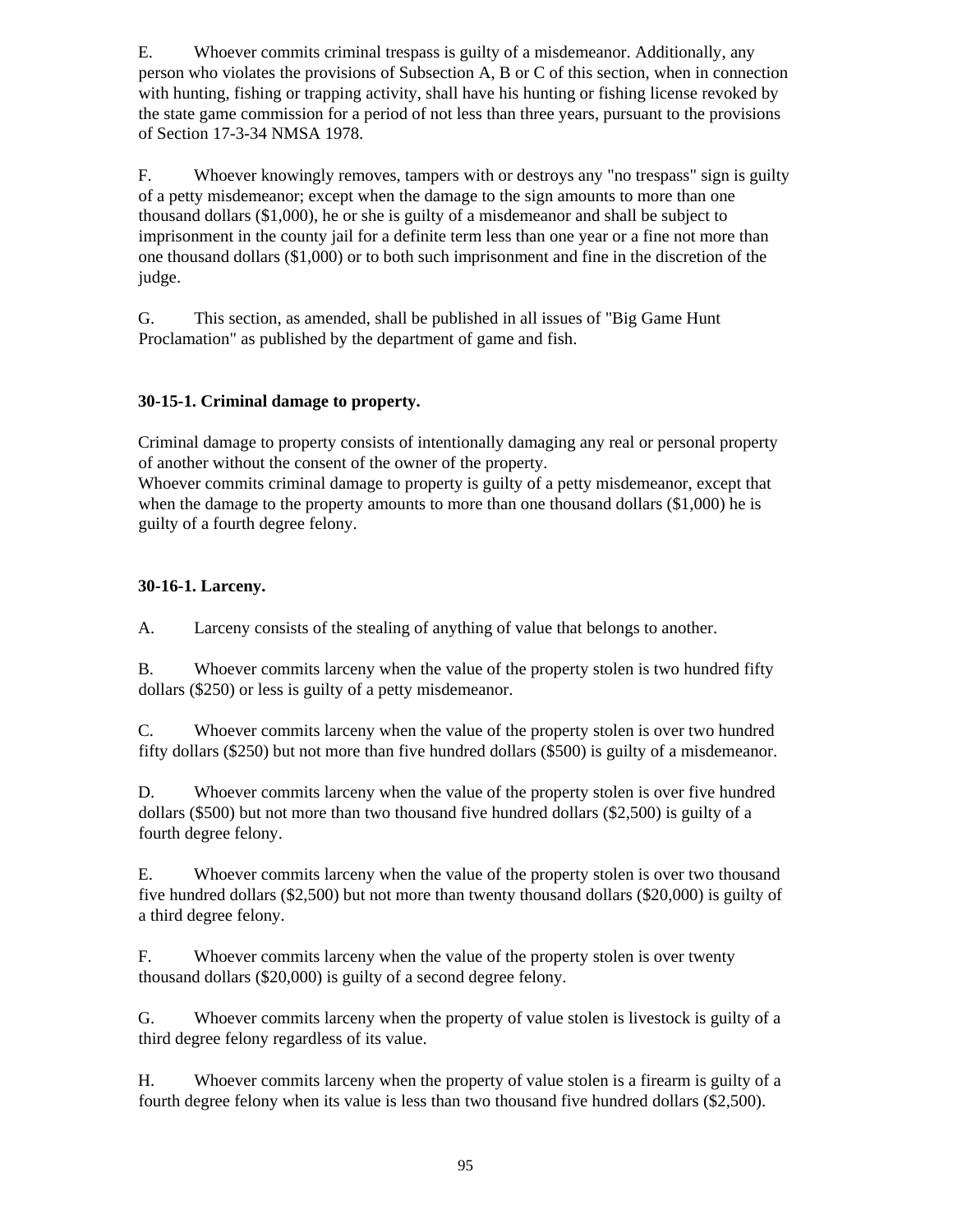E. Whoever commits criminal trespass is guilty of a misdemeanor. Additionally, any person who violates the provisions of Subsection A, B or C of this section, when in connection with hunting, fishing or trapping activity, shall have his hunting or fishing license revoked by the state game commission for a period of not less than three years, pursuant to the provisions of Section 17-3-34 NMSA 1978.

F. Whoever knowingly removes, tampers with or destroys any "no trespass" sign is guilty of a petty misdemeanor; except when the damage to the sign amounts to more than one thousand dollars ($1,000), he or she is guilty of a misdemeanor and shall be subject to imprisonment in the county jail for a definite term less than one year or a fine not more than one thousand dollars ($1,000) or to both such imprisonment and fine in the discretion of the judge.

G. This section, as amended, shall be published in all issues of "Big Game Hunt Proclamation" as published by the department of game and fish.

**30-15-1. Criminal damage to property.**

Criminal damage to property consists of intentionally damaging any real or personal property of another without the consent of the owner of the property.
Whoever commits criminal damage to property is guilty of a petty misdemeanor, except that when the damage to the property amounts to more than one thousand dollars ($1,000) he is guilty of a fourth degree felony.

**30-16-1. Larceny.**

A. Larceny consists of the stealing of anything of value that belongs to another.

B. Whoever commits larceny when the value of the property stolen is two hundred fifty dollars ($250) or less is guilty of a petty misdemeanor.

C. Whoever commits larceny when the value of the property stolen is over two hundred fifty dollars ($250) but not more than five hundred dollars ($500) is guilty of a misdemeanor.

D. Whoever commits larceny when the value of the property stolen is over five hundred dollars ($500) but not more than two thousand five hundred dollars ($2,500) is guilty of a fourth degree felony.

E. Whoever commits larceny when the value of the property stolen is over two thousand five hundred dollars ($2,500) but not more than twenty thousand dollars ($20,000) is guilty of a third degree felony.

F. Whoever commits larceny when the value of the property stolen is over twenty thousand dollars ($20,000) is guilty of a second degree felony.

G. Whoever commits larceny when the property of value stolen is livestock is guilty of a third degree felony regardless of its value.

H. Whoever commits larceny when the property of value stolen is a firearm is guilty of a fourth degree felony when its value is less than two thousand five hundred dollars ($2,500).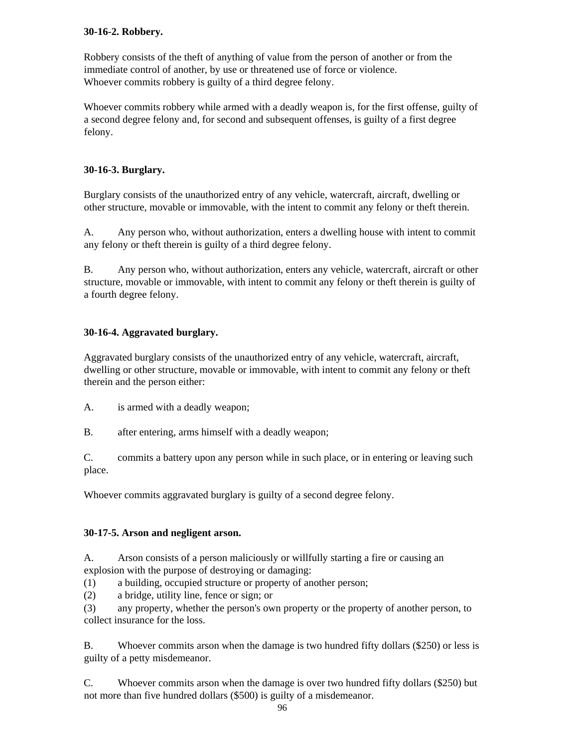**30-16-2. Robbery.**

Robbery consists of the theft of anything of value from the person of another or from the immediate control of another, by use or threatened use of force or violence.
Whoever commits robbery is guilty of a third degree felony.

Whoever commits robbery while armed with a deadly weapon is, for the first offense, guilty of a second degree felony and, for second and subsequent offenses, is guilty of a first degree felony.

**30-16-3. Burglary.**

Burglary consists of the unauthorized entry of any vehicle, watercraft, aircraft, dwelling or other structure, movable or immovable, with the intent to commit any felony or theft therein.

A. Any person who, without authorization, enters a dwelling house with intent to commit any felony or theft therein is guilty of a third degree felony.

B. Any person who, without authorization, enters any vehicle, watercraft, aircraft or other structure, movable or immovable, with intent to commit any felony or theft therein is guilty of a fourth degree felony.

**30-16-4. Aggravated burglary.**

Aggravated burglary consists of the unauthorized entry of any vehicle, watercraft, aircraft, dwelling or other structure, movable or immovable, with intent to commit any felony or theft therein and the person either:

A. is armed with a deadly weapon;

B. after entering, arms himself with a deadly weapon;

C. commits a battery upon any person while in such place, or in entering or leaving such place.

Whoever commits aggravated burglary is guilty of a second degree felony.

**30-17-5. Arson and negligent arson.**

A. Arson consists of a person maliciously or willfully starting a fire or causing an explosion with the purpose of destroying or damaging:
(1) a building, occupied structure or property of another person;
(2) a bridge, utility line, fence or sign; or
(3) any property, whether the person's own property or the property of another person, to collect insurance for the loss.

B. Whoever commits arson when the damage is two hundred fifty dollars ($250) or less is guilty of a petty misdemeanor.

C. Whoever commits arson when the damage is over two hundred fifty dollars ($250) but not more than five hundred dollars ($500) is guilty of a misdemeanor.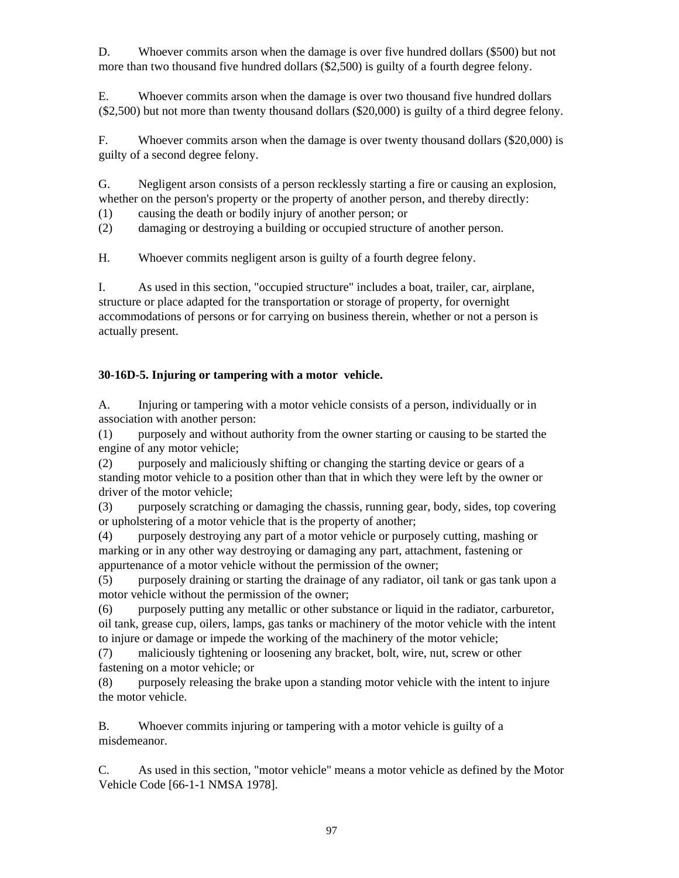D. Whoever commits arson when the damage is over five hundred dollars ($500) but not more than two thousand five hundred dollars ($2,500) is guilty of a fourth degree felony.

E. Whoever commits arson when the damage is over two thousand five hundred dollars ($2,500) but not more than twenty thousand dollars ($20,000) is guilty of a third degree felony.

F. Whoever commits arson when the damage is over twenty thousand dollars ($20,000) is guilty of a second degree felony.

G. Negligent arson consists of a person recklessly starting a fire or causing an explosion, whether on the person's property or the property of another person, and thereby directly:
(1) causing the death or bodily injury of another person; or
(2) damaging or destroying a building or occupied structure of another person.

H. Whoever commits negligent arson is guilty of a fourth degree felony.

I. As used in this section, "occupied structure" includes a boat, trailer, car, airplane, structure or place adapted for the transportation or storage of property, for overnight accommodations of persons or for carrying on business therein, whether or not a person is actually present.

**30-16D-5. Injuring or tampering with a motor vehicle.**

A. Injuring or tampering with a motor vehicle consists of a person, individually or in association with another person:
(1) purposely and without authority from the owner starting or causing to be started the engine of any motor vehicle;
(2) purposely and maliciously shifting or changing the starting device or gears of a standing motor vehicle to a position other than that in which they were left by the owner or driver of the motor vehicle;
(3) purposely scratching or damaging the chassis, running gear, body, sides, top covering or upholstering of a motor vehicle that is the property of another;
(4) purposely destroying any part of a motor vehicle or purposely cutting, mashing or marking or in any other way destroying or damaging any part, attachment, fastening or appurtenance of a motor vehicle without the permission of the owner;
(5) purposely draining or starting the drainage of any radiator, oil tank or gas tank upon a motor vehicle without the permission of the owner;
(6) purposely putting any metallic or other substance or liquid in the radiator, carburetor, oil tank, grease cup, oilers, lamps, gas tanks or machinery of the motor vehicle with the intent to injure or damage or impede the working of the machinery of the motor vehicle;
(7) maliciously tightening or loosening any bracket, bolt, wire, nut, screw or other fastening on a motor vehicle; or
(8) purposely releasing the brake upon a standing motor vehicle with the intent to injure the motor vehicle.

B. Whoever commits injuring or tampering with a motor vehicle is guilty of a misdemeanor.

C. As used in this section, "motor vehicle" means a motor vehicle as defined by the Motor Vehicle Code [66-1-1 NMSA 1978].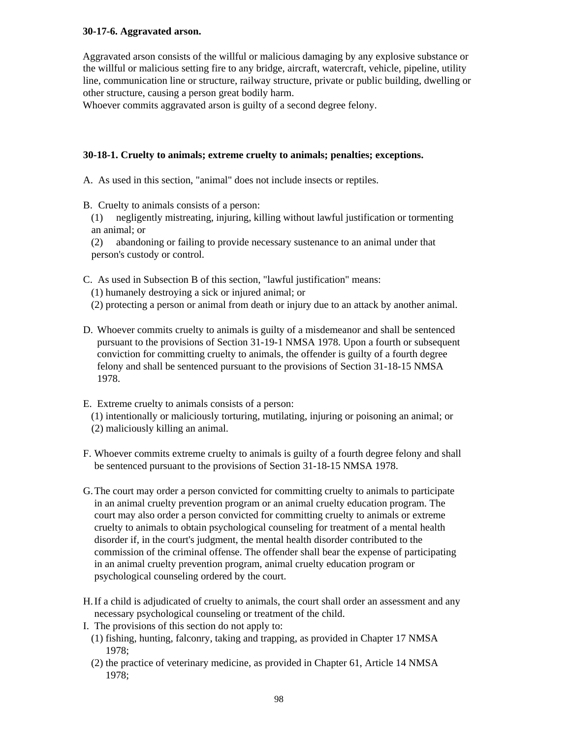**30-17-6. Aggravated arson.**

Aggravated arson consists of the willful or malicious damaging by any explosive substance or the willful or malicious setting fire to any bridge, aircraft, watercraft, vehicle, pipeline, utility line, communication line or structure, railway structure, private or public building, dwelling or other structure, causing a person great bodily harm.
Whoever commits aggravated arson is guilty of a second degree felony.

**30-18-1. Cruelty to animals; extreme cruelty to animals; penalties; exceptions.**

A. As used in this section, "animal" does not include insects or reptiles.

B. Cruelty to animals consists of a person:
(1) negligently mistreating, injuring, killing without lawful justification or tormenting an animal; or
(2) abandoning or failing to provide necessary sustenance to an animal under that person's custody or control.

C. As used in Subsection B of this section, "lawful justification" means:
(1) humanely destroying a sick or injured animal; or
(2) protecting a person or animal from death or injury due to an attack by another animal.

D. Whoever commits cruelty to animals is guilty of a misdemeanor and shall be sentenced pursuant to the provisions of Section 31-19-1 NMSA 1978. Upon a fourth or subsequent conviction for committing cruelty to animals, the offender is guilty of a fourth degree felony and shall be sentenced pursuant to the provisions of Section 31-18-15 NMSA 1978.

E. Extreme cruelty to animals consists of a person:
(1) intentionally or maliciously torturing, mutilating, injuring or poisoning an animal; or
(2) maliciously killing an animal.

F. Whoever commits extreme cruelty to animals is guilty of a fourth degree felony and shall be sentenced pursuant to the provisions of Section 31-18-15 NMSA 1978.

G. The court may order a person convicted for committing cruelty to animals to participate in an animal cruelty prevention program or an animal cruelty education program. The court may also order a person convicted for committing cruelty to animals or extreme cruelty to animals to obtain psychological counseling for treatment of a mental health disorder if, in the court's judgment, the mental health disorder contributed to the commission of the criminal offense. The offender shall bear the expense of participating in an animal cruelty prevention program, animal cruelty education program or psychological counseling ordered by the court.

H. If a child is adjudicated of cruelty to animals, the court shall order an assessment and any necessary psychological counseling or treatment of the child.

I. The provisions of this section do not apply to:
(1) fishing, hunting, falconry, taking and trapping, as provided in Chapter 17 NMSA 1978;
(2) the practice of veterinary medicine, as provided in Chapter 61, Article 14 NMSA 1978;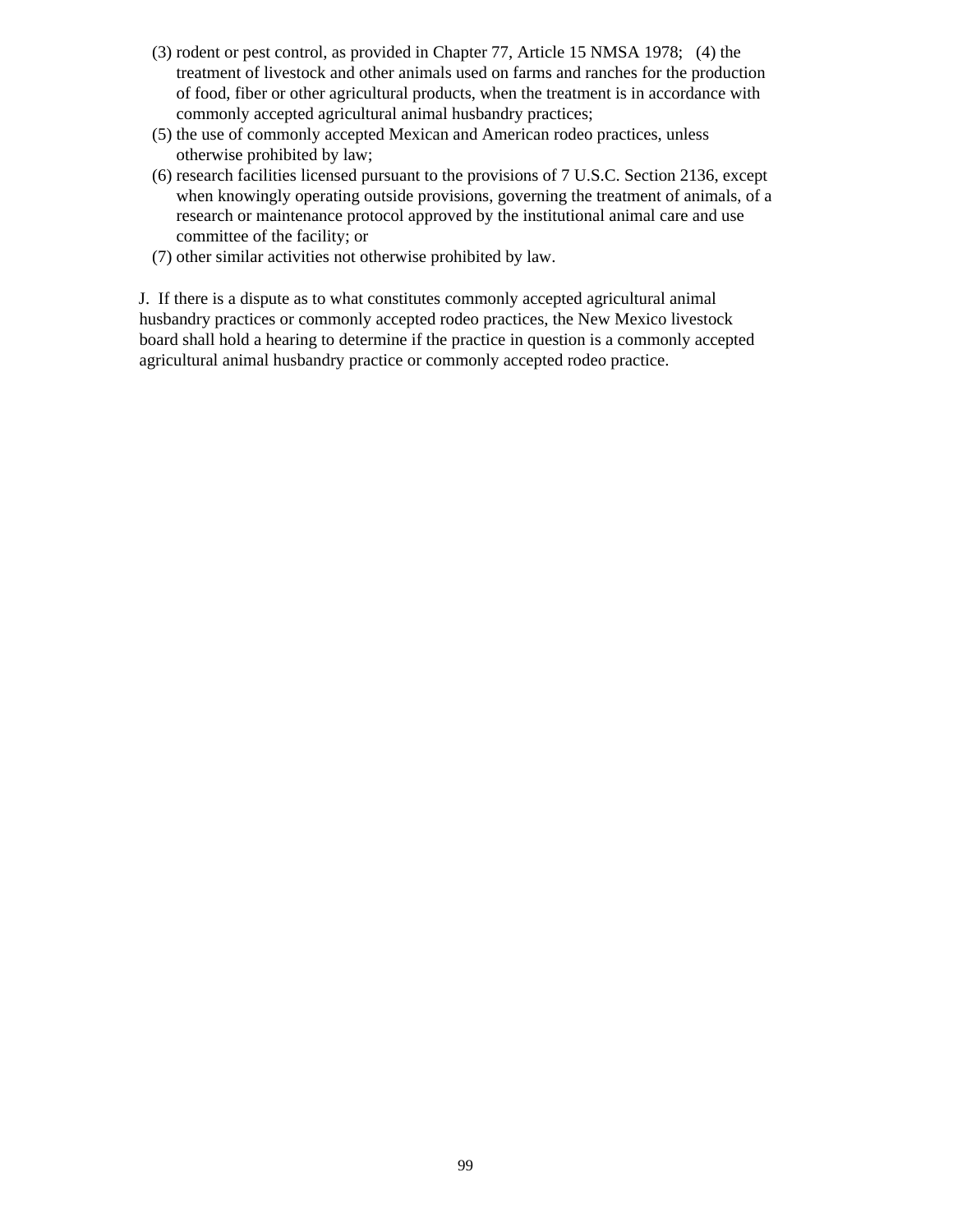(3) rodent or pest control, as provided in Chapter 77, Article 15 NMSA 1978;   (4) the treatment of livestock and other animals used on farms and ranches for the production of food, fiber or other agricultural products, when the treatment is in accordance with commonly accepted agricultural animal husbandry practices;

(5) the use of commonly accepted Mexican and American rodeo practices, unless otherwise prohibited by law;

(6) research facilities licensed pursuant to the provisions of 7 U.S.C. Section 2136, except when knowingly operating outside provisions, governing the treatment of animals, of a research or maintenance protocol approved by the institutional animal care and use committee of the facility; or

(7) other similar activities not otherwise prohibited by law.

J.  If there is a dispute as to what constitutes commonly accepted agricultural animal husbandry practices or commonly accepted rodeo practices, the New Mexico livestock board shall hold a hearing to determine if the practice in question is a commonly accepted agricultural animal husbandry practice or commonly accepted rodeo practice.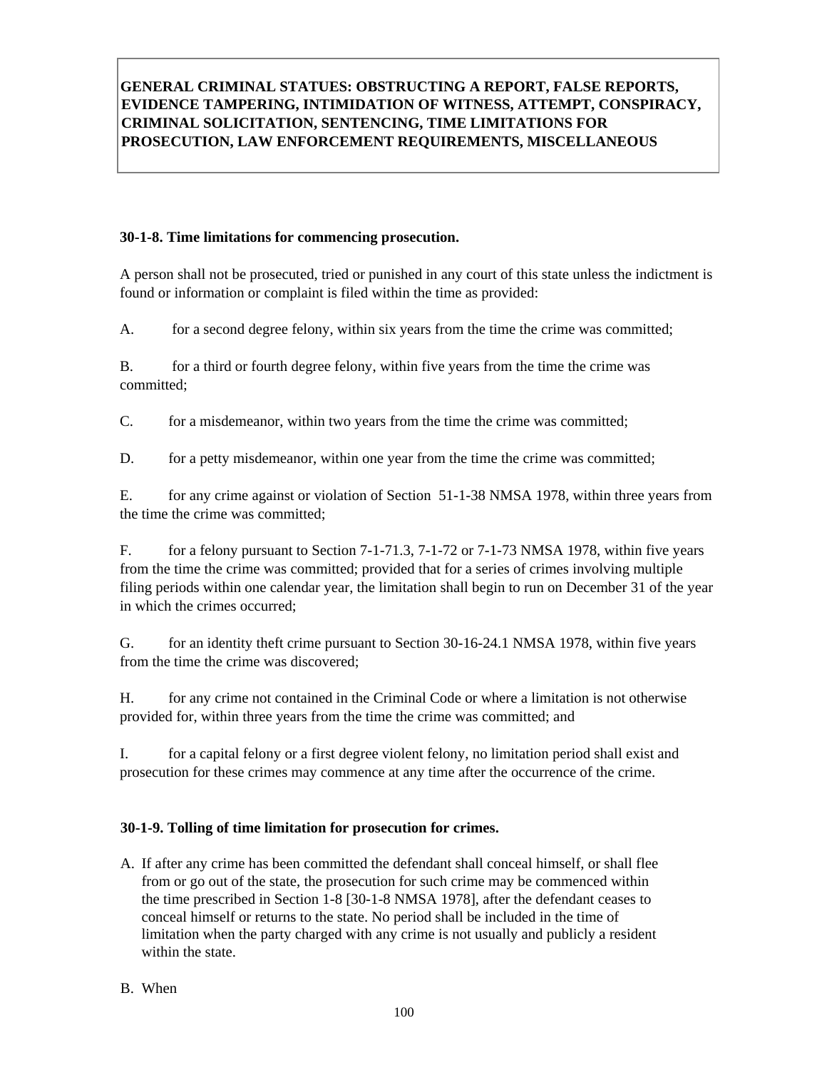**GENERAL CRIMINAL STATUES: OBSTRUCTING A REPORT, FALSE REPORTS, EVIDENCE TAMPERING, INTIMIDATION OF WITNESS, ATTEMPT, CONSPIRACY, CRIMINAL SOLICITATION, SENTENCING, TIME LIMITATIONS FOR PROSECUTION, LAW ENFORCEMENT REQUIREMENTS, MISCELLANEOUS**

### 30-1-8. Time limitations for commencing prosecution.

A person shall not be prosecuted, tried or punished in any court of this state unless the indictment is found or information or complaint is filed within the time as provided:

A. for a second degree felony, within six years from the time the crime was committed;

B. for a third or fourth degree felony, within five years from the time the crime was committed;

C. for a misdemeanor, within two years from the time the crime was committed;

D. for a petty misdemeanor, within one year from the time the crime was committed;

E. for any crime against or violation of Section 51-1-38 NMSA 1978, within three years from the time the crime was committed;

F. for a felony pursuant to Section 7-1-71.3, 7-1-72 or 7-1-73 NMSA 1978, within five years from the time the crime was committed; provided that for a series of crimes involving multiple filing periods within one calendar year, the limitation shall begin to run on December 31 of the year in which the crimes occurred;

G. for an identity theft crime pursuant to Section 30-16-24.1 NMSA 1978, within five years from the time the crime was discovered;

H. for any crime not contained in the Criminal Code or where a limitation is not otherwise provided for, within three years from the time the crime was committed; and

I. for a capital felony or a first degree violent felony, no limitation period shall exist and prosecution for these crimes may commence at any time after the occurrence of the crime.

### 30-1-9. Tolling of time limitation for prosecution for crimes.

A. If after any crime has been committed the defendant shall conceal himself, or shall flee from or go out of the state, the prosecution for such crime may be commenced within the time prescribed in Section 1-8 [30-1-8 NMSA 1978], after the defendant ceases to conceal himself or returns to the state. No period shall be included in the time of limitation when the party charged with any crime is not usually and publicly a resident within the state.

B. When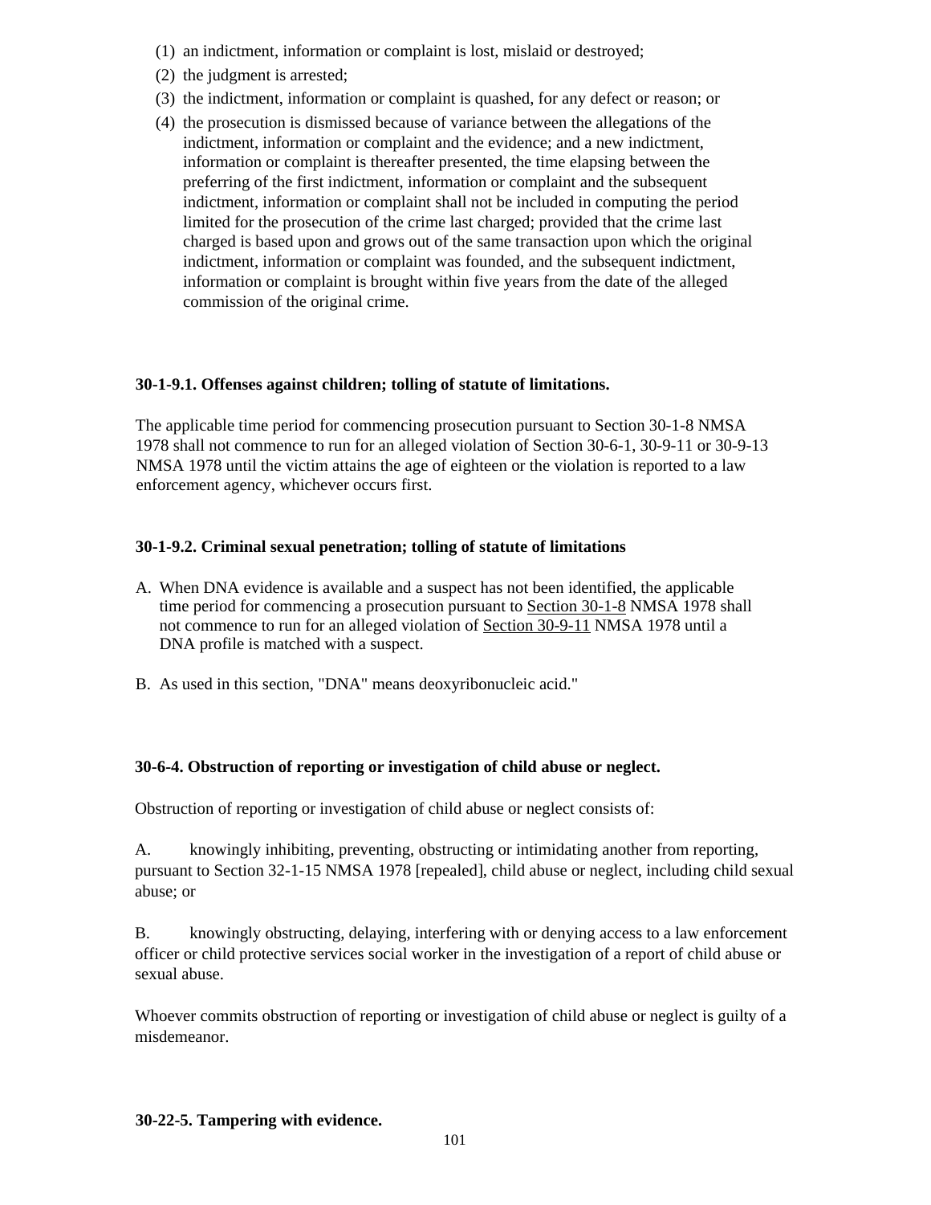(1) an indictment, information or complaint is lost, mislaid or destroyed;
(2) the judgment is arrested;
(3) the indictment, information or complaint is quashed, for any defect or reason; or
(4) the prosecution is dismissed because of variance between the allegations of the indictment, information or complaint and the evidence; and a new indictment, information or complaint is thereafter presented, the time elapsing between the preferring of the first indictment, information or complaint and the subsequent indictment, information or complaint shall not be included in computing the period limited for the prosecution of the crime last charged; provided that the crime last charged is based upon and grows out of the same transaction upon which the original indictment, information or complaint was founded, and the subsequent indictment, information or complaint is brought within five years from the date of the alleged commission of the original crime.

**30-1-9.1. Offenses against children; tolling of statute of limitations.**

The applicable time period for commencing prosecution pursuant to Section 30-1-8 NMSA 1978 shall not commence to run for an alleged violation of Section 30-6-1, 30-9-11 or 30-9-13 NMSA 1978 until the victim attains the age of eighteen or the violation is reported to a law enforcement agency, whichever occurs first.

**30-1-9.2. Criminal sexual penetration; tolling of statute of limitations**

A. When DNA evidence is available and a suspect has not been identified, the applicable time period for commencing a prosecution pursuant to Section 30-1-8 NMSA 1978 shall not commence to run for an alleged violation of Section 30-9-11 NMSA 1978 until a DNA profile is matched with a suspect.

B. As used in this section, "DNA" means deoxyribonucleic acid."

**30-6-4. Obstruction of reporting or investigation of child abuse or neglect.**

Obstruction of reporting or investigation of child abuse or neglect consists of:

A. knowingly inhibiting, preventing, obstructing or intimidating another from reporting, pursuant to Section 32-1-15 NMSA 1978 [repealed], child abuse or neglect, including child sexual abuse; or

B. knowingly obstructing, delaying, interfering with or denying access to a law enforcement officer or child protective services social worker in the investigation of a report of child abuse or sexual abuse.

Whoever commits obstruction of reporting or investigation of child abuse or neglect is guilty of a misdemeanor.

**30-22-5. Tampering with evidence.**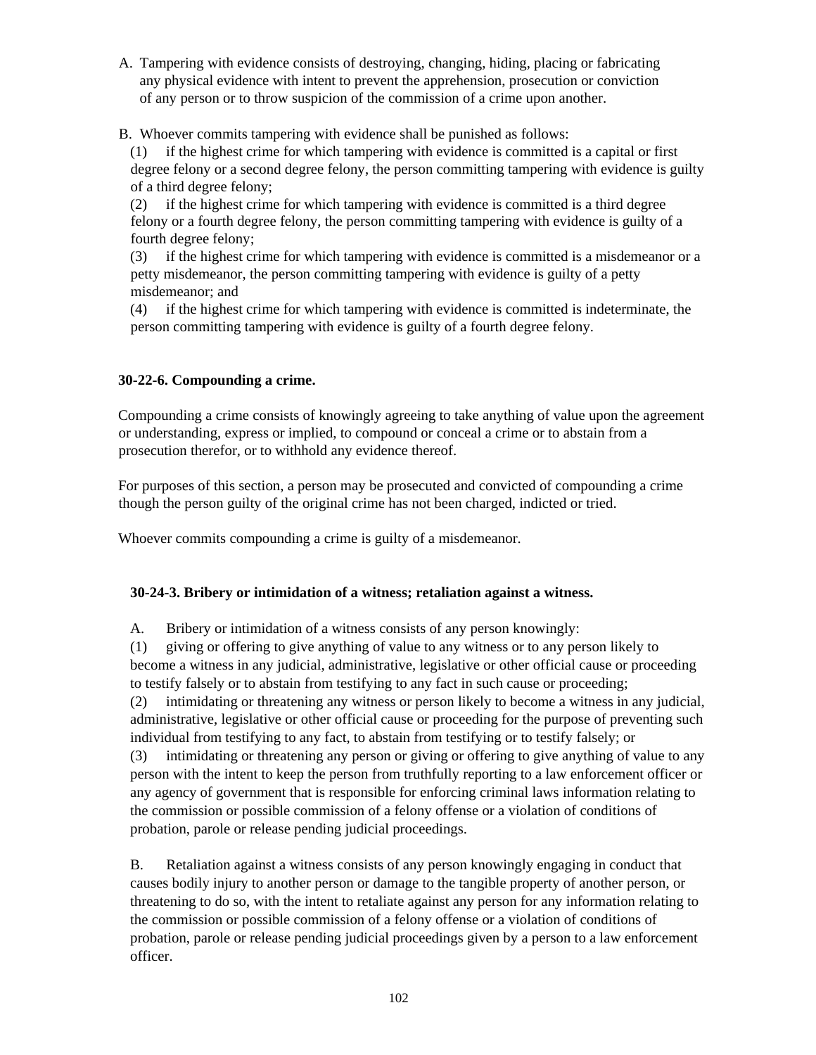A. Tampering with evidence consists of destroying, changing, hiding, placing or fabricating any physical evidence with intent to prevent the apprehension, prosecution or conviction of any person or to throw suspicion of the commission of a crime upon another.

B. Whoever commits tampering with evidence shall be punished as follows:

(1) if the highest crime for which tampering with evidence is committed is a capital or first degree felony or a second degree felony, the person committing tampering with evidence is guilty of a third degree felony;

(2) if the highest crime for which tampering with evidence is committed is a third degree felony or a fourth degree felony, the person committing tampering with evidence is guilty of a fourth degree felony;

(3) if the highest crime for which tampering with evidence is committed is a misdemeanor or a petty misdemeanor, the person committing tampering with evidence is guilty of a petty misdemeanor; and

(4) if the highest crime for which tampering with evidence is committed is indeterminate, the person committing tampering with evidence is guilty of a fourth degree felony.

**30-22-6. Compounding a crime.**

Compounding a crime consists of knowingly agreeing to take anything of value upon the agreement or understanding, express or implied, to compound or conceal a crime or to abstain from a prosecution therefor, or to withhold any evidence thereof.

For purposes of this section, a person may be prosecuted and convicted of compounding a crime though the person guilty of the original crime has not been charged, indicted or tried.

Whoever commits compounding a crime is guilty of a misdemeanor.

**30-24-3. Bribery or intimidation of a witness; retaliation against a witness.**

A. Bribery or intimidation of a witness consists of any person knowingly:

(1) giving or offering to give anything of value to any witness or to any person likely to become a witness in any judicial, administrative, legislative or other official cause or proceeding to testify falsely or to abstain from testifying to any fact in such cause or proceeding;

(2) intimidating or threatening any witness or person likely to become a witness in any judicial, administrative, legislative or other official cause or proceeding for the purpose of preventing such individual from testifying to any fact, to abstain from testifying or to testify falsely; or

(3) intimidating or threatening any person or giving or offering to give anything of value to any person with the intent to keep the person from truthfully reporting to a law enforcement officer or any agency of government that is responsible for enforcing criminal laws information relating to the commission or possible commission of a felony offense or a violation of conditions of probation, parole or release pending judicial proceedings.

B. Retaliation against a witness consists of any person knowingly engaging in conduct that causes bodily injury to another person or damage to the tangible property of another person, or threatening to do so, with the intent to retaliate against any person for any information relating to the commission or possible commission of a felony offense or a violation of conditions of probation, parole or release pending judicial proceedings given by a person to a law enforcement officer.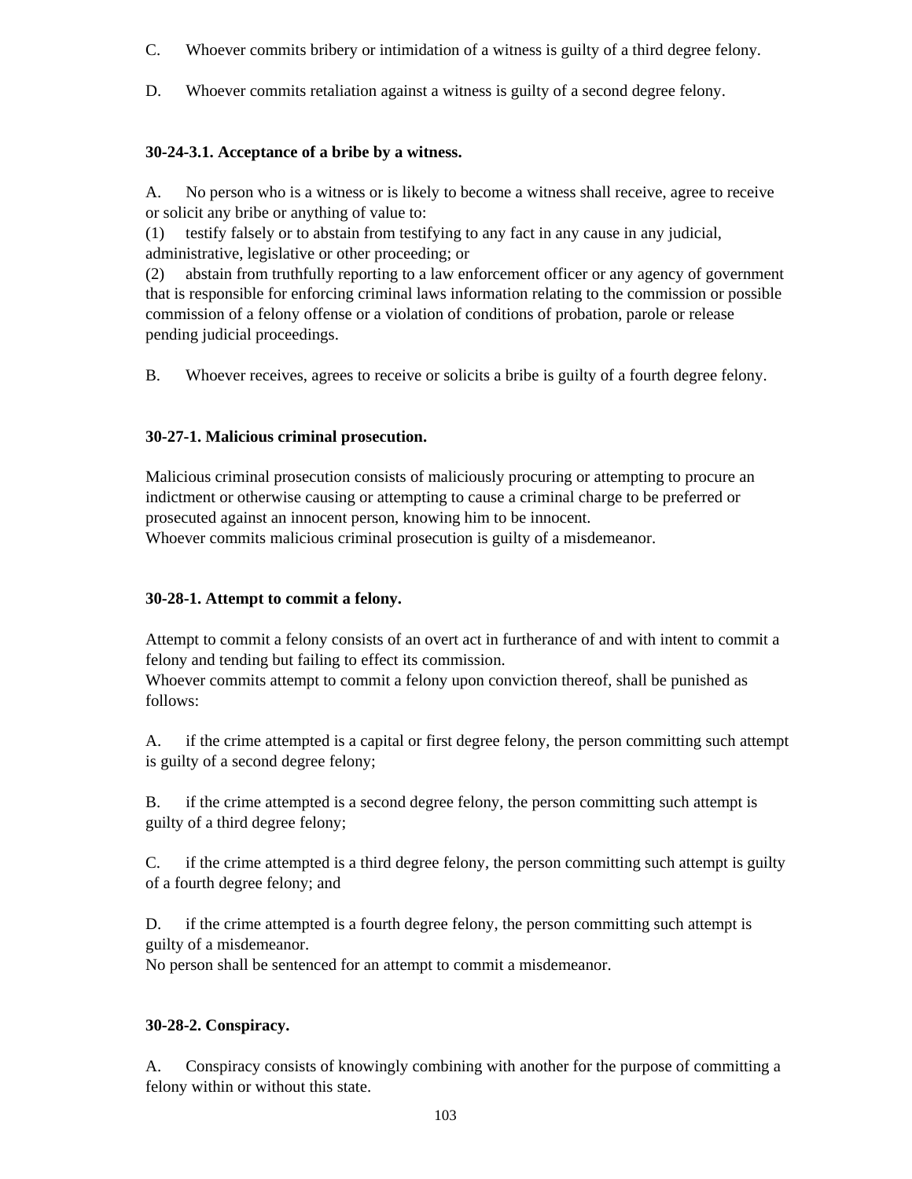C. Whoever commits bribery or intimidation of a witness is guilty of a third degree felony.

D. Whoever commits retaliation against a witness is guilty of a second degree felony.

**30-24-3.1. Acceptance of a bribe by a witness.**

A. No person who is a witness or is likely to become a witness shall receive, agree to receive or solicit any bribe or anything of value to:
(1) testify falsely or to abstain from testifying to any fact in any cause in any judicial, administrative, legislative or other proceeding; or
(2) abstain from truthfully reporting to a law enforcement officer or any agency of government that is responsible for enforcing criminal laws information relating to the commission or possible commission of a felony offense or a violation of conditions of probation, parole or release pending judicial proceedings.

B. Whoever receives, agrees to receive or solicits a bribe is guilty of a fourth degree felony.

**30-27-1. Malicious criminal prosecution.**

Malicious criminal prosecution consists of maliciously procuring or attempting to procure an indictment or otherwise causing or attempting to cause a criminal charge to be preferred or prosecuted against an innocent person, knowing him to be innocent.
Whoever commits malicious criminal prosecution is guilty of a misdemeanor.

**30-28-1. Attempt to commit a felony.**

Attempt to commit a felony consists of an overt act in furtherance of and with intent to commit a felony and tending but failing to effect its commission.
Whoever commits attempt to commit a felony upon conviction thereof, shall be punished as follows:

A. if the crime attempted is a capital or first degree felony, the person committing such attempt is guilty of a second degree felony;

B. if the crime attempted is a second degree felony, the person committing such attempt is guilty of a third degree felony;

C. if the crime attempted is a third degree felony, the person committing such attempt is guilty of a fourth degree felony; and

D. if the crime attempted is a fourth degree felony, the person committing such attempt is guilty of a misdemeanor.
No person shall be sentenced for an attempt to commit a misdemeanor.

**30-28-2. Conspiracy.**

A. Conspiracy consists of knowingly combining with another for the purpose of committing a felony within or without this state.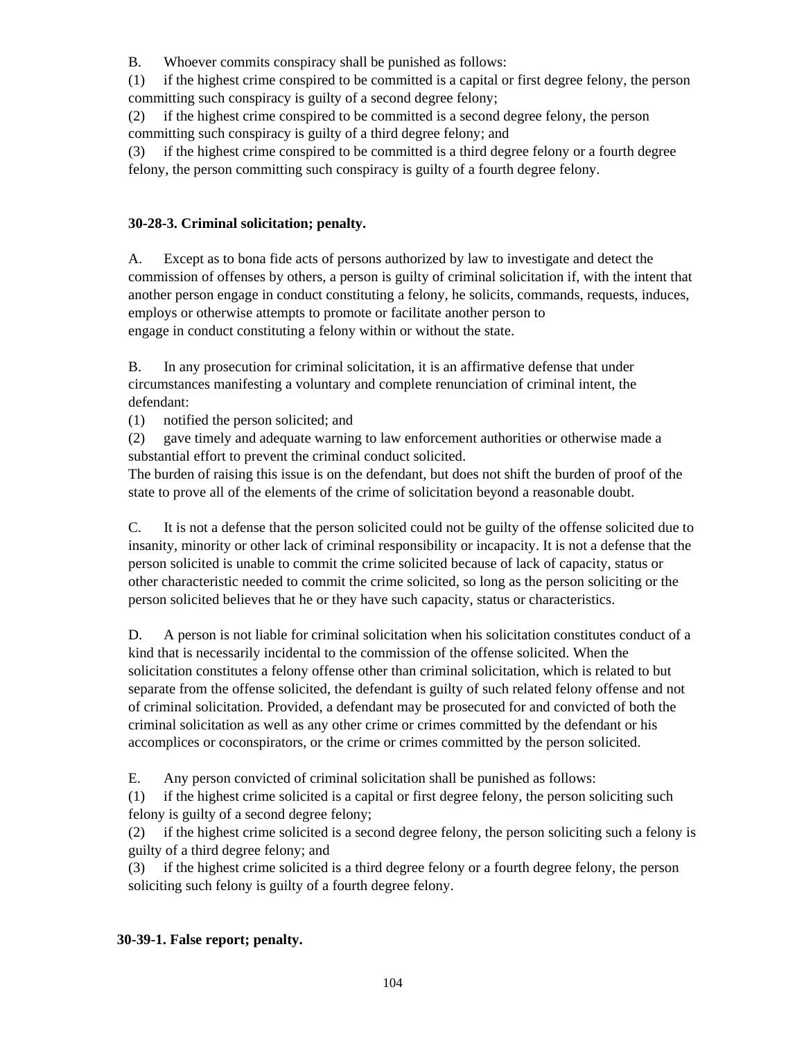B. Whoever commits conspiracy shall be punished as follows:

(1) if the highest crime conspired to be committed is a capital or first degree felony, the person committing such conspiracy is guilty of a second degree felony;

(2) if the highest crime conspired to be committed is a second degree felony, the person committing such conspiracy is guilty of a third degree felony; and

(3) if the highest crime conspired to be committed is a third degree felony or a fourth degree felony, the person committing such conspiracy is guilty of a fourth degree felony.

**30-28-3. Criminal solicitation; penalty.**

A. Except as to bona fide acts of persons authorized by law to investigate and detect the commission of offenses by others, a person is guilty of criminal solicitation if, with the intent that another person engage in conduct constituting a felony, he solicits, commands, requests, induces, employs or otherwise attempts to promote or facilitate another person to engage in conduct constituting a felony within or without the state.

B. In any prosecution for criminal solicitation, it is an affirmative defense that under circumstances manifesting a voluntary and complete renunciation of criminal intent, the defendant:

(1) notified the person solicited; and

(2) gave timely and adequate warning to law enforcement authorities or otherwise made a substantial effort to prevent the criminal conduct solicited.

The burden of raising this issue is on the defendant, but does not shift the burden of proof of the state to prove all of the elements of the crime of solicitation beyond a reasonable doubt.

C. It is not a defense that the person solicited could not be guilty of the offense solicited due to insanity, minority or other lack of criminal responsibility or incapacity. It is not a defense that the person solicited is unable to commit the crime solicited because of lack of capacity, status or other characteristic needed to commit the crime solicited, so long as the person soliciting or the person solicited believes that he or they have such capacity, status or characteristics.

D. A person is not liable for criminal solicitation when his solicitation constitutes conduct of a kind that is necessarily incidental to the commission of the offense solicited. When the solicitation constitutes a felony offense other than criminal solicitation, which is related to but separate from the offense solicited, the defendant is guilty of such related felony offense and not of criminal solicitation. Provided, a defendant may be prosecuted for and convicted of both the criminal solicitation as well as any other crime or crimes committed by the defendant or his accomplices or coconspirators, or the crime or crimes committed by the person solicited.

E. Any person convicted of criminal solicitation shall be punished as follows:

(1) if the highest crime solicited is a capital or first degree felony, the person soliciting such felony is guilty of a second degree felony;

(2) if the highest crime solicited is a second degree felony, the person soliciting such a felony is guilty of a third degree felony; and

(3) if the highest crime solicited is a third degree felony or a fourth degree felony, the person soliciting such felony is guilty of a fourth degree felony.

**30-39-1. False report; penalty.**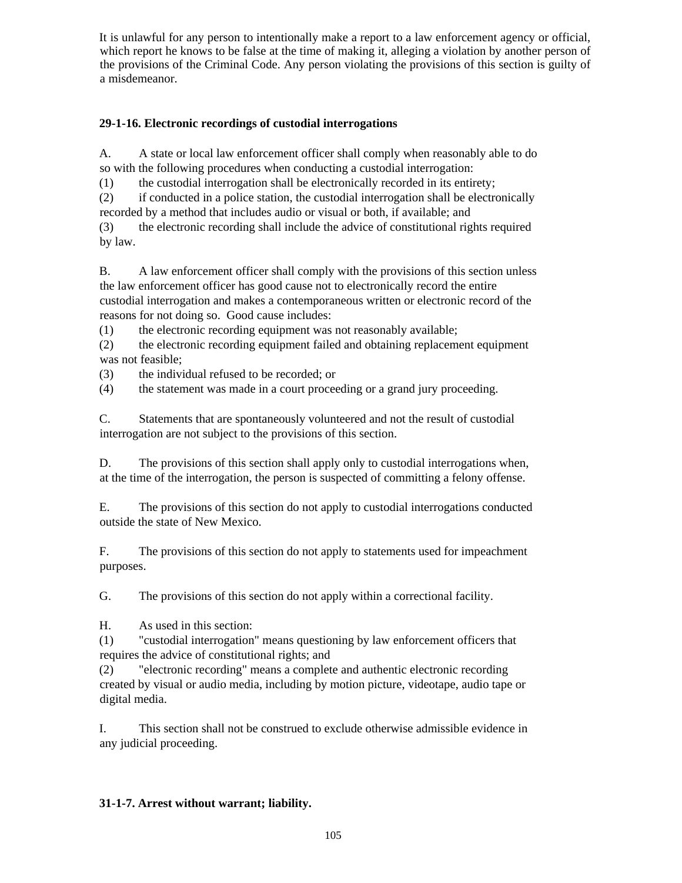It is unlawful for any person to intentionally make a report to a law enforcement agency or official, which report he knows to be false at the time of making it, alleging a violation by another person of the provisions of the Criminal Code. Any person violating the provisions of this section is guilty of a misdemeanor.

**29-1-16. Electronic recordings of custodial interrogations**

A. A state or local law enforcement officer shall comply when reasonably able to do so with the following procedures when conducting a custodial interrogation:
(1) the custodial interrogation shall be electronically recorded in its entirety;
(2) if conducted in a police station, the custodial interrogation shall be electronically recorded by a method that includes audio or visual or both, if available; and
(3) the electronic recording shall include the advice of constitutional rights required by law.

B. A law enforcement officer shall comply with the provisions of this section unless the law enforcement officer has good cause not to electronically record the entire custodial interrogation and makes a contemporaneous written or electronic record of the reasons for not doing so. Good cause includes:
(1) the electronic recording equipment was not reasonably available;
(2) the electronic recording equipment failed and obtaining replacement equipment was not feasible;
(3) the individual refused to be recorded; or
(4) the statement was made in a court proceeding or a grand jury proceeding.

C. Statements that are spontaneously volunteered and not the result of custodial interrogation are not subject to the provisions of this section.

D. The provisions of this section shall apply only to custodial interrogations when, at the time of the interrogation, the person is suspected of committing a felony offense.

E. The provisions of this section do not apply to custodial interrogations conducted outside the state of New Mexico.

F. The provisions of this section do not apply to statements used for impeachment purposes.

G. The provisions of this section do not apply within a correctional facility.

H. As used in this section:
(1) "custodial interrogation" means questioning by law enforcement officers that requires the advice of constitutional rights; and
(2) "electronic recording" means a complete and authentic electronic recording created by visual or audio media, including by motion picture, videotape, audio tape or digital media.

I. This section shall not be construed to exclude otherwise admissible evidence in any judicial proceeding.

**31-1-7. Arrest without warrant; liability.**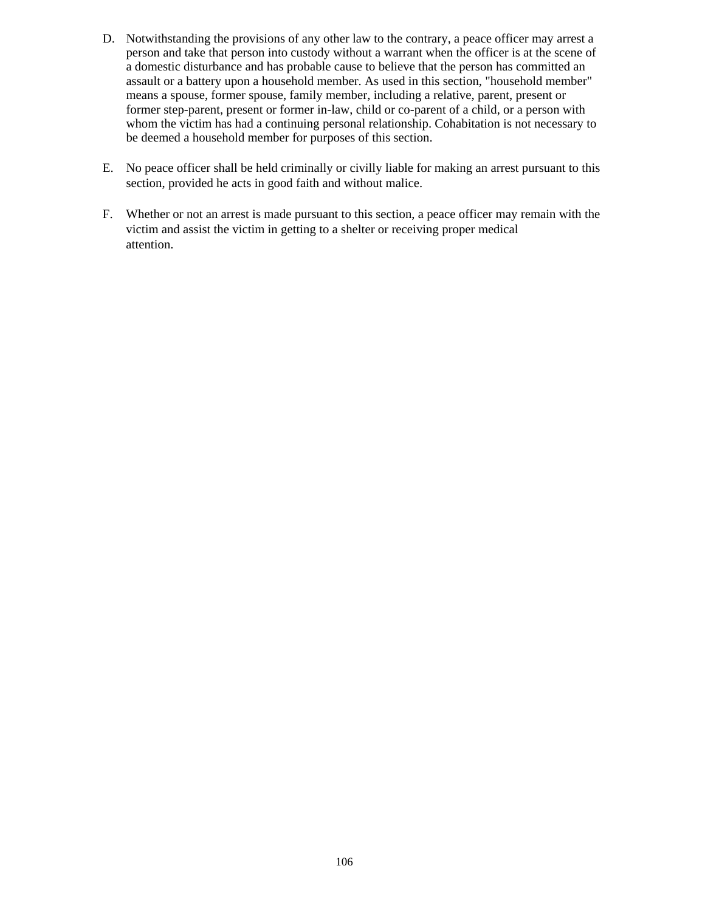D. Notwithstanding the provisions of any other law to the contrary, a peace officer may arrest a person and take that person into custody without a warrant when the officer is at the scene of a domestic disturbance and has probable cause to believe that the person has committed an assault or a battery upon a household member. As used in this section, "household member" means a spouse, former spouse, family member, including a relative, parent, present or former step-parent, present or former in-law, child or co-parent of a child, or a person with whom the victim has had a continuing personal relationship. Cohabitation is not necessary to be deemed a household member for purposes of this section.

E. No peace officer shall be held criminally or civilly liable for making an arrest pursuant to this section, provided he acts in good faith and without malice.

F. Whether or not an arrest is made pursuant to this section, a peace officer may remain with the victim and assist the victim in getting to a shelter or receiving proper medical attention.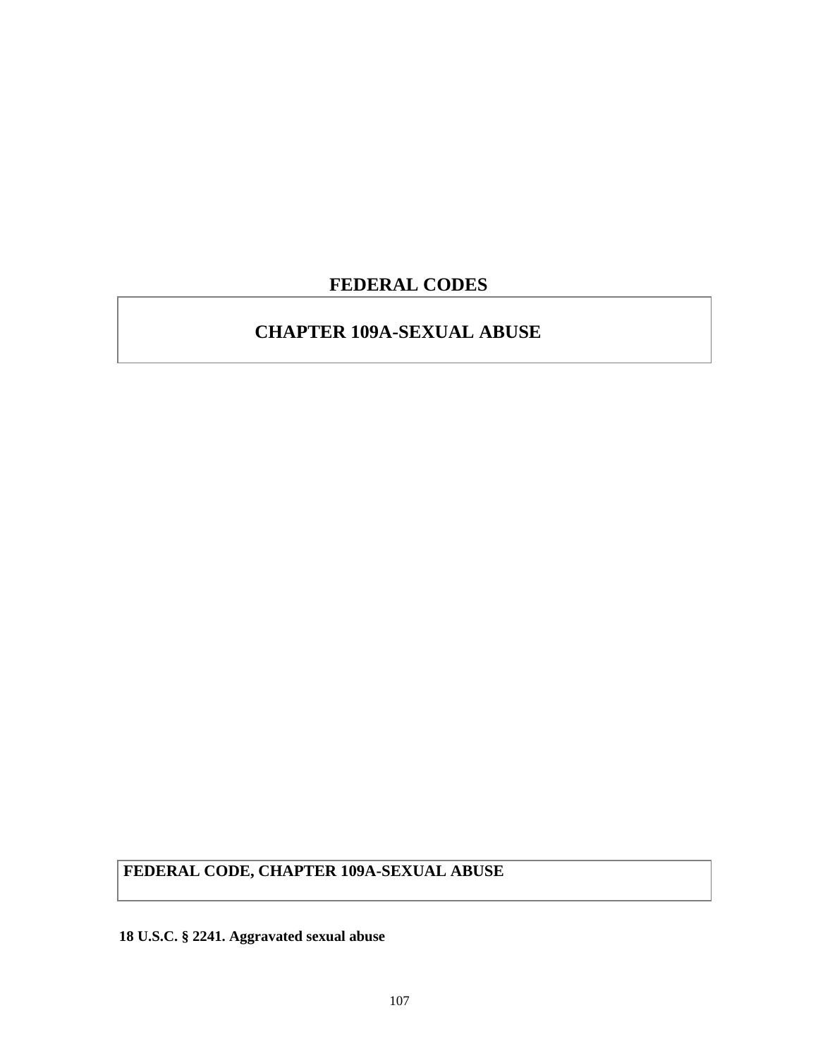# FEDERAL CODES

## CHAPTER 109A-SEXUAL ABUSE

## FEDERAL CODE, CHAPTER 109A-SEXUAL ABUSE

**18 U.S.C. § 2241. Aggravated sexual abuse**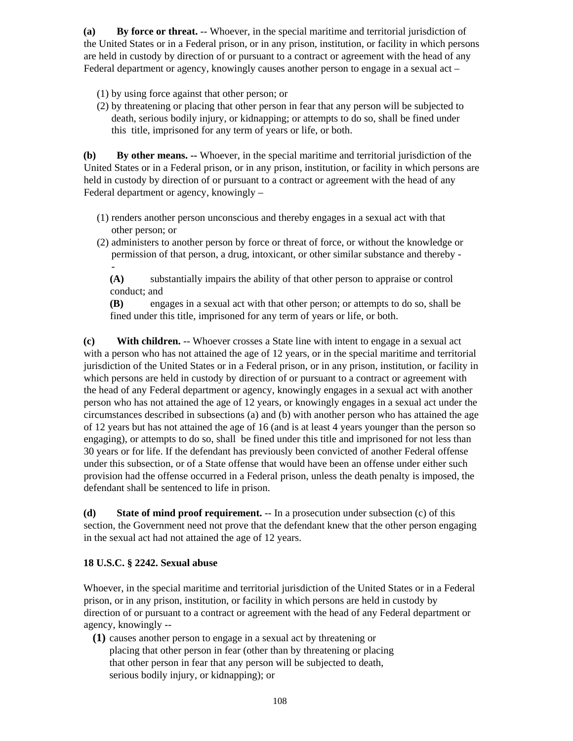**(a) By force or threat.** -- Whoever, in the special maritime and territorial jurisdiction of the United States or in a Federal prison, or in any prison, institution, or facility in which persons are held in custody by direction of or pursuant to a contract or agreement with the head of any Federal department or agency, knowingly causes another person to engage in a sexual act –

(1) by using force against that other person; or
(2) by threatening or placing that other person in fear that any person will be subjected to death, serious bodily injury, or kidnapping; or attempts to do so, shall be fined under this title, imprisoned for any term of years or life, or both.

**(b) By other means. --** Whoever, in the special maritime and territorial jurisdiction of the United States or in a Federal prison, or in any prison, institution, or facility in which persons are held in custody by direction of or pursuant to a contract or agreement with the head of any Federal department or agency, knowingly –

(1) renders another person unconscious and thereby engages in a sexual act with that other person; or
(2) administers to another person by force or threat of force, or without the knowledge or permission of that person, a drug, intoxicant, or other similar substance and thereby --
   **(A)** substantially impairs the ability of that other person to appraise or control conduct; and
   **(B)** engages in a sexual act with that other person; or attempts to do so, shall be fined under this title, imprisoned for any term of years or life, or both.

**(c) With children.** -- Whoever crosses a State line with intent to engage in a sexual act with a person who has not attained the age of 12 years, or in the special maritime and territorial jurisdiction of the United States or in a Federal prison, or in any prison, institution, or facility in which persons are held in custody by direction of or pursuant to a contract or agreement with the head of any Federal department or agency, knowingly engages in a sexual act with another person who has not attained the age of 12 years, or knowingly engages in a sexual act under the circumstances described in subsections (a) and (b) with another person who has attained the age of 12 years but has not attained the age of 16 (and is at least 4 years younger than the person so engaging), or attempts to do so, shall be fined under this title and imprisoned for not less than 30 years or for life. If the defendant has previously been convicted of another Federal offense under this subsection, or of a State offense that would have been an offense under either such provision had the offense occurred in a Federal prison, unless the death penalty is imposed, the defendant shall be sentenced to life in prison.

**(d) State of mind proof requirement.** -- In a prosecution under subsection (c) of this section, the Government need not prove that the defendant knew that the other person engaging in the sexual act had not attained the age of 12 years.

**18 U.S.C. § 2242. Sexual abuse**

Whoever, in the special maritime and territorial jurisdiction of the United States or in a Federal prison, or in any prison, institution, or facility in which persons are held in custody by direction of or pursuant to a contract or agreement with the head of any Federal department or agency, knowingly --

**(1)** causes another person to engage in a sexual act by threatening or placing that other person in fear (other than by threatening or placing that other person in fear that any person will be subjected to death, serious bodily injury, or kidnapping); or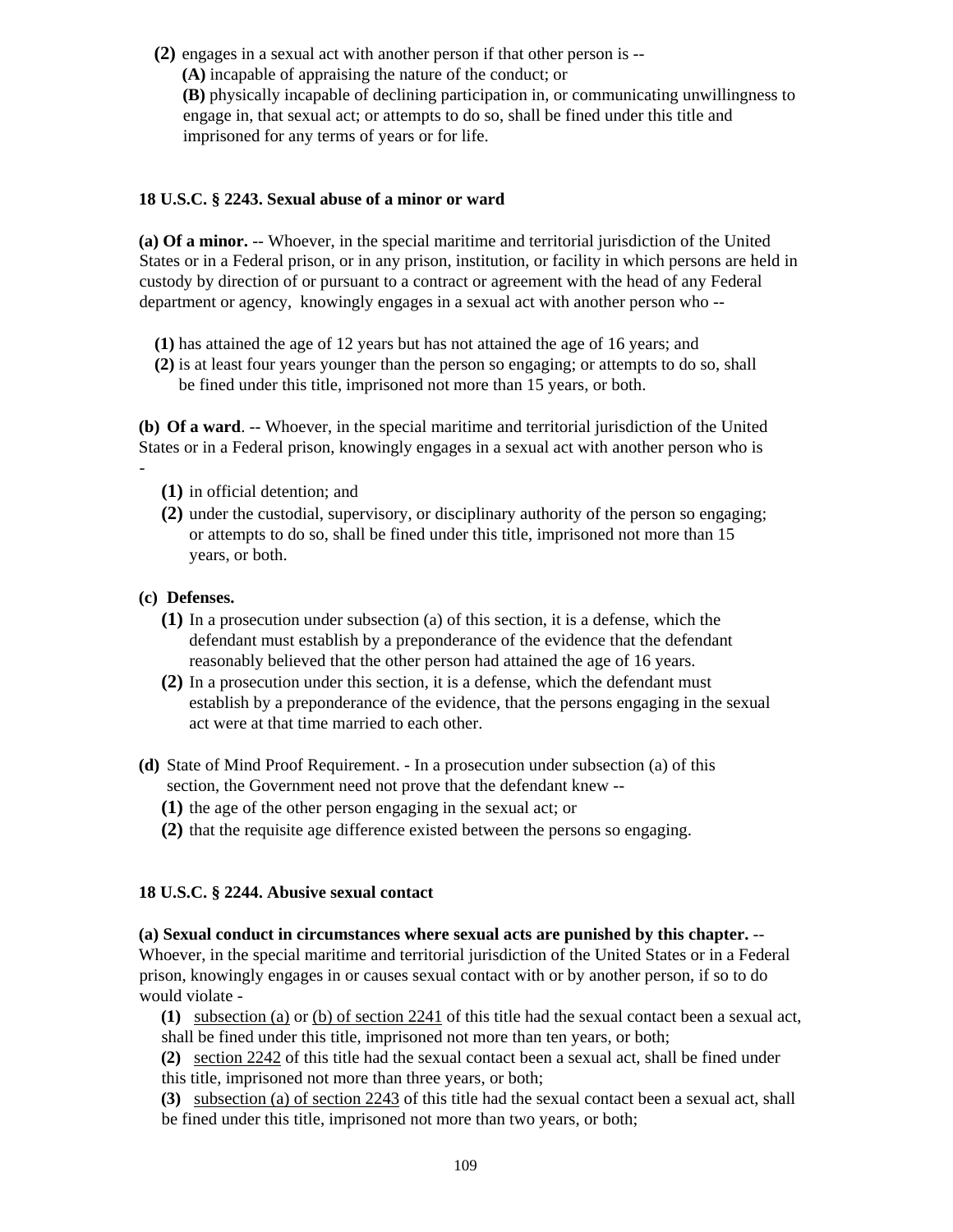**(2)** engages in a sexual act with another person if that other person is --

**(A)** incapable of appraising the nature of the conduct; or

**(B)** physically incapable of declining participation in, or communicating unwillingness to engage in, that sexual act; or attempts to do so, shall be fined under this title and imprisoned for any terms of years or for life.

**18 U.S.C. § 2243. Sexual abuse of a minor or ward**

**(a) Of a minor.** -- Whoever, in the special maritime and territorial jurisdiction of the United States or in a Federal prison, or in any prison, institution, or facility in which persons are held in custody by direction of or pursuant to a contract or agreement with the head of any Federal department or agency, knowingly engages in a sexual act with another person who --

**(1)** has attained the age of 12 years but has not attained the age of 16 years; and

**(2)** is at least four years younger than the person so engaging; or attempts to do so, shall be fined under this title, imprisoned not more than 15 years, or both.

**(b) Of a ward**. -- Whoever, in the special maritime and territorial jurisdiction of the United States or in a Federal prison, knowingly engages in a sexual act with another person who is -

**(1)** in official detention; and

**(2)** under the custodial, supervisory, or disciplinary authority of the person so engaging; or attempts to do so, shall be fined under this title, imprisoned not more than 15 years, or both.

**(c) Defenses.**

**(1)** In a prosecution under subsection (a) of this section, it is a defense, which the defendant must establish by a preponderance of the evidence that the defendant reasonably believed that the other person had attained the age of 16 years.

**(2)** In a prosecution under this section, it is a defense, which the defendant must establish by a preponderance of the evidence, that the persons engaging in the sexual act were at that time married to each other.

**(d)** State of Mind Proof Requirement. - In a prosecution under subsection (a) of this section, the Government need not prove that the defendant knew --

**(1)** the age of the other person engaging in the sexual act; or

**(2)** that the requisite age difference existed between the persons so engaging.

**18 U.S.C. § 2244. Abusive sexual contact**

**(a) Sexual conduct in circumstances where sexual acts are punished by this chapter.** -- Whoever, in the special maritime and territorial jurisdiction of the United States or in a Federal prison, knowingly engages in or causes sexual contact with or by another person, if so to do would violate -

**(1)** subsection (a) or (b) of section 2241 of this title had the sexual contact been a sexual act, shall be fined under this title, imprisoned not more than ten years, or both;

**(2)** section 2242 of this title had the sexual contact been a sexual act, shall be fined under this title, imprisoned not more than three years, or both;

**(3)** subsection (a) of section 2243 of this title had the sexual contact been a sexual act, shall be fined under this title, imprisoned not more than two years, or both;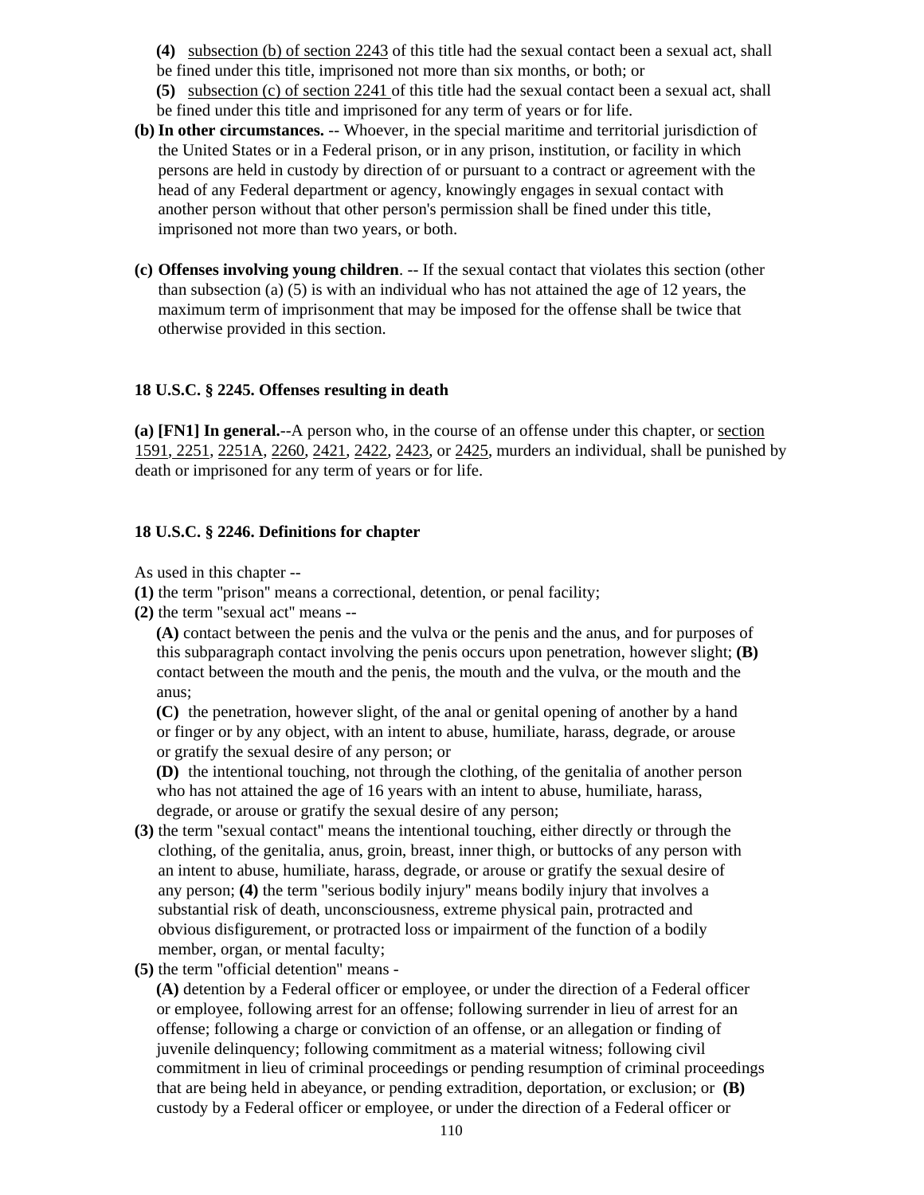**(4)** subsection (b) of section 2243 of this title had the sexual contact been a sexual act, shall be fined under this title, imprisoned not more than six months, or both; or

**(5)** subsection (c) of section 2241 of this title had the sexual contact been a sexual act, shall be fined under this title and imprisoned for any term of years or for life.

**(b) In other circumstances.** -- Whoever, in the special maritime and territorial jurisdiction of the United States or in a Federal prison, or in any prison, institution, or facility in which persons are held in custody by direction of or pursuant to a contract or agreement with the head of any Federal department or agency, knowingly engages in sexual contact with another person without that other person's permission shall be fined under this title, imprisoned not more than two years, or both.

**(c) Offenses involving young children**. -- If the sexual contact that violates this section (other than subsection (a) (5) is with an individual who has not attained the age of 12 years, the maximum term of imprisonment that may be imposed for the offense shall be twice that otherwise provided in this section.

**18 U.S.C. § 2245. Offenses resulting in death**

**(a) [FN1] In general.**--A person who, in the course of an offense under this chapter, or section 1591, 2251, 2251A, 2260, 2421, 2422, 2423, or 2425, murders an individual, shall be punished by death or imprisoned for any term of years or for life.

**18 U.S.C. § 2246. Definitions for chapter**

As used in this chapter --

**(1)** the term "prison" means a correctional, detention, or penal facility;

**(2)** the term "sexual act" means --

**(A)** contact between the penis and the vulva or the penis and the anus, and for purposes of this subparagraph contact involving the penis occurs upon penetration, however slight; **(B)** contact between the mouth and the penis, the mouth and the vulva, or the mouth and the anus;

**(C)** the penetration, however slight, of the anal or genital opening of another by a hand or finger or by any object, with an intent to abuse, humiliate, harass, degrade, or arouse or gratify the sexual desire of any person; or

**(D)** the intentional touching, not through the clothing, of the genitalia of another person who has not attained the age of 16 years with an intent to abuse, humiliate, harass, degrade, or arouse or gratify the sexual desire of any person;

**(3)** the term "sexual contact" means the intentional touching, either directly or through the clothing, of the genitalia, anus, groin, breast, inner thigh, or buttocks of any person with an intent to abuse, humiliate, harass, degrade, or arouse or gratify the sexual desire of any person; **(4)** the term "serious bodily injury" means bodily injury that involves a substantial risk of death, unconsciousness, extreme physical pain, protracted and obvious disfigurement, or protracted loss or impairment of the function of a bodily member, organ, or mental faculty;

**(5)** the term "official detention" means -

**(A)** detention by a Federal officer or employee, or under the direction of a Federal officer or employee, following arrest for an offense; following surrender in lieu of arrest for an offense; following a charge or conviction of an offense, or an allegation or finding of juvenile delinquency; following commitment as a material witness; following civil commitment in lieu of criminal proceedings or pending resumption of criminal proceedings that are being held in abeyance, or pending extradition, deportation, or exclusion; or **(B)** custody by a Federal officer or employee, or under the direction of a Federal officer or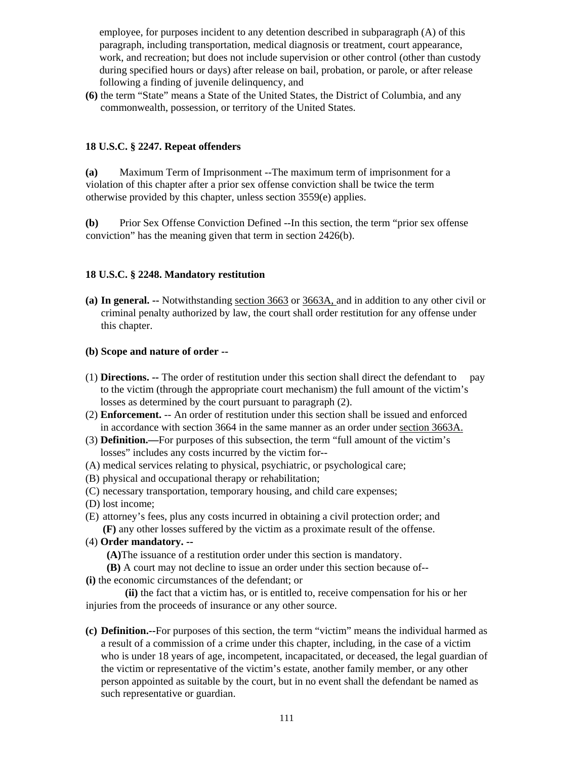employee, for purposes incident to any detention described in subparagraph (A) of this paragraph, including transportation, medical diagnosis or treatment, court appearance, work, and recreation; but does not include supervision or other control (other than custody during specified hours or days) after release on bail, probation, or parole, or after release following a finding of juvenile delinquency, and

**(6)** the term "State" means a State of the United States, the District of Columbia, and any commonwealth, possession, or territory of the United States.

**18 U.S.C. § 2247. Repeat offenders**

**(a)** Maximum Term of Imprisonment --The maximum term of imprisonment for a violation of this chapter after a prior sex offense conviction shall be twice the term otherwise provided by this chapter, unless section 3559(e) applies.

**(b)** Prior Sex Offense Conviction Defined --In this section, the term "prior sex offense conviction" has the meaning given that term in section 2426(b).

**18 U.S.C. § 2248. Mandatory restitution**

**(a) In general.** -- Notwithstanding section 3663 or 3663A, and in addition to any other civil or criminal penalty authorized by law, the court shall order restitution for any offense under this chapter.

**(b) Scope and nature of order** --

(1) **Directions. --** The order of restitution under this section shall direct the defendant to pay to the victim (through the appropriate court mechanism) the full amount of the victim's losses as determined by the court pursuant to paragraph (2).

(2) **Enforcement.** -- An order of restitution under this section shall be issued and enforced in accordance with section 3664 in the same manner as an order under section 3663A.

(3) **Definition.—**For purposes of this subsection, the term "full amount of the victim's losses" includes any costs incurred by the victim for--

(A) medical services relating to physical, psychiatric, or psychological care;

(B) physical and occupational therapy or rehabilitation;

(C) necessary transportation, temporary housing, and child care expenses;

(D) lost income;

(E) attorney's fees, plus any costs incurred in obtaining a civil protection order; and

**(F)** any other losses suffered by the victim as a proximate result of the offense.

(4) **Order mandatory. --**

**(A)**The issuance of a restitution order under this section is mandatory.

**(B)** A court may not decline to issue an order under this section because of--

**(i)** the economic circumstances of the defendant; or

**(ii)** the fact that a victim has, or is entitled to, receive compensation for his or her injuries from the proceeds of insurance or any other source.

**(c) Definition.**--For purposes of this section, the term "victim" means the individual harmed as a result of a commission of a crime under this chapter, including, in the case of a victim who is under 18 years of age, incompetent, incapacitated, or deceased, the legal guardian of the victim or representative of the victim's estate, another family member, or any other person appointed as suitable by the court, but in no event shall the defendant be named as such representative or guardian.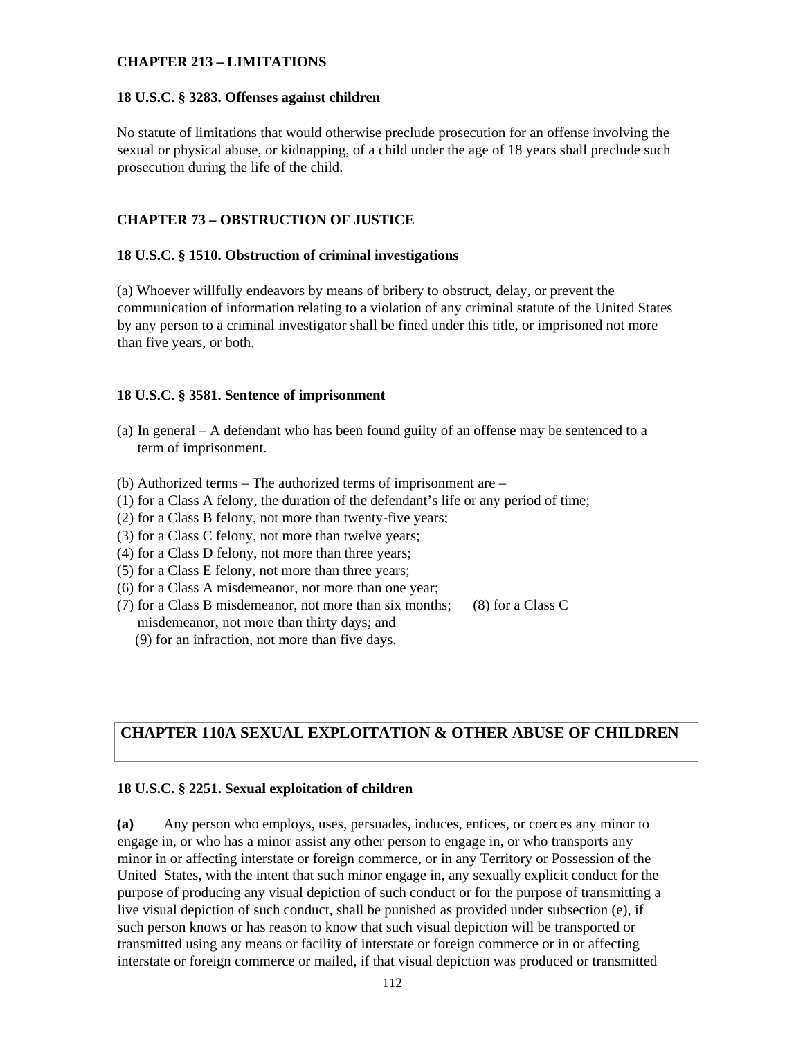**CHAPTER 213 – LIMITATIONS**

**18 U.S.C. § 3283. Offenses against children**

No statute of limitations that would otherwise preclude prosecution for an offense involving the sexual or physical abuse, or kidnapping, of a child under the age of 18 years shall preclude such prosecution during the life of the child.

**CHAPTER 73 – OBSTRUCTION OF JUSTICE**

**18 U.S.C. § 1510. Obstruction of criminal investigations**

(a) Whoever willfully endeavors by means of bribery to obstruct, delay, or prevent the communication of information relating to a violation of any criminal statute of the United States by any person to a criminal investigator shall be fined under this title, or imprisoned not more than five years, or both.

**18 U.S.C. § 3581. Sentence of imprisonment**

(a) In general – A defendant who has been found guilty of an offense may be sentenced to a term of imprisonment.

(b) Authorized terms – The authorized terms of imprisonment are –
(1) for a Class A felony, the duration of the defendant's life or any period of time;
(2) for a Class B felony, not more than twenty-five years;
(3) for a Class C felony, not more than twelve years;
(4) for a Class D felony, not more than three years;
(5) for a Class E felony, not more than three years;
(6) for a Class A misdemeanor, not more than one year;
(7) for a Class B misdemeanor, not more than six months;
(8) for a Class C misdemeanor, not more than thirty days; and
(9) for an infraction, not more than five days.

## CHAPTER 110A SEXUAL EXPLOITATION & OTHER ABUSE OF CHILDREN

**18 U.S.C. § 2251. Sexual exploitation of children**

**(a)** Any person who employs, uses, persuades, induces, entices, or coerces any minor to engage in, or who has a minor assist any other person to engage in, or who transports any minor in or affecting interstate or foreign commerce, or in any Territory or Possession of the United States, with the intent that such minor engage in, any sexually explicit conduct for the purpose of producing any visual depiction of such conduct or for the purpose of transmitting a live visual depiction of such conduct, shall be punished as provided under subsection (e), if such person knows or has reason to know that such visual depiction will be transported or transmitted using any means or facility of interstate or foreign commerce or in or affecting interstate or foreign commerce or mailed, if that visual depiction was produced or transmitted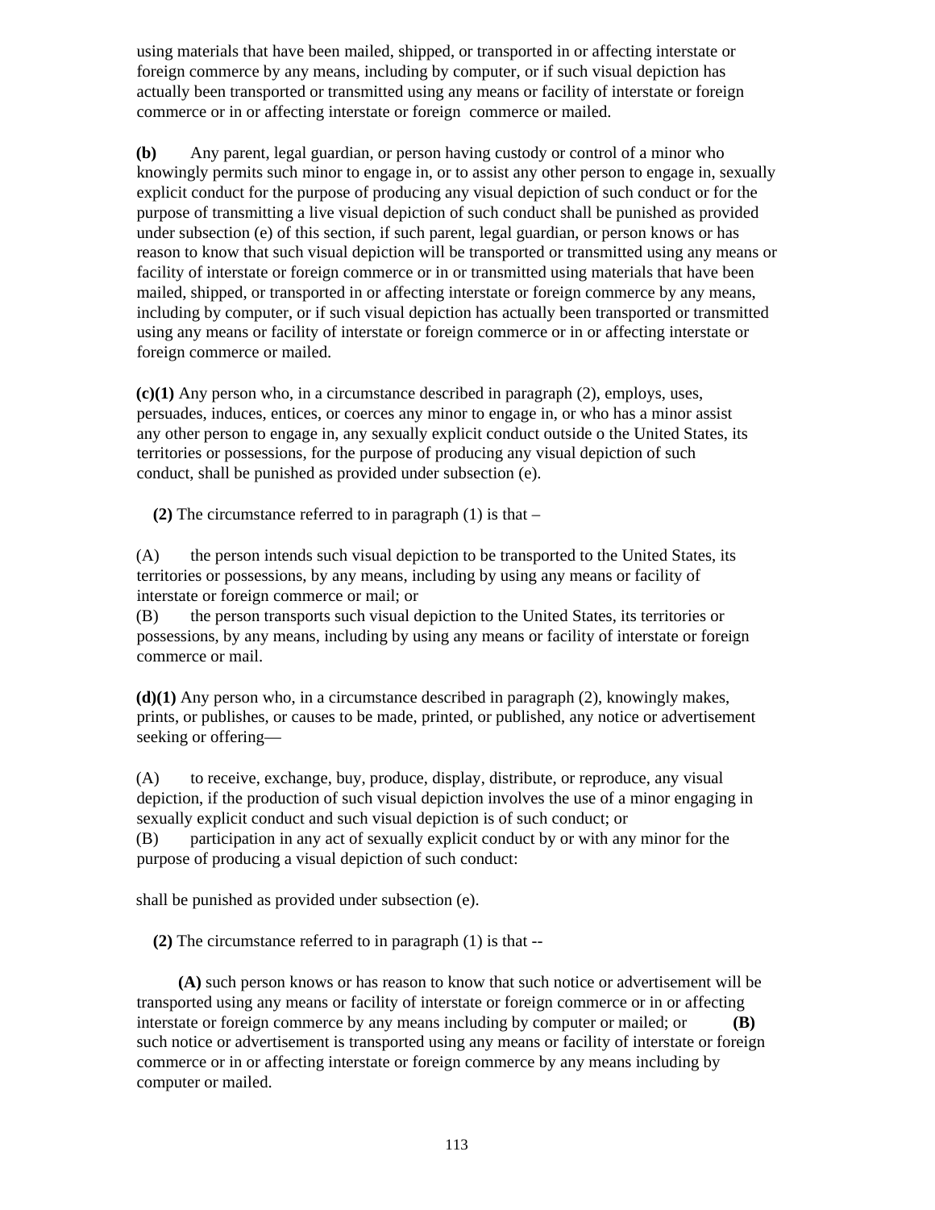using materials that have been mailed, shipped, or transported in or affecting interstate or foreign commerce by any means, including by computer, or if such visual depiction has actually been transported or transmitted using any means or facility of interstate or foreign commerce or in or affecting interstate or foreign  commerce or mailed.

**(b)** Any parent, legal guardian, or person having custody or control of a minor who knowingly permits such minor to engage in, or to assist any other person to engage in, sexually explicit conduct for the purpose of producing any visual depiction of such conduct or for the purpose of transmitting a live visual depiction of such conduct shall be punished as provided under subsection (e) of this section, if such parent, legal guardian, or person knows or has reason to know that such visual depiction will be transported or transmitted using any means or facility of interstate or foreign commerce or in or transmitted using materials that have been mailed, shipped, or transported in or affecting interstate or foreign commerce by any means, including by computer, or if such visual depiction has actually been transported or transmitted using any means or facility of interstate or foreign commerce or in or affecting interstate or foreign commerce or mailed.

**(c)(1)** Any person who, in a circumstance described in paragraph (2), employs, uses, persuades, induces, entices, or coerces any minor to engage in, or who has a minor assist any other person to engage in, any sexually explicit conduct outside o the United States, its territories or possessions, for the purpose of producing any visual depiction of such conduct, shall be punished as provided under subsection (e).

**(2)** The circumstance referred to in paragraph (1) is that –

(A) the person intends such visual depiction to be transported to the United States, its territories or possessions, by any means, including by using any means or facility of interstate or foreign commerce or mail; or

(B) the person transports such visual depiction to the United States, its territories or possessions, by any means, including by using any means or facility of interstate or foreign commerce or mail.

**(d)(1)** Any person who, in a circumstance described in paragraph (2), knowingly makes, prints, or publishes, or causes to be made, printed, or published, any notice or advertisement seeking or offering—

(A) to receive, exchange, buy, produce, display, distribute, or reproduce, any visual depiction, if the production of such visual depiction involves the use of a minor engaging in sexually explicit conduct and such visual depiction is of such conduct; or

(B) participation in any act of sexually explicit conduct by or with any minor for the purpose of producing a visual depiction of such conduct:

shall be punished as provided under subsection (e).

**(2)** The circumstance referred to in paragraph (1) is that --

**(A)** such person knows or has reason to know that such notice or advertisement will be transported using any means or facility of interstate or foreign commerce or in or affecting interstate or foreign commerce by any means including by computer or mailed; or **(B)** such notice or advertisement is transported using any means or facility of interstate or foreign commerce or in or affecting interstate or foreign commerce by any means including by computer or mailed.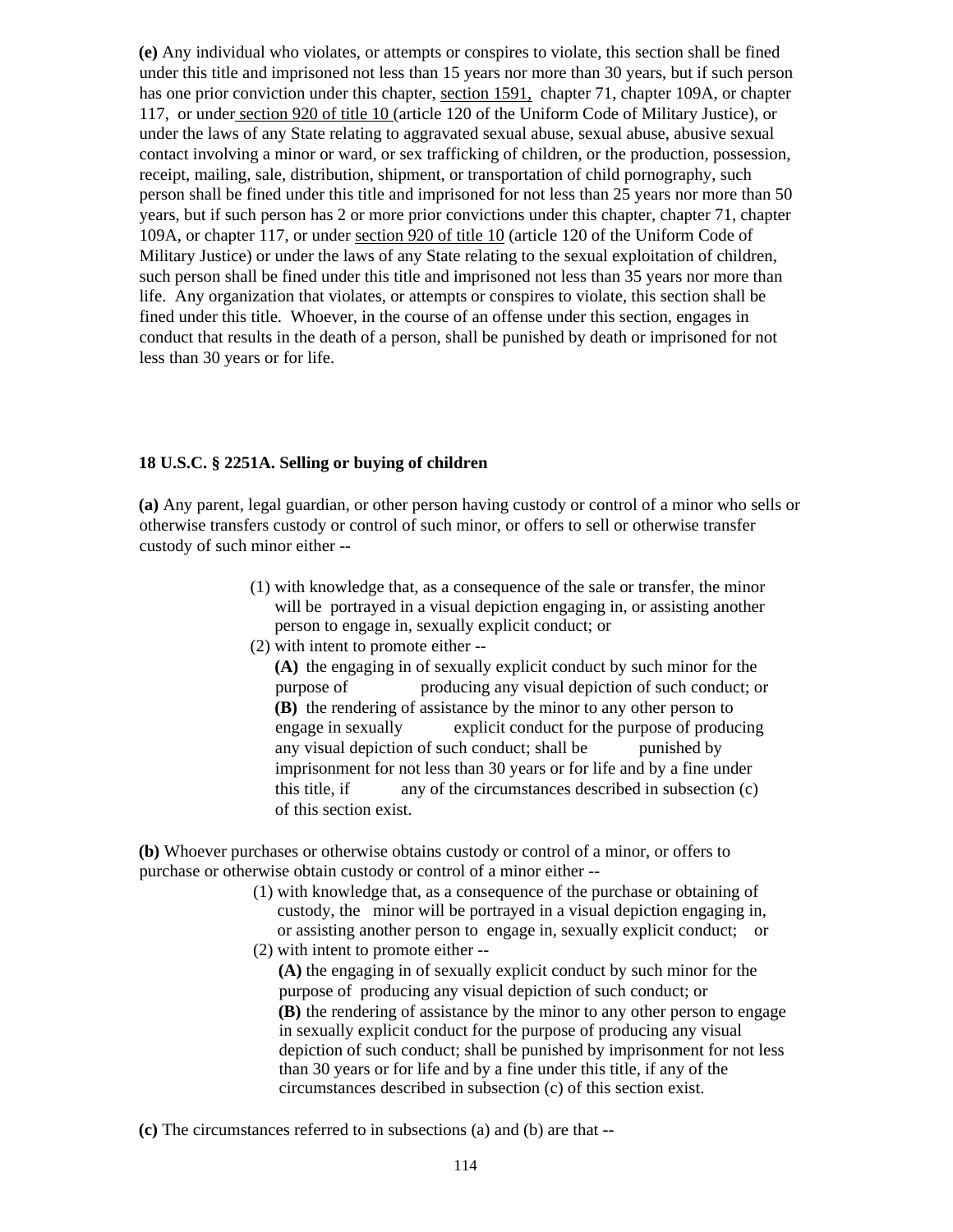**(e)** Any individual who violates, or attempts or conspires to violate, this section shall be fined under this title and imprisoned not less than 15 years nor more than 30 years, but if such person has one prior conviction under this chapter, section 1591, chapter 71, chapter 109A, or chapter 117, or under section 920 of title 10 (article 120 of the Uniform Code of Military Justice), or under the laws of any State relating to aggravated sexual abuse, sexual abuse, abusive sexual contact involving a minor or ward, or sex trafficking of children, or the production, possession, receipt, mailing, sale, distribution, shipment, or transportation of child pornography, such person shall be fined under this title and imprisoned for not less than 25 years nor more than 50 years, but if such person has 2 or more prior convictions under this chapter, chapter 71, chapter 109A, or chapter 117, or under section 920 of title 10 (article 120 of the Uniform Code of Military Justice) or under the laws of any State relating to the sexual exploitation of children, such person shall be fined under this title and imprisoned not less than 35 years nor more than life. Any organization that violates, or attempts or conspires to violate, this section shall be fined under this title. Whoever, in the course of an offense under this section, engages in conduct that results in the death of a person, shall be punished by death or imprisoned for not less than 30 years or for life.

**18 U.S.C. § 2251A. Selling or buying of children**

**(a)** Any parent, legal guardian, or other person having custody or control of a minor who sells or otherwise transfers custody or control of such minor, or offers to sell or otherwise transfer custody of such minor either --

(1) with knowledge that, as a consequence of the sale or transfer, the minor will be portrayed in a visual depiction engaging in, or assisting another person to engage in, sexually explicit conduct; or

(2) with intent to promote either --

**(A)** the engaging in of sexually explicit conduct by such minor for the purpose of producing any visual depiction of such conduct; or

**(B)** the rendering of assistance by the minor to any other person to engage in sexually explicit conduct for the purpose of producing any visual depiction of such conduct; shall be punished by imprisonment for not less than 30 years or for life and by a fine under this title, if any of the circumstances described in subsection (c) of this section exist.

**(b)** Whoever purchases or otherwise obtains custody or control of a minor, or offers to purchase or otherwise obtain custody or control of a minor either --

(1) with knowledge that, as a consequence of the purchase or obtaining of custody, the minor will be portrayed in a visual depiction engaging in, or assisting another person to engage in, sexually explicit conduct; or

(2) with intent to promote either --

**(A)** the engaging in of sexually explicit conduct by such minor for the purpose of producing any visual depiction of such conduct; or

**(B)** the rendering of assistance by the minor to any other person to engage in sexually explicit conduct for the purpose of producing any visual depiction of such conduct; shall be punished by imprisonment for not less than 30 years or for life and by a fine under this title, if any of the circumstances described in subsection (c) of this section exist.

**(c)** The circumstances referred to in subsections (a) and (b) are that --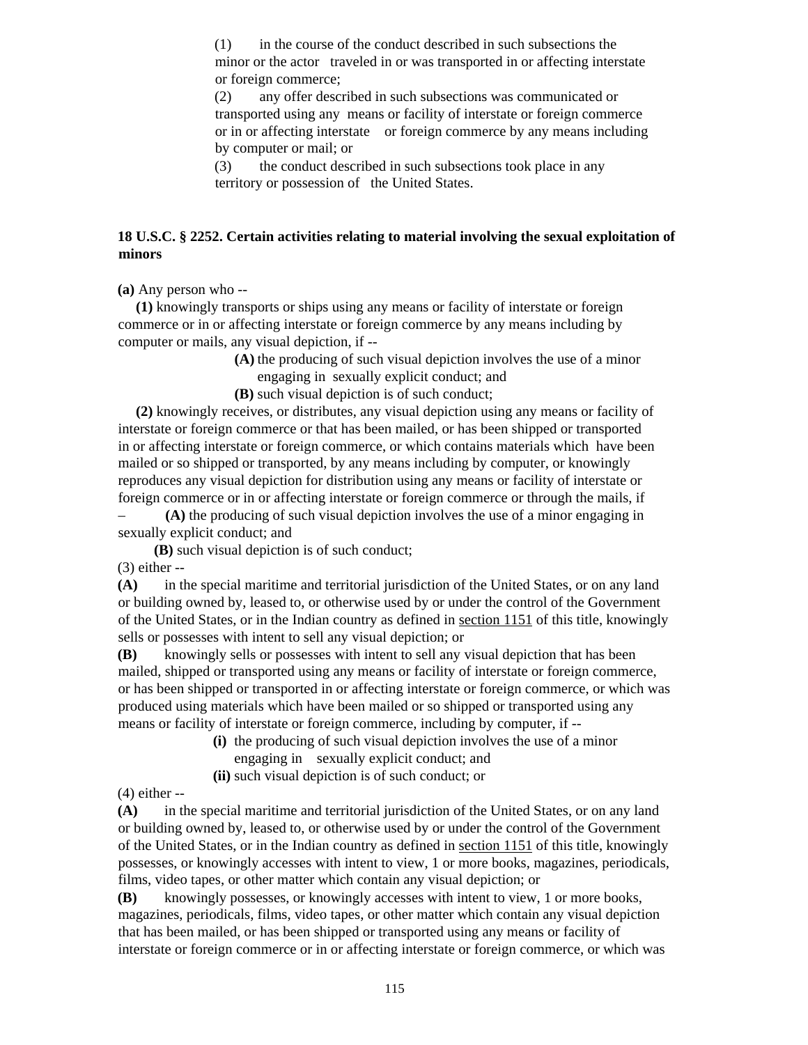(1) in the course of the conduct described in such subsections the minor or the actor traveled in or was transported in or affecting interstate or foreign commerce;

(2) any offer described in such subsections was communicated or transported using any means or facility of interstate or foreign commerce or in or affecting interstate or foreign commerce by any means including by computer or mail; or

(3) the conduct described in such subsections took place in any territory or possession of the United States.

**18 U.S.C. § 2252. Certain activities relating to material involving the sexual exploitation of minors**

**(a)** Any person who --

**(1)** knowingly transports or ships using any means or facility of interstate or foreign commerce or in or affecting interstate or foreign commerce by any means including by computer or mails, any visual depiction, if --

**(A)** the producing of such visual depiction involves the use of a minor engaging in sexually explicit conduct; and

**(B)** such visual depiction is of such conduct;

**(2)** knowingly receives, or distributes, any visual depiction using any means or facility of interstate or foreign commerce or that has been mailed, or has been shipped or transported in or affecting interstate or foreign commerce, or which contains materials which have been mailed or so shipped or transported, by any means including by computer, or knowingly reproduces any visual depiction for distribution using any means or facility of interstate or foreign commerce or in or affecting interstate or foreign commerce or through the mails, if – **(A)** the producing of such visual depiction involves the use of a minor engaging in sexually explicit conduct; and

**(B)** such visual depiction is of such conduct;

(3) either --

**(A)** in the special maritime and territorial jurisdiction of the United States, or on any land or building owned by, leased to, or otherwise used by or under the control of the Government of the United States, or in the Indian country as defined in section 1151 of this title, knowingly sells or possesses with intent to sell any visual depiction; or

**(B)** knowingly sells or possesses with intent to sell any visual depiction that has been mailed, shipped or transported using any means or facility of interstate or foreign commerce, or has been shipped or transported in or affecting interstate or foreign commerce, or which was produced using materials which have been mailed or so shipped or transported using any means or facility of interstate or foreign commerce, including by computer, if --

**(i)** the producing of such visual depiction involves the use of a minor engaging in sexually explicit conduct; and

**(ii)** such visual depiction is of such conduct; or

(4) either --

**(A)** in the special maritime and territorial jurisdiction of the United States, or on any land or building owned by, leased to, or otherwise used by or under the control of the Government of the United States, or in the Indian country as defined in section 1151 of this title, knowingly possesses, or knowingly accesses with intent to view, 1 or more books, magazines, periodicals, films, video tapes, or other matter which contain any visual depiction; or

**(B)** knowingly possesses, or knowingly accesses with intent to view, 1 or more books, magazines, periodicals, films, video tapes, or other matter which contain any visual depiction that has been mailed, or has been shipped or transported using any means or facility of interstate or foreign commerce or in or affecting interstate or foreign commerce, or which was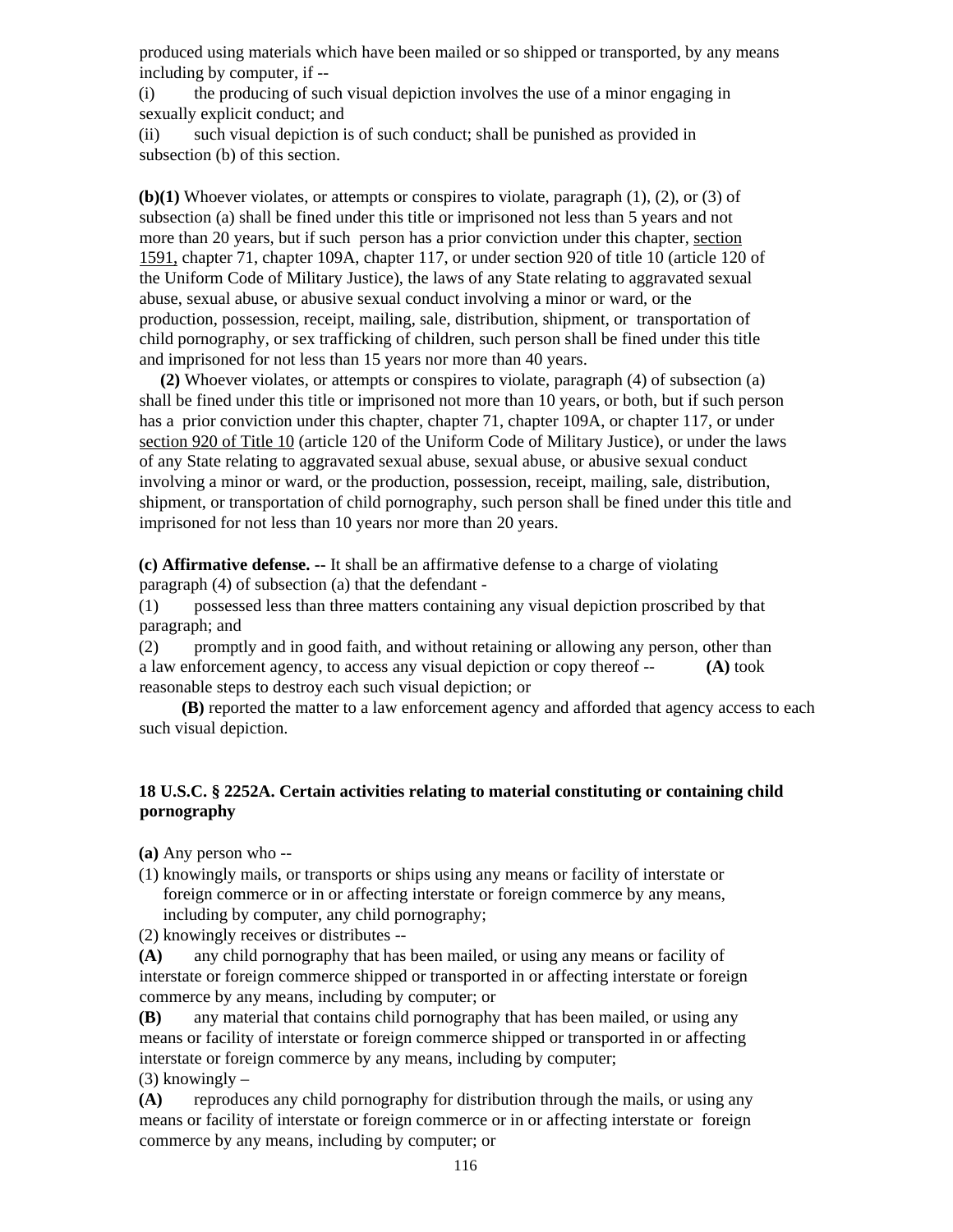produced using materials which have been mailed or so shipped or transported, by any means including by computer, if --

(i) the producing of such visual depiction involves the use of a minor engaging in sexually explicit conduct; and

(ii) such visual depiction is of such conduct; shall be punished as provided in subsection (b) of this section.

**(b)(1)** Whoever violates, or attempts or conspires to violate, paragraph (1), (2), or (3) of subsection (a) shall be fined under this title or imprisoned not less than 5 years and not more than 20 years, but if such person has a prior conviction under this chapter, section 1591, chapter 71, chapter 109A, chapter 117, or under section 920 of title 10 (article 120 of the Uniform Code of Military Justice), the laws of any State relating to aggravated sexual abuse, sexual abuse, or abusive sexual conduct involving a minor or ward, or the production, possession, receipt, mailing, sale, distribution, shipment, or transportation of child pornography, or sex trafficking of children, such person shall be fined under this title and imprisoned for not less than 15 years nor more than 40 years.

**(2)** Whoever violates, or attempts or conspires to violate, paragraph (4) of subsection (a) shall be fined under this title or imprisoned not more than 10 years, or both, but if such person has a prior conviction under this chapter, chapter 71, chapter 109A, or chapter 117, or under section 920 of Title 10 (article 120 of the Uniform Code of Military Justice), or under the laws of any State relating to aggravated sexual abuse, sexual abuse, or abusive sexual conduct involving a minor or ward, or the production, possession, receipt, mailing, sale, distribution, shipment, or transportation of child pornography, such person shall be fined under this title and imprisoned for not less than 10 years nor more than 20 years.

**(c) Affirmative defense. --** It shall be an affirmative defense to a charge of violating paragraph (4) of subsection (a) that the defendant -

(1) possessed less than three matters containing any visual depiction proscribed by that paragraph; and

(2) promptly and in good faith, and without retaining or allowing any person, other than a law enforcement agency, to access any visual depiction or copy thereof -- **(A)** took reasonable steps to destroy each such visual depiction; or

**(B)** reported the matter to a law enforcement agency and afforded that agency access to each such visual depiction.

### 18 U.S.C. § 2252A. Certain activities relating to material constituting or containing child pornography

**(a)** Any person who --

(1) knowingly mails, or transports or ships using any means or facility of interstate or foreign commerce or in or affecting interstate or foreign commerce by any means, including by computer, any child pornography;

(2) knowingly receives or distributes --

**(A)** any child pornography that has been mailed, or using any means or facility of interstate or foreign commerce shipped or transported in or affecting interstate or foreign commerce by any means, including by computer; or

**(B)** any material that contains child pornography that has been mailed, or using any means or facility of interstate or foreign commerce shipped or transported in or affecting interstate or foreign commerce by any means, including by computer;

(3) knowingly –

**(A)** reproduces any child pornography for distribution through the mails, or using any means or facility of interstate or foreign commerce or in or affecting interstate or foreign commerce by any means, including by computer; or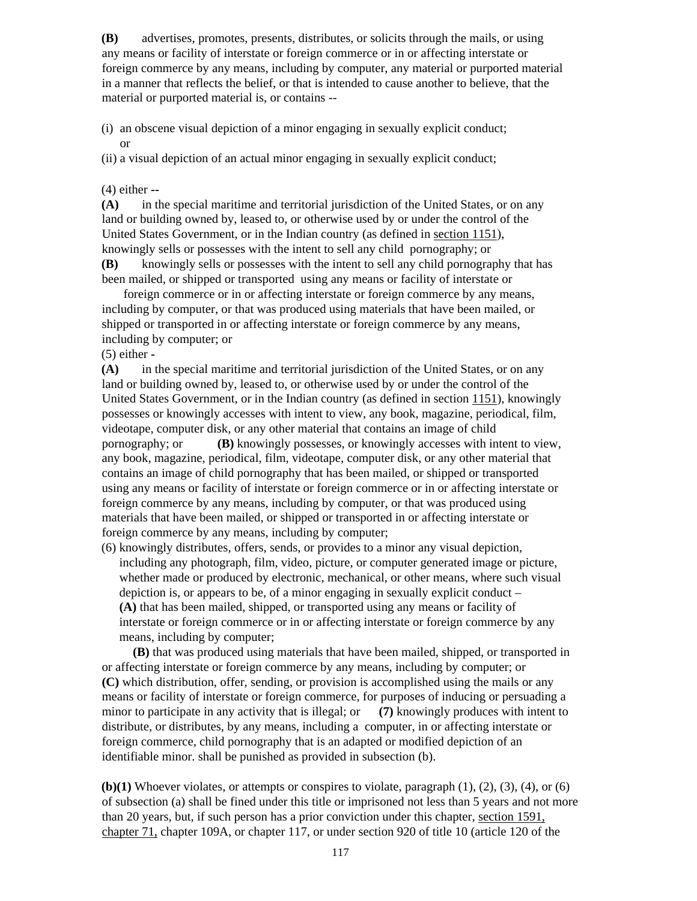**(B)** advertises, promotes, presents, distributes, or solicits through the mails, or using any means or facility of interstate or foreign commerce or in or affecting interstate or foreign commerce by any means, including by computer, any material or purported material in a manner that reflects the belief, or that is intended to cause another to believe, that the material or purported material is, or contains --

(i) an obscene visual depiction of a minor engaging in sexually explicit conduct; or

(ii) a visual depiction of an actual minor engaging in sexually explicit conduct;

(4) either --

**(A)** in the special maritime and territorial jurisdiction of the United States, or on any land or building owned by, leased to, or otherwise used by or under the control of the United States Government, or in the Indian country (as defined in section 1151), knowingly sells or possesses with the intent to sell any child pornography; or

**(B)** knowingly sells or possesses with the intent to sell any child pornography that has been mailed, or shipped or transported using any means or facility of interstate or foreign commerce or in or affecting interstate or foreign commerce by any means, including by computer, or that was produced using materials that have been mailed, or shipped or transported in or affecting interstate or foreign commerce by any means, including by computer; or

(5) either -

**(A)** in the special maritime and territorial jurisdiction of the United States, or on any land or building owned by, leased to, or otherwise used by or under the control of the United States Government, or in the Indian country (as defined in section 1151), knowingly possesses or knowingly accesses with intent to view, any book, magazine, periodical, film, videotape, computer disk, or any other material that contains an image of child pornography; or **(B)** knowingly possesses, or knowingly accesses with intent to view, any book, magazine, periodical, film, videotape, computer disk, or any other material that contains an image of child pornography that has been mailed, or shipped or transported using any means or facility of interstate or foreign commerce or in or affecting interstate or foreign commerce by any means, including by computer, or that was produced using materials that have been mailed, or shipped or transported in or affecting interstate or foreign commerce by any means, including by computer;

(6) knowingly distributes, offers, sends, or provides to a minor any visual depiction, including any photograph, film, video, picture, or computer generated image or picture, whether made or produced by electronic, mechanical, or other means, where such visual depiction is, or appears to be, of a minor engaging in sexually explicit conduct –
**(A)** that has been mailed, shipped, or transported using any means or facility of interstate or foreign commerce or in or affecting interstate or foreign commerce by any means, including by computer;

**(B)** that was produced using materials that have been mailed, shipped, or transported in or affecting interstate or foreign commerce by any means, including by computer; or

**(C)** which distribution, offer, sending, or provision is accomplished using the mails or any means or facility of interstate or foreign commerce, for purposes of inducing or persuading a minor to participate in any activity that is illegal; or **(7)** knowingly produces with intent to distribute, or distributes, by any means, including a computer, in or affecting interstate or foreign commerce, child pornography that is an adapted or modified depiction of an identifiable minor. shall be punished as provided in subsection (b).

**(b)(1)** Whoever violates, or attempts or conspires to violate, paragraph (1), (2), (3), (4), or (6) of subsection (a) shall be fined under this title or imprisoned not less than 5 years and not more than 20 years, but, if such person has a prior conviction under this chapter, section 1591, chapter 71, chapter 109A, or chapter 117, or under section 920 of title 10 (article 120 of the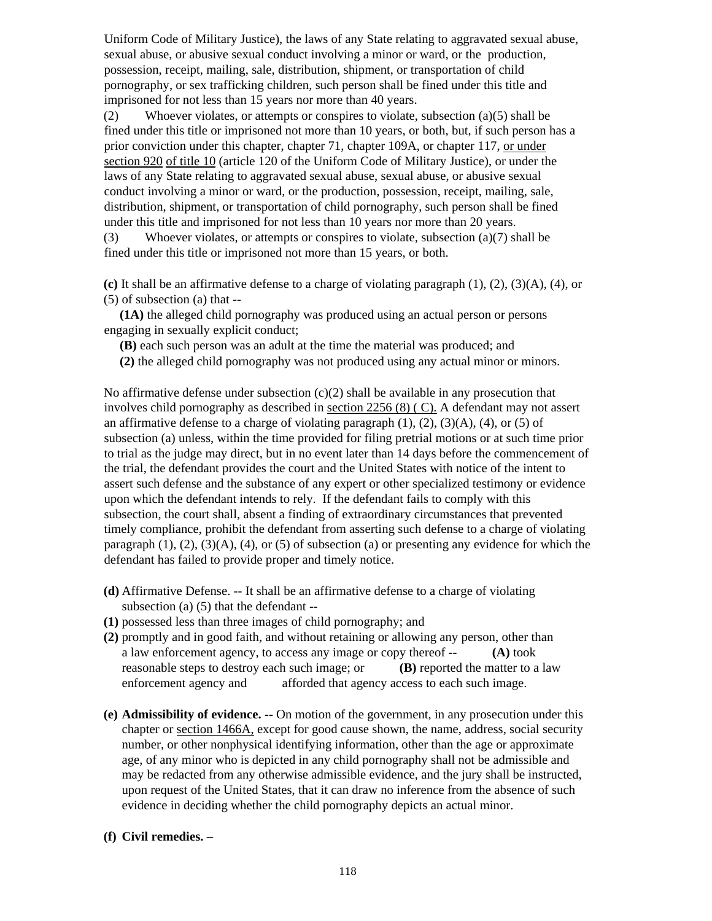Uniform Code of Military Justice), the laws of any State relating to aggravated sexual abuse, sexual abuse, or abusive sexual conduct involving a minor or ward, or the production, possession, receipt, mailing, sale, distribution, shipment, or transportation of child pornography, or sex trafficking children, such person shall be fined under this title and imprisoned for not less than 15 years nor more than 40 years.

(2) Whoever violates, or attempts or conspires to violate, subsection (a)(5) shall be fined under this title or imprisoned not more than 10 years, or both, but, if such person has a prior conviction under this chapter, chapter 71, chapter 109A, or chapter 117, or under section 920 of title 10 (article 120 of the Uniform Code of Military Justice), or under the laws of any State relating to aggravated sexual abuse, sexual abuse, or abusive sexual conduct involving a minor or ward, or the production, possession, receipt, mailing, sale, distribution, shipment, or transportation of child pornography, such person shall be fined under this title and imprisoned for not less than 10 years nor more than 20 years.

(3) Whoever violates, or attempts or conspires to violate, subsection (a)(7) shall be fined under this title or imprisoned not more than 15 years, or both.

**(c)** It shall be an affirmative defense to a charge of violating paragraph (1), (2), (3)(A), (4), or (5) of subsection (a) that --

**(1A)** the alleged child pornography was produced using an actual person or persons engaging in sexually explicit conduct;

**(B)** each such person was an adult at the time the material was produced; and

**(2)** the alleged child pornography was not produced using any actual minor or minors.

No affirmative defense under subsection (c)(2) shall be available in any prosecution that involves child pornography as described in section 2256 (8) ( C). A defendant may not assert an affirmative defense to a charge of violating paragraph (1), (2), (3)(A), (4), or (5) of subsection (a) unless, within the time provided for filing pretrial motions or at such time prior to trial as the judge may direct, but in no event later than 14 days before the commencement of the trial, the defendant provides the court and the United States with notice of the intent to assert such defense and the substance of any expert or other specialized testimony or evidence upon which the defendant intends to rely. If the defendant fails to comply with this subsection, the court shall, absent a finding of extraordinary circumstances that prevented timely compliance, prohibit the defendant from asserting such defense to a charge of violating paragraph (1), (2), (3)(A), (4), or (5) of subsection (a) or presenting any evidence for which the defendant has failed to provide proper and timely notice.

**(d)** Affirmative Defense. -- It shall be an affirmative defense to a charge of violating subsection (a) (5) that the defendant --

**(1)** possessed less than three images of child pornography; and

**(2)** promptly and in good faith, and without retaining or allowing any person, other than a law enforcement agency, to access any image or copy thereof -- **(A)** took reasonable steps to destroy each such image; or **(B)** reported the matter to a law enforcement agency and afforded that agency access to each such image.

**(e) Admissibility of evidence. --** On motion of the government, in any prosecution under this chapter or section 1466A, except for good cause shown, the name, address, social security number, or other nonphysical identifying information, other than the age or approximate age, of any minor who is depicted in any child pornography shall not be admissible and may be redacted from any otherwise admissible evidence, and the jury shall be instructed, upon request of the United States, that it can draw no inference from the absence of such evidence in deciding whether the child pornography depicts an actual minor.

**(f) Civil remedies. –**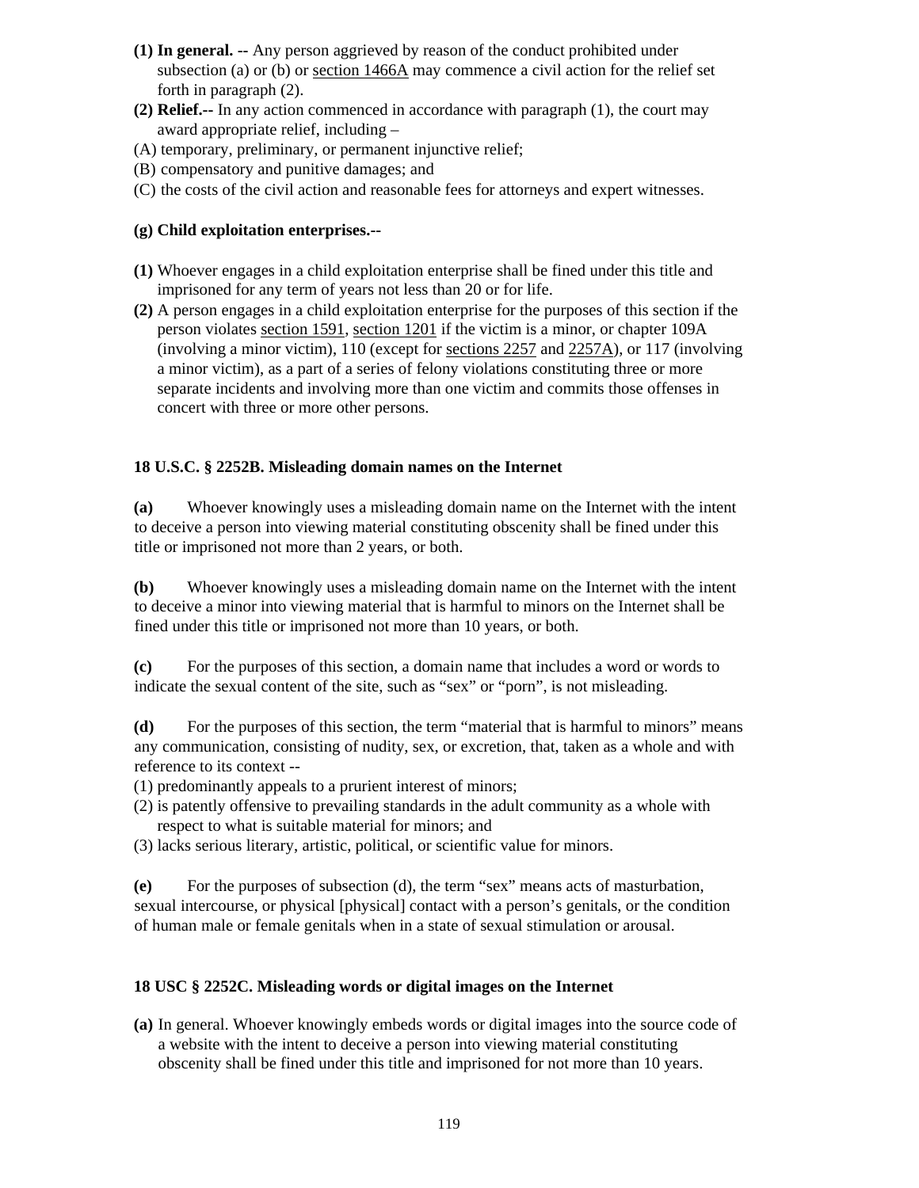**(1) In general. --** Any person aggrieved by reason of the conduct prohibited under subsection (a) or (b) or section 1466A may commence a civil action for the relief set forth in paragraph (2).

**(2) Relief.--** In any action commenced in accordance with paragraph (1), the court may award appropriate relief, including –

(A) temporary, preliminary, or permanent injunctive relief;

(B) compensatory and punitive damages; and

(C) the costs of the civil action and reasonable fees for attorneys and expert witnesses.

**(g) Child exploitation enterprises.--**

**(1)** Whoever engages in a child exploitation enterprise shall be fined under this title and imprisoned for any term of years not less than 20 or for life.

**(2)** A person engages in a child exploitation enterprise for the purposes of this section if the person violates section 1591, section 1201 if the victim is a minor, or chapter 109A (involving a minor victim), 110 (except for sections 2257 and 2257A), or 117 (involving a minor victim), as a part of a series of felony violations constituting three or more separate incidents and involving more than one victim and commits those offenses in concert with three or more other persons.

### 18 U.S.C. § 2252B. Misleading domain names on the Internet

**(a)** Whoever knowingly uses a misleading domain name on the Internet with the intent to deceive a person into viewing material constituting obscenity shall be fined under this title or imprisoned not more than 2 years, or both.

**(b)** Whoever knowingly uses a misleading domain name on the Internet with the intent to deceive a minor into viewing material that is harmful to minors on the Internet shall be fined under this title or imprisoned not more than 10 years, or both.

**(c)** For the purposes of this section, a domain name that includes a word or words to indicate the sexual content of the site, such as "sex" or "porn", is not misleading.

**(d)** For the purposes of this section, the term "material that is harmful to minors" means any communication, consisting of nudity, sex, or excretion, that, taken as a whole and with reference to its context --

(1) predominantly appeals to a prurient interest of minors;

(2) is patently offensive to prevailing standards in the adult community as a whole with respect to what is suitable material for minors; and

(3) lacks serious literary, artistic, political, or scientific value for minors.

**(e)** For the purposes of subsection (d), the term "sex" means acts of masturbation, sexual intercourse, or physical [physical] contact with a person's genitals, or the condition of human male or female genitals when in a state of sexual stimulation or arousal.

### 18 USC § 2252C. Misleading words or digital images on the Internet

**(a)** In general. Whoever knowingly embeds words or digital images into the source code of a website with the intent to deceive a person into viewing material constituting obscenity shall be fined under this title and imprisoned for not more than 10 years.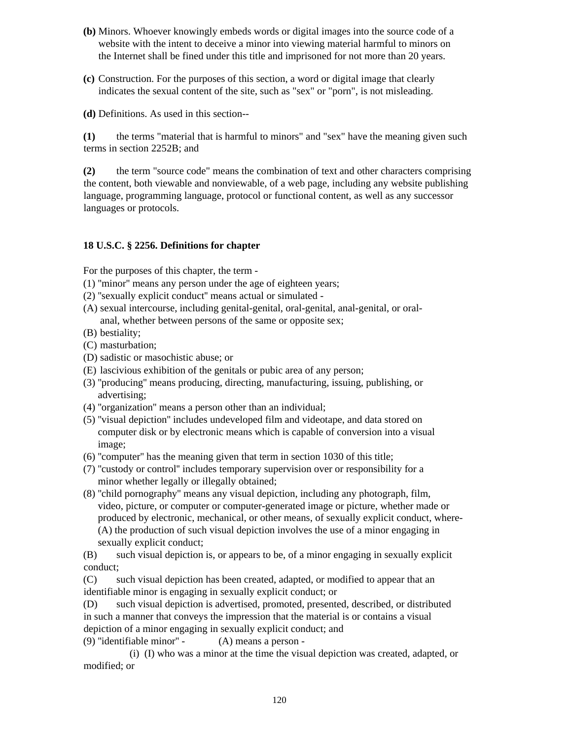**(b)** Minors. Whoever knowingly embeds words or digital images into the source code of a website with the intent to deceive a minor into viewing material harmful to minors on the Internet shall be fined under this title and imprisoned for not more than 20 years.

**(c)** Construction. For the purposes of this section, a word or digital image that clearly indicates the sexual content of the site, such as "sex" or "porn", is not misleading.

**(d)** Definitions. As used in this section--

**(1)** the terms "material that is harmful to minors" and "sex" have the meaning given such terms in section 2252B; and

**(2)** the term "source code" means the combination of text and other characters comprising the content, both viewable and nonviewable, of a web page, including any website publishing language, programming language, protocol or functional content, as well as any successor languages or protocols.

**18 U.S.C. § 2256. Definitions for chapter**

For the purposes of this chapter, the term -

(1) "minor" means any person under the age of eighteen years;

(2) "sexually explicit conduct" means actual or simulated -

(A) sexual intercourse, including genital-genital, oral-genital, anal-genital, or oral-anal, whether between persons of the same or opposite sex;

(B) bestiality;

(C) masturbation;

(D) sadistic or masochistic abuse; or

(E) lascivious exhibition of the genitals or pubic area of any person;

(3) "producing" means producing, directing, manufacturing, issuing, publishing, or advertising;

(4) "organization" means a person other than an individual;

(5) "visual depiction" includes undeveloped film and videotape, and data stored on computer disk or by electronic means which is capable of conversion into a visual image;

(6) "computer" has the meaning given that term in section 1030 of this title;

(7) "custody or control" includes temporary supervision over or responsibility for a minor whether legally or illegally obtained;

(8) "child pornography" means any visual depiction, including any photograph, film, video, picture, or computer or computer-generated image or picture, whether made or produced by electronic, mechanical, or other means, of sexually explicit conduct, where- (A) the production of such visual depiction involves the use of a minor engaging in sexually explicit conduct;

(B) such visual depiction is, or appears to be, of a minor engaging in sexually explicit conduct;

(C) such visual depiction has been created, adapted, or modified to appear that an identifiable minor is engaging in sexually explicit conduct; or

(D) such visual depiction is advertised, promoted, presented, described, or distributed in such a manner that conveys the impression that the material is or contains a visual depiction of a minor engaging in sexually explicit conduct; and

(9) "identifiable minor" - (A) means a person -

(i) (I) who was a minor at the time the visual depiction was created, adapted, or modified; or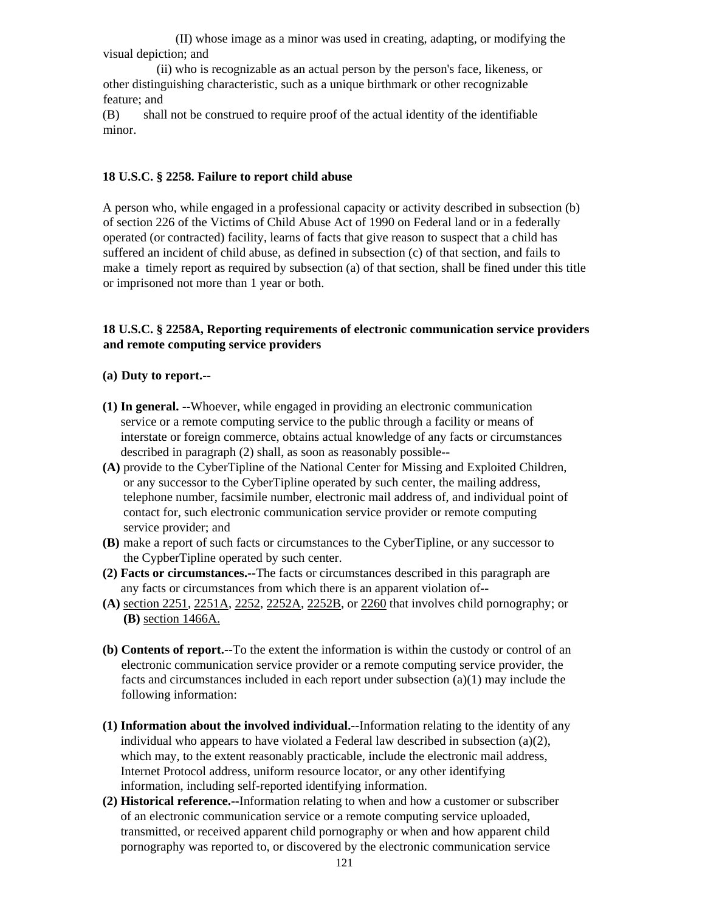(II) whose image as a minor was used in creating, adapting, or modifying the visual depiction; and

(ii) who is recognizable as an actual person by the person's face, likeness, or other distinguishing characteristic, such as a unique birthmark or other recognizable feature; and

(B) shall not be construed to require proof of the actual identity of the identifiable minor.

**18 U.S.C. § 2258. Failure to report child abuse**

A person who, while engaged in a professional capacity or activity described in subsection (b) of section 226 of the Victims of Child Abuse Act of 1990 on Federal land or in a federally operated (or contracted) facility, learns of facts that give reason to suspect that a child has suffered an incident of child abuse, as defined in subsection (c) of that section, and fails to make a timely report as required by subsection (a) of that section, shall be fined under this title or imprisoned not more than 1 year or both.

**18 U.S.C. § 2258A, Reporting requirements of electronic communication service providers and remote computing service providers**

**(a) Duty to report.--**

**(1) In general. --**Whoever, while engaged in providing an electronic communication service or a remote computing service to the public through a facility or means of interstate or foreign commerce, obtains actual knowledge of any facts or circumstances described in paragraph (2) shall, as soon as reasonably possible--

**(A)** provide to the CyberTipline of the National Center for Missing and Exploited Children, or any successor to the CyberTipline operated by such center, the mailing address, telephone number, facsimile number, electronic mail address of, and individual point of contact for, such electronic communication service provider or remote computing service provider; and

**(B)** make a report of such facts or circumstances to the CyberTipline, or any successor to the CypberTipline operated by such center.

**(2) Facts or circumstances.--**The facts or circumstances described in this paragraph are any facts or circumstances from which there is an apparent violation of--

**(A)** section 2251, 2251A, 2252, 2252A, 2252B, or 2260 that involves child pornography; or

**(B)** section 1466A.

**(b) Contents of report.--**To the extent the information is within the custody or control of an electronic communication service provider or a remote computing service provider, the facts and circumstances included in each report under subsection (a)(1) may include the following information:

**(1) Information about the involved individual.--**Information relating to the identity of any individual who appears to have violated a Federal law described in subsection (a)(2), which may, to the extent reasonably practicable, include the electronic mail address, Internet Protocol address, uniform resource locator, or any other identifying information, including self-reported identifying information.

**(2) Historical reference.--**Information relating to when and how a customer or subscriber of an electronic communication service or a remote computing service uploaded, transmitted, or received apparent child pornography or when and how apparent child pornography was reported to, or discovered by the electronic communication service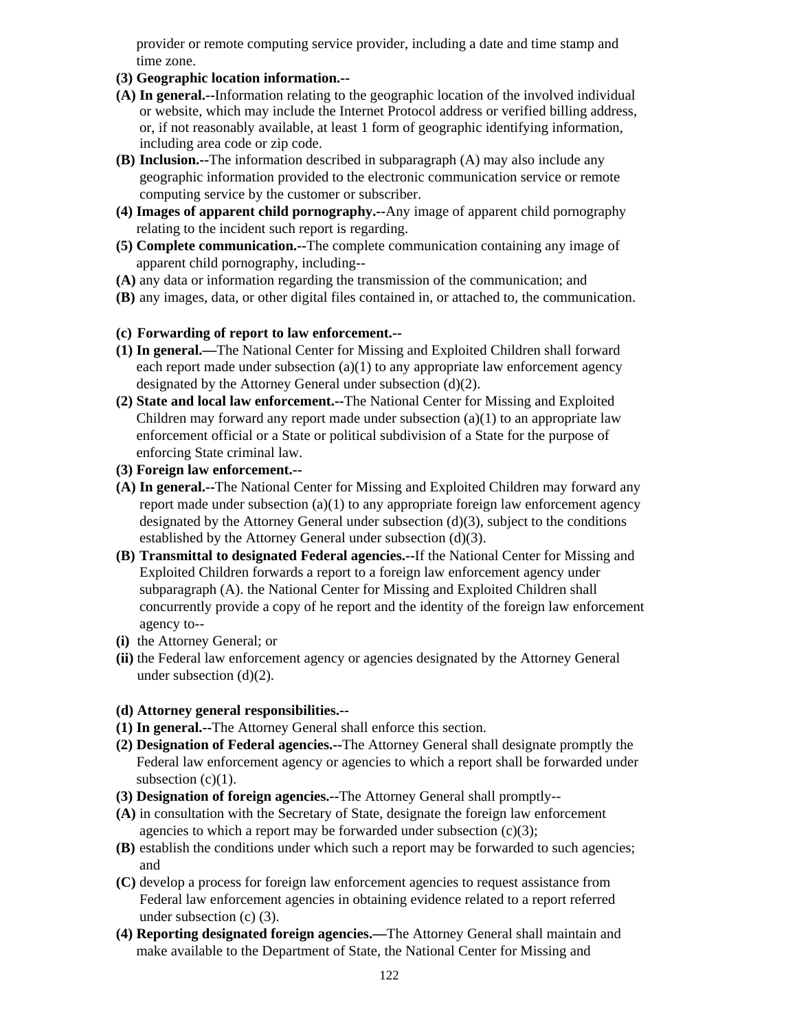provider or remote computing service provider, including a date and time stamp and time zone.

**(3) Geographic location information.--**

**(A) In general.--**Information relating to the geographic location of the involved individual or website, which may include the Internet Protocol address or verified billing address, or, if not reasonably available, at least 1 form of geographic identifying information, including area code or zip code.

**(B) Inclusion.--**The information described in subparagraph (A) may also include any geographic information provided to the electronic communication service or remote computing service by the customer or subscriber.

**(4) Images of apparent child pornography.--**Any image of apparent child pornography relating to the incident such report is regarding.

**(5) Complete communication.--**The complete communication containing any image of apparent child pornography, including--

**(A)** any data or information regarding the transmission of the communication; and

**(B)** any images, data, or other digital files contained in, or attached to, the communication.

**(c) Forwarding of report to law enforcement.--**

**(1) In general.—**The National Center for Missing and Exploited Children shall forward each report made under subsection (a)(1) to any appropriate law enforcement agency designated by the Attorney General under subsection (d)(2).

**(2) State and local law enforcement.--**The National Center for Missing and Exploited Children may forward any report made under subsection (a)(1) to an appropriate law enforcement official or a State or political subdivision of a State for the purpose of enforcing State criminal law.

**(3) Foreign law enforcement.--**

**(A) In general.--**The National Center for Missing and Exploited Children may forward any report made under subsection (a)(1) to any appropriate foreign law enforcement agency designated by the Attorney General under subsection (d)(3), subject to the conditions established by the Attorney General under subsection (d)(3).

**(B) Transmittal to designated Federal agencies.--**If the National Center for Missing and Exploited Children forwards a report to a foreign law enforcement agency under subparagraph (A). the National Center for Missing and Exploited Children shall concurrently provide a copy of he report and the identity of the foreign law enforcement agency to--

**(i)** the Attorney General; or

**(ii)** the Federal law enforcement agency or agencies designated by the Attorney General under subsection (d)(2).

**(d) Attorney general responsibilities.--**

**(1) In general.--**The Attorney General shall enforce this section.

**(2) Designation of Federal agencies.--**The Attorney General shall designate promptly the Federal law enforcement agency or agencies to which a report shall be forwarded under subsection (c)(1).

**(3) Designation of foreign agencies.--**The Attorney General shall promptly--

**(A)** in consultation with the Secretary of State, designate the foreign law enforcement agencies to which a report may be forwarded under subsection (c)(3);

**(B)** establish the conditions under which such a report may be forwarded to such agencies; and

**(C)** develop a process for foreign law enforcement agencies to request assistance from Federal law enforcement agencies in obtaining evidence related to a report referred under subsection (c) (3).

**(4) Reporting designated foreign agencies.—**The Attorney General shall maintain and make available to the Department of State, the National Center for Missing and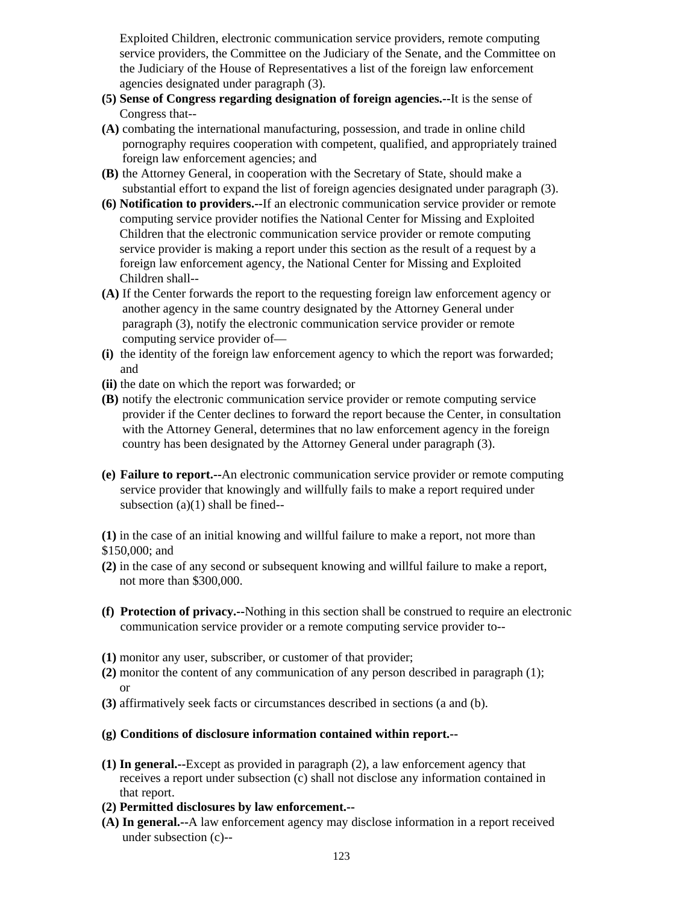Exploited Children, electronic communication service providers, remote computing service providers, the Committee on the Judiciary of the Senate, and the Committee on the Judiciary of the House of Representatives a list of the foreign law enforcement agencies designated under paragraph (3).

**(5) Sense of Congress regarding designation of foreign agencies.--**It is the sense of Congress that--

**(A)** combating the international manufacturing, possession, and trade in online child pornography requires cooperation with competent, qualified, and appropriately trained foreign law enforcement agencies; and

**(B)** the Attorney General, in cooperation with the Secretary of State, should make a substantial effort to expand the list of foreign agencies designated under paragraph (3).

**(6) Notification to providers.--**If an electronic communication service provider or remote computing service provider notifies the National Center for Missing and Exploited Children that the electronic communication service provider or remote computing service provider is making a report under this section as the result of a request by a foreign law enforcement agency, the National Center for Missing and Exploited Children shall--

**(A)** If the Center forwards the report to the requesting foreign law enforcement agency or another agency in the same country designated by the Attorney General under paragraph (3), notify the electronic communication service provider or remote computing service provider of—

**(i)** the identity of the foreign law enforcement agency to which the report was forwarded; and

**(ii)** the date on which the report was forwarded; or

**(B)** notify the electronic communication service provider or remote computing service provider if the Center declines to forward the report because the Center, in consultation with the Attorney General, determines that no law enforcement agency in the foreign country has been designated by the Attorney General under paragraph (3).

**(e) Failure to report.--**An electronic communication service provider or remote computing service provider that knowingly and willfully fails to make a report required under subsection (a)(1) shall be fined--

**(1)** in the case of an initial knowing and willful failure to make a report, not more than $150,000; and

**(2)** in the case of any second or subsequent knowing and willful failure to make a report, not more than $300,000.

**(f) Protection of privacy.--**Nothing in this section shall be construed to require an electronic communication service provider or a remote computing service provider to--

**(1)** monitor any user, subscriber, or customer of that provider;

**(2)** monitor the content of any communication of any person described in paragraph (1); or

**(3)** affirmatively seek facts or circumstances described in sections (a and (b).

**(g) Conditions of disclosure information contained within report.--**

**(1) In general.--**Except as provided in paragraph (2), a law enforcement agency that receives a report under subsection (c) shall not disclose any information contained in that report.

**(2) Permitted disclosures by law enforcement.--**

**(A) In general.--**A law enforcement agency may disclose information in a report received under subsection (c)--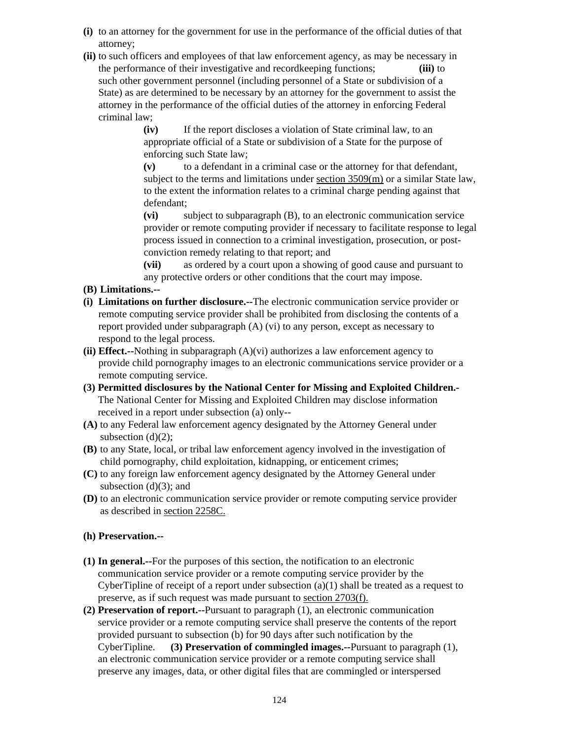**(i)** to an attorney for the government for use in the performance of the official duties of that attorney;

**(ii)** to such officers and employees of that law enforcement agency, as may be necessary in the performance of their investigative and recordkeeping functions;

**(iii)** to such other government personnel (including personnel of a State or subdivision of a State) as are determined to be necessary by an attorney for the government to assist the attorney in the performance of the official duties of the attorney in enforcing Federal criminal law;

**(iv)** If the report discloses a violation of State criminal law, to an appropriate official of a State or subdivision of a State for the purpose of enforcing such State law;

**(v)** to a defendant in a criminal case or the attorney for that defendant, subject to the terms and limitations under section 3509(m) or a similar State law, to the extent the information relates to a criminal charge pending against that defendant;

**(vi)** subject to subparagraph (B), to an electronic communication service provider or remote computing provider if necessary to facilitate response to legal process issued in connection to a criminal investigation, prosecution, or post-conviction remedy relating to that report; and

**(vii)** as ordered by a court upon a showing of good cause and pursuant to any protective orders or other conditions that the court may impose.

**(B) Limitations.--**

**(i) Limitations on further disclosure.--**The electronic communication service provider or remote computing service provider shall be prohibited from disclosing the contents of a report provided under subparagraph (A) (vi) to any person, except as necessary to respond to the legal process.

**(ii) Effect.--**Nothing in subparagraph (A)(vi) authorizes a law enforcement agency to provide child pornography images to an electronic communications service provider or a remote computing service.

**(3) Permitted disclosures by the National Center for Missing and Exploited Children.-** The National Center for Missing and Exploited Children may disclose information received in a report under subsection (a) only--

**(A)** to any Federal law enforcement agency designated by the Attorney General under subsection (d)(2);

**(B)** to any State, local, or tribal law enforcement agency involved in the investigation of child pornography, child exploitation, kidnapping, or enticement crimes;

**(C)** to any foreign law enforcement agency designated by the Attorney General under subsection (d)(3); and

**(D)** to an electronic communication service provider or remote computing service provider as described in section 2258C.

**(h) Preservation.--**

**(1) In general.--**For the purposes of this section, the notification to an electronic communication service provider or a remote computing service provider by the CyberTipline of receipt of a report under subsection (a)(1) shall be treated as a request to preserve, as if such request was made pursuant to section 2703(f).

**(2) Preservation of report.--**Pursuant to paragraph (1), an electronic communication service provider or a remote computing service shall preserve the contents of the report provided pursuant to subsection (b) for 90 days after such notification by the CyberTipline.

**(3) Preservation of commingled images.--**Pursuant to paragraph (1), an electronic communication service provider or a remote computing service shall preserve any images, data, or other digital files that are commingled or interspersed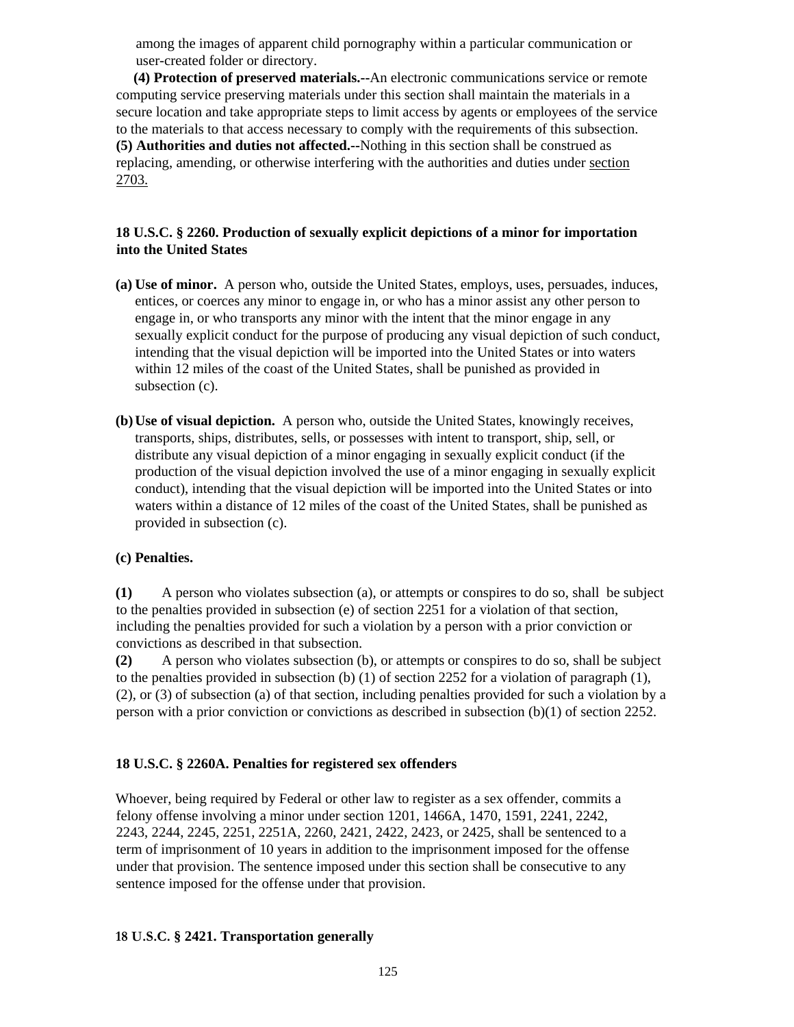among the images of apparent child pornography within a particular communication or user-created folder or directory.

**(4) Protection of preserved materials.--**An electronic communications service or remote computing service preserving materials under this section shall maintain the materials in a secure location and take appropriate steps to limit access by agents or employees of the service to the materials to that access necessary to comply with the requirements of this subsection.

**(5) Authorities and duties not affected.--**Nothing in this section shall be construed as replacing, amending, or otherwise interfering with the authorities and duties under section 2703.

**18 U.S.C. § 2260. Production of sexually explicit depictions of a minor for importation into the United States**

**(a) Use of minor.** A person who, outside the United States, employs, uses, persuades, induces, entices, or coerces any minor to engage in, or who has a minor assist any other person to engage in, or who transports any minor with the intent that the minor engage in any sexually explicit conduct for the purpose of producing any visual depiction of such conduct, intending that the visual depiction will be imported into the United States or into waters within 12 miles of the coast of the United States, shall be punished as provided in subsection (c).

**(b) Use of visual depiction.** A person who, outside the United States, knowingly receives, transports, ships, distributes, sells, or possesses with intent to transport, ship, sell, or distribute any visual depiction of a minor engaging in sexually explicit conduct (if the production of the visual depiction involved the use of a minor engaging in sexually explicit conduct), intending that the visual depiction will be imported into the United States or into waters within a distance of 12 miles of the coast of the United States, shall be punished as provided in subsection (c).

**(c) Penalties.**

**(1)** A person who violates subsection (a), or attempts or conspires to do so, shall be subject to the penalties provided in subsection (e) of section 2251 for a violation of that section, including the penalties provided for such a violation by a person with a prior conviction or convictions as described in that subsection.

**(2)** A person who violates subsection (b), or attempts or conspires to do so, shall be subject to the penalties provided in subsection (b) (1) of section 2252 for a violation of paragraph (1), (2), or (3) of subsection (a) of that section, including penalties provided for such a violation by a person with a prior conviction or convictions as described in subsection (b)(1) of section 2252.

**18 U.S.C. § 2260A. Penalties for registered sex offenders**

Whoever, being required by Federal or other law to register as a sex offender, commits a felony offense involving a minor under section 1201, 1466A, 1470, 1591, 2241, 2242, 2243, 2244, 2245, 2251, 2251A, 2260, 2421, 2422, 2423, or 2425, shall be sentenced to a term of imprisonment of 10 years in addition to the imprisonment imposed for the offense under that provision. The sentence imposed under this section shall be consecutive to any sentence imposed for the offense under that provision.

**18 U.S.C. § 2421. Transportation generally**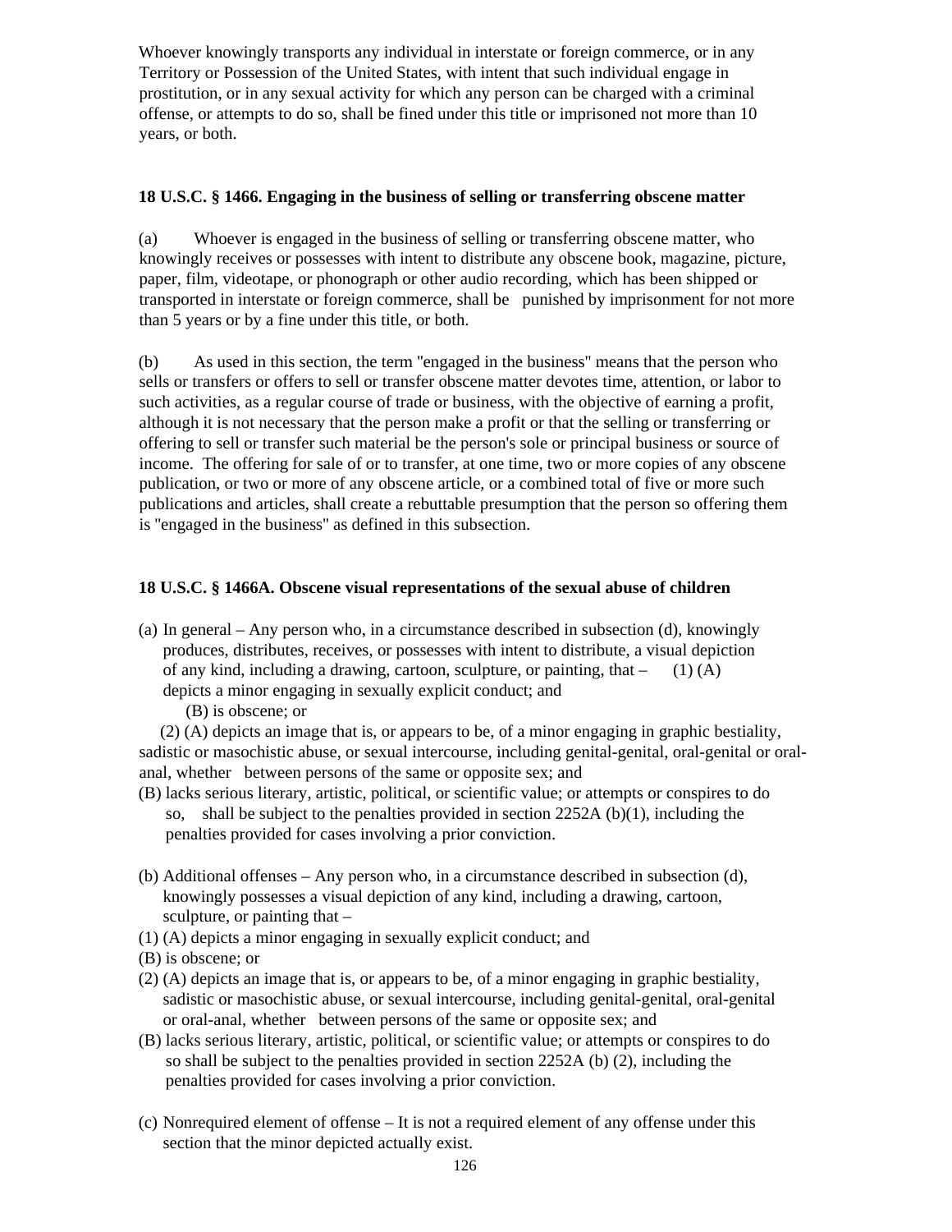Whoever knowingly transports any individual in interstate or foreign commerce, or in any Territory or Possession of the United States, with intent that such individual engage in prostitution, or in any sexual activity for which any person can be charged with a criminal offense, or attempts to do so, shall be fined under this title or imprisoned not more than 10 years, or both.

**18 U.S.C. § 1466. Engaging in the business of selling or transferring obscene matter**

(a) Whoever is engaged in the business of selling or transferring obscene matter, who knowingly receives or possesses with intent to distribute any obscene book, magazine, picture, paper, film, videotape, or phonograph or other audio recording, which has been shipped or transported in interstate or foreign commerce, shall be punished by imprisonment for not more than 5 years or by a fine under this title, or both.

(b) As used in this section, the term "engaged in the business" means that the person who sells or transfers or offers to sell or transfer obscene matter devotes time, attention, or labor to such activities, as a regular course of trade or business, with the objective of earning a profit, although it is not necessary that the person make a profit or that the selling or transferring or offering to sell or transfer such material be the person's sole or principal business or source of income. The offering for sale of or to transfer, at one time, two or more copies of any obscene publication, or two or more of any obscene article, or a combined total of five or more such publications and articles, shall create a rebuttable presumption that the person so offering them is "engaged in the business" as defined in this subsection.

**18 U.S.C. § 1466A. Obscene visual representations of the sexual abuse of children**

(a) In general – Any person who, in a circumstance described in subsection (d), knowingly produces, distributes, receives, or possesses with intent to distribute, a visual depiction of any kind, including a drawing, cartoon, sculpture, or painting, that – (1) (A) depicts a minor engaging in sexually explicit conduct; and

(B) is obscene; or

(2) (A) depicts an image that is, or appears to be, of a minor engaging in graphic bestiality, sadistic or masochistic abuse, or sexual intercourse, including genital-genital, oral-genital or oral-anal, whether between persons of the same or opposite sex; and

(B) lacks serious literary, artistic, political, or scientific value; or attempts or conspires to do so, shall be subject to the penalties provided in section 2252A (b)(1), including the penalties provided for cases involving a prior conviction.

(b) Additional offenses – Any person who, in a circumstance described in subsection (d), knowingly possesses a visual depiction of any kind, including a drawing, cartoon, sculpture, or painting that –

(1) (A) depicts a minor engaging in sexually explicit conduct; and

(B) is obscene; or

(2) (A) depicts an image that is, or appears to be, of a minor engaging in graphic bestiality, sadistic or masochistic abuse, or sexual intercourse, including genital-genital, oral-genital or oral-anal, whether between persons of the same or opposite sex; and

(B) lacks serious literary, artistic, political, or scientific value; or attempts or conspires to do so shall be subject to the penalties provided in section 2252A (b) (2), including the penalties provided for cases involving a prior conviction.

(c) Nonrequired element of offense – It is not a required element of any offense under this section that the minor depicted actually exist.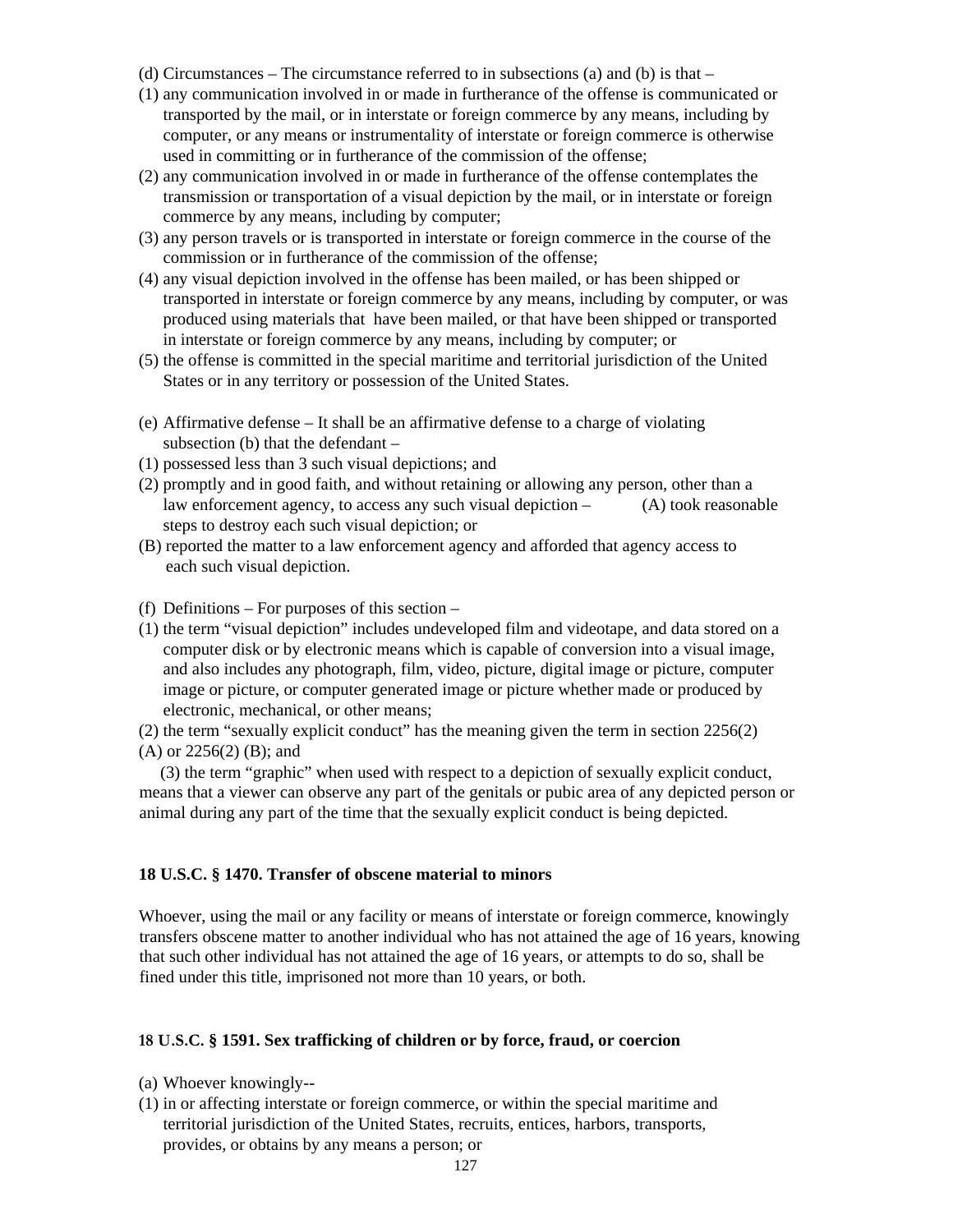(d) Circumstances – The circumstance referred to in subsections (a) and (b) is that –

(1) any communication involved in or made in furtherance of the offense is communicated or transported by the mail, or in interstate or foreign commerce by any means, including by computer, or any means or instrumentality of interstate or foreign commerce is otherwise used in committing or in furtherance of the commission of the offense;

(2) any communication involved in or made in furtherance of the offense contemplates the transmission or transportation of a visual depiction by the mail, or in interstate or foreign commerce by any means, including by computer;

(3) any person travels or is transported in interstate or foreign commerce in the course of the commission or in furtherance of the commission of the offense;

(4) any visual depiction involved in the offense has been mailed, or has been shipped or transported in interstate or foreign commerce by any means, including by computer, or was produced using materials that have been mailed, or that have been shipped or transported in interstate or foreign commerce by any means, including by computer; or

(5) the offense is committed in the special maritime and territorial jurisdiction of the United States or in any territory or possession of the United States.

(e) Affirmative defense – It shall be an affirmative defense to a charge of violating subsection (b) that the defendant –

(1) possessed less than 3 such visual depictions; and

(2) promptly and in good faith, and without retaining or allowing any person, other than a law enforcement agency, to access any such visual depiction – (A) took reasonable steps to destroy each such visual depiction; or

(B) reported the matter to a law enforcement agency and afforded that agency access to each such visual depiction.

(f) Definitions – For purposes of this section –

(1) the term "visual depiction" includes undeveloped film and videotape, and data stored on a computer disk or by electronic means which is capable of conversion into a visual image, and also includes any photograph, film, video, picture, digital image or picture, computer image or picture, or computer generated image or picture whether made or produced by electronic, mechanical, or other means;

(2) the term "sexually explicit conduct" has the meaning given the term in section 2256(2) (A) or 2256(2) (B); and

(3) the term "graphic" when used with respect to a depiction of sexually explicit conduct, means that a viewer can observe any part of the genitals or pubic area of any depicted person or animal during any part of the time that the sexually explicit conduct is being depicted.

**18 U.S.C. § 1470. Transfer of obscene material to minors**

Whoever, using the mail or any facility or means of interstate or foreign commerce, knowingly transfers obscene matter to another individual who has not attained the age of 16 years, knowing that such other individual has not attained the age of 16 years, or attempts to do so, shall be fined under this title, imprisoned not more than 10 years, or both.

**18 U.S.C. § 1591. Sex trafficking of children or by force, fraud, or coercion**

(a) Whoever knowingly--

(1) in or affecting interstate or foreign commerce, or within the special maritime and territorial jurisdiction of the United States, recruits, entices, harbors, transports, provides, or obtains by any means a person; or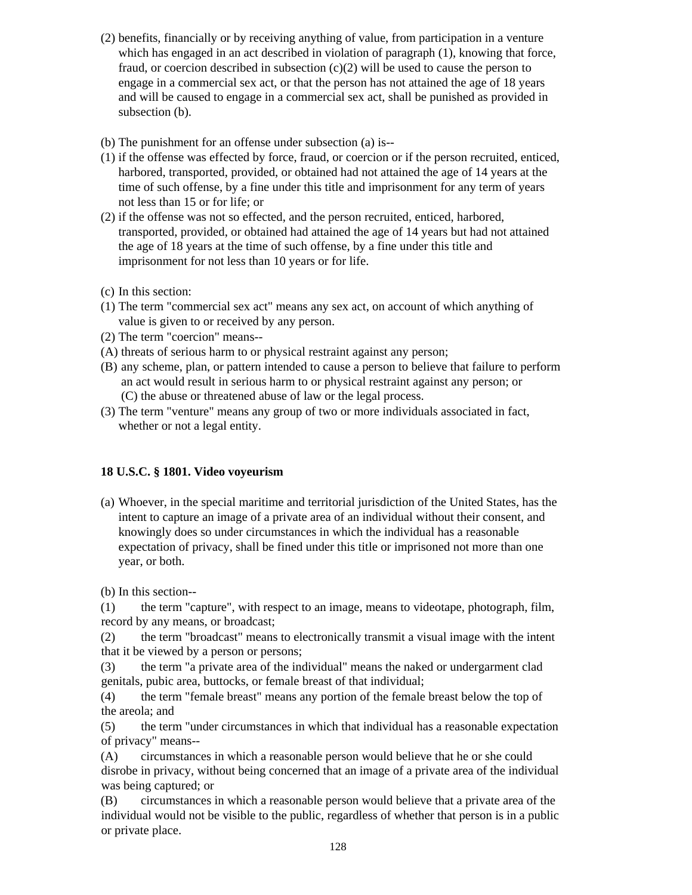(2) benefits, financially or by receiving anything of value, from participation in a venture which has engaged in an act described in violation of paragraph (1), knowing that force, fraud, or coercion described in subsection (c)(2) will be used to cause the person to engage in a commercial sex act, or that the person has not attained the age of 18 years and will be caused to engage in a commercial sex act, shall be punished as provided in subsection (b).

(b) The punishment for an offense under subsection (a) is--

(1) if the offense was effected by force, fraud, or coercion or if the person recruited, enticed, harbored, transported, provided, or obtained had not attained the age of 14 years at the time of such offense, by a fine under this title and imprisonment for any term of years not less than 15 or for life; or

(2) if the offense was not so effected, and the person recruited, enticed, harbored, transported, provided, or obtained had attained the age of 14 years but had not attained the age of 18 years at the time of such offense, by a fine under this title and imprisonment for not less than 10 years or for life.

(c) In this section:

(1) The term "commercial sex act" means any sex act, on account of which anything of value is given to or received by any person.

(2) The term "coercion" means--

(A) threats of serious harm to or physical restraint against any person;

(B) any scheme, plan, or pattern intended to cause a person to believe that failure to perform an act would result in serious harm to or physical restraint against any person; or

(C) the abuse or threatened abuse of law or the legal process.

(3) The term "venture" means any group of two or more individuals associated in fact, whether or not a legal entity.

**18 U.S.C. § 1801. Video voyeurism**

(a) Whoever, in the special maritime and territorial jurisdiction of the United States, has the intent to capture an image of a private area of an individual without their consent, and knowingly does so under circumstances in which the individual has a reasonable expectation of privacy, shall be fined under this title or imprisoned not more than one year, or both.

(b) In this section--

(1) the term "capture", with respect to an image, means to videotape, photograph, film, record by any means, or broadcast;

(2) the term "broadcast" means to electronically transmit a visual image with the intent that it be viewed by a person or persons;

(3) the term "a private area of the individual" means the naked or undergarment clad genitals, pubic area, buttocks, or female breast of that individual;

(4) the term "female breast" means any portion of the female breast below the top of the areola; and

(5) the term "under circumstances in which that individual has a reasonable expectation of privacy" means--

(A) circumstances in which a reasonable person would believe that he or she could disrobe in privacy, without being concerned that an image of a private area of the individual was being captured; or

(B) circumstances in which a reasonable person would believe that a private area of the individual would not be visible to the public, regardless of whether that person is in a public or private place.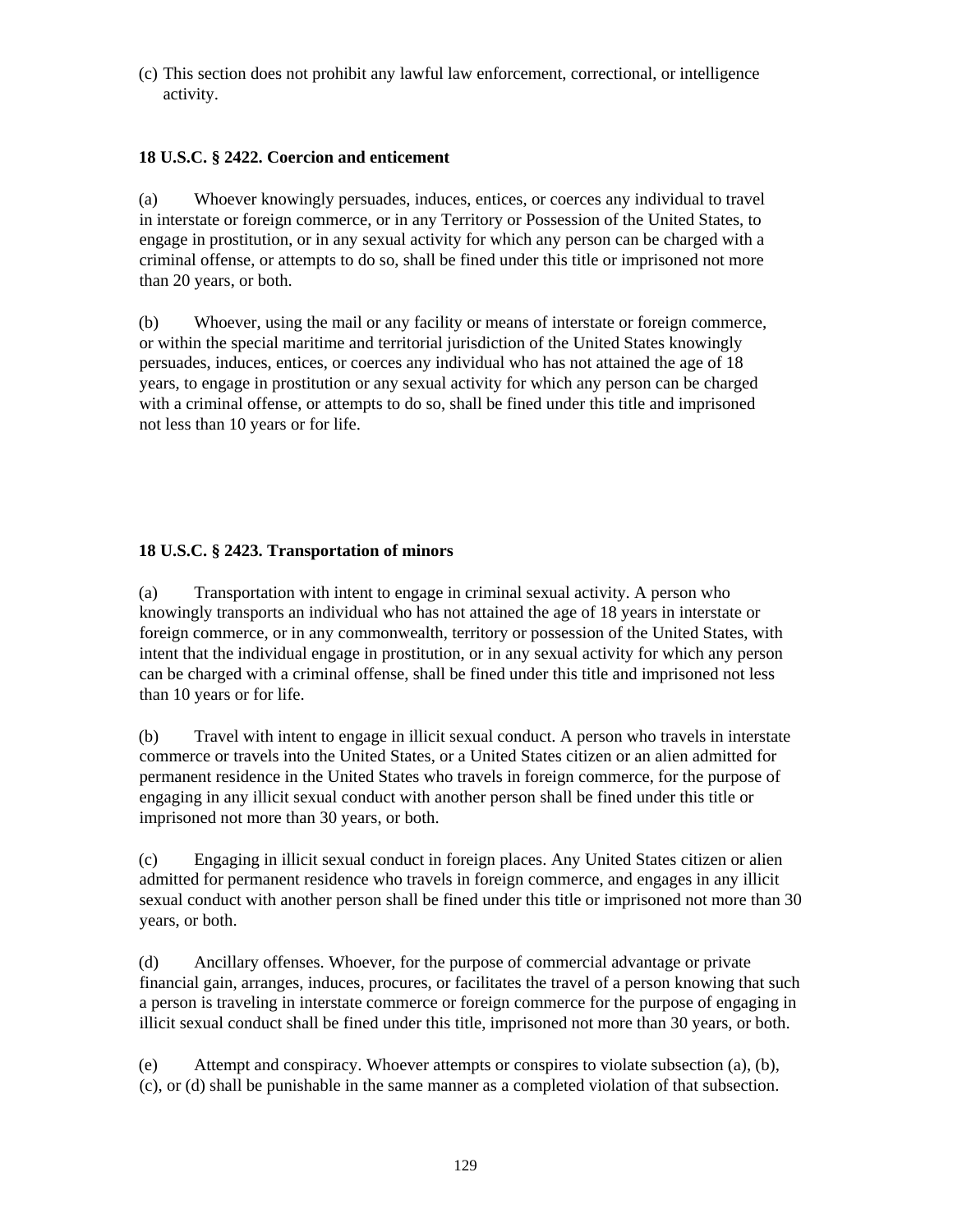(c) This section does not prohibit any lawful law enforcement, correctional, or intelligence activity.

**18 U.S.C. § 2422. Coercion and enticement**

(a) Whoever knowingly persuades, induces, entices, or coerces any individual to travel in interstate or foreign commerce, or in any Territory or Possession of the United States, to engage in prostitution, or in any sexual activity for which any person can be charged with a criminal offense, or attempts to do so, shall be fined under this title or imprisoned not more than 20 years, or both.

(b) Whoever, using the mail or any facility or means of interstate or foreign commerce, or within the special maritime and territorial jurisdiction of the United States knowingly persuades, induces, entices, or coerces any individual who has not attained the age of 18 years, to engage in prostitution or any sexual activity for which any person can be charged with a criminal offense, or attempts to do so, shall be fined under this title and imprisoned not less than 10 years or for life.

**18 U.S.C. § 2423. Transportation of minors**

(a) Transportation with intent to engage in criminal sexual activity. A person who knowingly transports an individual who has not attained the age of 18 years in interstate or foreign commerce, or in any commonwealth, territory or possession of the United States, with intent that the individual engage in prostitution, or in any sexual activity for which any person can be charged with a criminal offense, shall be fined under this title and imprisoned not less than 10 years or for life.

(b) Travel with intent to engage in illicit sexual conduct. A person who travels in interstate commerce or travels into the United States, or a United States citizen or an alien admitted for permanent residence in the United States who travels in foreign commerce, for the purpose of engaging in any illicit sexual conduct with another person shall be fined under this title or imprisoned not more than 30 years, or both.

(c) Engaging in illicit sexual conduct in foreign places. Any United States citizen or alien admitted for permanent residence who travels in foreign commerce, and engages in any illicit sexual conduct with another person shall be fined under this title or imprisoned not more than 30 years, or both.

(d) Ancillary offenses. Whoever, for the purpose of commercial advantage or private financial gain, arranges, induces, procures, or facilitates the travel of a person knowing that such a person is traveling in interstate commerce or foreign commerce for the purpose of engaging in illicit sexual conduct shall be fined under this title, imprisoned not more than 30 years, or both.

(e) Attempt and conspiracy. Whoever attempts or conspires to violate subsection (a), (b), (c), or (d) shall be punishable in the same manner as a completed violation of that subsection.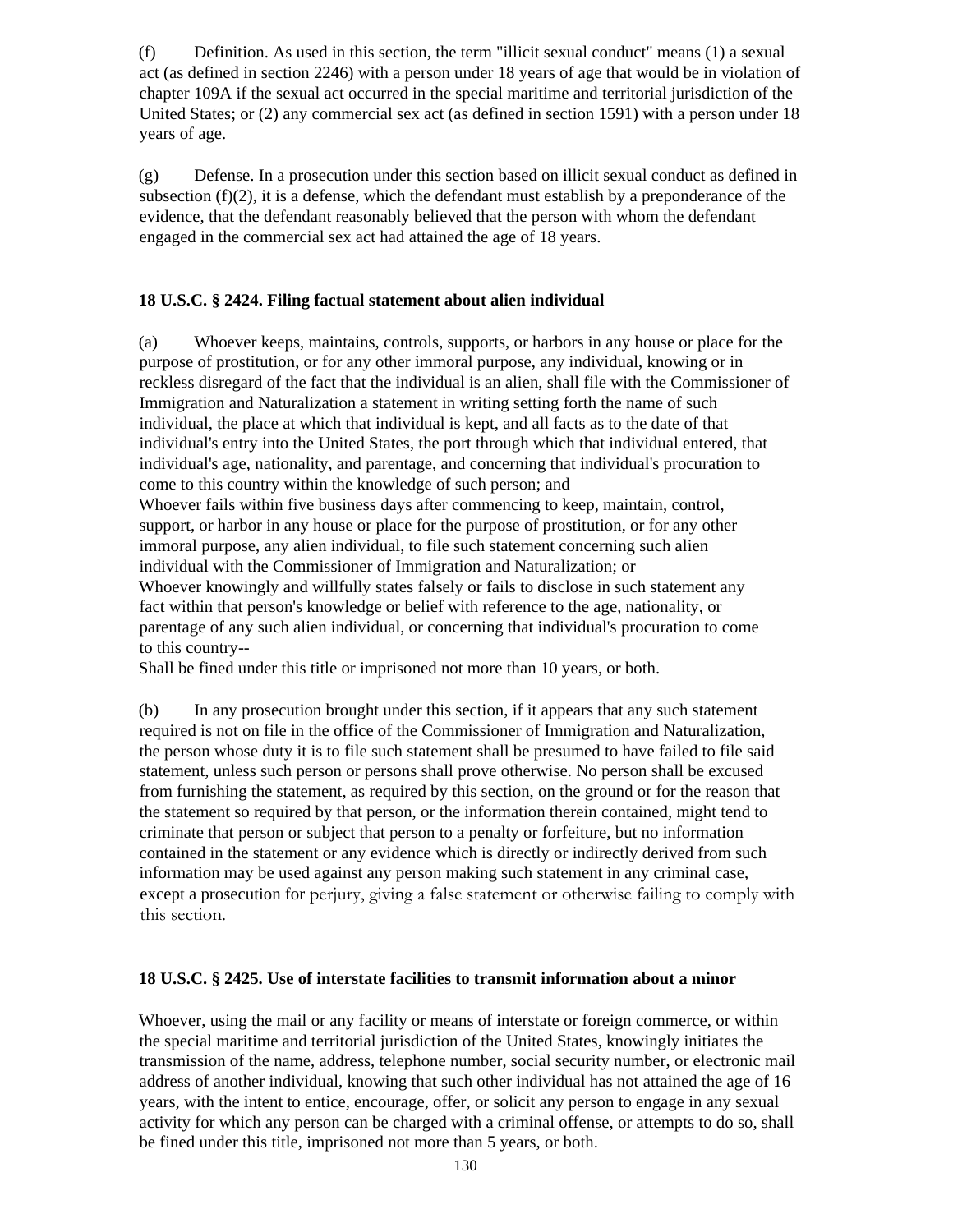(f) Definition. As used in this section, the term "illicit sexual conduct" means (1) a sexual act (as defined in section 2246) with a person under 18 years of age that would be in violation of chapter 109A if the sexual act occurred in the special maritime and territorial jurisdiction of the United States; or (2) any commercial sex act (as defined in section 1591) with a person under 18 years of age.

(g) Defense. In a prosecution under this section based on illicit sexual conduct as defined in subsection (f)(2), it is a defense, which the defendant must establish by a preponderance of the evidence, that the defendant reasonably believed that the person with whom the defendant engaged in the commercial sex act had attained the age of 18 years.

**18 U.S.C. § 2424. Filing factual statement about alien individual**

(a) Whoever keeps, maintains, controls, supports, or harbors in any house or place for the purpose of prostitution, or for any other immoral purpose, any individual, knowing or in reckless disregard of the fact that the individual is an alien, shall file with the Commissioner of Immigration and Naturalization a statement in writing setting forth the name of such individual, the place at which that individual is kept, and all facts as to the date of that individual's entry into the United States, the port through which that individual entered, that individual's age, nationality, and parentage, and concerning that individual's procuration to come to this country within the knowledge of such person; and

Whoever fails within five business days after commencing to keep, maintain, control, support, or harbor in any house or place for the purpose of prostitution, or for any other immoral purpose, any alien individual, to file such statement concerning such alien individual with the Commissioner of Immigration and Naturalization; or

Whoever knowingly and willfully states falsely or fails to disclose in such statement any fact within that person's knowledge or belief with reference to the age, nationality, or parentage of any such alien individual, or concerning that individual's procuration to come to this country--

Shall be fined under this title or imprisoned not more than 10 years, or both.

(b) In any prosecution brought under this section, if it appears that any such statement required is not on file in the office of the Commissioner of Immigration and Naturalization, the person whose duty it is to file such statement shall be presumed to have failed to file said statement, unless such person or persons shall prove otherwise. No person shall be excused from furnishing the statement, as required by this section, on the ground or for the reason that the statement so required by that person, or the information therein contained, might tend to criminate that person or subject that person to a penalty or forfeiture, but no information contained in the statement or any evidence which is directly or indirectly derived from such information may be used against any person making such statement in any criminal case, except a prosecution for perjury, giving a false statement or otherwise failing to comply with this section.

**18 U.S.C. § 2425. Use of interstate facilities to transmit information about a minor**

Whoever, using the mail or any facility or means of interstate or foreign commerce, or within the special maritime and territorial jurisdiction of the United States, knowingly initiates the transmission of the name, address, telephone number, social security number, or electronic mail address of another individual, knowing that such other individual has not attained the age of 16 years, with the intent to entice, encourage, offer, or solicit any person to engage in any sexual activity for which any person can be charged with a criminal offense, or attempts to do so, shall be fined under this title, imprisoned not more than 5 years, or both.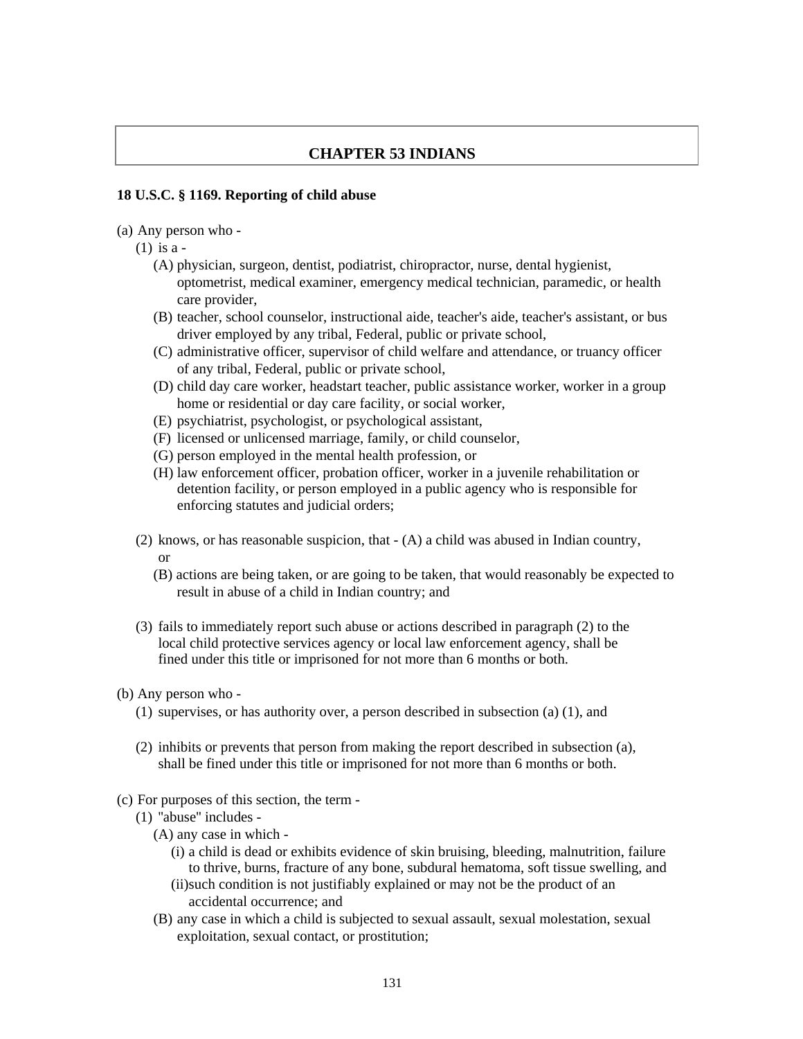# CHAPTER 53 INDIANS

**18 U.S.C. § 1169. Reporting of child abuse**

(a) Any person who -

- (1) is a -
  - (A) physician, surgeon, dentist, podiatrist, chiropractor, nurse, dental hygienist, optometrist, medical examiner, emergency medical technician, paramedic, or health care provider,
  - (B) teacher, school counselor, instructional aide, teacher's aide, teacher's assistant, or bus driver employed by any tribal, Federal, public or private school,
  - (C) administrative officer, supervisor of child welfare and attendance, or truancy officer of any tribal, Federal, public or private school,
  - (D) child day care worker, headstart teacher, public assistance worker, worker in a group home or residential or day care facility, or social worker,
  - (E) psychiatrist, psychologist, or psychological assistant,
  - (F) licensed or unlicensed marriage, family, or child counselor,
  - (G) person employed in the mental health profession, or
  - (H) law enforcement officer, probation officer, worker in a juvenile rehabilitation or detention facility, or person employed in a public agency who is responsible for enforcing statutes and judicial orders;

- (2) knows, or has reasonable suspicion, that - (A) a child was abused in Indian country, or
  - (B) actions are being taken, or are going to be taken, that would reasonably be expected to result in abuse of a child in Indian country; and

- (3) fails to immediately report such abuse or actions described in paragraph (2) to the local child protective services agency or local law enforcement agency, shall be fined under this title or imprisoned for not more than 6 months or both.

(b) Any person who -

- (1) supervises, or has authority over, a person described in subsection (a) (1), and

- (2) inhibits or prevents that person from making the report described in subsection (a), shall be fined under this title or imprisoned for not more than 6 months or both.

(c) For purposes of this section, the term -

- (1) "abuse" includes -
  - (A) any case in which -
    - (i) a child is dead or exhibits evidence of skin bruising, bleeding, malnutrition, failure to thrive, burns, fracture of any bone, subdural hematoma, soft tissue swelling, and
    - (ii) such condition is not justifiably explained or may not be the product of an accidental occurrence; and
  - (B) any case in which a child is subjected to sexual assault, sexual molestation, sexual exploitation, sexual contact, or prostitution;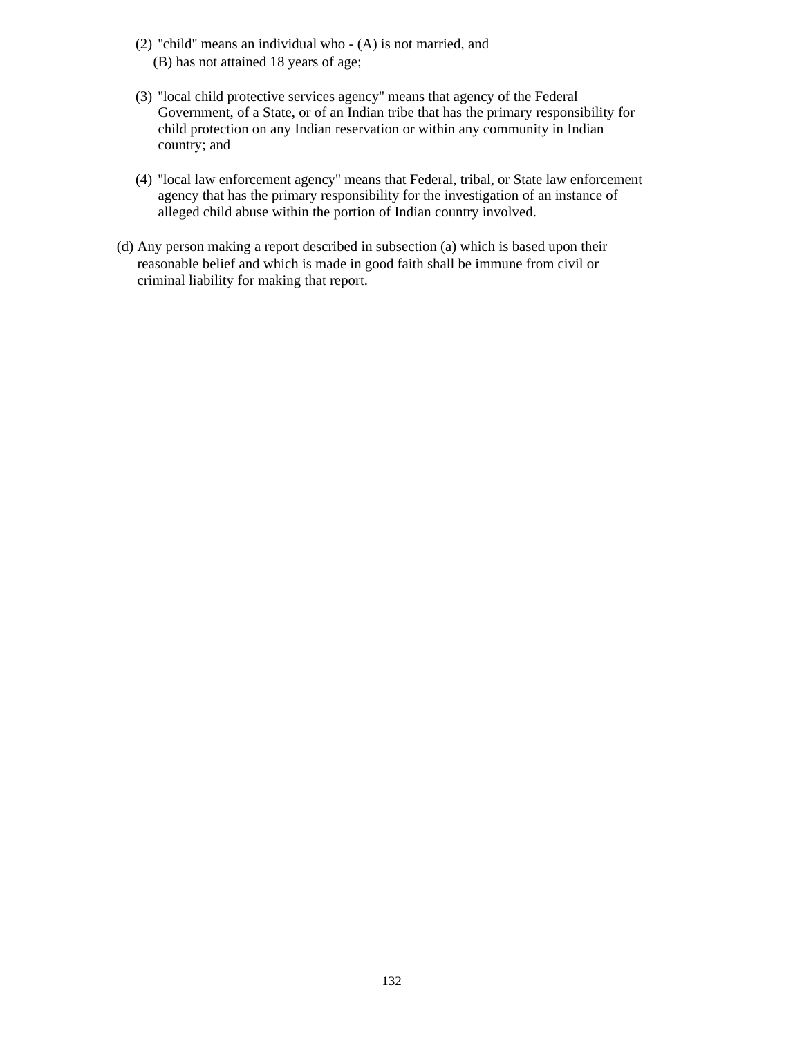(2) "child" means an individual who - (A) is not married, and
(B) has not attained 18 years of age;

(3) "local child protective services agency" means that agency of the Federal Government, of a State, or of an Indian tribe that has the primary responsibility for child protection on any Indian reservation or within any community in Indian country; and

(4) "local law enforcement agency" means that Federal, tribal, or State law enforcement agency that has the primary responsibility for the investigation of an instance of alleged child abuse within the portion of Indian country involved.

(d) Any person making a report described in subsection (a) which is based upon their reasonable belief and which is made in good faith shall be immune from civil or criminal liability for making that report.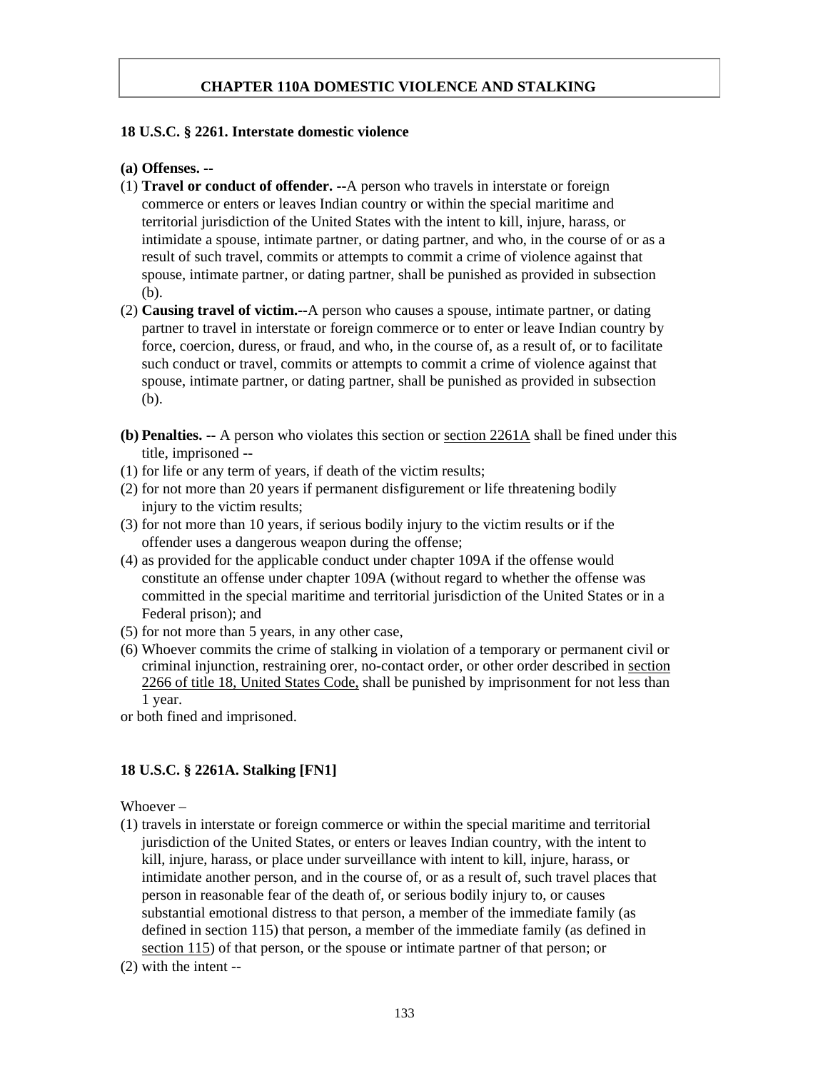## CHAPTER 110A DOMESTIC VIOLENCE AND STALKING

### 18 U.S.C. § 2261. Interstate domestic violence

**(a) Offenses. --**

(1) **Travel or conduct of offender. --**A person who travels in interstate or foreign commerce or enters or leaves Indian country or within the special maritime and territorial jurisdiction of the United States with the intent to kill, injure, harass, or intimidate a spouse, intimate partner, or dating partner, and who, in the course of or as a result of such travel, commits or attempts to commit a crime of violence against that spouse, intimate partner, or dating partner, shall be punished as provided in subsection (b).

(2) **Causing travel of victim.--**A person who causes a spouse, intimate partner, or dating partner to travel in interstate or foreign commerce or to enter or leave Indian country by force, coercion, duress, or fraud, and who, in the course of, as a result of, or to facilitate such conduct or travel, commits or attempts to commit a crime of violence against that spouse, intimate partner, or dating partner, shall be punished as provided in subsection (b).

**(b) Penalties. --** A person who violates this section or section 2261A shall be fined under this title, imprisoned --

(1) for life or any term of years, if death of the victim results;

(2) for not more than 20 years if permanent disfigurement or life threatening bodily injury to the victim results;

(3) for not more than 10 years, if serious bodily injury to the victim results or if the offender uses a dangerous weapon during the offense;

(4) as provided for the applicable conduct under chapter 109A if the offense would constitute an offense under chapter 109A (without regard to whether the offense was committed in the special maritime and territorial jurisdiction of the United States or in a Federal prison); and

(5) for not more than 5 years, in any other case,

(6) Whoever commits the crime of stalking in violation of a temporary or permanent civil or criminal injunction, restraining orer, no-contact order, or other order described in section 2266 of title 18, United States Code, shall be punished by imprisonment for not less than 1 year.

or both fined and imprisoned.

### 18 U.S.C. § 2261A. Stalking [FN1]

Whoever –

(1) travels in interstate or foreign commerce or within the special maritime and territorial jurisdiction of the United States, or enters or leaves Indian country, with the intent to kill, injure, harass, or place under surveillance with intent to kill, injure, harass, or intimidate another person, and in the course of, or as a result of, such travel places that person in reasonable fear of the death of, or serious bodily injury to, or causes substantial emotional distress to that person, a member of the immediate family (as defined in section 115) that person, a member of the immediate family (as defined in section 115) of that person, or the spouse or intimate partner of that person; or

(2) with the intent --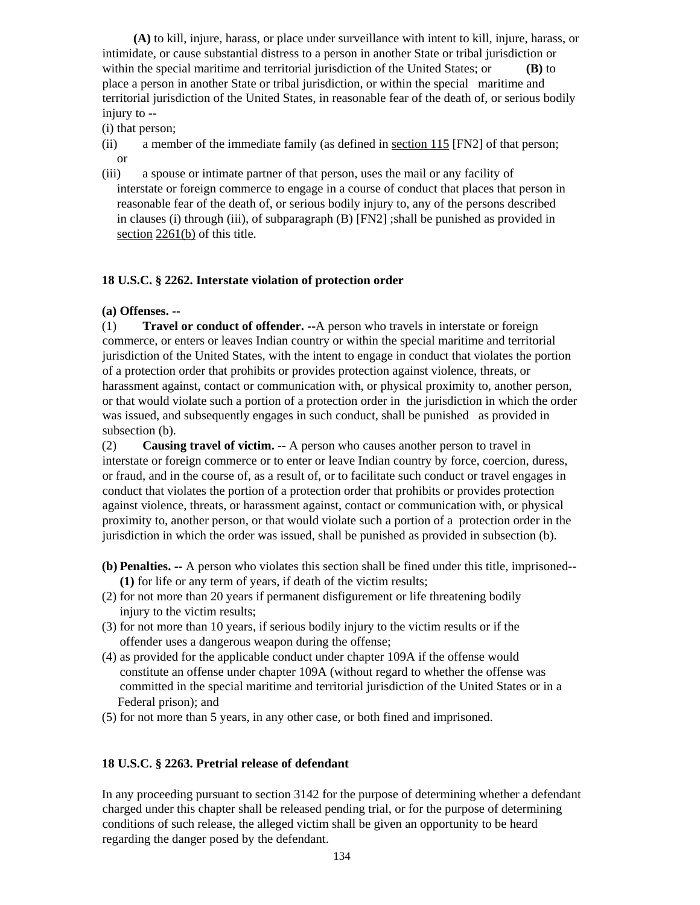**(A)** to kill, injure, harass, or place under surveillance with intent to kill, injure, harass, or intimidate, or cause substantial distress to a person in another State or tribal jurisdiction or within the special maritime and territorial jurisdiction of the United States; or **(B)** to place a person in another State or tribal jurisdiction, or within the special maritime and territorial jurisdiction of the United States, in reasonable fear of the death of, or serious bodily injury to --

(i) that person;

(ii) a member of the immediate family (as defined in section 115 [FN2] of that person; or

(iii) a spouse or intimate partner of that person, uses the mail or any facility of interstate or foreign commerce to engage in a course of conduct that places that person in reasonable fear of the death of, or serious bodily injury to, any of the persons described in clauses (i) through (iii), of subparagraph (B) [FN2] ;shall be punished as provided in section 2261(b) of this title.

**18 U.S.C. § 2262. Interstate violation of protection order**

**(a) Offenses. --**

(1) **Travel or conduct of offender. --**A person who travels in interstate or foreign commerce, or enters or leaves Indian country or within the special maritime and territorial jurisdiction of the United States, with the intent to engage in conduct that violates the portion of a protection order that prohibits or provides protection against violence, threats, or harassment against, contact or communication with, or physical proximity to, another person, or that would violate such a portion of a protection order in the jurisdiction in which the order was issued, and subsequently engages in such conduct, shall be punished as provided in subsection (b).

(2) **Causing travel of victim. --** A person who causes another person to travel in interstate or foreign commerce or to enter or leave Indian country by force, coercion, duress, or fraud, and in the course of, as a result of, or to facilitate such conduct or travel engages in conduct that violates the portion of a protection order that prohibits or provides protection against violence, threats, or harassment against, contact or communication with, or physical proximity to, another person, or that would violate such a portion of a protection order in the jurisdiction in which the order was issued, shall be punished as provided in subsection (b).

**(b) Penalties. --** A person who violates this section shall be fined under this title, imprisoned--

**(1)** for life or any term of years, if death of the victim results;

(2) for not more than 20 years if permanent disfigurement or life threatening bodily injury to the victim results;

(3) for not more than 10 years, if serious bodily injury to the victim results or if the offender uses a dangerous weapon during the offense;

(4) as provided for the applicable conduct under chapter 109A if the offense would constitute an offense under chapter 109A (without regard to whether the offense was committed in the special maritime and territorial jurisdiction of the United States or in a Federal prison); and

(5) for not more than 5 years, in any other case, or both fined and imprisoned.

**18 U.S.C. § 2263. Pretrial release of defendant**

In any proceeding pursuant to section 3142 for the purpose of determining whether a defendant charged under this chapter shall be released pending trial, or for the purpose of determining conditions of such release, the alleged victim shall be given an opportunity to be heard regarding the danger posed by the defendant.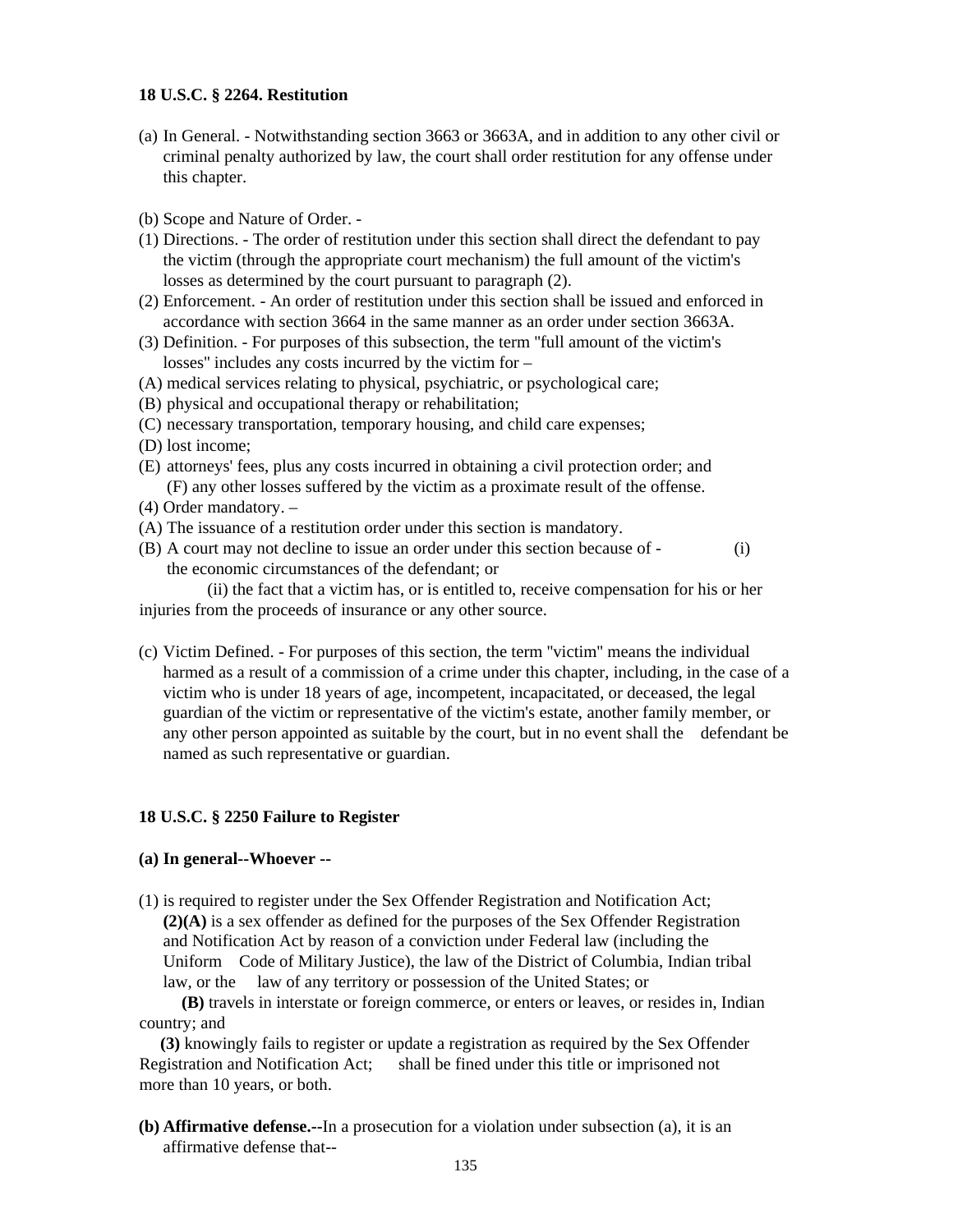**18 U.S.C. § 2264. Restitution**

(a) In General. - Notwithstanding section 3663 or 3663A, and in addition to any other civil or criminal penalty authorized by law, the court shall order restitution for any offense under this chapter.

(b) Scope and Nature of Order. -

(1) Directions. - The order of restitution under this section shall direct the defendant to pay the victim (through the appropriate court mechanism) the full amount of the victim's losses as determined by the court pursuant to paragraph (2).

(2) Enforcement. - An order of restitution under this section shall be issued and enforced in accordance with section 3664 in the same manner as an order under section 3663A.

(3) Definition. - For purposes of this subsection, the term "full amount of the victim's losses" includes any costs incurred by the victim for –

(A) medical services relating to physical, psychiatric, or psychological care;

(B) physical and occupational therapy or rehabilitation;

(C) necessary transportation, temporary housing, and child care expenses;

(D) lost income;

(E) attorneys' fees, plus any costs incurred in obtaining a civil protection order; and

(F) any other losses suffered by the victim as a proximate result of the offense.

(4) Order mandatory. –

(A) The issuance of a restitution order under this section is mandatory.

(B) A court may not decline to issue an order under this section because of -

(i) the economic circumstances of the defendant; or

(ii) the fact that a victim has, or is entitled to, receive compensation for his or her injuries from the proceeds of insurance or any other source.

(c) Victim Defined. - For purposes of this section, the term "victim" means the individual harmed as a result of a commission of a crime under this chapter, including, in the case of a victim who is under 18 years of age, incompetent, incapacitated, or deceased, the legal guardian of the victim or representative of the victim's estate, another family member, or any other person appointed as suitable by the court, but in no event shall the defendant be named as such representative or guardian.

**18 U.S.C. § 2250 Failure to Register**

**(a) In general**--**Whoever --**

(1) is required to register under the Sex Offender Registration and Notification Act;

**(2)(A)** is a sex offender as defined for the purposes of the Sex Offender Registration and Notification Act by reason of a conviction under Federal law (including the Uniform Code of Military Justice), the law of the District of Columbia, Indian tribal law, or the law of any territory or possession of the United States; or

**(B)** travels in interstate or foreign commerce, or enters or leaves, or resides in, Indian country; and

**(3)** knowingly fails to register or update a registration as required by the Sex Offender Registration and Notification Act; shall be fined under this title or imprisoned not more than 10 years, or both.

**(b) Affirmative defense.**--In a prosecution for a violation under subsection (a), it is an affirmative defense that--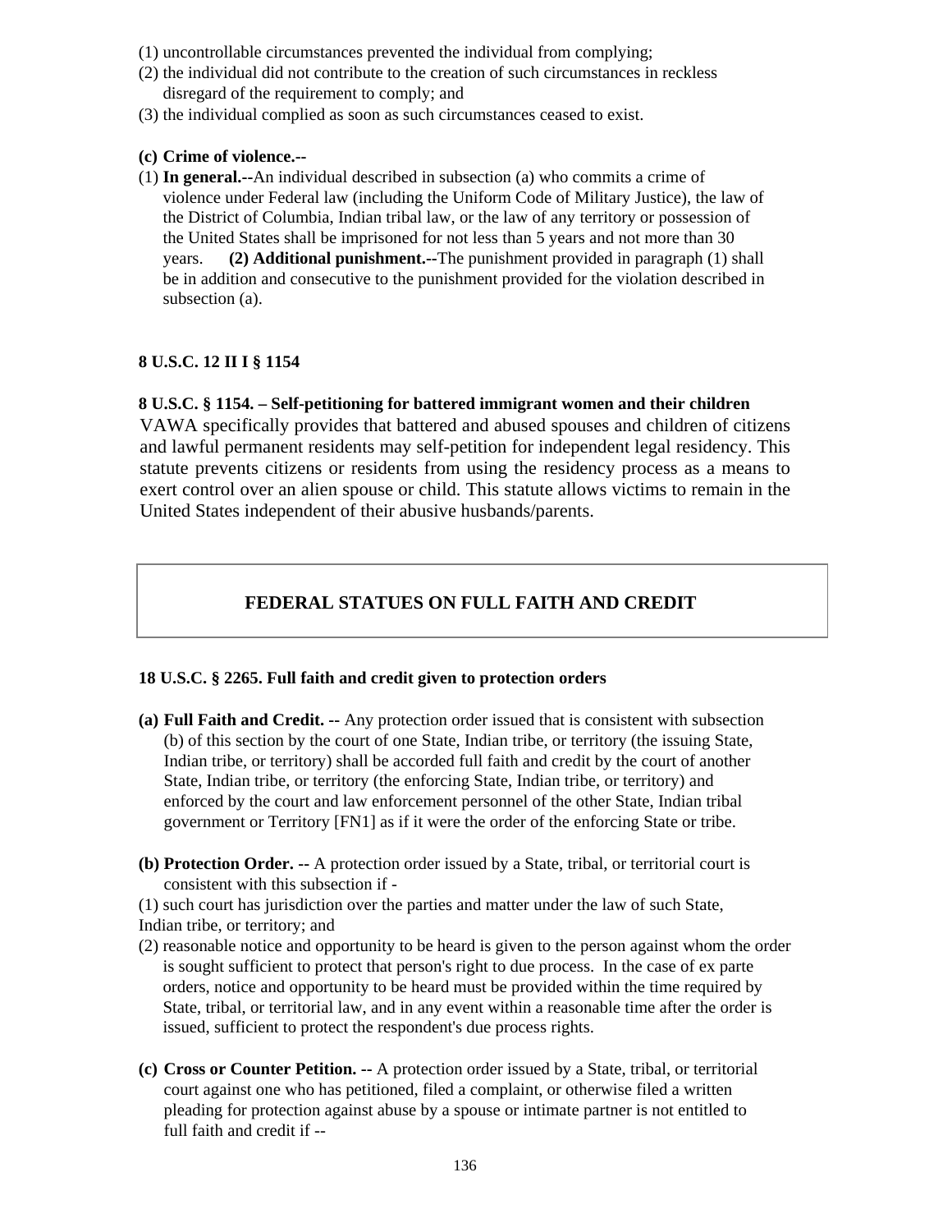(1) uncontrollable circumstances prevented the individual from complying;
(2) the individual did not contribute to the creation of such circumstances in reckless disregard of the requirement to comply; and
(3) the individual complied as soon as such circumstances ceased to exist.

**(c) Crime of violence.--**

(1) **In general.--**An individual described in subsection (a) who commits a crime of violence under Federal law (including the Uniform Code of Military Justice), the law of the District of Columbia, Indian tribal law, or the law of any territory or possession of the United States shall be imprisoned for not less than 5 years and not more than 30 years. **(2) Additional punishment.--**The punishment provided in paragraph (1) shall be in addition and consecutive to the punishment provided for the violation described in subsection (a).

**8 U.S.C. 12 II I § 1154**

**8 U.S.C. § 1154. – Self-petitioning for battered immigrant women and their children**

VAWA specifically provides that battered and abused spouses and children of citizens and lawful permanent residents may self-petition for independent legal residency. This statute prevents citizens or residents from using the residency process as a means to exert control over an alien spouse or child. This statute allows victims to remain in the United States independent of their abusive husbands/parents.

## FEDERAL STATUES ON FULL FAITH AND CREDIT

**18 U.S.C. § 2265. Full faith and credit given to protection orders**

**(a) Full Faith and Credit. --** Any protection order issued that is consistent with subsection (b) of this section by the court of one State, Indian tribe, or territory (the issuing State, Indian tribe, or territory) shall be accorded full faith and credit by the court of another State, Indian tribe, or territory (the enforcing State, Indian tribe, or territory) and enforced by the court and law enforcement personnel of the other State, Indian tribal government or Territory [FN1] as if it were the order of the enforcing State or tribe.

**(b) Protection Order. --** A protection order issued by a State, tribal, or territorial court is consistent with this subsection if -

(1) such court has jurisdiction over the parties and matter under the law of such State, Indian tribe, or territory; and
(2) reasonable notice and opportunity to be heard is given to the person against whom the order is sought sufficient to protect that person's right to due process. In the case of ex parte orders, notice and opportunity to be heard must be provided within the time required by State, tribal, or territorial law, and in any event within a reasonable time after the order is issued, sufficient to protect the respondent's due process rights.

**(c) Cross or Counter Petition. --** A protection order issued by a State, tribal, or territorial court against one who has petitioned, filed a complaint, or otherwise filed a written pleading for protection against abuse by a spouse or intimate partner is not entitled to full faith and credit if --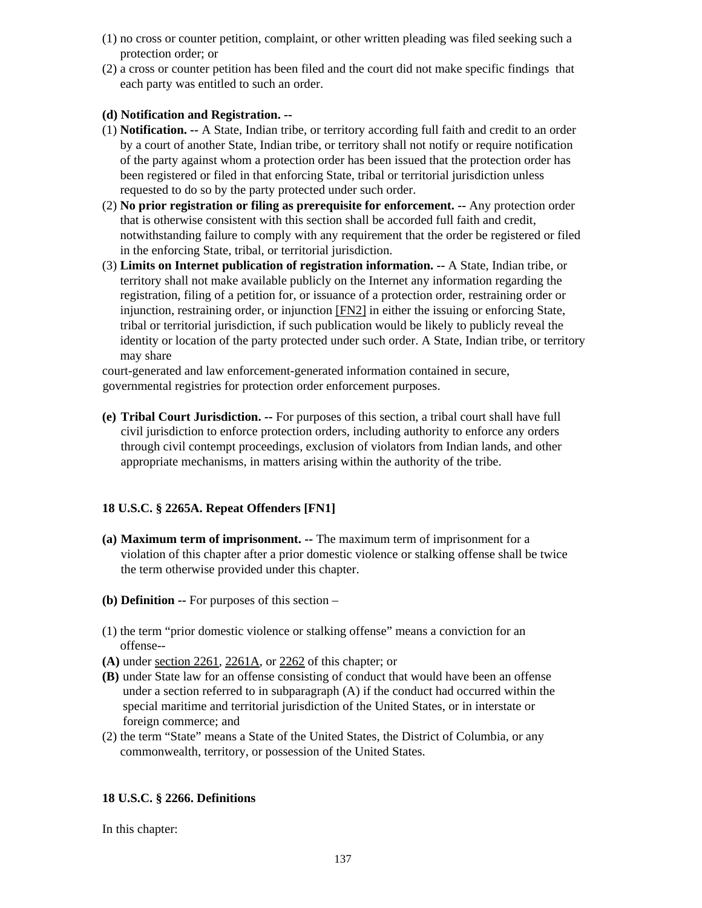(1) no cross or counter petition, complaint, or other written pleading was filed seeking such a protection order; or

(2) a cross or counter petition has been filed and the court did not make specific findings that each party was entitled to such an order.

**(d) Notification and Registration. --**

(1) **Notification. --** A State, Indian tribe, or territory according full faith and credit to an order by a court of another State, Indian tribe, or territory shall not notify or require notification of the party against whom a protection order has been issued that the protection order has been registered or filed in that enforcing State, tribal or territorial jurisdiction unless requested to do so by the party protected under such order.

(2) **No prior registration or filing as prerequisite for enforcement. --** Any protection order that is otherwise consistent with this section shall be accorded full faith and credit, notwithstanding failure to comply with any requirement that the order be registered or filed in the enforcing State, tribal, or territorial jurisdiction.

(3) **Limits on Internet publication of registration information. --** A State, Indian tribe, or territory shall not make available publicly on the Internet any information regarding the registration, filing of a petition for, or issuance of a protection order, restraining order or injunction, restraining order, or injunction [FN2] in either the issuing or enforcing State, tribal or territorial jurisdiction, if such publication would be likely to publicly reveal the identity or location of the party protected under such order. A State, Indian tribe, or territory may share

court-generated and law enforcement-generated information contained in secure, governmental registries for protection order enforcement purposes.

**(e) Tribal Court Jurisdiction. --** For purposes of this section, a tribal court shall have full civil jurisdiction to enforce protection orders, including authority to enforce any orders through civil contempt proceedings, exclusion of violators from Indian lands, and other appropriate mechanisms, in matters arising within the authority of the tribe.

### 18 U.S.C. § 2265A. Repeat Offenders [FN1]

**(a) Maximum term of imprisonment. --** The maximum term of imprisonment for a violation of this chapter after a prior domestic violence or stalking offense shall be twice the term otherwise provided under this chapter.

**(b) Definition --** For purposes of this section –

(1) the term "prior domestic violence or stalking offense" means a conviction for an offense--

**(A)** under section 2261, 2261A, or 2262 of this chapter; or

**(B)** under State law for an offense consisting of conduct that would have been an offense under a section referred to in subparagraph (A) if the conduct had occurred within the special maritime and territorial jurisdiction of the United States, or in interstate or foreign commerce; and

(2) the term "State" means a State of the United States, the District of Columbia, or any commonwealth, territory, or possession of the United States.

### 18 U.S.C. § 2266. Definitions

In this chapter: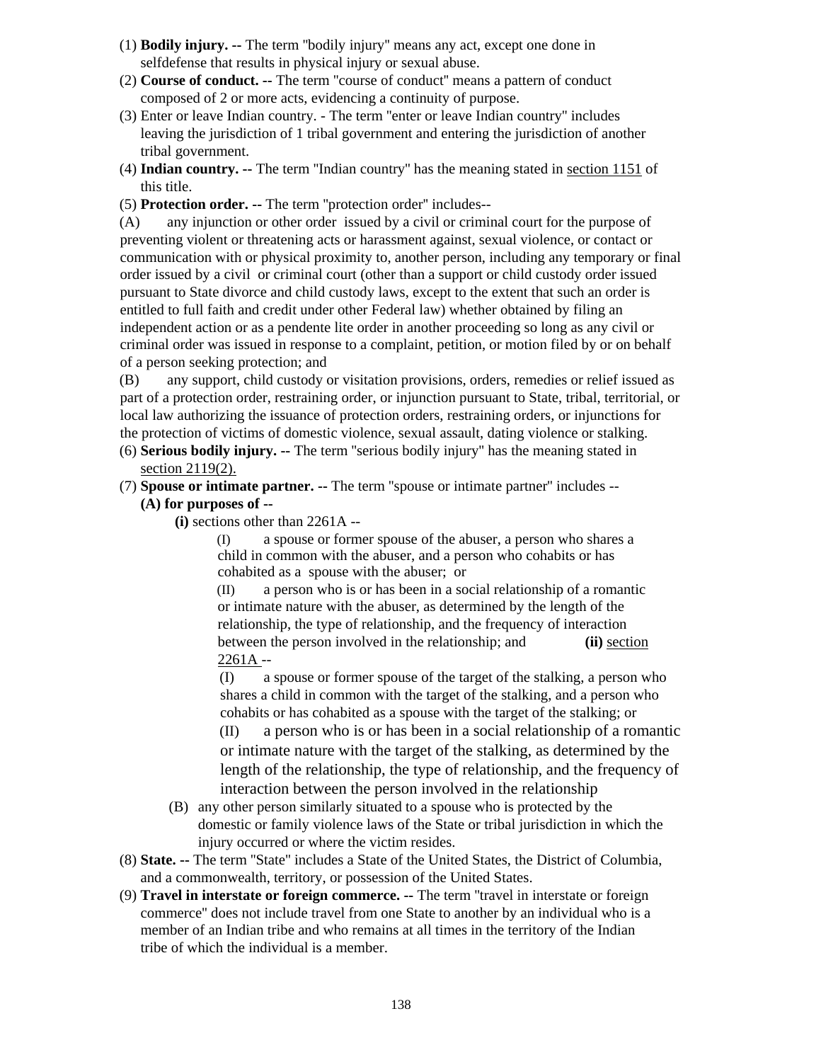(1) **Bodily injury. --** The term "bodily injury" means any act, except one done in selfdefense that results in physical injury or sexual abuse.

(2) **Course of conduct. --** The term "course of conduct" means a pattern of conduct composed of 2 or more acts, evidencing a continuity of purpose.

(3) Enter or leave Indian country. - The term "enter or leave Indian country" includes leaving the jurisdiction of 1 tribal government and entering the jurisdiction of another tribal government.

(4) **Indian country. --** The term "Indian country" has the meaning stated in section 1151 of this title.

(5) **Protection order. --** The term "protection order" includes--

(A) any injunction or other order issued by a civil or criminal court for the purpose of preventing violent or threatening acts or harassment against, sexual violence, or contact or communication with or physical proximity to, another person, including any temporary or final order issued by a civil or criminal court (other than a support or child custody order issued pursuant to State divorce and child custody laws, except to the extent that such an order is entitled to full faith and credit under other Federal law) whether obtained by filing an independent action or as a pendente lite order in another proceeding so long as any civil or criminal order was issued in response to a complaint, petition, or motion filed by or on behalf of a person seeking protection; and

(B) any support, child custody or visitation provisions, orders, remedies or relief issued as part of a protection order, restraining order, or injunction pursuant to State, tribal, territorial, or local law authorizing the issuance of protection orders, restraining orders, or injunctions for the protection of victims of domestic violence, sexual assault, dating violence or stalking.

(6) **Serious bodily injury. --** The term "serious bodily injury" has the meaning stated in section 2119(2).

(7) **Spouse or intimate partner. --** The term "spouse or intimate partner" includes --

**(A) for purposes of --**

**(i)** sections other than 2261A --

(I) a spouse or former spouse of the abuser, a person who shares a child in common with the abuser, and a person who cohabits or has cohabited as a spouse with the abuser; or

(II) a person who is or has been in a social relationship of a romantic or intimate nature with the abuser, as determined by the length of the relationship, the type of relationship, and the frequency of interaction between the person involved in the relationship; and **(ii)** section 2261A --

(I) a spouse or former spouse of the target of the stalking, a person who shares a child in common with the target of the stalking, and a person who cohabits or has cohabited as a spouse with the target of the stalking; or

(II) a person who is or has been in a social relationship of a romantic or intimate nature with the target of the stalking, as determined by the length of the relationship, the type of relationship, and the frequency of interaction between the person involved in the relationship

(B) any other person similarly situated to a spouse who is protected by the domestic or family violence laws of the State or tribal jurisdiction in which the injury occurred or where the victim resides.

(8) **State. --** The term "State" includes a State of the United States, the District of Columbia, and a commonwealth, territory, or possession of the United States.

(9) **Travel in interstate or foreign commerce. --** The term "travel in interstate or foreign commerce" does not include travel from one State to another by an individual who is a member of an Indian tribe and who remains at all times in the territory of the Indian tribe of which the individual is a member.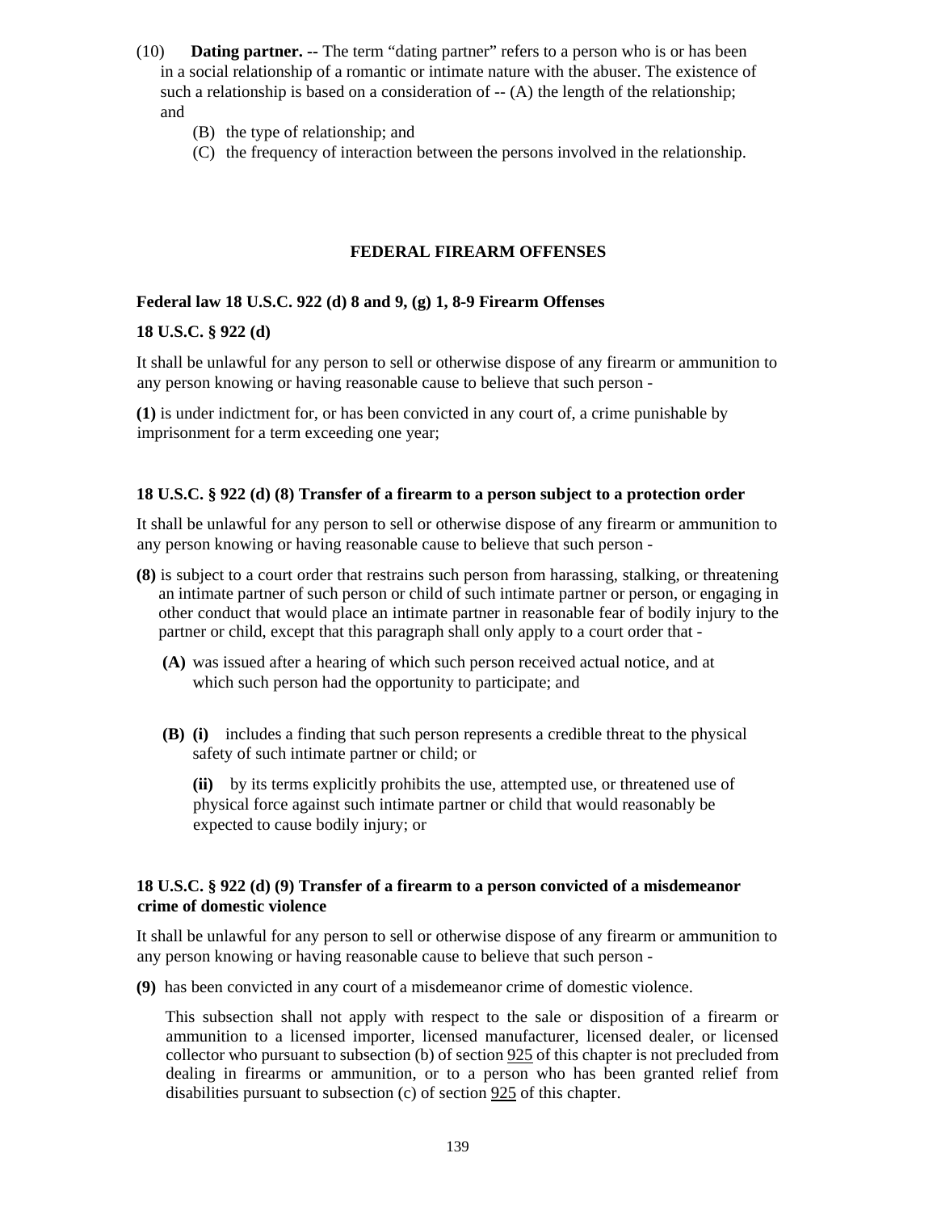(10) **Dating partner. --** The term "dating partner" refers to a person who is or has been in a social relationship of a romantic or intimate nature with the abuser. The existence of such a relationship is based on a consideration of -- (A) the length of the relationship; and

(B) the type of relationship; and

(C) the frequency of interaction between the persons involved in the relationship.

## FEDERAL FIREARM OFFENSES

**Federal law 18 U.S.C. 922 (d) 8 and 9, (g) 1, 8-9 Firearm Offenses**

**18 U.S.C. § 922 (d)**

It shall be unlawful for any person to sell or otherwise dispose of any firearm or ammunition to any person knowing or having reasonable cause to believe that such person -

**(1)** is under indictment for, or has been convicted in any court of, a crime punishable by imprisonment for a term exceeding one year;

**18 U.S.C. § 922 (d) (8) Transfer of a firearm to a person subject to a protection order**

It shall be unlawful for any person to sell or otherwise dispose of any firearm or ammunition to any person knowing or having reasonable cause to believe that such person -

**(8)** is subject to a court order that restrains such person from harassing, stalking, or threatening an intimate partner of such person or child of such intimate partner or person, or engaging in other conduct that would place an intimate partner in reasonable fear of bodily injury to the partner or child, except that this paragraph shall only apply to a court order that -

**(A)** was issued after a hearing of which such person received actual notice, and at which such person had the opportunity to participate; and

**(B)** **(i)** includes a finding that such person represents a credible threat to the physical safety of such intimate partner or child; or

**(ii)** by its terms explicitly prohibits the use, attempted use, or threatened use of physical force against such intimate partner or child that would reasonably be expected to cause bodily injury; or

**18 U.S.C. § 922 (d) (9) Transfer of a firearm to a person convicted of a misdemeanor crime of domestic violence**

It shall be unlawful for any person to sell or otherwise dispose of any firearm or ammunition to any person knowing or having reasonable cause to believe that such person -

**(9)** has been convicted in any court of a misdemeanor crime of domestic violence.

This subsection shall not apply with respect to the sale or disposition of a firearm or ammunition to a licensed importer, licensed manufacturer, licensed dealer, or licensed collector who pursuant to subsection (b) of section 925 of this chapter is not precluded from dealing in firearms or ammunition, or to a person who has been granted relief from disabilities pursuant to subsection (c) of section 925 of this chapter.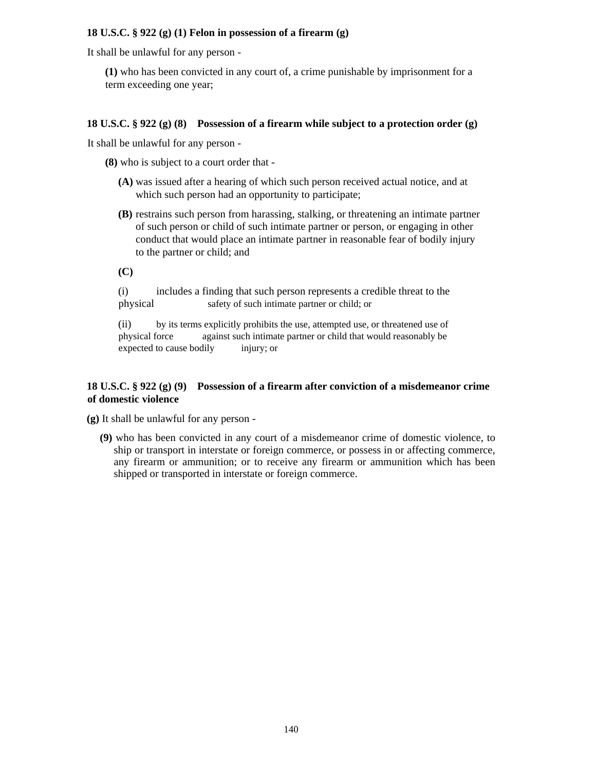**18 U.S.C. § 922 (g) (1) Felon in possession of a firearm (g)**

It shall be unlawful for any person -

> **(1)** who has been convicted in any court of, a crime punishable by imprisonment for a term exceeding one year;

**18 U.S.C. § 922 (g) (8) Possession of a firearm while subject to a protection order (g)**

It shall be unlawful for any person -

> **(8)** who is subject to a court order that -
>
> > **(A)** was issued after a hearing of which such person received actual notice, and at which such person had an opportunity to participate;
> >
> > **(B)** restrains such person from harassing, stalking, or threatening an intimate partner of such person or child of such intimate partner or person, or engaging in other conduct that would place an intimate partner in reasonable fear of bodily injury to the partner or child; and
> >
> > **(C)**
> >
> > (i) includes a finding that such person represents a credible threat to the physical safety of such intimate partner or child; or
> >
> > (ii) by its terms explicitly prohibits the use, attempted use, or threatened use of physical force against such intimate partner or child that would reasonably be expected to cause bodily injury; or

**18 U.S.C. § 922 (g) (9) Possession of a firearm after conviction of a misdemeanor crime of domestic violence**

**(g)** It shall be unlawful for any person -

> **(9)** who has been convicted in any court of a misdemeanor crime of domestic violence, to ship or transport in interstate or foreign commerce, or possess in or affecting commerce, any firearm or ammunition; or to receive any firearm or ammunition which has been shipped or transported in interstate or foreign commerce.